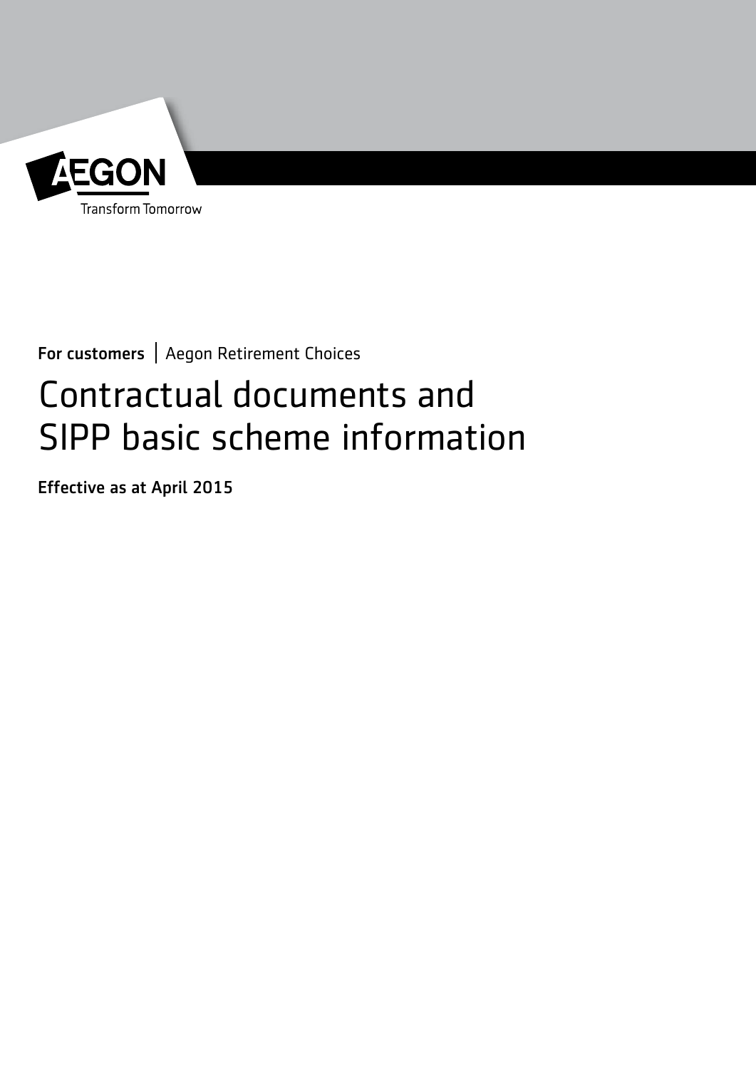AEGON

Transform Tomorrow

**For customers** | Aegon Retirement Choices

# Contractual documents and SIPP basic scheme information

**Effective as at April 2015**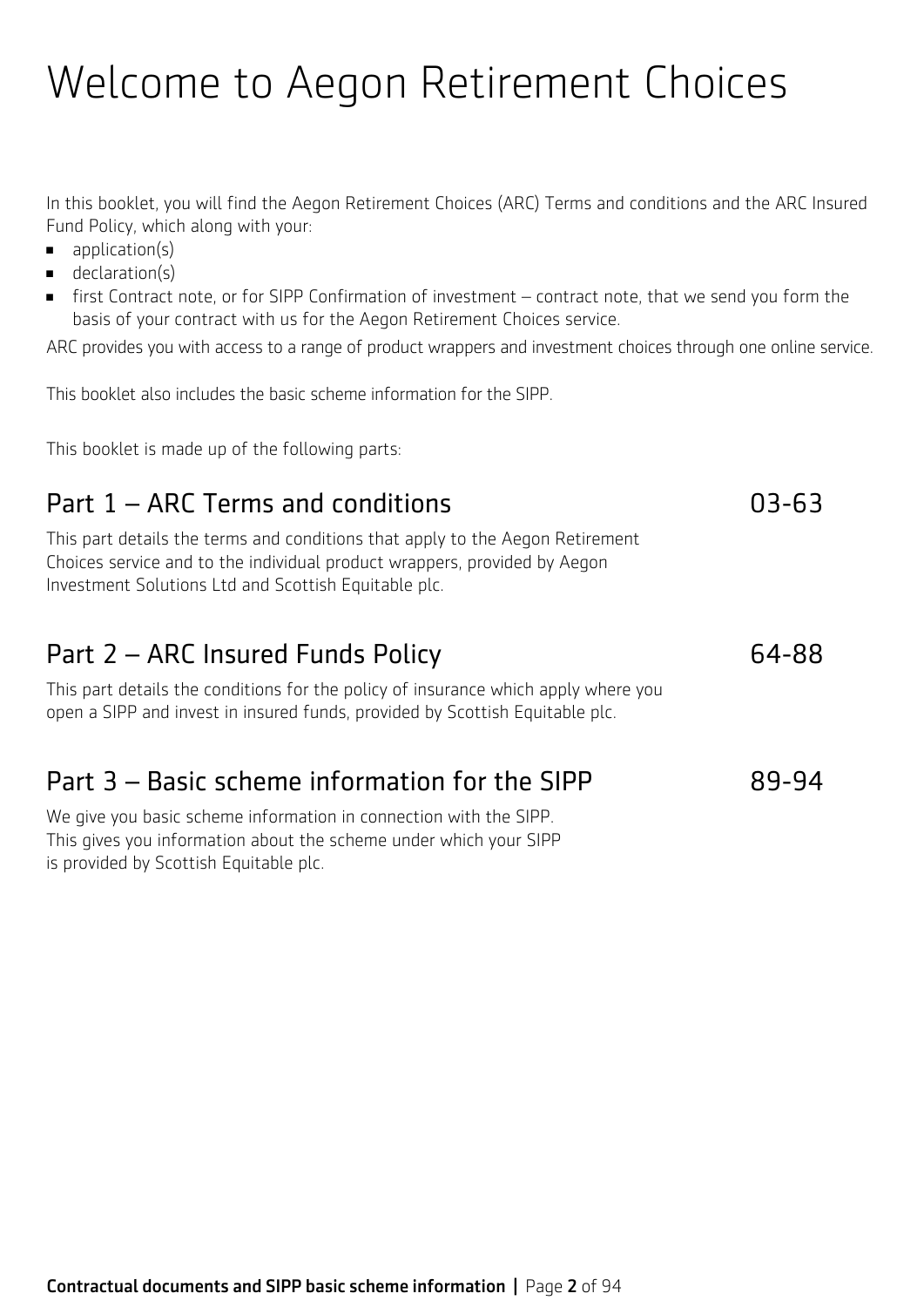# Welcome to Aegon Retirement Choices

In this booklet, you will find the Aegon Retirement Choices (ARC) Terms and conditions and the ARC Insured Fund Policy, which along with your:

- application(s)
- declaration(s)
- first Contract note, or for SIPP Confirmation of investment – contract note, that we send you form the basis of your contract with us for the Aegon Retirement Choices service.

ARC provides you with access to a range of product wrappers and investment choices through one online service.

This booklet also includes the basic scheme information for the SIPP.

This booklet is made up of the following parts:

## Part 1 – ARC Terms and conditions 03-63

This part details the terms and conditions that apply to the Aegon Retirement Choices service and to the individual product wrappers, provided by Aegon Investment Solutions Ltd and Scottish Equitable plc.

## Part 2 – ARC Insured Funds Policy 64-88

This part details the conditions for the policy of insurance which apply where you open a SIPP and invest in insured funds, provided by Scottish Equitable plc.

## Part 3 – Basic scheme information for the SIPP 89-94

We give you basic scheme information in connection with the SIPP. This gives you information about the scheme under which your SIPP is provided by Scottish Equitable plc.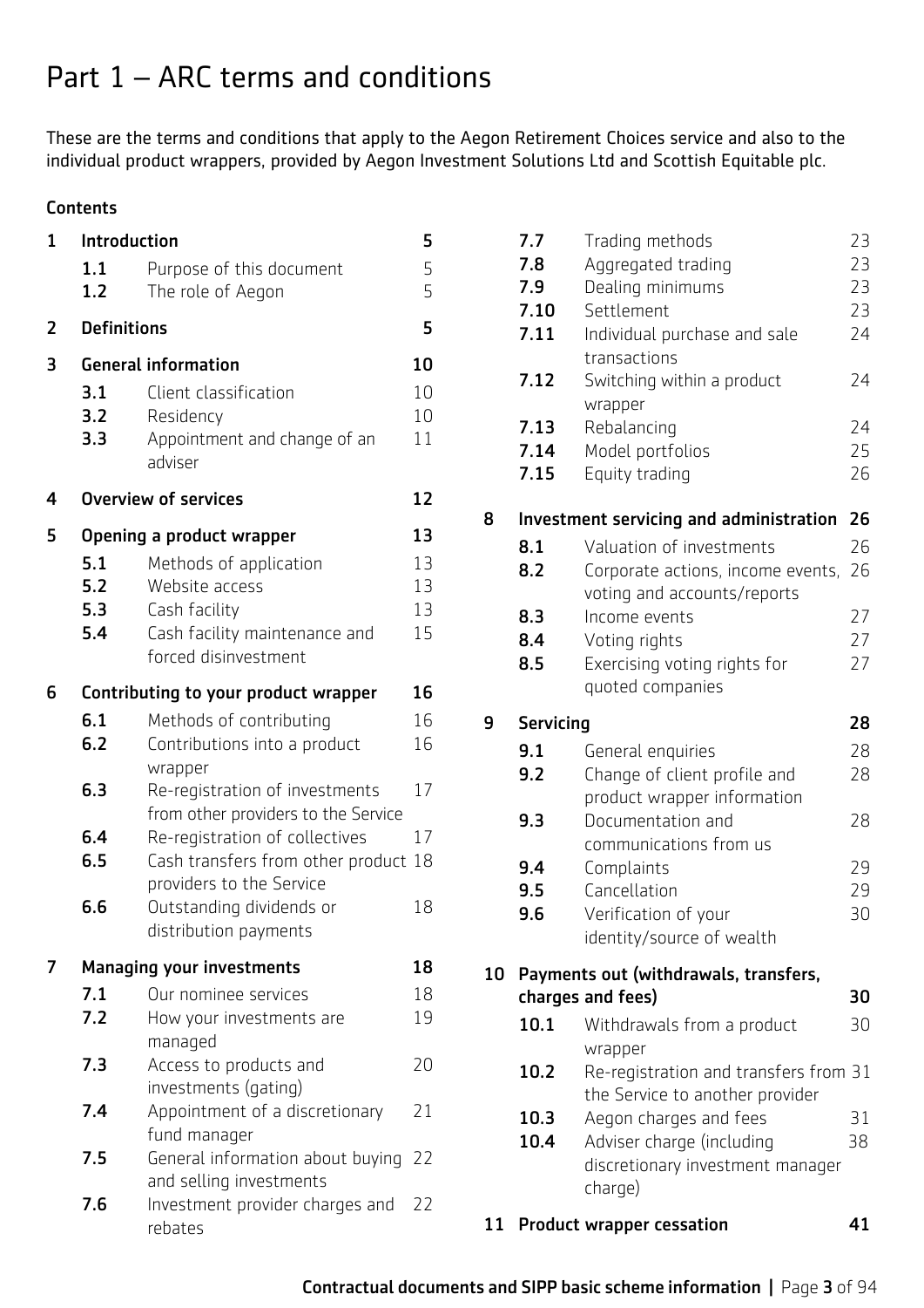# Part 1 – ARC terms and conditions

These are the terms and conditions that apply to the Aegon Retirement Choices service and also to the individual product wrappers, provided by Aegon Investment Solutions Ltd and Scottish Equitable plc.

**Contents**

| | | | |
|---|---|---|---|
| **1** | **Introduction** | | **5** |
| | 1.1 | Purpose of this document | 5 |
| | 1.2 | The role of Aegon | 5 |
| **2** | **Definitions** | | **5** |
| **3** | **General information** | | **10** |
| | 3.1 | Client classification | 10 |
| | 3.2 | Residency | 10 |
| | 3.3 | Appointment and change of an adviser | 11 |
| **4** | **Overview of services** | | **12** |
| **5** | **Opening a product wrapper** | | **13** |
| | 5.1 | Methods of application | 13 |
| | 5.2 | Website access | 13 |
| | 5.3 | Cash facility | 13 |
| | 5.4 | Cash facility maintenance and forced disinvestment | 15 |
| **6** | **Contributing to your product wrapper** | | **16** |
| | 6.1 | Methods of contributing | 16 |
| | 6.2 | Contributions into a product wrapper | 16 |
| | 6.3 | Re-registration of investments from other providers to the Service | 17 |
| | 6.4 | Re-registration of collectives | 17 |
| | 6.5 | Cash transfers from other product providers to the Service | 18 |
| | 6.6 | Outstanding dividends or distribution payments | 18 |
| **7** | **Managing your investments** | | **18** |
| | 7.1 | Our nominee services | 18 |
| | 7.2 | How your investments are managed | 19 |
| | 7.3 | Access to products and investments (gating) | 20 |
| | 7.4 | Appointment of a discretionary fund manager | 21 |
| | 7.5 | General information about buying and selling investments | 22 |
| | 7.6 | Investment provider charges and rebates | 22 |
| | 7.7 | Trading methods | 23 |
| | 7.8 | Aggregated trading | 23 |
| | 7.9 | Dealing minimums | 23 |
| | 7.10 | Settlement | 23 |
| | 7.11 | Individual purchase and sale transactions | 24 |
| | 7.12 | Switching within a product wrapper | 24 |
| | 7.13 | Rebalancing | 24 |
| | 7.14 | Model portfolios | 25 |
| | 7.15 | Equity trading | 26 |
| **8** | **Investment servicing and administration** | | **26** |
| | 8.1 | Valuation of investments | 26 |
| | 8.2 | Corporate actions, income events, voting and accounts/reports | 26 |
| | 8.3 | Income events | 27 |
| | 8.4 | Voting rights | 27 |
| | 8.5 | Exercising voting rights for quoted companies | 27 |
| **9** | **Servicing** | | **28** |
| | 9.1 | General enquiries | 28 |
| | 9.2 | Change of client profile and product wrapper information | 28 |
| | 9.3 | Documentation and communications from us | 28 |
| | 9.4 | Complaints | 29 |
| | 9.5 | Cancellation | 29 |
| | 9.6 | Verification of your identity/source of wealth | 30 |
| **10** | **Payments out (withdrawals, transfers, charges and fees)** | | **30** |
| | 10.1 | Withdrawals from a product wrapper | 30 |
| | 10.2 | Re-registration and transfers from the Service to another provider | 31 |
| | 10.3 | Aegon charges and fees | 31 |
| | 10.4 | Adviser charge (including discretionary investment manager charge) | 38 |
| **11** | **Product wrapper cessation** | | **41** |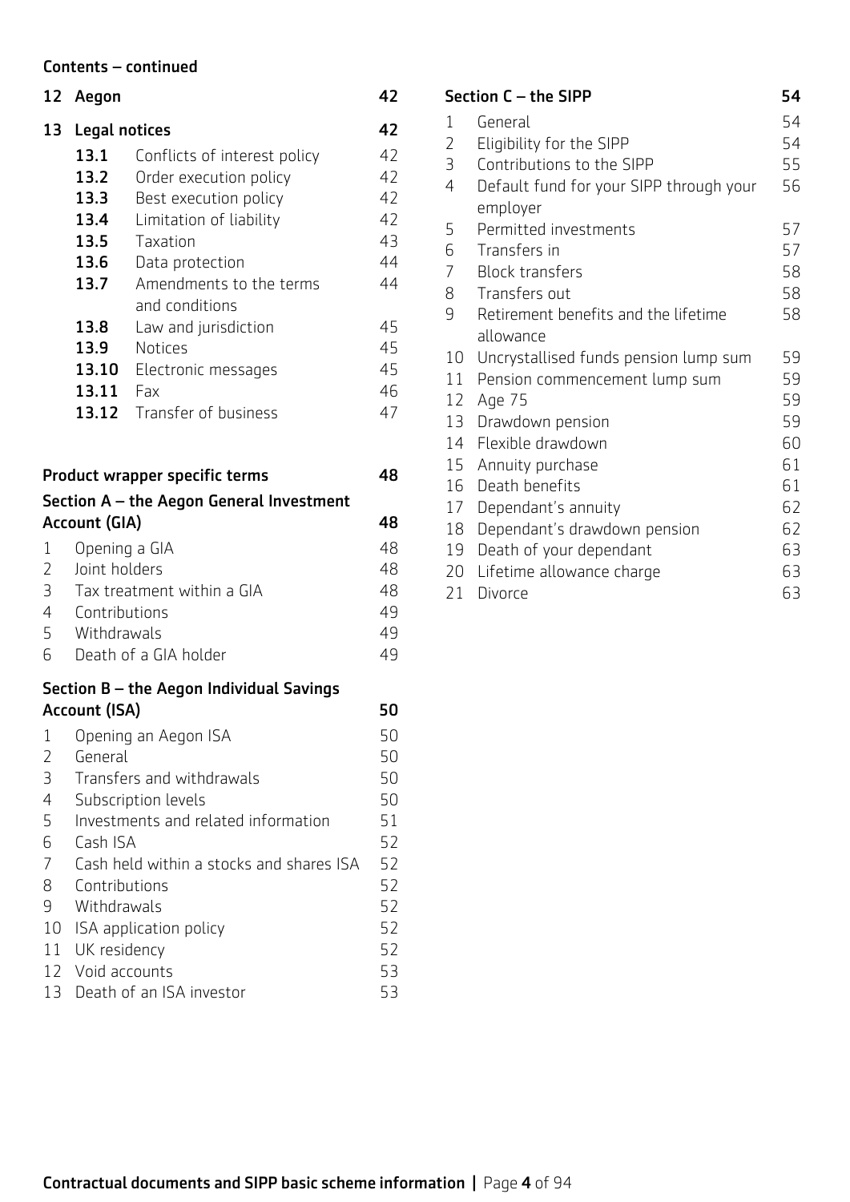**Contents – continued**

| | | |
|---|---|---|
| **12** | **Aegon** | **42** |
| **13** | **Legal notices** | **42** |
| **13.1** | Conflicts of interest policy | 42 |
| **13.2** | Order execution policy | 42 |
| **13.3** | Best execution policy | 42 |
| **13.4** | Limitation of liability | 42 |
| **13.5** | Taxation | 43 |
| **13.6** | Data protection | 44 |
| **13.7** | Amendments to the terms and conditions | 44 |
| **13.8** | Law and jurisdiction | 45 |
| **13.9** | Notices | 45 |
| **13.10** | Electronic messages | 45 |
| **13.11** | Fax | 46 |
| **13.12** | Transfer of business | 47 |

**Product wrapper specific terms** **48**

**Section A – the Aegon General Investment Account (GIA)** **48**

| | | |
|---|---|---|
| 1 | Opening a GIA | 48 |
| 2 | Joint holders | 48 |
| 3 | Tax treatment within a GIA | 48 |
| 4 | Contributions | 49 |
| 5 | Withdrawals | 49 |
| 6 | Death of a GIA holder | 49 |

**Section B – the Aegon Individual Savings Account (ISA)** **50**

| | | |
|---|---|---|
| 1 | Opening an Aegon ISA | 50 |
| 2 | General | 50 |
| 3 | Transfers and withdrawals | 50 |
| 4 | Subscription levels | 50 |
| 5 | Investments and related information | 51 |
| 6 | Cash ISA | 52 |
| 7 | Cash held within a stocks and shares ISA | 52 |
| 8 | Contributions | 52 |
| 9 | Withdrawals | 52 |
| 10 | ISA application policy | 52 |
| 11 | UK residency | 52 |
| 12 | Void accounts | 53 |
| 13 | Death of an ISA investor | 53 |

**Section C – the SIPP** **54**

| | | |
|---|---|---|
| 1 | General | 54 |
| 2 | Eligibility for the SIPP | 54 |
| 3 | Contributions to the SIPP | 55 |
| 4 | Default fund for your SIPP through your employer | 56 |
| 5 | Permitted investments | 57 |
| 6 | Transfers in | 57 |
| 7 | Block transfers | 58 |
| 8 | Transfers out | 58 |
| 9 | Retirement benefits and the lifetime allowance | 58 |
| 10 | Uncrystallised funds pension lump sum | 59 |
| 11 | Pension commencement lump sum | 59 |
| 12 | Age 75 | 59 |
| 13 | Drawdown pension | 59 |
| 14 | Flexible drawdown | 60 |
| 15 | Annuity purchase | 61 |
| 16 | Death benefits | 61 |
| 17 | Dependant's annuity | 62 |
| 18 | Dependant's drawdown pension | 62 |
| 19 | Death of your dependant | 63 |
| 20 | Lifetime allowance charge | 63 |
| 21 | Divorce | 63 |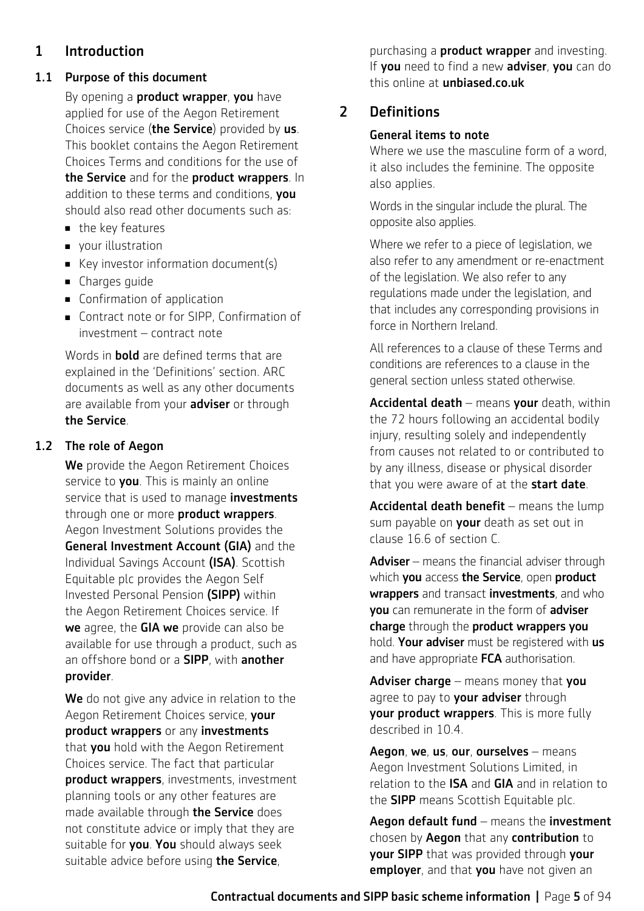# 1 Introduction

## 1.1 Purpose of this document

By opening a **product wrapper**, **you** have applied for use of the Aegon Retirement Choices service (**the Service**) provided by **us**. This booklet contains the Aegon Retirement Choices Terms and conditions for the use of **the Service** and for the **product wrappers**. In addition to these terms and conditions, **you** should also read other documents such as:

- the key features
- your illustration
- Key investor information document(s)
- Charges guide
- Confirmation of application
- Contract note or for SIPP, Confirmation of investment – contract note

Words in **bold** are defined terms that are explained in the 'Definitions' section. ARC documents as well as any other documents are available from your **adviser** or through **the Service**.

## 1.2 The role of Aegon

**We** provide the Aegon Retirement Choices service to **you**. This is mainly an online service that is used to manage **investments** through one or more **product wrappers**. Aegon Investment Solutions provides the **General Investment Account (GIA)** and the Individual Savings Account **(ISA)**. Scottish Equitable plc provides the Aegon Self Invested Personal Pension **(SIPP)** within the Aegon Retirement Choices service. If **we** agree, the **GIA we** provide can also be available for use through a product, such as an offshore bond or a **SIPP**, with **another provider**.

**We** do not give any advice in relation to the Aegon Retirement Choices service, **your product wrappers** or any **investments** that **you** hold with the Aegon Retirement Choices service. The fact that particular **product wrappers**, investments, investment planning tools or any other features are made available through **the Service** does not constitute advice or imply that they are suitable for **you**. **You** should always seek suitable advice before using **the Service**, purchasing a **product wrapper** and investing. If **you** need to find a new **adviser**, **you** can do this online at **unbiased.co.uk**

# 2 Definitions

### General items to note

Where we use the masculine form of a word, it also includes the feminine. The opposite also applies.

Words in the singular include the plural. The opposite also applies.

Where we refer to a piece of legislation, we also refer to any amendment or re-enactment of the legislation. We also refer to any regulations made under the legislation, and that includes any corresponding provisions in force in Northern Ireland.

All references to a clause of these Terms and conditions are references to a clause in the general section unless stated otherwise.

**Accidental death** – means **your** death, within the 72 hours following an accidental bodily injury, resulting solely and independently from causes not related to or contributed to by any illness, disease or physical disorder that you were aware of at the **start date**.

**Accidental death benefit** – means the lump sum payable on **your** death as set out in clause 16.6 of section C.

**Adviser** – means the financial adviser through which **you** access **the Service**, open **product wrappers** and transact **investments**, and who **you** can remunerate in the form of **adviser charge** through the **product wrappers you** hold. **Your adviser** must be registered with **us** and have appropriate **FCA** authorisation.

**Adviser charge** – means money that **you** agree to pay to **your adviser** through **your product wrappers**. This is more fully described in 10.4.

**Aegon**, **we**, **us**, **our**, **ourselves** – means Aegon Investment Solutions Limited, in relation to the **ISA** and **GIA** and in relation to the **SIPP** means Scottish Equitable plc.

**Aegon default fund** – means the **investment** chosen by **Aegon** that any **contribution** to **your SIPP** that was provided through **your employer**, and that **you** have not given an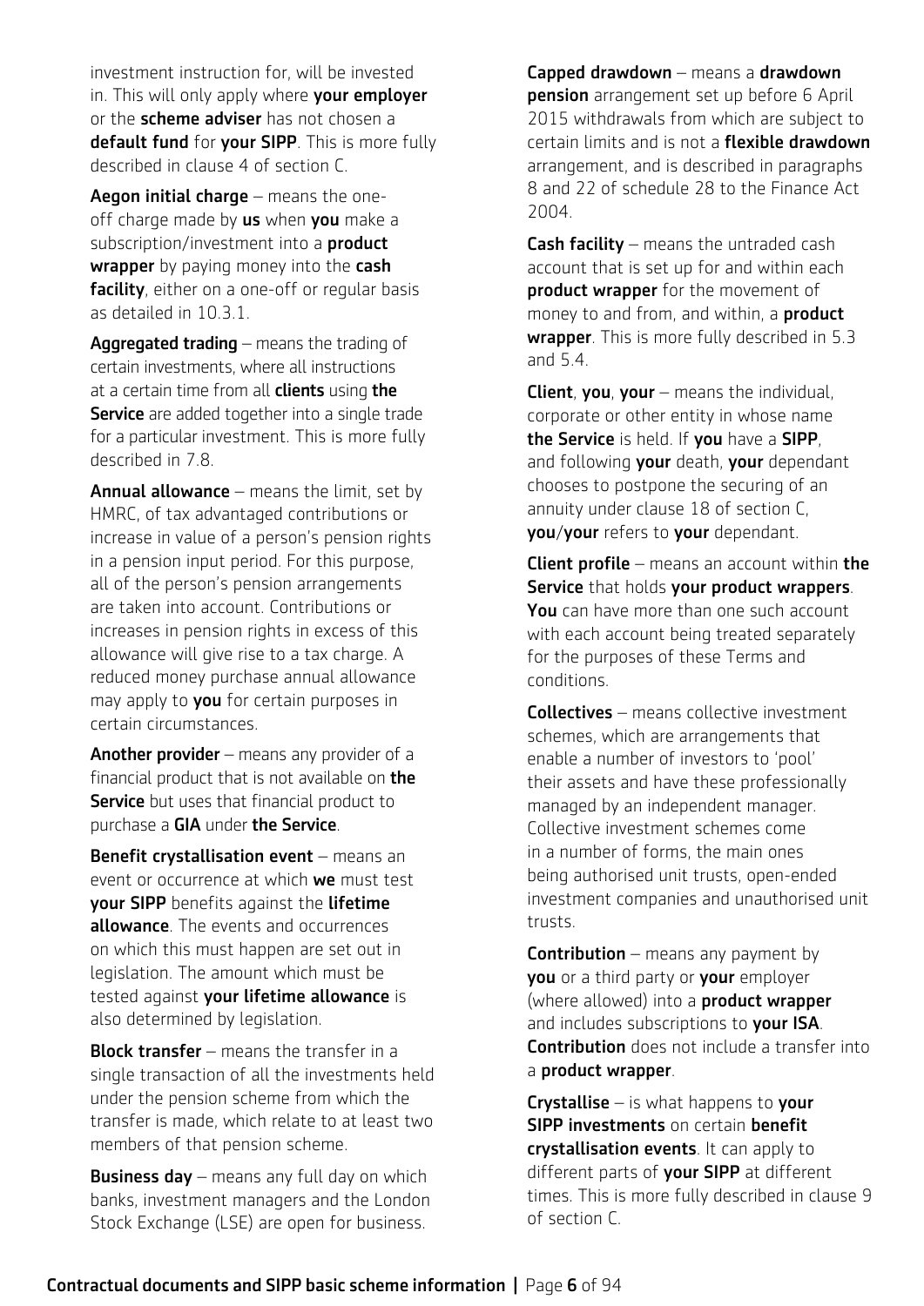investment instruction for, will be invested in. This will only apply where **your employer** or the **scheme adviser** has not chosen a **default fund** for **your SIPP**. This is more fully described in clause 4 of section C.

**Aegon initial charge** – means the one-off charge made by **us** when **you** make a subscription/investment into a **product wrapper** by paying money into the **cash facility**, either on a one-off or regular basis as detailed in 10.3.1.

**Aggregated trading** – means the trading of certain investments, where all instructions at a certain time from all **clients** using **the Service** are added together into a single trade for a particular investment. This is more fully described in 7.8.

**Annual allowance** – means the limit, set by HMRC, of tax advantaged contributions or increase in value of a person's pension rights in a pension input period. For this purpose, all of the person's pension arrangements are taken into account. Contributions or increases in pension rights in excess of this allowance will give rise to a tax charge. A reduced money purchase annual allowance may apply to **you** for certain purposes in certain circumstances.

**Another provider** – means any provider of a financial product that is not available on **the Service** but uses that financial product to purchase a **GIA** under **the Service**.

**Benefit crystallisation event** – means an event or occurrence at which **we** must test **your SIPP** benefits against the **lifetime allowance**. The events and occurrences on which this must happen are set out in legislation. The amount which must be tested against **your lifetime allowance** is also determined by legislation.

**Block transfer** – means the transfer in a single transaction of all the investments held under the pension scheme from which the transfer is made, which relate to at least two members of that pension scheme.

**Business day** – means any full day on which banks, investment managers and the London Stock Exchange (LSE) are open for business.

**Capped drawdown** – means a **drawdown pension** arrangement set up before 6 April 2015 withdrawals from which are subject to certain limits and is not a **flexible drawdown** arrangement, and is described in paragraphs 8 and 22 of schedule 28 to the Finance Act 2004.

**Cash facility** – means the untraded cash account that is set up for and within each **product wrapper** for the movement of money to and from, and within, a **product wrapper**. This is more fully described in 5.3 and 5.4.

**Client**, **you**, **your** – means the individual, corporate or other entity in whose name **the Service** is held. If **you** have a **SIPP**, and following **your** death, **your** dependant chooses to postpone the securing of an annuity under clause 18 of section C, **you**/**your** refers to **your** dependant.

**Client profile** – means an account within **the Service** that holds **your product wrappers**. **You** can have more than one such account with each account being treated separately for the purposes of these Terms and conditions.

**Collectives** – means collective investment schemes, which are arrangements that enable a number of investors to 'pool' their assets and have these professionally managed by an independent manager. Collective investment schemes come in a number of forms, the main ones being authorised unit trusts, open-ended investment companies and unauthorised unit trusts.

**Contribution** – means any payment by **you** or a third party or **your** employer (where allowed) into a **product wrapper** and includes subscriptions to **your ISA**. **Contribution** does not include a transfer into a **product wrapper**.

**Crystallise** – is what happens to **your SIPP investments** on certain **benefit crystallisation events**. It can apply to different parts of **your SIPP** at different times. This is more fully described in clause 9 of section C.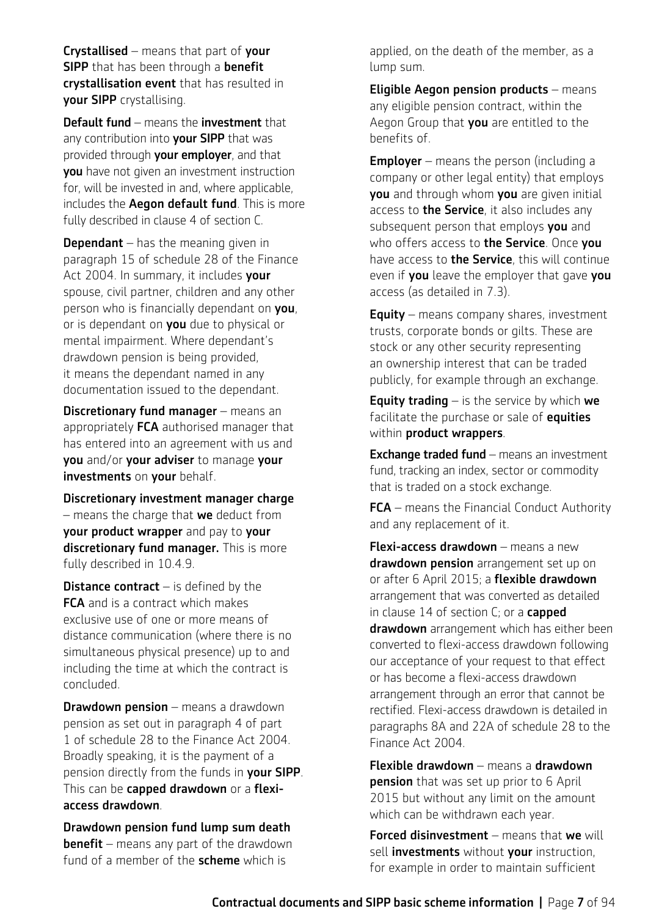**Crystallised** – means that part of **your SIPP** that has been through a **benefit crystallisation event** that has resulted in **your SIPP** crystallising.

**Default fund** – means the **investment** that any contribution into **your SIPP** that was provided through **your employer**, and that **you** have not given an investment instruction for, will be invested in and, where applicable, includes the **Aegon default fund**. This is more fully described in clause 4 of section C.

**Dependant** – has the meaning given in paragraph 15 of schedule 28 of the Finance Act 2004. In summary, it includes **your** spouse, civil partner, children and any other person who is financially dependant on **you**, or is dependant on **you** due to physical or mental impairment. Where dependant's drawdown pension is being provided, it means the dependant named in any documentation issued to the dependant.

**Discretionary fund manager** – means an appropriately **FCA** authorised manager that has entered into an agreement with us and **you** and/or **your adviser** to manage **your investments** on **your** behalf.

**Discretionary investment manager charge** – means the charge that **we** deduct from **your product wrapper** and pay to **your discretionary fund manager.** This is more fully described in 10.4.9.

**Distance contract** – is defined by the **FCA** and is a contract which makes exclusive use of one or more means of distance communication (where there is no simultaneous physical presence) up to and including the time at which the contract is concluded.

**Drawdown pension** – means a drawdown pension as set out in paragraph 4 of part 1 of schedule 28 to the Finance Act 2004. Broadly speaking, it is the payment of a pension directly from the funds in **your SIPP**. This can be **capped drawdown** or a **flexi-access drawdown**.

**Drawdown pension fund lump sum death benefit** – means any part of the drawdown fund of a member of the **scheme** which is applied, on the death of the member, as a lump sum.

**Eligible Aegon pension products** – means any eligible pension contract, within the Aegon Group that **you** are entitled to the benefits of.

**Employer** – means the person (including a company or other legal entity) that employs **you** and through whom **you** are given initial access to **the Service**, it also includes any subsequent person that employs **you** and who offers access to **the Service**. Once **you** have access to **the Service**, this will continue even if **you** leave the employer that gave **you** access (as detailed in 7.3).

**Equity** – means company shares, investment trusts, corporate bonds or gilts. These are stock or any other security representing an ownership interest that can be traded publicly, for example through an exchange.

**Equity trading** – is the service by which **we** facilitate the purchase or sale of **equities** within **product wrappers**.

**Exchange traded fund** – means an investment fund, tracking an index, sector or commodity that is traded on a stock exchange.

**FCA** – means the Financial Conduct Authority and any replacement of it.

**Flexi-access drawdown** – means a new **drawdown pension** arrangement set up on or after 6 April 2015; a **flexible drawdown** arrangement that was converted as detailed in clause 14 of section C; or a **capped drawdown** arrangement which has either been converted to flexi-access drawdown following our acceptance of your request to that effect or has become a flexi-access drawdown arrangement through an error that cannot be rectified. Flexi-access drawdown is detailed in paragraphs 8A and 22A of schedule 28 to the Finance Act 2004.

**Flexible drawdown** – means a **drawdown pension** that was set up prior to 6 April 2015 but without any limit on the amount which can be withdrawn each year.

**Forced disinvestment** – means that **we** will sell **investments** without **your** instruction, for example in order to maintain sufficient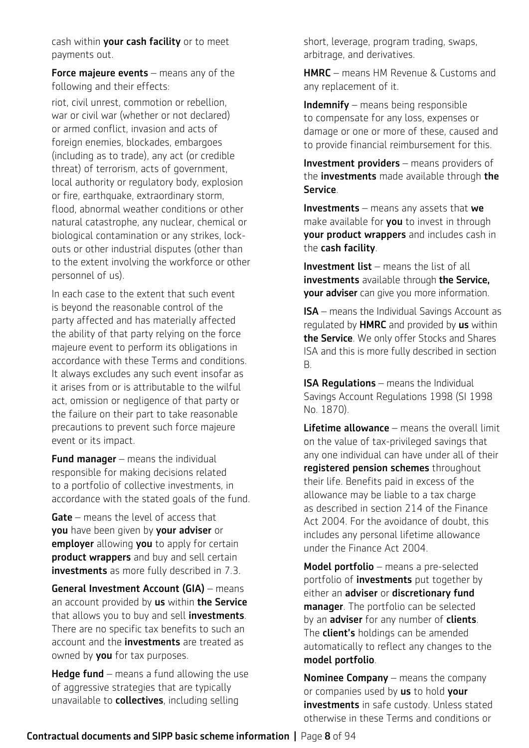cash within **your cash facility** or to meet payments out.

**Force majeure events** – means any of the following and their effects:

riot, civil unrest, commotion or rebellion, war or civil war (whether or not declared) or armed conflict, invasion and acts of foreign enemies, blockades, embargoes (including as to trade), any act (or credible threat) of terrorism, acts of government, local authority or regulatory body, explosion or fire, earthquake, extraordinary storm, flood, abnormal weather conditions or other natural catastrophe, any nuclear, chemical or biological contamination or any strikes, lock-outs or other industrial disputes (other than to the extent involving the workforce or other personnel of us).

In each case to the extent that such event is beyond the reasonable control of the party affected and has materially affected the ability of that party relying on the force majeure event to perform its obligations in accordance with these Terms and conditions. It always excludes any such event insofar as it arises from or is attributable to the wilful act, omission or negligence of that party or the failure on their part to take reasonable precautions to prevent such force majeure event or its impact.

**Fund manager** – means the individual responsible for making decisions related to a portfolio of collective investments, in accordance with the stated goals of the fund.

**Gate** – means the level of access that **you** have been given by **your adviser** or **employer** allowing **you** to apply for certain **product wrappers** and buy and sell certain **investments** as more fully described in 7.3.

**General Investment Account (GIA)** – means an account provided by **us** within **the Service** that allows you to buy and sell **investments**. There are no specific tax benefits to such an account and the **investments** are treated as owned by **you** for tax purposes.

**Hedge fund** – means a fund allowing the use of aggressive strategies that are typically unavailable to **collectives**, including selling short, leverage, program trading, swaps, arbitrage, and derivatives.

**HMRC** – means HM Revenue & Customs and any replacement of it.

**Indemnify** – means being responsible to compensate for any loss, expenses or damage or one or more of these, caused and to provide financial reimbursement for this.

**Investment providers** – means providers of the **investments** made available through **the Service**.

**Investments** – means any assets that **we** make available for **you** to invest in through **your product wrappers** and includes cash in the **cash facility**.

**Investment list** – means the list of all **investments** available through **the Service, your adviser** can give you more information.

**ISA** – means the Individual Savings Account as regulated by **HMRC** and provided by **us** within **the Service**. We only offer Stocks and Shares ISA and this is more fully described in section B.

**ISA Regulations** – means the Individual Savings Account Regulations 1998 (SI 1998 No. 1870).

**Lifetime allowance** – means the overall limit on the value of tax-privileged savings that any one individual can have under all of their **registered pension schemes** throughout their life. Benefits paid in excess of the allowance may be liable to a tax charge as described in section 214 of the Finance Act 2004. For the avoidance of doubt, this includes any personal lifetime allowance under the Finance Act 2004.

**Model portfolio** – means a pre-selected portfolio of **investments** put together by either an **adviser** or **discretionary fund manager**. The portfolio can be selected by an **adviser** for any number of **clients**. The **client's** holdings can be amended automatically to reflect any changes to the **model portfolio**.

**Nominee Company** – means the company or companies used by **us** to hold **your investments** in safe custody. Unless stated otherwise in these Terms and conditions or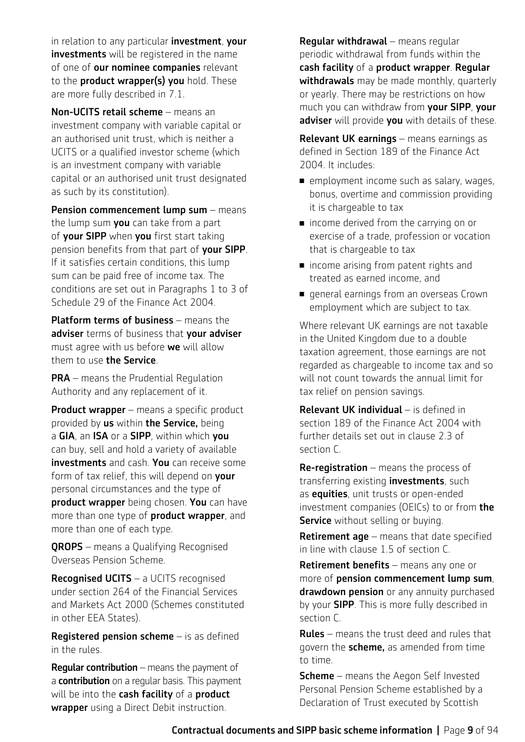in relation to any particular **investment**, **your investments** will be registered in the name of one of **our nominee companies** relevant to the **product wrapper(s) you** hold. These are more fully described in 7.1.

**Non-UCITS retail scheme** – means an investment company with variable capital or an authorised unit trust, which is neither a UCITS or a qualified investor scheme (which is an investment company with variable capital or an authorised unit trust designated as such by its constitution).

**Pension commencement lump sum** – means the lump sum **you** can take from a part of **your SIPP** when **you** first start taking pension benefits from that part of **your SIPP**. If it satisfies certain conditions, this lump sum can be paid free of income tax. The conditions are set out in Paragraphs 1 to 3 of Schedule 29 of the Finance Act 2004.

**Platform terms of business** – means the **adviser** terms of business that **your adviser** must agree with us before **we** will allow them to use **the Service**.

**PRA** – means the Prudential Regulation Authority and any replacement of it.

**Product wrapper** – means a specific product provided by **us** within **the Service,** being a **GIA**, an **ISA** or a **SIPP**, within which **you** can buy, sell and hold a variety of available **investments** and cash. **You** can receive some form of tax relief, this will depend on **your** personal circumstances and the type of **product wrapper** being chosen. **You** can have more than one type of **product wrapper**, and more than one of each type.

**QROPS** – means a Qualifying Recognised Overseas Pension Scheme.

**Recognised UCITS** – a UCITS recognised under section 264 of the Financial Services and Markets Act 2000 (Schemes constituted in other EEA States).

**Registered pension scheme** – is as defined in the rules.

**Regular contribution** – means the payment of a **contribution** on a regular basis. This payment will be into the **cash facility** of a **product wrapper** using a Direct Debit instruction.

**Regular withdrawal** – means regular periodic withdrawal from funds within the **cash facility** of a **product wrapper**. **Regular withdrawals** may be made monthly, quarterly or yearly. There may be restrictions on how much you can withdraw from **your SIPP**, **your adviser** will provide **you** with details of these.

**Relevant UK earnings** – means earnings as defined in Section 189 of the Finance Act 2004. It includes:

- employment income such as salary, wages, bonus, overtime and commission providing it is chargeable to tax
- income derived from the carrying on or exercise of a trade, profession or vocation that is chargeable to tax
- income arising from patent rights and treated as earned income, and
- general earnings from an overseas Crown employment which are subject to tax.

Where relevant UK earnings are not taxable in the United Kingdom due to a double taxation agreement, those earnings are not regarded as chargeable to income tax and so will not count towards the annual limit for tax relief on pension savings.

**Relevant UK individual** – is defined in section 189 of the Finance Act 2004 with further details set out in clause 2.3 of section C.

**Re-registration** – means the process of transferring existing **investments**, such as **equities**, unit trusts or open-ended investment companies (OEICs) to or from **the Service** without selling or buying.

**Retirement age** – means that date specified in line with clause 1.5 of section C.

**Retirement benefits** – means any one or more of **pension commencement lump sum**, **drawdown pension** or any annuity purchased by your **SIPP**. This is more fully described in section C.

**Rules** – means the trust deed and rules that govern the **scheme,** as amended from time to time.

**Scheme** – means the Aegon Self Invested Personal Pension Scheme established by a Declaration of Trust executed by Scottish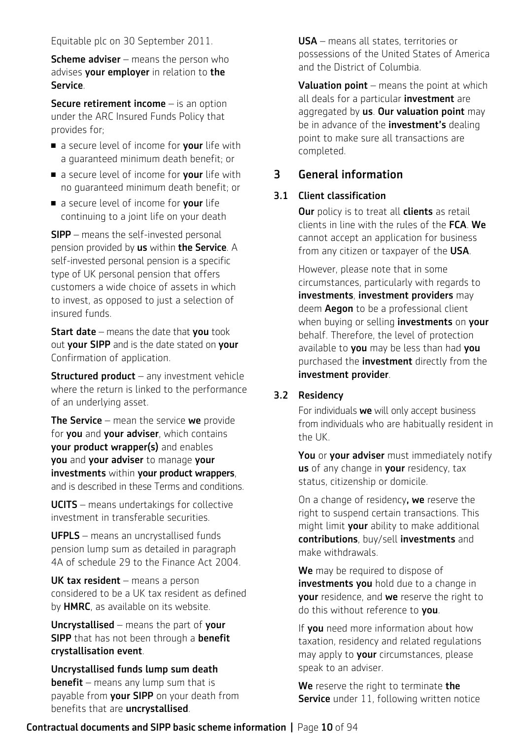Equitable plc on 30 September 2011.

**Scheme adviser** – means the person who advises **your employer** in relation to **the Service**.

**Secure retirement income** – is an option under the ARC Insured Funds Policy that provides for;

- a secure level of income for **your** life with a guaranteed minimum death benefit; or
- a secure level of income for **your** life with no guaranteed minimum death benefit; or
- a secure level of income for **your** life continuing to a joint life on your death

**SIPP** – means the self-invested personal pension provided by **us** within **the Service**. A self-invested personal pension is a specific type of UK personal pension that offers customers a wide choice of assets in which to invest, as opposed to just a selection of insured funds.

**Start date** – means the date that **you** took out **your SIPP** and is the date stated on **your** Confirmation of application.

**Structured product** – any investment vehicle where the return is linked to the performance of an underlying asset.

**The Service** – mean the service **we** provide for **you** and **your adviser**, which contains **your product wrapper(s)** and enables **you** and **your adviser** to manage **your investments** within **your product wrappers**, and is described in these Terms and conditions.

**UCITS** – means undertakings for collective investment in transferable securities.

**UFPLS** – means an uncrystallised funds pension lump sum as detailed in paragraph 4A of schedule 29 to the Finance Act 2004.

**UK tax resident** – means a person considered to be a UK tax resident as defined by **HMRC**, as available on its website.

**Uncrystallised** – means the part of **your SIPP** that has not been through a **benefit crystallisation event**.

**Uncrystallised funds lump sum death benefit** – means any lump sum that is payable from **your SIPP** on your death from benefits that are **uncrystallised**.

**USA** – means all states, territories or possessions of the United States of America and the District of Columbia.

**Valuation point** – means the point at which all deals for a particular **investment** are aggregated by **us**. **Our valuation point** may be in advance of the **investment's** dealing point to make sure all transactions are completed.

## 3 General information

### 3.1 Client classification

**Our** policy is to treat all **clients** as retail clients in line with the rules of the **FCA**. **We** cannot accept an application for business from any citizen or taxpayer of the **USA**.

However, please note that in some circumstances, particularly with regards to **investments**, **investment providers** may deem **Aegon** to be a professional client when buying or selling **investments** on **your** behalf. Therefore, the level of protection available to **you** may be less than had **you** purchased the **investment** directly from the **investment provider**.

### 3.2 Residency

For individuals **we** will only accept business from individuals who are habitually resident in the UK.

**You** or **your adviser** must immediately notify **us** of any change in **your** residency, tax status, citizenship or domicile.

On a change of residency**, we** reserve the right to suspend certain transactions. This might limit **your** ability to make additional **contributions**, buy/sell **investments** and make withdrawals.

**We** may be required to dispose of **investments you** hold due to a change in **your** residence, and **we** reserve the right to do this without reference to **you**.

If **you** need more information about how taxation, residency and related regulations may apply to **your** circumstances, please speak to an adviser.

**We** reserve the right to terminate **the Service** under 11, following written notice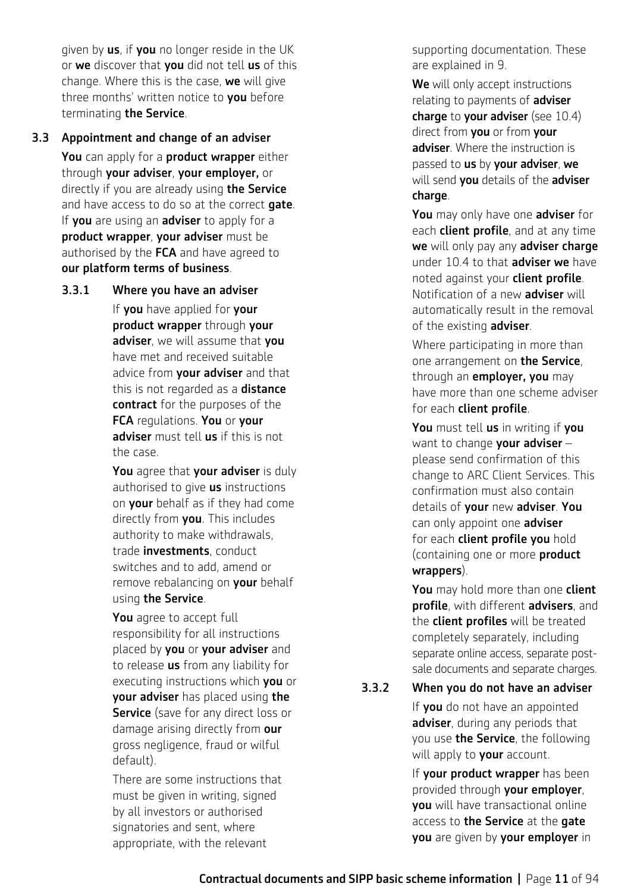given by **us**, if **you** no longer reside in the UK or **we** discover that **you** did not tell **us** of this change. Where this is the case, **we** will give three months' written notice to **you** before terminating **the Service**.

## 3.3 Appointment and change of an adviser

**You** can apply for a **product wrapper** either through **your adviser**, **your employer,** or directly if you are already using **the Service** and have access to do so at the correct **gate**. If **you** are using an **adviser** to apply for a **product wrapper**, **your adviser** must be authorised by the **FCA** and have agreed to **our platform terms of business**.

### 3.3.1 Where you have an adviser

If **you** have applied for **your product wrapper** through **your adviser**, we will assume that **you** have met and received suitable advice from **your adviser** and that this is not regarded as a **distance contract** for the purposes of the **FCA** regulations. **You** or **your adviser** must tell **us** if this is not the case.

**You** agree that **your adviser** is duly authorised to give **us** instructions on **your** behalf as if they had come directly from **you**. This includes authority to make withdrawals, trade **investments**, conduct switches and to add, amend or remove rebalancing on **your** behalf using **the Service**.

**You** agree to accept full responsibility for all instructions placed by **you** or **your adviser** and to release **us** from any liability for executing instructions which **you** or **your adviser** has placed using **the Service** (save for any direct loss or damage arising directly from **our** gross negligence, fraud or wilful default).

There are some instructions that must be given in writing, signed by all investors or authorised signatories and sent, where appropriate, with the relevant supporting documentation. These are explained in 9.

**We** will only accept instructions relating to payments of **adviser charge** to **your adviser** (see 10.4) direct from **you** or from **your adviser**. Where the instruction is passed to **us** by **your adviser**, **we** will send **you** details of the **adviser charge**.

**You** may only have one **adviser** for each **client profile**, and at any time **we** will only pay any **adviser charge** under 10.4 to that **adviser we** have noted against your **client profile**. Notification of a new **adviser** will automatically result in the removal of the existing **adviser**.

Where participating in more than one arrangement on **the Service**, through an **employer, you** may have more than one scheme adviser for each **client profile**.

**You** must tell **us** in writing if **you** want to change **your adviser** – please send confirmation of this change to ARC Client Services. This confirmation must also contain details of **your** new **adviser**. **You** can only appoint one **adviser** for each **client profile you** hold (containing one or more **product wrappers**).

**You** may hold more than one **client profile**, with different **advisers**, and the **client profiles** will be treated completely separately, including separate online access, separate post-sale documents and separate charges.

### 3.3.2 When you do not have an adviser

If **you** do not have an appointed **adviser**, during any periods that you use **the Service**, the following will apply to **your** account.

If **your product wrapper** has been provided through **your employer**, **you** will have transactional online access to **the Service** at the **gate you** are given by **your employer** in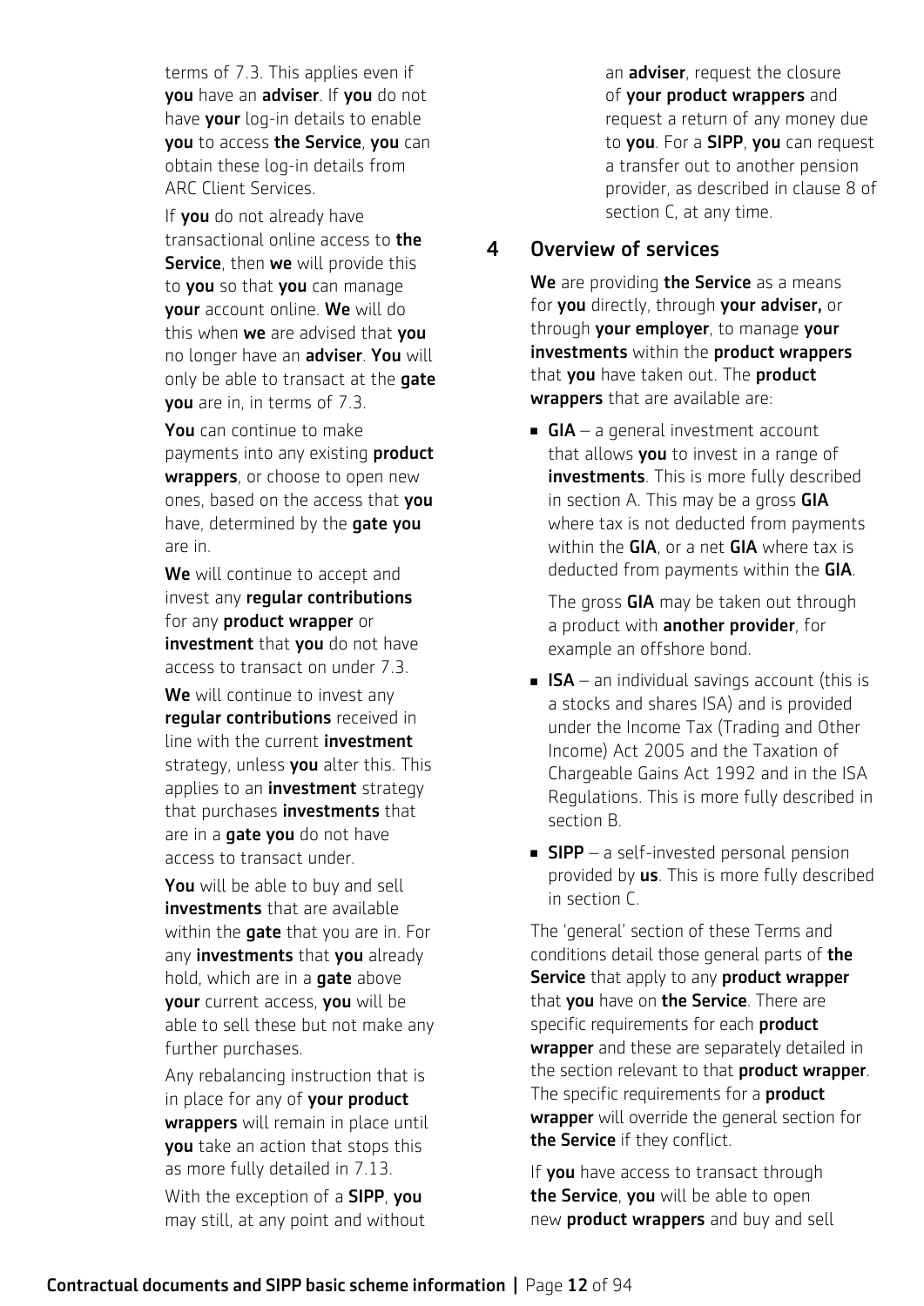terms of 7.3. This applies even if **you** have an **adviser**. If **you** do not have **your** log-in details to enable **you** to access **the Service**, **you** can obtain these log-in details from ARC Client Services.

If **you** do not already have transactional online access to **the Service**, then **we** will provide this to **you** so that **you** can manage **your** account online. **We** will do this when **we** are advised that **you** no longer have an **adviser**. **You** will only be able to transact at the **gate you** are in, in terms of 7.3.

**You** can continue to make payments into any existing **product wrappers**, or choose to open new ones, based on the access that **you** have, determined by the **gate you** are in.

**We** will continue to accept and invest any **regular contributions** for any **product wrapper** or **investment** that **you** do not have access to transact on under 7.3.

**We** will continue to invest any **regular contributions** received in line with the current **investment** strategy, unless **you** alter this. This applies to an **investment** strategy that purchases **investments** that are in a **gate you** do not have access to transact under.

**You** will be able to buy and sell **investments** that are available within the **gate** that you are in. For any **investments** that **you** already hold, which are in a **gate** above **your** current access, **you** will be able to sell these but not make any further purchases.

Any rebalancing instruction that is in place for any of **your product wrappers** will remain in place until **you** take an action that stops this as more fully detailed in 7.13.

With the exception of a **SIPP**, **you** may still, at any point and without an **adviser**, request the closure of **your product wrappers** and request a return of any money due to **you**. For a **SIPP**, **you** can request a transfer out to another pension provider, as described in clause 8 of section C, at any time.

## 4 Overview of services

**We** are providing **the Service** as a means for **you** directly, through **your adviser,** or through **your employer**, to manage **your investments** within the **product wrappers** that **you** have taken out. The **product wrappers** that are available are:

- **GIA** – a general investment account that allows **you** to invest in a range of **investments**. This is more fully described in section A. This may be a gross **GIA** where tax is not deducted from payments within the **GIA**, or a net **GIA** where tax is deducted from payments within the **GIA**.

  The gross **GIA** may be taken out through a product with **another provider**, for example an offshore bond.

- **ISA** – an individual savings account (this is a stocks and shares ISA) and is provided under the Income Tax (Trading and Other Income) Act 2005 and the Taxation of Chargeable Gains Act 1992 and in the ISA Regulations. This is more fully described in section B.
- **SIPP** – a self-invested personal pension provided by **us**. This is more fully described in section C.

The 'general' section of these Terms and conditions detail those general parts of **the Service** that apply to any **product wrapper** that **you** have on **the Service**. There are specific requirements for each **product wrapper** and these are separately detailed in the section relevant to that **product wrapper**. The specific requirements for a **product wrapper** will override the general section for **the Service** if they conflict.

If **you** have access to transact through **the Service**, **you** will be able to open new **product wrappers** and buy and sell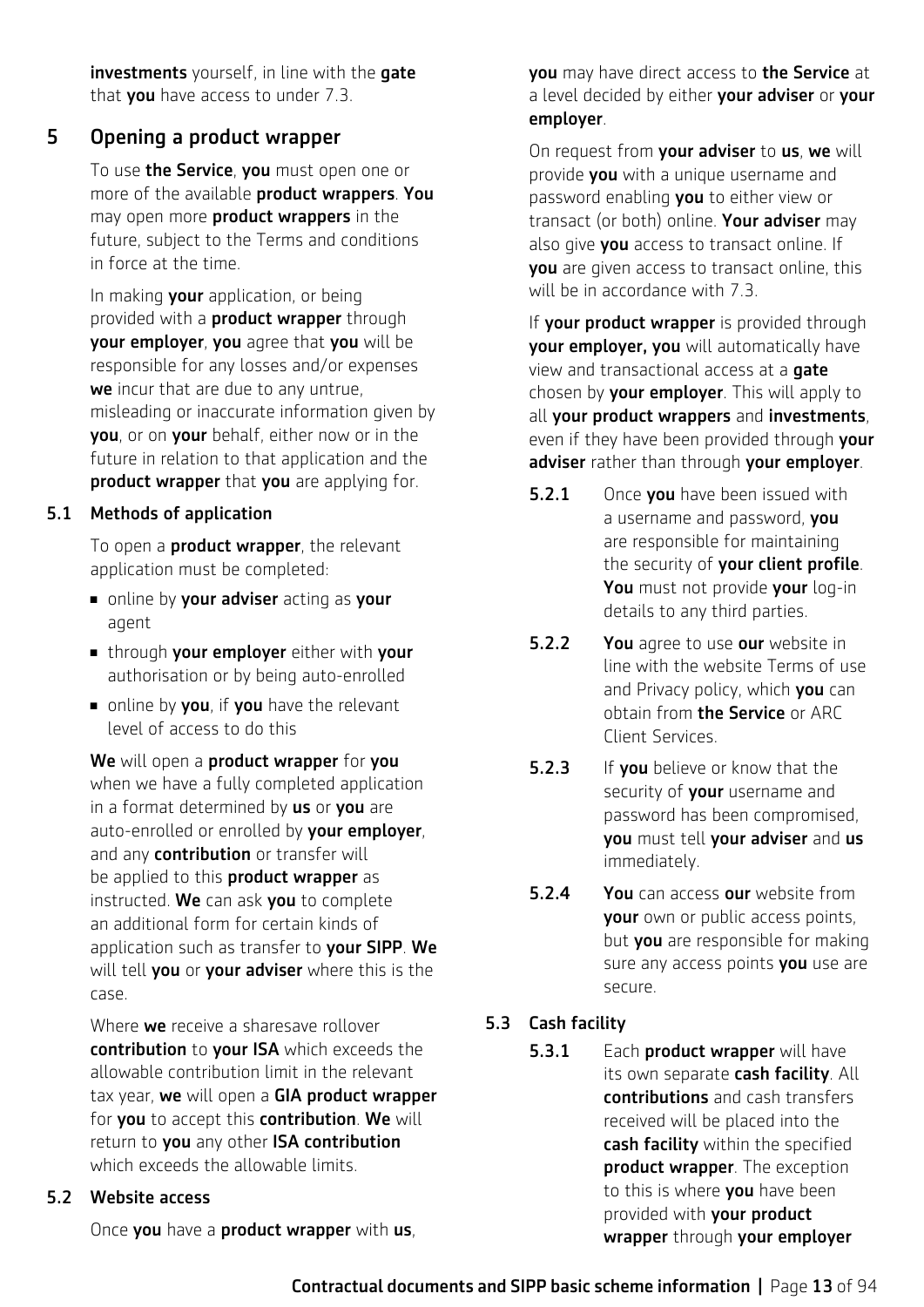**investments** yourself, in line with the **gate** that **you** have access to under 7.3.

## 5 Opening a product wrapper

To use **the Service**, **you** must open one or more of the available **product wrappers**. **You** may open more **product wrappers** in the future, subject to the Terms and conditions in force at the time.

In making **your** application, or being provided with a **product wrapper** through **your employer**, **you** agree that **you** will be responsible for any losses and/or expenses **we** incur that are due to any untrue, misleading or inaccurate information given by **you**, or on **your** behalf, either now or in the future in relation to that application and the **product wrapper** that **you** are applying for.

### 5.1 Methods of application

To open a **product wrapper**, the relevant application must be completed:

- online by **your adviser** acting as **your** agent
- through **your employer** either with **your** authorisation or by being auto-enrolled
- online by **you**, if **you** have the relevant level of access to do this

**We** will open a **product wrapper** for **you** when we have a fully completed application in a format determined by **us** or **you** are auto-enrolled or enrolled by **your employer**, and any **contribution** or transfer will be applied to this **product wrapper** as instructed. **We** can ask **you** to complete an additional form for certain kinds of application such as transfer to **your SIPP**. **We** will tell **you** or **your adviser** where this is the case.

Where **we** receive a sharesave rollover **contribution** to **your ISA** which exceeds the allowable contribution limit in the relevant tax year, **we** will open a **GIA product wrapper** for **you** to accept this **contribution**. **We** will return to **you** any other **ISA contribution** which exceeds the allowable limits.

### 5.2 Website access

Once **you** have a **product wrapper** with **us**, **you** may have direct access to **the Service** at a level decided by either **your adviser** or **your employer**.

On request from **your adviser** to **us**, **we** will provide **you** with a unique username and password enabling **you** to either view or transact (or both) online. **Your adviser** may also give **you** access to transact online. If **you** are given access to transact online, this will be in accordance with 7.3.

If **your product wrapper** is provided through **your employer, you** will automatically have view and transactional access at a **gate** chosen by **your employer**. This will apply to all **your product wrappers** and **investments**, even if they have been provided through **your adviser** rather than through **your employer**.

**5.2.1** Once **you** have been issued with a username and password, **you** are responsible for maintaining the security of **your client profile**. **You** must not provide **your** log-in details to any third parties.

**5.2.2** **You** agree to use **our** website in line with the website Terms of use and Privacy policy, which **you** can obtain from **the Service** or ARC Client Services.

**5.2.3** If **you** believe or know that the security of **your** username and password has been compromised, **you** must tell **your adviser** and **us** immediately.

**5.2.4** **You** can access **our** website from **your** own or public access points, but **you** are responsible for making sure any access points **you** use are secure.

### 5.3 Cash facility

**5.3.1** Each **product wrapper** will have its own separate **cash facility**. All **contributions** and cash transfers received will be placed into the **cash facility** within the specified **product wrapper**. The exception to this is where **you** have been provided with **your product wrapper** through **your employer**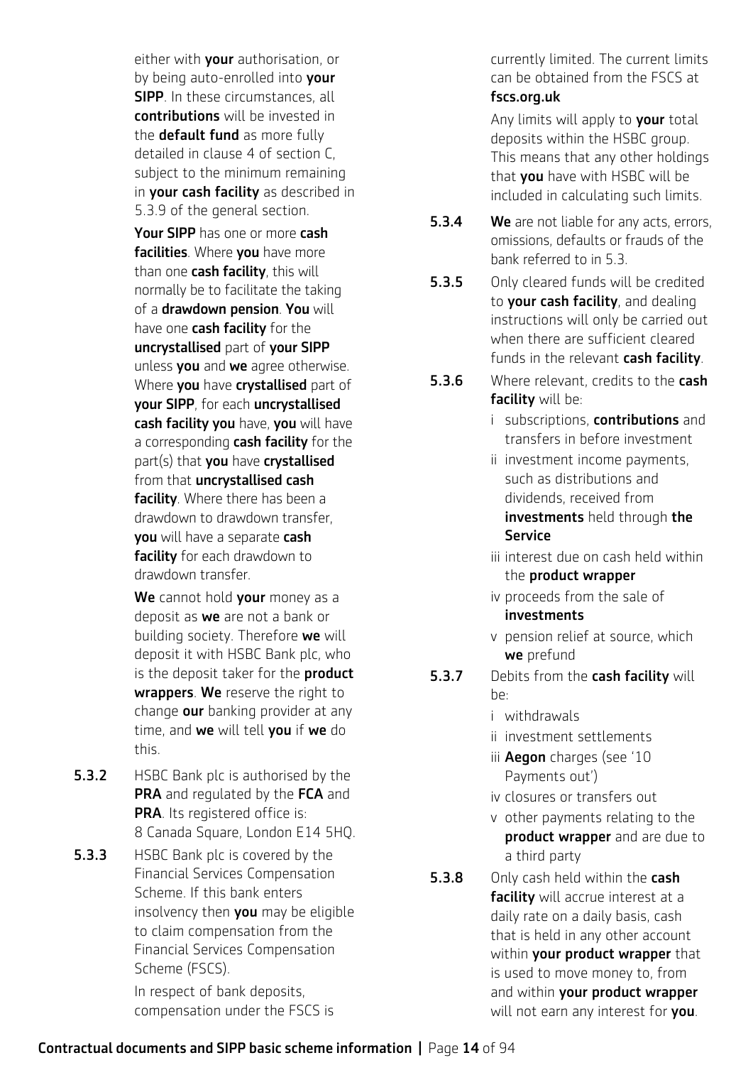either with **your** authorisation, or by being auto-enrolled into **your SIPP**. In these circumstances, all **contributions** will be invested in the **default fund** as more fully detailed in clause 4 of section C, subject to the minimum remaining in **your cash facility** as described in 5.3.9 of the general section.

**Your SIPP** has one or more **cash facilities**. Where **you** have more than one **cash facility**, this will normally be to facilitate the taking of a **drawdown pension**. **You** will have one **cash facility** for the **uncrystallised** part of **your SIPP** unless **you** and **we** agree otherwise. Where **you** have **crystallised** part of **your SIPP**, for each **uncrystallised cash facility you** have, **you** will have a corresponding **cash facility** for the part(s) that **you** have **crystallised** from that **uncrystallised cash facility**. Where there has been a drawdown to drawdown transfer, **you** will have a separate **cash facility** for each drawdown to drawdown transfer.

**We** cannot hold **your** money as a deposit as **we** are not a bank or building society. Therefore **we** will deposit it with HSBC Bank plc, who is the deposit taker for the **product wrappers**. **We** reserve the right to change **our** banking provider at any time, and **we** will tell **you** if **we** do this.

**5.3.2** HSBC Bank plc is authorised by the **PRA** and regulated by the **FCA** and **PRA**. Its registered office is: 8 Canada Square, London E14 5HQ.

**5.3.3** HSBC Bank plc is covered by the Financial Services Compensation Scheme. If this bank enters insolvency then **you** may be eligible to claim compensation from the Financial Services Compensation Scheme (FSCS).

In respect of bank deposits, compensation under the FSCS is currently limited. The current limits can be obtained from the FSCS at **fscs.org.uk**

Any limits will apply to **your** total deposits within the HSBC group. This means that any other holdings that **you** have with HSBC will be included in calculating such limits.

**5.3.4** **We** are not liable for any acts, errors, omissions, defaults or frauds of the bank referred to in 5.3.

**5.3.5** Only cleared funds will be credited to **your cash facility**, and dealing instructions will only be carried out when there are sufficient cleared funds in the relevant **cash facility**.

**5.3.6** Where relevant, credits to the **cash facility** will be:

- i subscriptions, **contributions** and transfers in before investment
- ii investment income payments, such as distributions and dividends, received from **investments** held through **the Service**
- iii interest due on cash held within the **product wrapper**
- iv proceeds from the sale of **investments**
- v pension relief at source, which **we** prefund

**5.3.7** Debits from the **cash facility** will be:

- i withdrawals
- ii investment settlements
- iii **Aegon** charges (see '10 Payments out')
- iv closures or transfers out
- v other payments relating to the **product wrapper** and are due to a third party

**5.3.8** Only cash held within the **cash facility** will accrue interest at a daily rate on a daily basis, cash that is held in any other account within **your product wrapper** that is used to move money to, from and within **your product wrapper** will not earn any interest for **you**.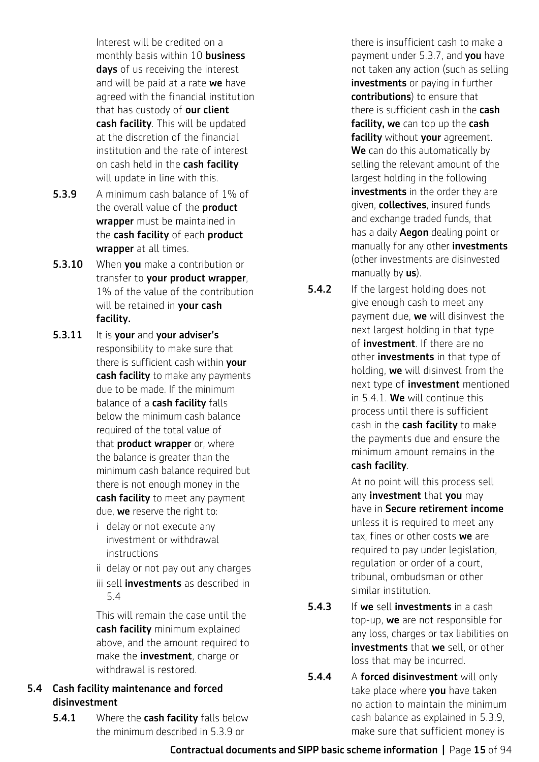Interest will be credited on a monthly basis within 10 **business days** of us receiving the interest and will be paid at a rate **we** have agreed with the financial institution that has custody of **our client cash facility**. This will be updated at the discretion of the financial institution and the rate of interest on cash held in the **cash facility** will update in line with this.

**5.3.9** A minimum cash balance of 1% of the overall value of the **product wrapper** must be maintained in the **cash facility** of each **product wrapper** at all times.

**5.3.10** When **you** make a contribution or transfer to **your product wrapper**, 1% of the value of the contribution will be retained in **your cash facility.**

**5.3.11** It is **your** and **your adviser's** responsibility to make sure that there is sufficient cash within **your cash facility** to make any payments due to be made. If the minimum balance of a **cash facility** falls below the minimum cash balance required of the total value of that **product wrapper** or, where the balance is greater than the minimum cash balance required but there is not enough money in the **cash facility** to meet any payment due, **we** reserve the right to:

i delay or not execute any investment or withdrawal instructions

ii delay or not pay out any charges

iii sell **investments** as described in 5.4

This will remain the case until the **cash facility** minimum explained above, and the amount required to make the **investment**, charge or withdrawal is restored.

## 5.4 Cash facility maintenance and forced disinvestment

**5.4.1** Where the **cash facility** falls below the minimum described in 5.3.9 or there is insufficient cash to make a payment under 5.3.7, and **you** have not taken any action (such as selling **investments** or paying in further **contributions**) to ensure that there is sufficient cash in the **cash facility, we** can top up the **cash facility** without **your** agreement. **We** can do this automatically by selling the relevant amount of the largest holding in the following **investments** in the order they are given, **collectives**, insured funds and exchange traded funds, that has a daily **Aegon** dealing point or manually for any other **investments** (other investments are disinvested manually by **us**).

**5.4.2** If the largest holding does not give enough cash to meet any payment due, **we** will disinvest the next largest holding in that type of **investment**. If there are no other **investments** in that type of holding, **we** will disinvest from the next type of **investment** mentioned in 5.4.1. **We** will continue this process until there is sufficient cash in the **cash facility** to make the payments due and ensure the minimum amount remains in the **cash facility**.

At no point will this process sell any **investment** that **you** may have in **Secure retirement income** unless it is required to meet any tax, fines or other costs **we** are required to pay under legislation, regulation or order of a court, tribunal, ombudsman or other similar institution.

**5.4.3** If **we** sell **investments** in a cash top-up, **we** are not responsible for any loss, charges or tax liabilities on **investments** that **we** sell, or other loss that may be incurred.

**5.4.4** A **forced disinvestment** will only take place where **you** have taken no action to maintain the minimum cash balance as explained in 5.3.9, make sure that sufficient money is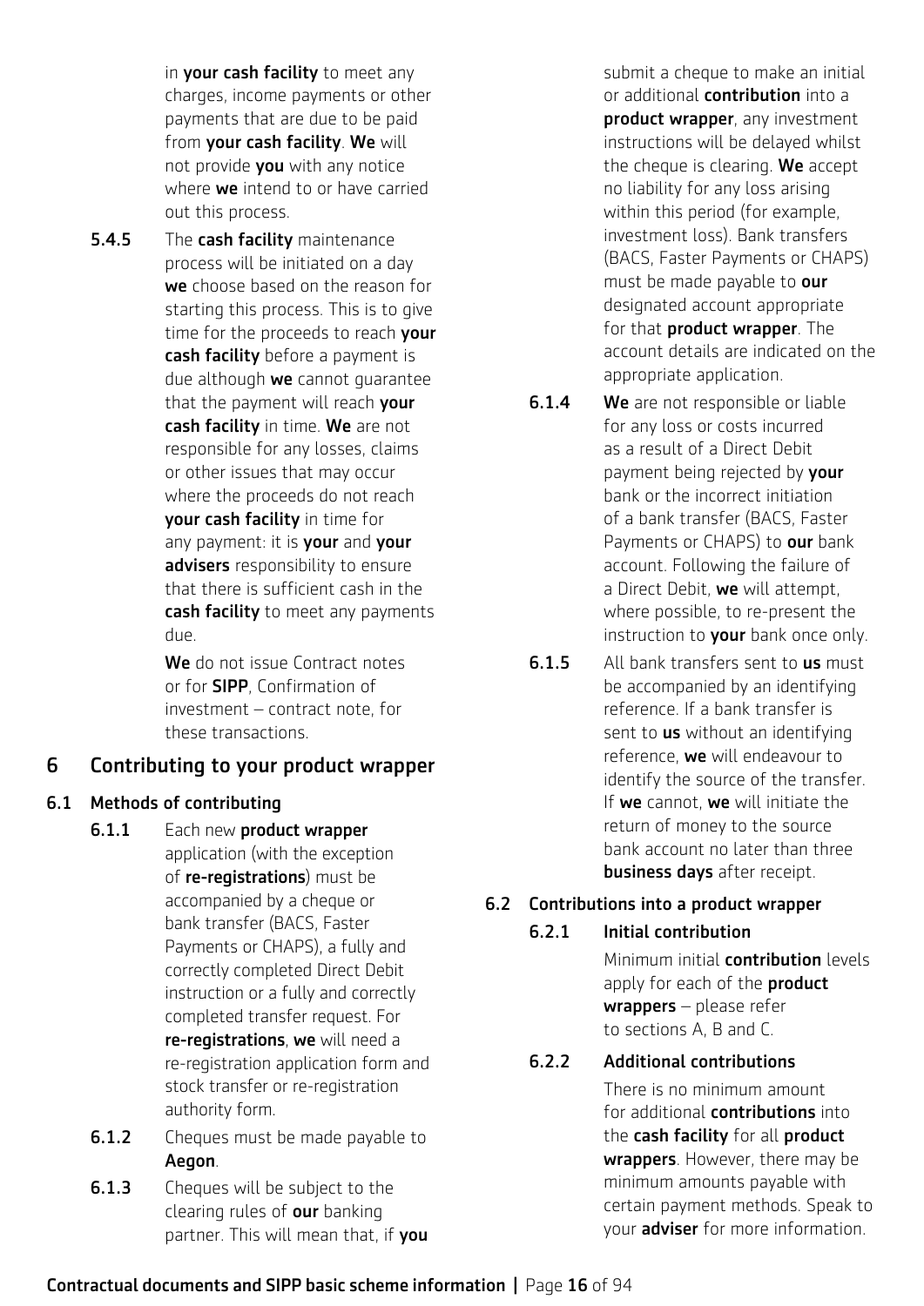in **your cash facility** to meet any charges, income payments or other payments that are due to be paid from **your cash facility**. **We** will not provide **you** with any notice where **we** intend to or have carried out this process.

**5.4.5** The **cash facility** maintenance process will be initiated on a day **we** choose based on the reason for starting this process. This is to give time for the proceeds to reach **your cash facility** before a payment is due although **we** cannot guarantee that the payment will reach **your cash facility** in time. **We** are not responsible for any losses, claims or other issues that may occur where the proceeds do not reach **your cash facility** in time for any payment: it is **your** and **your advisers** responsibility to ensure that there is sufficient cash in the **cash facility** to meet any payments due.

**We** do not issue Contract notes or for **SIPP**, Confirmation of investment – contract note, for these transactions.

## 6 Contributing to your product wrapper

### 6.1 Methods of contributing

**6.1.1** Each new **product wrapper** application (with the exception of **re-registrations**) must be accompanied by a cheque or bank transfer (BACS, Faster Payments or CHAPS), a fully and correctly completed Direct Debit instruction or a fully and correctly completed transfer request. For **re-registrations**, **we** will need a re-registration application form and stock transfer or re-registration authority form.

**6.1.2** Cheques must be made payable to **Aegon**.

**6.1.3** Cheques will be subject to the clearing rules of **our** banking partner. This will mean that, if **you** submit a cheque to make an initial or additional **contribution** into a **product wrapper**, any investment instructions will be delayed whilst the cheque is clearing. **We** accept no liability for any loss arising within this period (for example, investment loss). Bank transfers (BACS, Faster Payments or CHAPS) must be made payable to **our** designated account appropriate for that **product wrapper**. The account details are indicated on the appropriate application.

**6.1.4** **We** are not responsible or liable for any loss or costs incurred as a result of a Direct Debit payment being rejected by **your** bank or the incorrect initiation of a bank transfer (BACS, Faster Payments or CHAPS) to **our** bank account. Following the failure of a Direct Debit, **we** will attempt, where possible, to re-present the instruction to **your** bank once only.

**6.1.5** All bank transfers sent to **us** must be accompanied by an identifying reference. If a bank transfer is sent to **us** without an identifying reference, **we** will endeavour to identify the source of the transfer. If **we** cannot, **we** will initiate the return of money to the source bank account no later than three **business days** after receipt.

### 6.2 Contributions into a product wrapper

#### 6.2.1 Initial contribution

Minimum initial **contribution** levels apply for each of the **product wrappers** – please refer to sections A, B and C.

#### 6.2.2 Additional contributions

There is no minimum amount for additional **contributions** into the **cash facility** for all **product wrappers**. However, there may be minimum amounts payable with certain payment methods. Speak to your **adviser** for more information.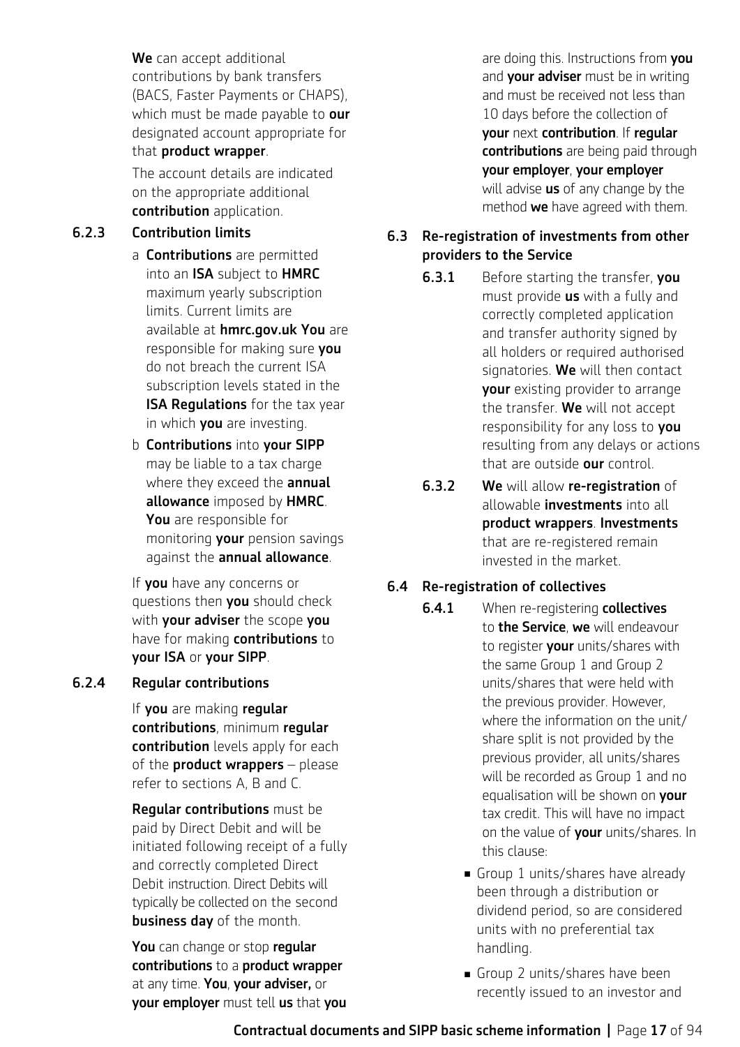**We** can accept additional contributions by bank transfers (BACS, Faster Payments or CHAPS), which must be made payable to **our** designated account appropriate for that **product wrapper**.

The account details are indicated on the appropriate additional **contribution** application.

### 6.2.3 Contribution limits

a **Contributions** are permitted into an **ISA** subject to **HMRC** maximum yearly subscription limits. Current limits are available at **hmrc.gov.uk You** are responsible for making sure **you** do not breach the current ISA subscription levels stated in the **ISA Regulations** for the tax year in which **you** are investing.

b **Contributions** into **your SIPP** may be liable to a tax charge where they exceed the **annual allowance** imposed by **HMRC**. **You** are responsible for monitoring **your** pension savings against the **annual allowance**.

If **you** have any concerns or questions then **you** should check with **your adviser** the scope **you** have for making **contributions** to **your ISA** or **your SIPP**.

### 6.2.4 Regular contributions

If **you** are making **regular contributions**, minimum **regular contribution** levels apply for each of the **product wrappers** – please refer to sections A, B and C.

**Regular contributions** must be paid by Direct Debit and will be initiated following receipt of a fully and correctly completed Direct Debit instruction. Direct Debits will typically be collected on the second **business day** of the month.

**You** can change or stop **regular contributions** to a **product wrapper** at any time. **You**, **your adviser,** or **your employer** must tell **us** that **you** are doing this. Instructions from **you** and **your adviser** must be in writing and must be received not less than 10 days before the collection of **your** next **contribution**. If **regular contributions** are being paid through **your employer**, **your employer** will advise **us** of any change by the method **we** have agreed with them.

## 6.3 Re-registration of investments from other providers to the Service

**6.3.1** Before starting the transfer, **you** must provide **us** with a fully and correctly completed application and transfer authority signed by all holders or required authorised signatories. **We** will then contact **your** existing provider to arrange the transfer. **We** will not accept responsibility for any loss to **you** resulting from any delays or actions that are outside **our** control.

**6.3.2** **We** will allow **re-registration** of allowable **investments** into all **product wrappers**. **Investments** that are re-registered remain invested in the market.

## 6.4 Re-registration of collectives

**6.4.1** When re-registering **collectives** to **the Service**, **we** will endeavour to register **your** units/shares with the same Group 1 and Group 2 units/shares that were held with the previous provider. However, where the information on the unit/share split is not provided by the previous provider, all units/shares will be recorded as Group 1 and no equalisation will be shown on **your** tax credit. This will have no impact on the value of **your** units/shares. In this clause:

- Group 1 units/shares have already been through a distribution or dividend period, so are considered units with no preferential tax handling.
- Group 2 units/shares have been recently issued to an investor and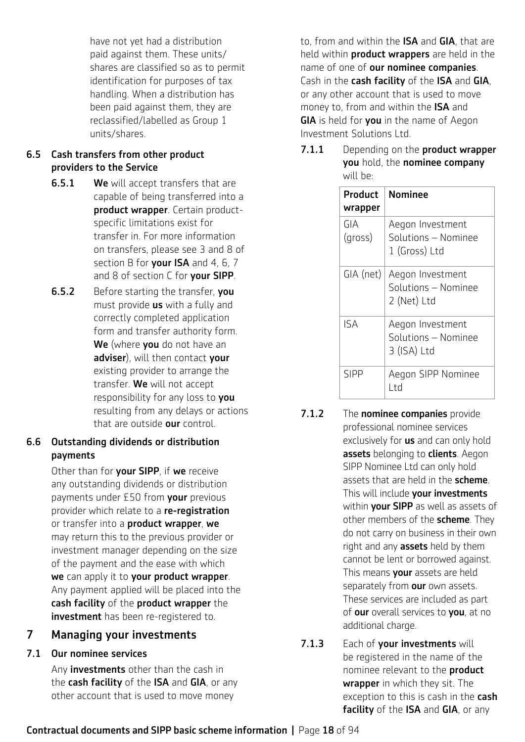have not yet had a distribution paid against them. These units/shares are classified so as to permit identification for purposes of tax handling. When a distribution has been paid against them, they are reclassified/labelled as Group 1 units/shares.

### 6.5 Cash transfers from other product providers to the Service

**6.5.1** **We** will accept transfers that are capable of being transferred into a **product wrapper**. Certain product-specific limitations exist for transfer in. For more information on transfers, please see 3 and 8 of section B for **your ISA** and 4, 6, 7 and 8 of section C for **your SIPP**.

**6.5.2** Before starting the transfer, **you** must provide **us** with a fully and correctly completed application form and transfer authority form. **We** (where **you** do not have an **adviser**), will then contact **your** existing provider to arrange the transfer. **We** will not accept responsibility for any loss to **you** resulting from any delays or actions that are outside **our** control.

### 6.6 Outstanding dividends or distribution payments

Other than for **your SIPP**, if **we** receive any outstanding dividends or distribution payments under £50 from **your** previous provider which relate to a **re-registration** or transfer into a **product wrapper**, **we** may return this to the previous provider or investment manager depending on the size of the payment and the ease with which **we** can apply it to **your product wrapper**. Any payment applied will be placed into the **cash facility** of the **product wrapper** the **investment** has been re-registered to.

## 7 Managing your investments

### 7.1 Our nominee services

Any **investments** other than the cash in the **cash facility** of the **ISA** and **GIA**, or any other account that is used to move money to, from and within the **ISA** and **GIA**, that are held within **product wrappers** are held in the name of one of **our nominee companies**. Cash in the **cash facility** of the **ISA** and **GIA**, or any other account that is used to move money to, from and within the **ISA** and **GIA** is held for **you** in the name of Aegon Investment Solutions Ltd.

**7.1.1** Depending on the **product wrapper** **you** hold, the **nominee company** will be:

| Product wrapper | Nominee |
|---|---|
| GIA (gross) | Aegon Investment Solutions – Nominee 1 (Gross) Ltd |
| GIA (net) | Aegon Investment Solutions – Nominee 2 (Net) Ltd |
| ISA | Aegon Investment Solutions – Nominee 3 (ISA) Ltd |
| SIPP | Aegon SIPP Nominee Ltd |

**7.1.2** The **nominee companies** provide professional nominee services exclusively for **us** and can only hold **assets** belonging to **clients**. Aegon SIPP Nominee Ltd can only hold assets that are held in the **scheme**. This will include **your investments** within **your SIPP** as well as assets of other members of the **scheme**. They do not carry on business in their own right and any **assets** held by them cannot be lent or borrowed against. This means **your** assets are held separately from **our** own assets. These services are included as part of **our** overall services to **you**, at no additional charge.

**7.1.3** Each of **your investments** will be registered in the name of the nominee relevant to the **product wrapper** in which they sit. The exception to this is cash in the **cash facility** of the **ISA** and **GIA**, or any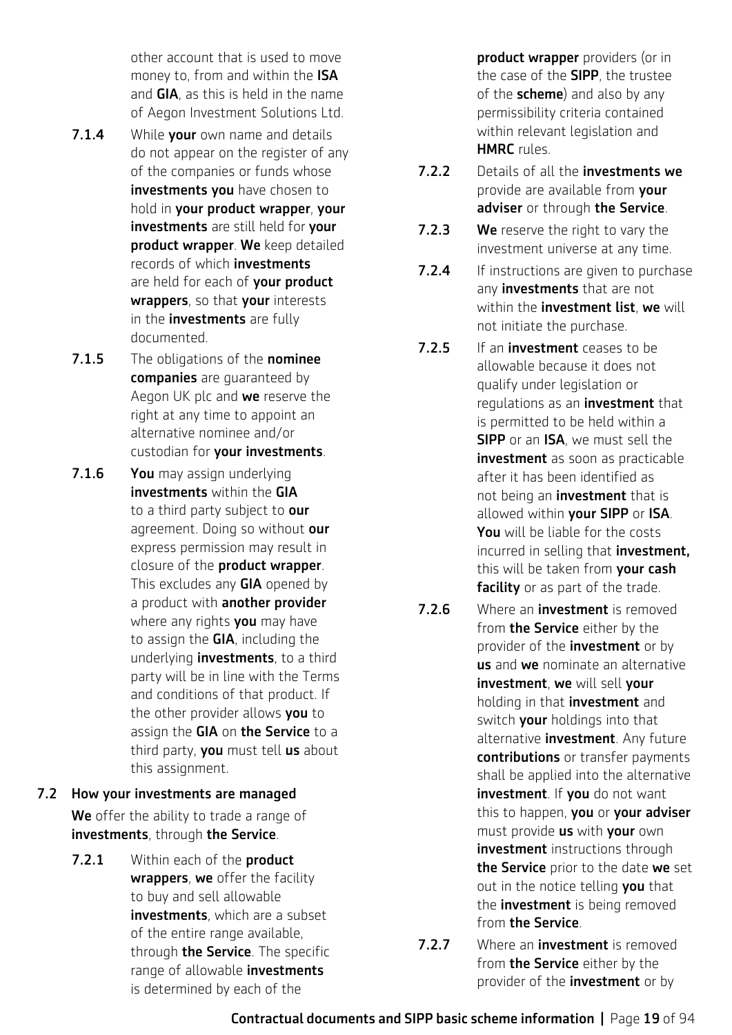other account that is used to move money to, from and within the **ISA** and **GIA**, as this is held in the name of Aegon Investment Solutions Ltd.

**7.1.4** While **your** own name and details do not appear on the register of any of the companies or funds whose **investments you** have chosen to hold in **your product wrapper**, **your investments** are still held for **your product wrapper**. **We** keep detailed records of which **investments** are held for each of **your product wrappers**, so that **your** interests in the **investments** are fully documented.

**7.1.5** The obligations of the **nominee companies** are guaranteed by Aegon UK plc and **we** reserve the right at any time to appoint an alternative nominee and/or custodian for **your investments**.

**7.1.6** **You** may assign underlying **investments** within the **GIA** to a third party subject to **our** agreement. Doing so without **our** express permission may result in closure of the **product wrapper**. This excludes any **GIA** opened by a product with **another provider** where any rights **you** may have to assign the **GIA**, including the underlying **investments**, to a third party will be in line with the Terms and conditions of that product. If the other provider allows **you** to assign the **GIA** on **the Service** to a third party, **you** must tell **us** about this assignment.

## 7.2 How your investments are managed

**We** offer the ability to trade a range of **investments**, through **the Service**.

**7.2.1** Within each of the **product wrappers**, **we** offer the facility to buy and sell allowable **investments**, which are a subset of the entire range available, through **the Service**. The specific range of allowable **investments** is determined by each of the **product wrapper** providers (or in the case of the **SIPP**, the trustee of the **scheme**) and also by any permissibility criteria contained within relevant legislation and **HMRC** rules.

**7.2.2** Details of all the **investments we** provide are available from **your adviser** or through **the Service**.

**7.2.3** **We** reserve the right to vary the investment universe at any time.

**7.2.4** If instructions are given to purchase any **investments** that are not within the **investment list**, **we** will not initiate the purchase.

**7.2.5** If an **investment** ceases to be allowable because it does not qualify under legislation or regulations as an **investment** that is permitted to be held within a **SIPP** or an **ISA**, we must sell the **investment** as soon as practicable after it has been identified as not being an **investment** that is allowed within **your SIPP** or **ISA**. **You** will be liable for the costs incurred in selling that **investment,** this will be taken from **your cash facility** or as part of the trade.

**7.2.6** Where an **investment** is removed from **the Service** either by the provider of the **investment** or by **us** and **we** nominate an alternative **investment**, **we** will sell **your** holding in that **investment** and switch **your** holdings into that alternative **investment**. Any future **contributions** or transfer payments shall be applied into the alternative **investment**. If **you** do not want this to happen, **you** or **your adviser** must provide **us** with **your** own **investment** instructions through **the Service** prior to the date **we** set out in the notice telling **you** that the **investment** is being removed from **the Service**.

**7.2.7** Where an **investment** is removed from **the Service** either by the provider of the **investment** or by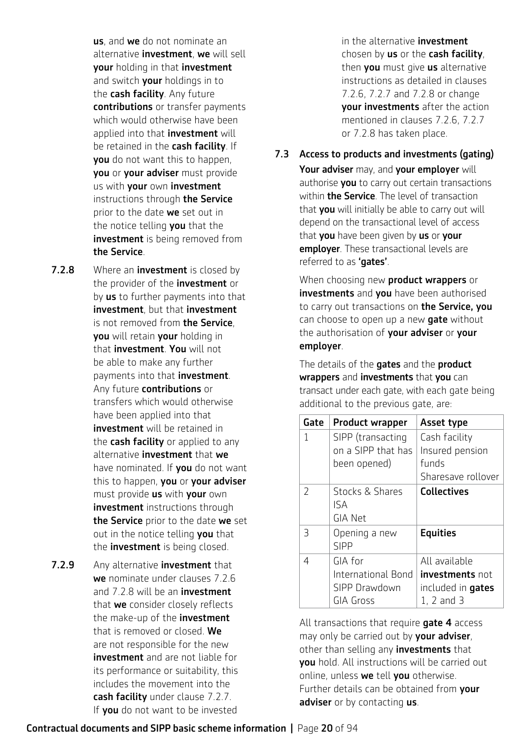**us**, and **we** do not nominate an alternative **investment**, **we** will sell **your** holding in that **investment** and switch **your** holdings in to the **cash facility**. Any future **contributions** or transfer payments which would otherwise have been applied into that **investment** will be retained in the **cash facility**. If **you** do not want this to happen, **you** or **your adviser** must provide us with **your** own **investment** instructions through **the Service** prior to the date **we** set out in the notice telling **you** that the **investment** is being removed from **the Service**.

**7.2.8** Where an **investment** is closed by the provider of the **investment** or by **us** to further payments into that **investment**, but that **investment** is not removed from **the Service**, **you** will retain **your** holding in that **investment**. **You** will not be able to make any further payments into that **investment**. Any future **contributions** or transfers which would otherwise have been applied into that **investment** will be retained in the **cash facility** or applied to any alternative **investment** that **we** have nominated. If **you** do not want this to happen, **you** or **your adviser** must provide **us** with **your** own **investment** instructions through **the Service** prior to the date **we** set out in the notice telling **you** that the **investment** is being closed.

**7.2.9** Any alternative **investment** that **we** nominate under clauses 7.2.6 and 7.2.8 will be an **investment** that **we** consider closely reflects the make-up of the **investment** that is removed or closed. **We** are not responsible for the new **investment** and are not liable for its performance or suitability, this includes the movement into the **cash facility** under clause 7.2.7. If **you** do not want to be invested in the alternative **investment** chosen by **us** or the **cash facility**, then **you** must give **us** alternative instructions as detailed in clauses 7.2.6, 7.2.7 and 7.2.8 or change **your investments** after the action mentioned in clauses 7.2.6, 7.2.7 or 7.2.8 has taken place.

## 7.3 Access to products and investments (gating)

**Your adviser** may, and **your employer** will authorise **you** to carry out certain transactions within **the Service**. The level of transaction that **you** will initially be able to carry out will depend on the transactional level of access that **you** have been given by **us** or **your employer**. These transactional levels are referred to as **'gates'**.

When choosing new **product wrappers** or **investments** and **you** have been authorised to carry out transactions on **the Service, you** can choose to open up a new **gate** without the authorisation of **your adviser** or **your employer**.

The details of the **gates** and the **product wrappers** and **investments** that **you** can transact under each gate, with each gate being additional to the previous gate, are:

| Gate | Product wrapper | Asset type |
|---|---|---|
| 1 | SIPP (transacting on a SIPP that has been opened) | Cash facility<br>Insured pension funds<br>Sharesave rollover |
| 2 | Stocks & Shares ISA<br>GIA Net | **Collectives** |
| 3 | Opening a new SIPP | **Equities** |
| 4 | GIA for International Bond<br>SIPP Drawdown<br>GIA Gross | All available **investments** not included in **gates** 1, 2 and 3 |

All transactions that require **gate 4** access may only be carried out by **your adviser**, other than selling any **investments** that **you** hold. All instructions will be carried out online, unless **we** tell **you** otherwise. Further details can be obtained from **your adviser** or by contacting **us**.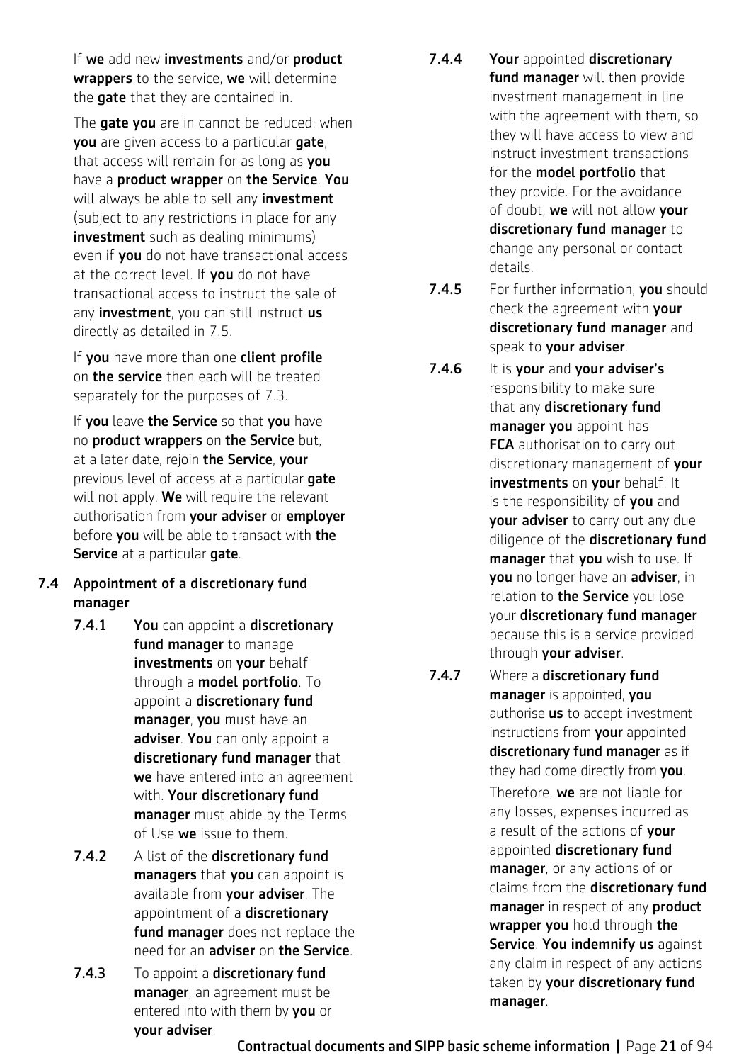If **we** add new **investments** and/or **product wrappers** to the service, **we** will determine the **gate** that they are contained in.

The **gate** **you** are in cannot be reduced: when **you** are given access to a particular **gate**, that access will remain for as long as **you** have a **product wrapper** on **the Service**. **You** will always be able to sell any **investment** (subject to any restrictions in place for any **investment** such as dealing minimums) even if **you** do not have transactional access at the correct level. If **you** do not have transactional access to instruct the sale of any **investment**, you can still instruct **us** directly as detailed in 7.5.

If **you** have more than one **client profile** on **the service** then each will be treated separately for the purposes of 7.3.

If **you** leave **the Service** so that **you** have no **product wrappers** on **the Service** but, at a later date, rejoin **the Service**, **your** previous level of access at a particular **gate** will not apply. **We** will require the relevant authorisation from **your adviser** or **employer** before **you** will be able to transact with **the Service** at a particular **gate**.

## 7.4 Appointment of a discretionary fund manager

**7.4.1** **You** can appoint a **discretionary fund manager** to manage **investments** on **your** behalf through a **model portfolio**. To appoint a **discretionary fund manager**, **you** must have an **adviser**. **You** can only appoint a **discretionary fund manager** that **we** have entered into an agreement with. **Your discretionary fund manager** must abide by the Terms of Use **we** issue to them.

**7.4.2** A list of the **discretionary fund managers** that **you** can appoint is available from **your adviser**. The appointment of a **discretionary fund manager** does not replace the need for an **adviser** on **the Service**.

**7.4.3** To appoint a **discretionary fund manager**, an agreement must be entered into with them by **you** or **your adviser**.

**7.4.4** **Your** appointed **discretionary fund manager** will then provide investment management in line with the agreement with them, so they will have access to view and instruct investment transactions for the **model portfolio** that they provide. For the avoidance of doubt, **we** will not allow **your discretionary fund manager** to change any personal or contact details.

**7.4.5** For further information, **you** should check the agreement with **your discretionary fund manager** and speak to **your adviser**.

**7.4.6** It is **your** and **your adviser's** responsibility to make sure that any **discretionary fund manager you** appoint has **FCA** authorisation to carry out discretionary management of **your investments** on **your** behalf. It is the responsibility of **you** and **your adviser** to carry out any due diligence of the **discretionary fund manager** that **you** wish to use. If **you** no longer have an **adviser**, in relation to **the Service** you lose your **discretionary fund manager** because this is a service provided through **your adviser**.

**7.4.7** Where a **discretionary fund manager** is appointed, **you** authorise **us** to accept investment instructions from **your** appointed **discretionary fund manager** as if they had come directly from **you**.

Therefore, **we** are not liable for any losses, expenses incurred as a result of the actions of **your** appointed **discretionary fund manager**, or any actions of or claims from the **discretionary fund manager** in respect of any **product wrapper you** hold through **the Service**. **You indemnify us** against any claim in respect of any actions taken by **your discretionary fund manager**.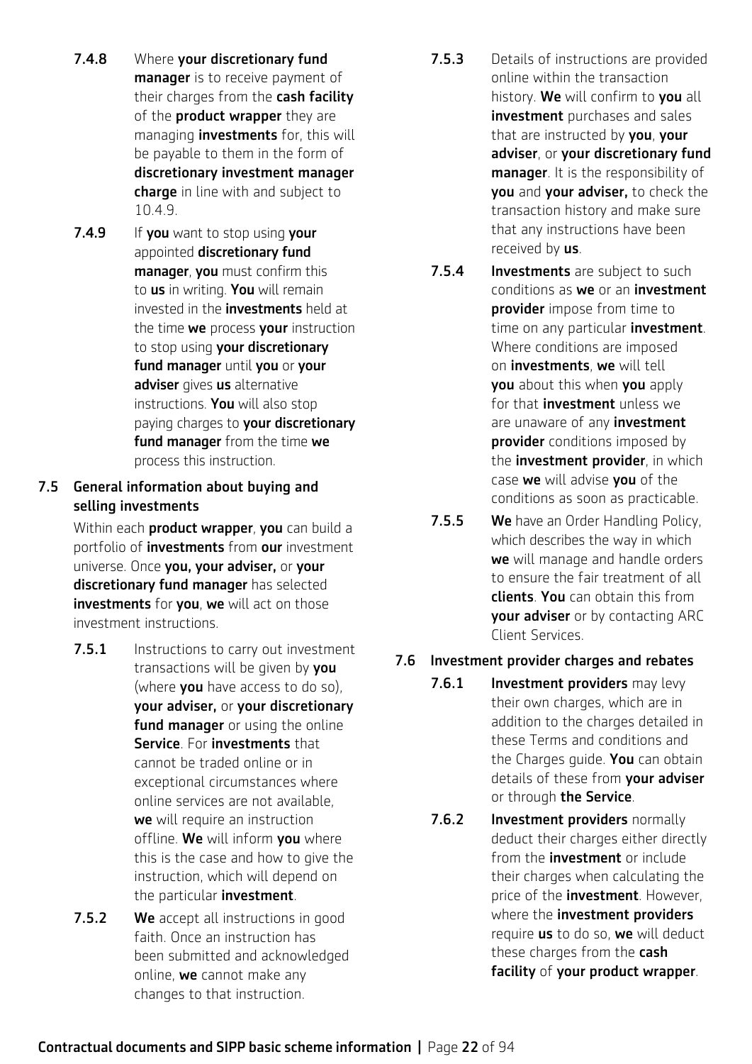**7.4.8** Where **your discretionary fund manager** is to receive payment of their charges from the **cash facility** of the **product wrapper** they are managing **investments** for, this will be payable to them in the form of **discretionary investment manager charge** in line with and subject to 10.4.9.

**7.4.9** If **you** want to stop using **your** appointed **discretionary fund manager**, **you** must confirm this to **us** in writing. **You** will remain invested in the **investments** held at the time **we** process **your** instruction to stop using **your discretionary fund manager** until **you** or **your adviser** gives **us** alternative instructions. **You** will also stop paying charges to **your discretionary fund manager** from the time **we** process this instruction.

## 7.5 General information about buying and selling investments

Within each **product wrapper**, **you** can build a portfolio of **investments** from **our** investment universe. Once **you, your adviser,** or **your discretionary fund manager** has selected **investments** for **you**, **we** will act on those investment instructions.

**7.5.1** Instructions to carry out investment transactions will be given by **you** (where **you** have access to do so), **your adviser,** or **your discretionary fund manager** or using the online **Service**. For **investments** that cannot be traded online or in exceptional circumstances where online services are not available, **we** will require an instruction offline. **We** will inform **you** where this is the case and how to give the instruction, which will depend on the particular **investment**.

**7.5.2** **We** accept all instructions in good faith. Once an instruction has been submitted and acknowledged online, **we** cannot make any changes to that instruction.

**7.5.3** Details of instructions are provided online within the transaction history. **We** will confirm to **you** all **investment** purchases and sales that are instructed by **you**, **your adviser**, or **your discretionary fund manager**. It is the responsibility of **you** and **your adviser,** to check the transaction history and make sure that any instructions have been received by **us**.

**7.5.4** **Investments** are subject to such conditions as **we** or an **investment provider** impose from time to time on any particular **investment**. Where conditions are imposed on **investments**, **we** will tell **you** about this when **you** apply for that **investment** unless we are unaware of any **investment provider** conditions imposed by the **investment provider**, in which case **we** will advise **you** of the conditions as soon as practicable.

**7.5.5** **We** have an Order Handling Policy, which describes the way in which **we** will manage and handle orders to ensure the fair treatment of all **clients**. **You** can obtain this from **your adviser** or by contacting ARC Client Services.

## 7.6 Investment provider charges and rebates

**7.6.1** **Investment providers** may levy their own charges, which are in addition to the charges detailed in these Terms and conditions and the Charges guide. **You** can obtain details of these from **your adviser** or through **the Service**.

**7.6.2** **Investment providers** normally deduct their charges either directly from the **investment** or include their charges when calculating the price of the **investment**. However, where the **investment providers** require **us** to do so, **we** will deduct these charges from the **cash facility** of **your product wrapper**.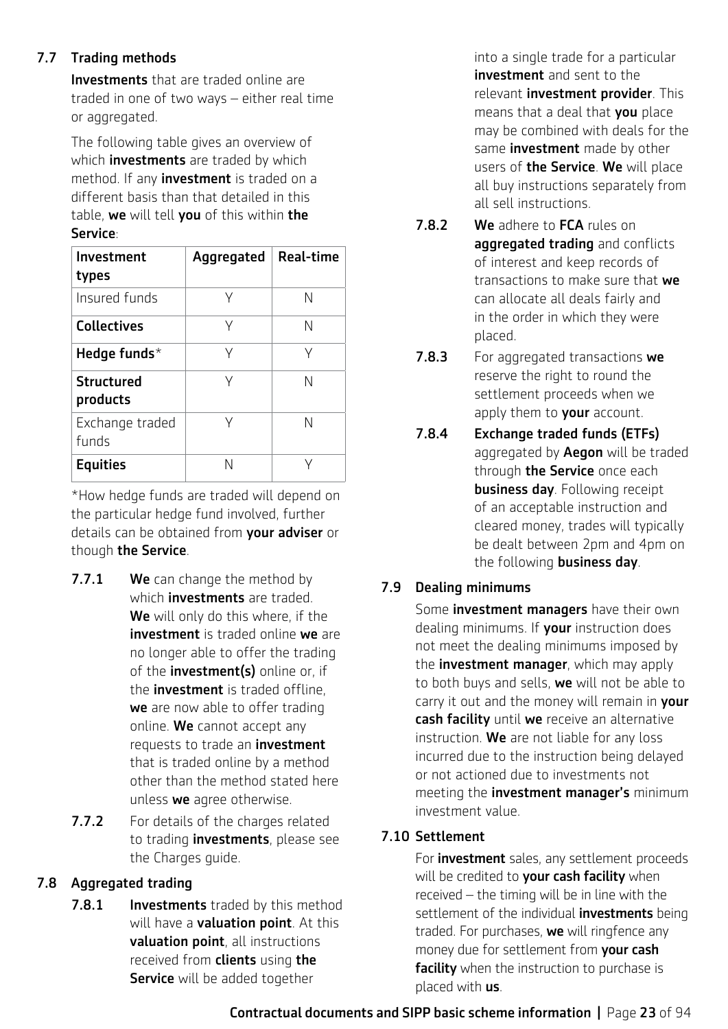## 7.7 Trading methods

**Investments** that are traded online are traded in one of two ways – either real time or aggregated.

The following table gives an overview of which **investments** are traded by which method. If any **investment** is traded on a different basis than that detailed in this table, **we** will tell **you** of this within **the Service**:

| Investment types | Aggregated | Real-time |
|---|---|---|
| Insured funds | Y | N |
| **Collectives** | Y | N |
| **Hedge funds***| Y | Y |
| **Structured products** | Y | N |
| Exchange traded funds | Y | N |
| **Equities** | N | Y |

*How hedge funds are traded will depend on the particular hedge fund involved, further details can be obtained from **your adviser** or though **the Service**.

**7.7.1** **We** can change the method by which **investments** are traded. **We** will only do this where, if the **investment** is traded online **we** are no longer able to offer the trading of the **investment(s)** online or, if the **investment** is traded offline, **we** are now able to offer trading online. **We** cannot accept any requests to trade an **investment** that is traded online by a method other than the method stated here unless **we** agree otherwise.

**7.7.2** For details of the charges related to trading **investments**, please see the Charges guide.

## 7.8 Aggregated trading

**7.8.1** **Investments** traded by this method will have a **valuation point**. At this **valuation point**, all instructions received from **clients** using **the Service** will be added together into a single trade for a particular **investment** and sent to the relevant **investment provider**. This means that a deal that **you** place may be combined with deals for the same **investment** made by other users of **the Service**. **We** will place all buy instructions separately from all sell instructions.

**7.8.2** **We** adhere to **FCA** rules on **aggregated trading** and conflicts of interest and keep records of transactions to make sure that **we** can allocate all deals fairly and in the order in which they were placed.

**7.8.3** For aggregated transactions **we** reserve the right to round the settlement proceeds when we apply them to **your** account.

**7.8.4** **Exchange traded funds (ETFs)** aggregated by **Aegon** will be traded through **the Service** once each **business day**. Following receipt of an acceptable instruction and cleared money, trades will typically be dealt between 2pm and 4pm on the following **business day**.

## 7.9 Dealing minimums

Some **investment managers** have their own dealing minimums. If **your** instruction does not meet the dealing minimums imposed by the **investment manager**, which may apply to both buys and sells, **we** will not be able to carry it out and the money will remain in **your cash facility** until **we** receive an alternative instruction. **We** are not liable for any loss incurred due to the instruction being delayed or not actioned due to investments not meeting the **investment manager's** minimum investment value.

## 7.10 Settlement

For **investment** sales, any settlement proceeds will be credited to **your cash facility** when received – the timing will be in line with the settlement of the individual **investments** being traded. For purchases, **we** will ringfence any money due for settlement from **your cash facility** when the instruction to purchase is placed with **us**.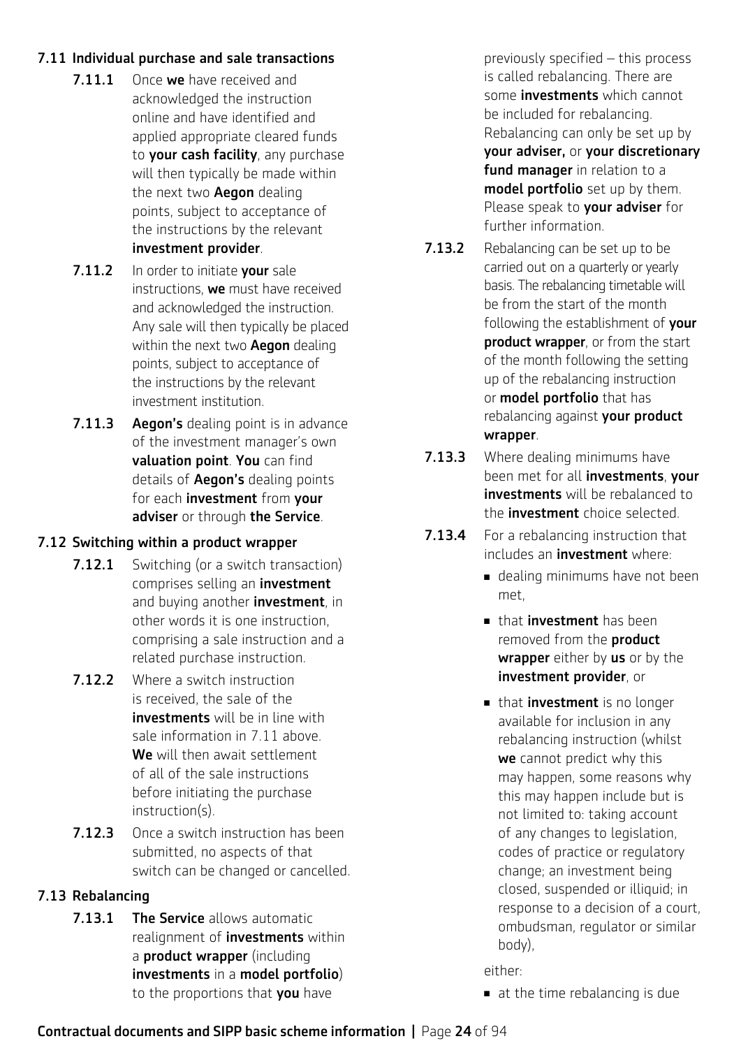### 7.11 Individual purchase and sale transactions

**7.11.1** Once **we** have received and acknowledged the instruction online and have identified and applied appropriate cleared funds to **your cash facility**, any purchase will then typically be made within the next two **Aegon** dealing points, subject to acceptance of the instructions by the relevant **investment provider**.

**7.11.2** In order to initiate **your** sale instructions, **we** must have received and acknowledged the instruction. Any sale will then typically be placed within the next two **Aegon** dealing points, subject to acceptance of the instructions by the relevant investment institution.

**7.11.3** **Aegon's** dealing point is in advance of the investment manager's own **valuation point**. **You** can find details of **Aegon's** dealing points for each **investment** from **your adviser** or through **the Service**.

### 7.12 Switching within a product wrapper

**7.12.1** Switching (or a switch transaction) comprises selling an **investment** and buying another **investment**, in other words it is one instruction, comprising a sale instruction and a related purchase instruction.

**7.12.2** Where a switch instruction is received, the sale of the **investments** will be in line with sale information in 7.11 above. **We** will then await settlement of all of the sale instructions before initiating the purchase instruction(s).

**7.12.3** Once a switch instruction has been submitted, no aspects of that switch can be changed or cancelled.

### 7.13 Rebalancing

**7.13.1** **The Service** allows automatic realignment of **investments** within a **product wrapper** (including **investments** in a **model portfolio**) to the proportions that **you** have previously specified – this process is called rebalancing. There are some **investments** which cannot be included for rebalancing. Rebalancing can only be set up by **your adviser,** or **your discretionary fund manager** in relation to a **model portfolio** set up by them. Please speak to **your adviser** for further information.

**7.13.2** Rebalancing can be set up to be carried out on a quarterly or yearly basis. The rebalancing timetable will be from the start of the month following the establishment of **your product wrapper**, or from the start of the month following the setting up of the rebalancing instruction or **model portfolio** that has rebalancing against **your product wrapper**.

**7.13.3** Where dealing minimums have been met for all **investments**, **your investments** will be rebalanced to the **investment** choice selected.

**7.13.4** For a rebalancing instruction that includes an **investment** where:

- dealing minimums have not been met,
- that **investment** has been removed from the **product wrapper** either by **us** or by the **investment provider**, or
- that **investment** is no longer available for inclusion in any rebalancing instruction (whilst **we** cannot predict why this may happen, some reasons why this may happen include but is not limited to: taking account of any changes to legislation, codes of practice or regulatory change; an investment being closed, suspended or illiquid; in response to a decision of a court, ombudsman, regulator or similar body),

either:

- at the time rebalancing is due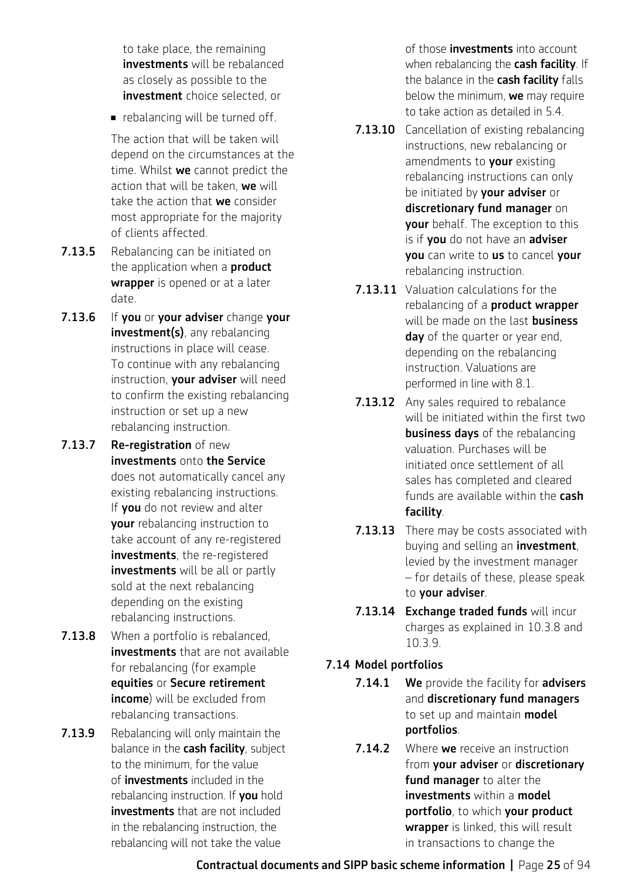to take place, the remaining **investments** will be rebalanced as closely as possible to the **investment** choice selected, or

- rebalancing will be turned off.

The action that will be taken will depend on the circumstances at the time. Whilst **we** cannot predict the action that will be taken, **we** will take the action that **we** consider most appropriate for the majority of clients affected.

**7.13.5** Rebalancing can be initiated on the application when a **product wrapper** is opened or at a later date.

**7.13.6** If **you** or **your adviser** change **your investment(s)**, any rebalancing instructions in place will cease. To continue with any rebalancing instruction, **your adviser** will need to confirm the existing rebalancing instruction or set up a new rebalancing instruction.

**7.13.7** **Re-registration** of new **investments** onto **the Service** does not automatically cancel any existing rebalancing instructions. If **you** do not review and alter **your** rebalancing instruction to take account of any re-registered **investments**, the re-registered **investments** will be all or partly sold at the next rebalancing depending on the existing rebalancing instructions.

**7.13.8** When a portfolio is rebalanced, **investments** that are not available for rebalancing (for example **equities** or **Secure retirement income**) will be excluded from rebalancing transactions.

**7.13.9** Rebalancing will only maintain the balance in the **cash facility**, subject to the minimum, for the value of **investments** included in the rebalancing instruction. If **you** hold **investments** that are not included in the rebalancing instruction, the rebalancing will not take the value of those **investments** into account when rebalancing the **cash facility**. If the balance in the **cash facility** falls below the minimum, **we** may require to take action as detailed in 5.4.

**7.13.10** Cancellation of existing rebalancing instructions, new rebalancing or amendments to **your** existing rebalancing instructions can only be initiated by **your adviser** or **discretionary fund manager** on **your** behalf. The exception to this is if **you** do not have an **adviser** **you** can write to **us** to cancel **your** rebalancing instruction.

**7.13.11** Valuation calculations for the rebalancing of a **product wrapper** will be made on the last **business day** of the quarter or year end, depending on the rebalancing instruction. Valuations are performed in line with 8.1.

**7.13.12** Any sales required to rebalance will be initiated within the first two **business days** of the rebalancing valuation. Purchases will be initiated once settlement of all sales has completed and cleared funds are available within the **cash facility**.

**7.13.13** There may be costs associated with buying and selling an **investment**, levied by the investment manager – for details of these, please speak to **your adviser**.

**7.13.14** **Exchange traded funds** will incur charges as explained in 10.3.8 and 10.3.9.

### 7.14 Model portfolios

**7.14.1** **We** provide the facility for **advisers** and **discretionary fund managers** to set up and maintain **model portfolios**.

**7.14.2** Where **we** receive an instruction from **your adviser** or **discretionary fund manager** to alter the **investments** within a **model portfolio**, to which **your product wrapper** is linked, this will result in transactions to change the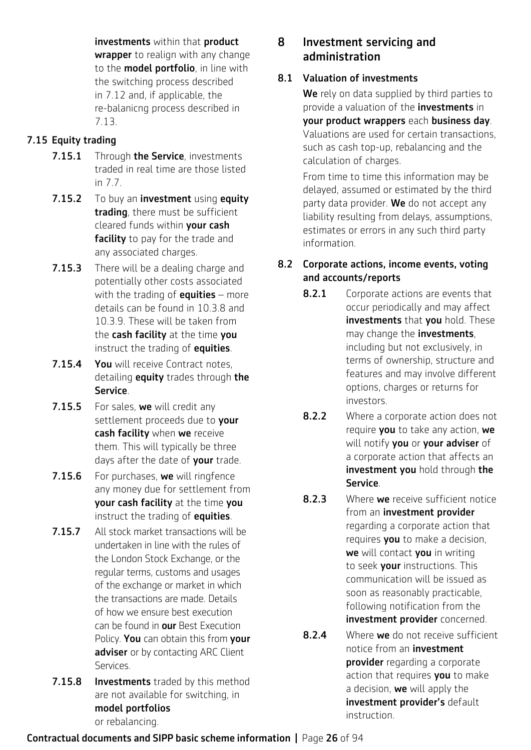**investments** within that **product wrapper** to realign with any change to the **model portfolio**, in line with the switching process described in 7.12 and, if applicable, the re-balanicng process described in 7.13.

### 7.15 Equity trading

**7.15.1** Through **the Service**, investments traded in real time are those listed in 7.7.

**7.15.2** To buy an **investment** using **equity trading**, there must be sufficient cleared funds within **your cash facility** to pay for the trade and any associated charges.

**7.15.3** There will be a dealing charge and potentially other costs associated with the trading of **equities** – more details can be found in 10.3.8 and 10.3.9. These will be taken from the **cash facility** at the time **you** instruct the trading of **equities**.

**7.15.4** **You** will receive Contract notes, detailing **equity** trades through **the Service**.

**7.15.5** For sales, **we** will credit any settlement proceeds due to **your cash facility** when **we** receive them. This will typically be three days after the date of **your** trade.

**7.15.6** For purchases, **we** will ringfence any money due for settlement from **your cash facility** at the time **you** instruct the trading of **equities**.

**7.15.7** All stock market transactions will be undertaken in line with the rules of the London Stock Exchange, or the regular terms, customs and usages of the exchange or market in which the transactions are made. Details of how we ensure best execution can be found in **our** Best Execution Policy. **You** can obtain this from **your adviser** or by contacting ARC Client Services.

**7.15.8** **Investments** traded by this method are not available for switching, in **model portfolios** or rebalancing.

## 8 Investment servicing and administration

### 8.1 Valuation of investments

**We** rely on data supplied by third parties to provide a valuation of the **investments** in **your product wrappers** each **business day**. Valuations are used for certain transactions, such as cash top-up, rebalancing and the calculation of charges.

From time to time this information may be delayed, assumed or estimated by the third party data provider. **We** do not accept any liability resulting from delays, assumptions, estimates or errors in any such third party information.

### 8.2 Corporate actions, income events, voting and accounts/reports

**8.2.1** Corporate actions are events that occur periodically and may affect **investments** that **you** hold. These may change the **investments**, including but not exclusively, in terms of ownership, structure and features and may involve different options, charges or returns for investors.

**8.2.2** Where a corporate action does not require **you** to take any action, **we** will notify **you** or **your adviser** of a corporate action that affects an **investment you** hold through **the Service**.

**8.2.3** Where **we** receive sufficient notice from an **investment provider** regarding a corporate action that requires **you** to make a decision, **we** will contact **you** in writing to seek **your** instructions. This communication will be issued as soon as reasonably practicable, following notification from the **investment provider** concerned.

**8.2.4** Where **we** do not receive sufficient notice from an **investment provider** regarding a corporate action that requires **you** to make a decision, **we** will apply the **investment provider's** default instruction.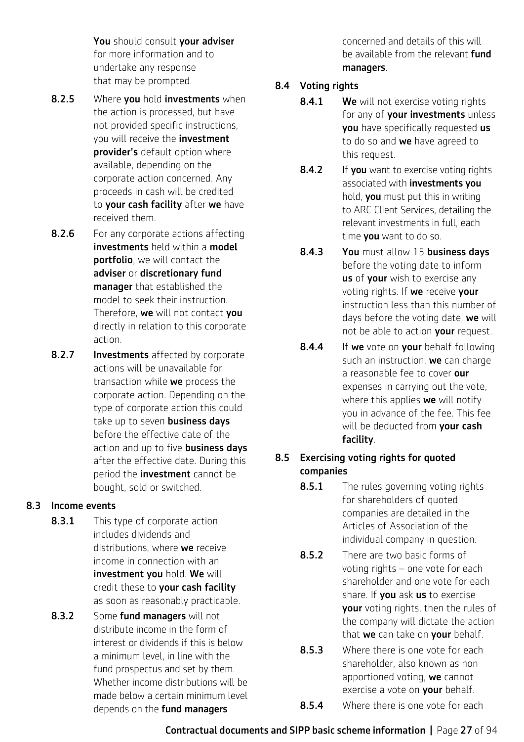**You** should consult **your adviser** for more information and to undertake any response that may be prompted.

**8.2.5** Where **you** hold **investments** when the action is processed, but have not provided specific instructions, you will receive the **investment provider's** default option where available, depending on the corporate action concerned. Any proceeds in cash will be credited to **your cash facility** after **we** have received them.

**8.2.6** For any corporate actions affecting **investments** held within a **model portfolio**, we will contact the **adviser** or **discretionary fund manager** that established the model to seek their instruction. Therefore, **we** will not contact **you** directly in relation to this corporate action.

**8.2.7** **Investments** affected by corporate actions will be unavailable for transaction while **we** process the corporate action. Depending on the type of corporate action this could take up to seven **business days** before the effective date of the action and up to five **business days** after the effective date. During this period the **investment** cannot be bought, sold or switched.

### 8.3 Income events

**8.3.1** This type of corporate action includes dividends and distributions, where **we** receive income in connection with an **investment you** hold. **We** will credit these to **your cash facility** as soon as reasonably practicable.

**8.3.2** Some **fund managers** will not distribute income in the form of interest or dividends if this is below a minimum level, in line with the fund prospectus and set by them. Whether income distributions will be made below a certain minimum level depends on the **fund managers** concerned and details of this will be available from the relevant **fund managers**.

### 8.4 Voting rights

**8.4.1** **We** will not exercise voting rights for any of **your investments** unless **you** have specifically requested **us** to do so and **we** have agreed to this request.

**8.4.2** If **you** want to exercise voting rights associated with **investments you** hold, **you** must put this in writing to ARC Client Services, detailing the relevant investments in full, each time **you** want to do so.

**8.4.3** **You** must allow 15 **business days** before the voting date to inform **us** of **your** wish to exercise any voting rights. If **we** receive **your** instruction less than this number of days before the voting date, **we** will not be able to action **your** request.

**8.4.4** If **we** vote on **your** behalf following such an instruction, **we** can charge a reasonable fee to cover **our** expenses in carrying out the vote, where this applies **we** will notify you in advance of the fee. This fee will be deducted from **your cash facility**.

### 8.5 Exercising voting rights for quoted companies

**8.5.1** The rules governing voting rights for shareholders of quoted companies are detailed in the Articles of Association of the individual company in question.

**8.5.2** There are two basic forms of voting rights – one vote for each shareholder and one vote for each share. If **you** ask **us** to exercise **your** voting rights, then the rules of the company will dictate the action that **we** can take on **your** behalf.

**8.5.3** Where there is one vote for each shareholder, also known as non apportioned voting, **we** cannot exercise a vote on **your** behalf.

**8.5.4** Where there is one vote for each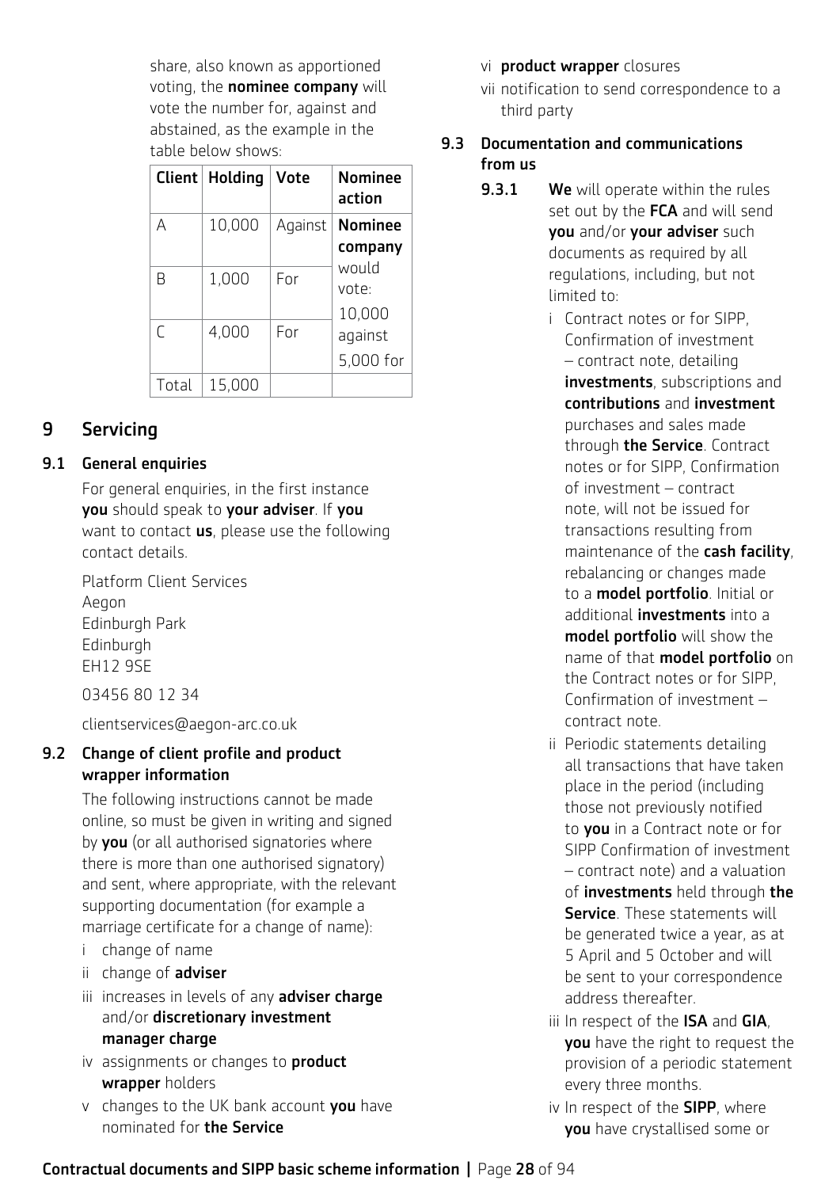share, also known as apportioned voting, the **nominee company** will vote the number for, against and abstained, as the example in the table below shows:

| Client | Holding | Vote | Nominee action |
|---|---|---|---|
| A | 10,000 | Against | **Nominee company** would vote: 10,000 against 5,000 for |
| B | 1,000 | For | |
| C | 4,000 | For | |
| Total | 15,000 | | |

## 9 Servicing

### 9.1 General enquiries

For general enquiries, in the first instance **you** should speak to **your adviser**. If **you** want to contact **us**, please use the following contact details.

Platform Client Services
Aegon
Edinburgh Park
Edinburgh
EH12 9SE

03456 80 12 34

clientservices@aegon-arc.co.uk

### 9.2 Change of client profile and product wrapper information

The following instructions cannot be made online, so must be given in writing and signed by **you** (or all authorised signatories where there is more than one authorised signatory) and sent, where appropriate, with the relevant supporting documentation (for example a marriage certificate for a change of name):

i change of name

ii change of **adviser**

iii increases in levels of any **adviser charge** and/or **discretionary investment manager charge**

iv assignments or changes to **product wrapper** holders

v changes to the UK bank account **you** have nominated for **the Service**

vi **product wrapper** closures

vii notification to send correspondence to a third party

### 9.3 Documentation and communications from us

**9.3.1** **We** will operate within the rules set out by the **FCA** and will send **you** and/or **your adviser** such documents as required by all regulations, including, but not limited to:

i Contract notes or for SIPP, Confirmation of investment – contract note, detailing **investments**, subscriptions and **contributions** and **investment** purchases and sales made through **the Service**. Contract notes or for SIPP, Confirmation of investment – contract note, will not be issued for transactions resulting from maintenance of the **cash facility**, rebalancing or changes made to a **model portfolio**. Initial or additional **investments** into a **model portfolio** will show the name of that **model portfolio** on the Contract notes or for SIPP, Confirmation of investment – contract note.

ii Periodic statements detailing all transactions that have taken place in the period (including those not previously notified to **you** in a Contract note or for SIPP Confirmation of investment – contract note) and a valuation of **investments** held through **the Service**. These statements will be generated twice a year, as at 5 April and 5 October and will be sent to your correspondence address thereafter.

iii In respect of the **ISA** and **GIA**, **you** have the right to request the provision of a periodic statement every three months.

iv In respect of the **SIPP**, where **you** have crystallised some or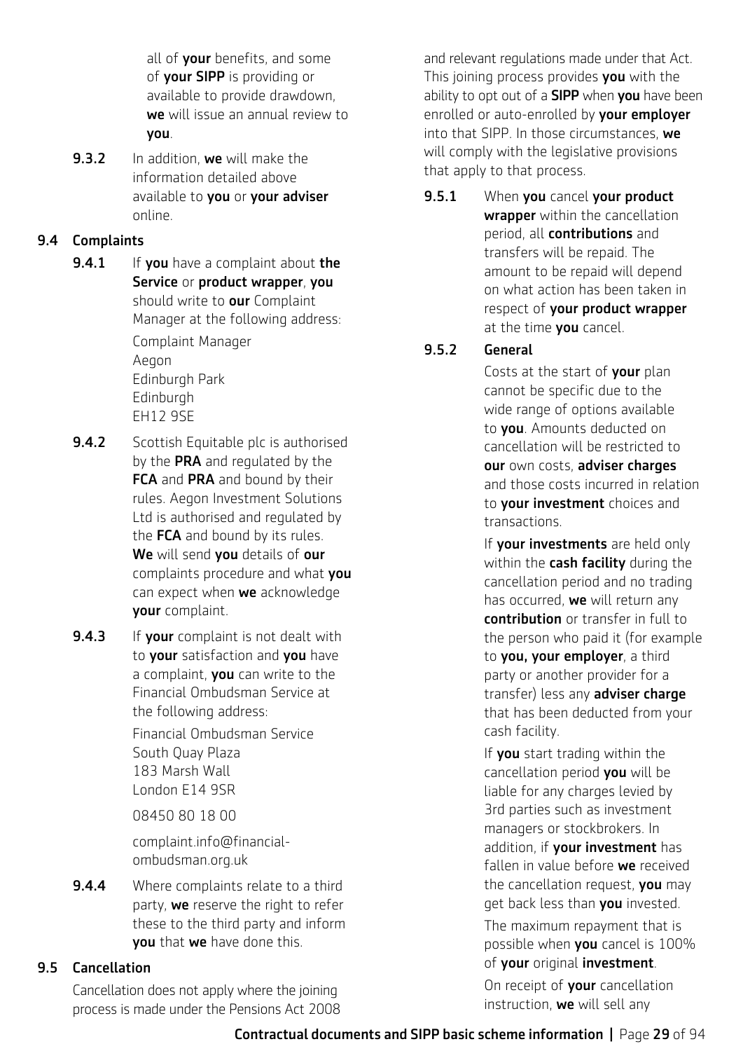all of **your** benefits, and some of **your SIPP** is providing or available to provide drawdown, **we** will issue an annual review to **you**.

**9.3.2** In addition, **we** will make the information detailed above available to **you** or **your adviser** online.

## 9.4 Complaints

**9.4.1** If **you** have a complaint about **the Service** or **product wrapper**, **you** should write to **our** Complaint Manager at the following address:

Complaint Manager
Aegon
Edinburgh Park
Edinburgh
EH12 9SE

**9.4.2** Scottish Equitable plc is authorised by the **PRA** and regulated by the **FCA** and **PRA** and bound by their rules. Aegon Investment Solutions Ltd is authorised and regulated by the **FCA** and bound by its rules. **We** will send **you** details of **our** complaints procedure and what **you** can expect when **we** acknowledge **your** complaint.

**9.4.3** If **your** complaint is not dealt with to **your** satisfaction and **you** have a complaint, **you** can write to the Financial Ombudsman Service at the following address:

Financial Ombudsman Service
South Quay Plaza
183 Marsh Wall
London E14 9SR

08450 80 18 00

complaint.info@financial-ombudsman.org.uk

**9.4.4** Where complaints relate to a third party, **we** reserve the right to refer these to the third party and inform **you** that **we** have done this.

## 9.5 Cancellation

Cancellation does not apply where the joining process is made under the Pensions Act 2008 and relevant regulations made under that Act. This joining process provides **you** with the ability to opt out of a **SIPP** when **you** have been enrolled or auto-enrolled by **your employer** into that SIPP. In those circumstances, **we** will comply with the legislative provisions that apply to that process.

**9.5.1** When **you** cancel **your product wrapper** within the cancellation period, all **contributions** and transfers will be repaid. The amount to be repaid will depend on what action has been taken in respect of **your product wrapper** at the time **you** cancel.

### 9.5.2 General

Costs at the start of **your** plan cannot be specific due to the wide range of options available to **you**. Amounts deducted on cancellation will be restricted to **our** own costs, **adviser charges** and those costs incurred in relation to **your investment** choices and transactions.

If **your investments** are held only within the **cash facility** during the cancellation period and no trading has occurred, **we** will return any **contribution** or transfer in full to the person who paid it (for example to **you, your employer**, a third party or another provider for a transfer) less any **adviser charge** that has been deducted from your cash facility.

If **you** start trading within the cancellation period **you** will be liable for any charges levied by 3rd parties such as investment managers or stockbrokers. In addition, if **your investment** has fallen in value before **we** received the cancellation request, **you** may get back less than **you** invested.

The maximum repayment that is possible when **you** cancel is 100% of **your** original **investment**.

On receipt of **your** cancellation instruction, **we** will sell any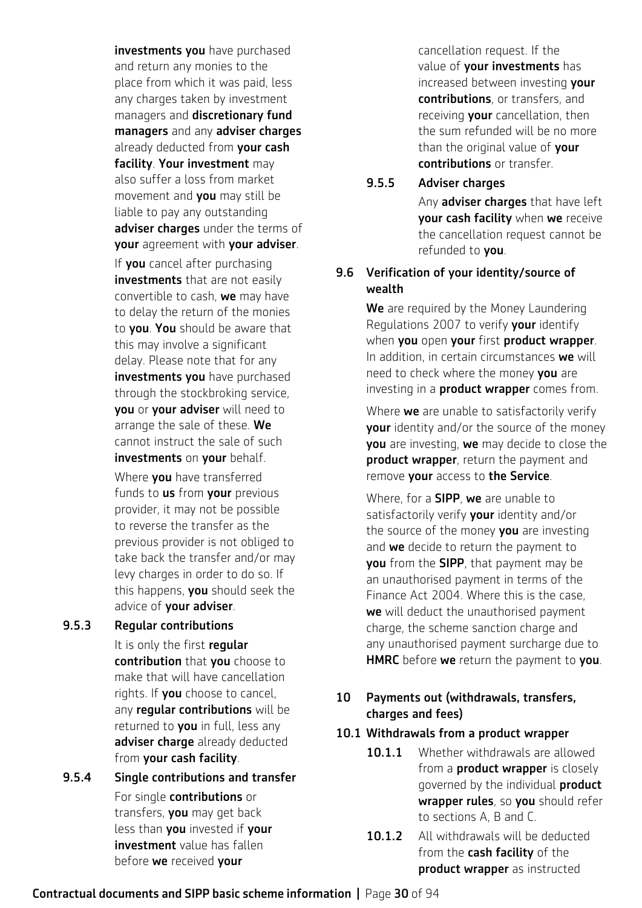**investments you** have purchased and return any monies to the place from which it was paid, less any charges taken by investment managers and **discretionary fund managers** and any **adviser charges** already deducted from **your cash facility**. **Your investment** may also suffer a loss from market movement and **you** may still be liable to pay any outstanding **adviser charges** under the terms of **your** agreement with **your adviser**.

If **you** cancel after purchasing **investments** that are not easily convertible to cash, **we** may have to delay the return of the monies to **you**. **You** should be aware that this may involve a significant delay. Please note that for any **investments you** have purchased through the stockbroking service, **you** or **your adviser** will need to arrange the sale of these. **We** cannot instruct the sale of such **investments** on **your** behalf.

Where **you** have transferred funds to **us** from **your** previous provider, it may not be possible to reverse the transfer as the previous provider is not obliged to take back the transfer and/or may levy charges in order to do so. If this happens, **you** should seek the advice of **your adviser**.

#### 9.5.3 Regular contributions

It is only the first **regular contribution** that **you** choose to make that will have cancellation rights. If **you** choose to cancel, any **regular contributions** will be returned to **you** in full, less any **adviser charge** already deducted from **your cash facility**.

#### 9.5.4 Single contributions and transfer

For single **contributions** or transfers, **you** may get back less than **you** invested if **your investment** value has fallen before **we** received **your** cancellation request. If the value of **your investments** has increased between investing **your contributions**, or transfers, and receiving **your** cancellation, then the sum refunded will be no more than the original value of **your contributions** or transfer.

#### 9.5.5 Adviser charges

Any **adviser charges** that have left **your cash facility** when **we** receive the cancellation request cannot be refunded to **you**.

### 9.6 Verification of your identity/source of wealth

**We** are required by the Money Laundering Regulations 2007 to verify **your** identify when **you** open **your** first **product wrapper**. In addition, in certain circumstances **we** will need to check where the money **you** are investing in a **product wrapper** comes from.

Where **we** are unable to satisfactorily verify **your** identity and/or the source of the money **you** are investing, **we** may decide to close the **product wrapper**, return the payment and remove **your** access to **the Service**.

Where, for a **SIPP**, **we** are unable to satisfactorily verify **your** identity and/or the source of the money **you** are investing and **we** decide to return the payment to **you** from the **SIPP**, that payment may be an unauthorised payment in terms of the Finance Act 2004. Where this is the case, **we** will deduct the unauthorised payment charge, the scheme sanction charge and any unauthorised payment surcharge due to **HMRC** before **we** return the payment to **you**.

## 10 Payments out (withdrawals, transfers, charges and fees)

### 10.1 Withdrawals from a product wrapper

**10.1.1** Whether withdrawals are allowed from a **product wrapper** is closely governed by the individual **product wrapper rules**, so **you** should refer to sections A, B and C.

**10.1.2** All withdrawals will be deducted from the **cash facility** of the **product wrapper** as instructed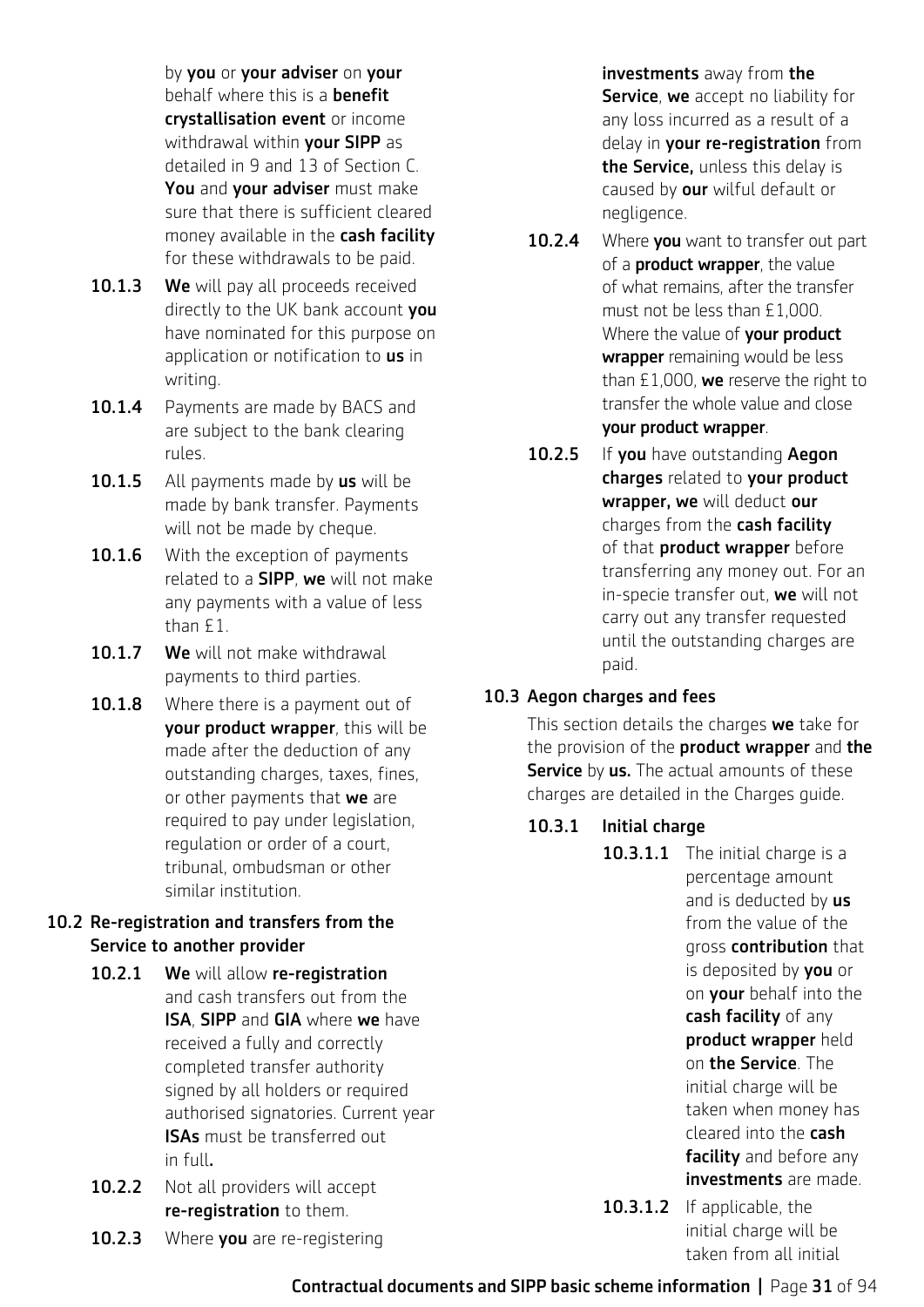by **you** or **your adviser** on **your** behalf where this is a **benefit crystallisation event** or income withdrawal within **your SIPP** as detailed in 9 and 13 of Section C. **You** and **your adviser** must make sure that there is sufficient cleared money available in the **cash facility** for these withdrawals to be paid.

**10.1.3** **We** will pay all proceeds received directly to the UK bank account **you** have nominated for this purpose on application or notification to **us** in writing.

**10.1.4** Payments are made by BACS and are subject to the bank clearing rules.

**10.1.5** All payments made by **us** will be made by bank transfer. Payments will not be made by cheque.

**10.1.6** With the exception of payments related to a **SIPP**, **we** will not make any payments with a value of less than £1.

**10.1.7** **We** will not make withdrawal payments to third parties.

**10.1.8** Where there is a payment out of **your product wrapper**, this will be made after the deduction of any outstanding charges, taxes, fines, or other payments that **we** are required to pay under legislation, regulation or order of a court, tribunal, ombudsman or other similar institution.

### 10.2 Re-registration and transfers from the Service to another provider

**10.2.1** **We** will allow **re-registration** and cash transfers out from the **ISA**, **SIPP** and **GIA** where **we** have received a fully and correctly completed transfer authority signed by all holders or required authorised signatories. Current year **ISAs** must be transferred out in full.

**10.2.2** Not all providers will accept **re-registration** to them.

**10.2.3** Where **you** are re-registering **investments** away from **the Service**, **we** accept no liability for any loss incurred as a result of a delay in **your re-registration** from **the Service,** unless this delay is caused by **our** wilful default or negligence.

**10.2.4** Where **you** want to transfer out part of a **product wrapper**, the value of what remains, after the transfer must not be less than £1,000. Where the value of **your product wrapper** remaining would be less than £1,000, **we** reserve the right to transfer the whole value and close **your product wrapper**.

**10.2.5** If **you** have outstanding **Aegon charges** related to **your product wrapper, we** will deduct **our** charges from the **cash facility** of that **product wrapper** before transferring any money out. For an in-specie transfer out, **we** will not carry out any transfer requested until the outstanding charges are paid.

### 10.3 Aegon charges and fees

This section details the charges **we** take for the provision of the **product wrapper** and **the Service** by **us.** The actual amounts of these charges are detailed in the Charges guide.

#### 10.3.1 Initial charge

**10.3.1.1** The initial charge is a percentage amount and is deducted by **us** from the value of the gross **contribution** that is deposited by **you** or on **your** behalf into the **cash facility** of any **product wrapper** held on **the Service**. The initial charge will be taken when money has cleared into the **cash facility** and before any **investments** are made.

**10.3.1.2** If applicable, the initial charge will be taken from all initial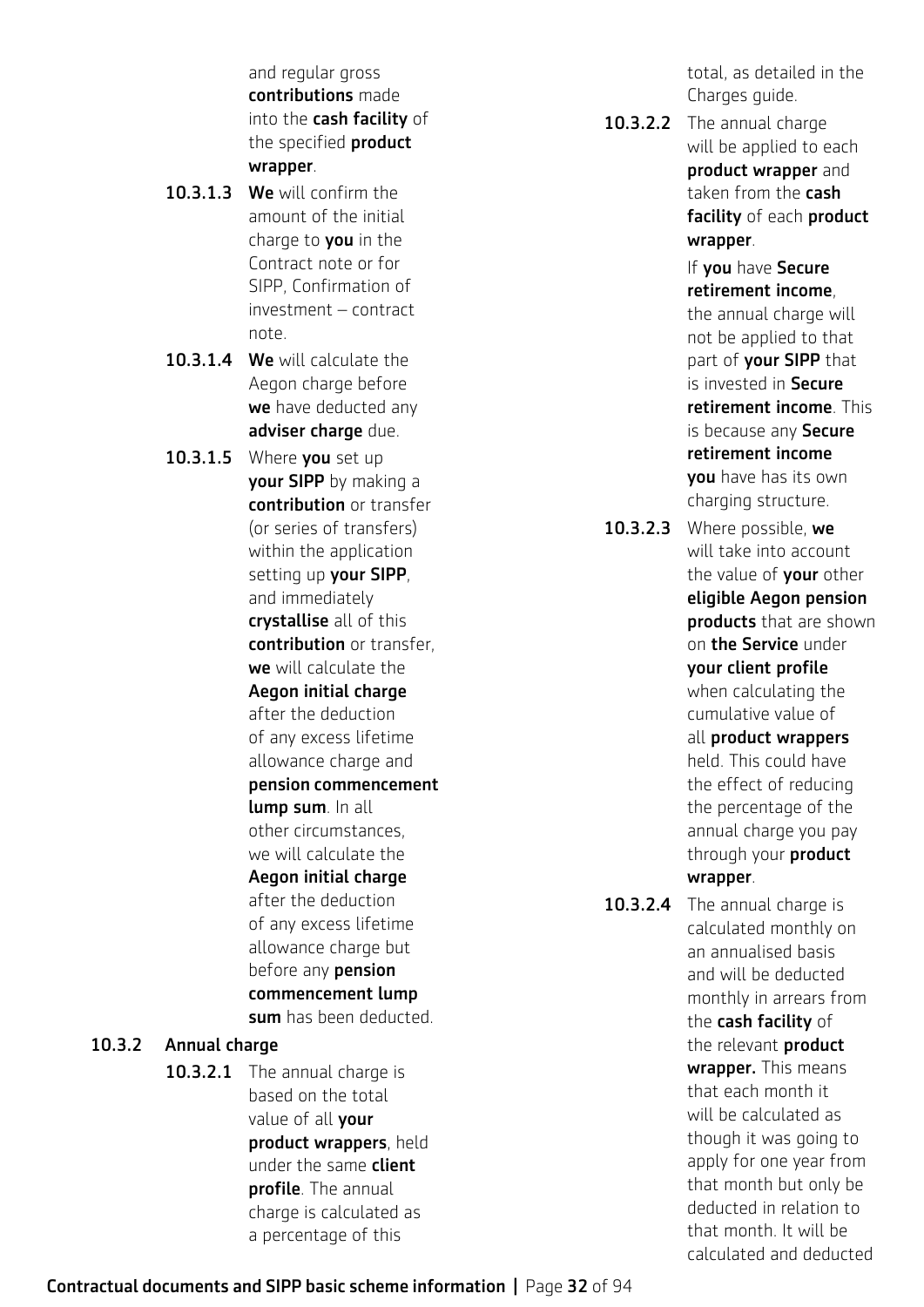and regular gross **contributions** made into the **cash facility** of the specified **product wrapper**.

**10.3.1.3** **We** will confirm the amount of the initial charge to **you** in the Contract note or for SIPP, Confirmation of investment – contract note.

**10.3.1.4** **We** will calculate the Aegon charge before **we** have deducted any **adviser charge** due.

**10.3.1.5** Where **you** set up **your SIPP** by making a **contribution** or transfer (or series of transfers) within the application setting up **your SIPP**, and immediately **crystallise** all of this **contribution** or transfer, **we** will calculate the **Aegon initial charge** after the deduction of any excess lifetime allowance charge and **pension commencement lump sum**. In all other circumstances, we will calculate the **Aegon initial charge** after the deduction of any excess lifetime allowance charge but before any **pension commencement lump sum** has been deducted.

### 10.3.2 Annual charge

**10.3.2.1** The annual charge is based on the total value of all **your product wrappers**, held under the same **client profile**. The annual charge is calculated as a percentage of this total, as detailed in the Charges guide.

**10.3.2.2** The annual charge will be applied to each **product wrapper** and taken from the **cash facility** of each **product wrapper**.

If **you** have **Secure retirement income**, the annual charge will not be applied to that part of **your SIPP** that is invested in **Secure retirement income**. This is because any **Secure retirement income you** have has its own charging structure.

**10.3.2.3** Where possible, **we** will take into account the value of **your** other **eligible Aegon pension products** that are shown on **the Service** under **your client profile** when calculating the cumulative value of all **product wrappers** held. This could have the effect of reducing the percentage of the annual charge you pay through your **product wrapper**.

**10.3.2.4** The annual charge is calculated monthly on an annualised basis and will be deducted monthly in arrears from the **cash facility** of the relevant **product wrapper.** This means that each month it will be calculated as though it was going to apply for one year from that month but only be deducted in relation to that month. It will be calculated and deducted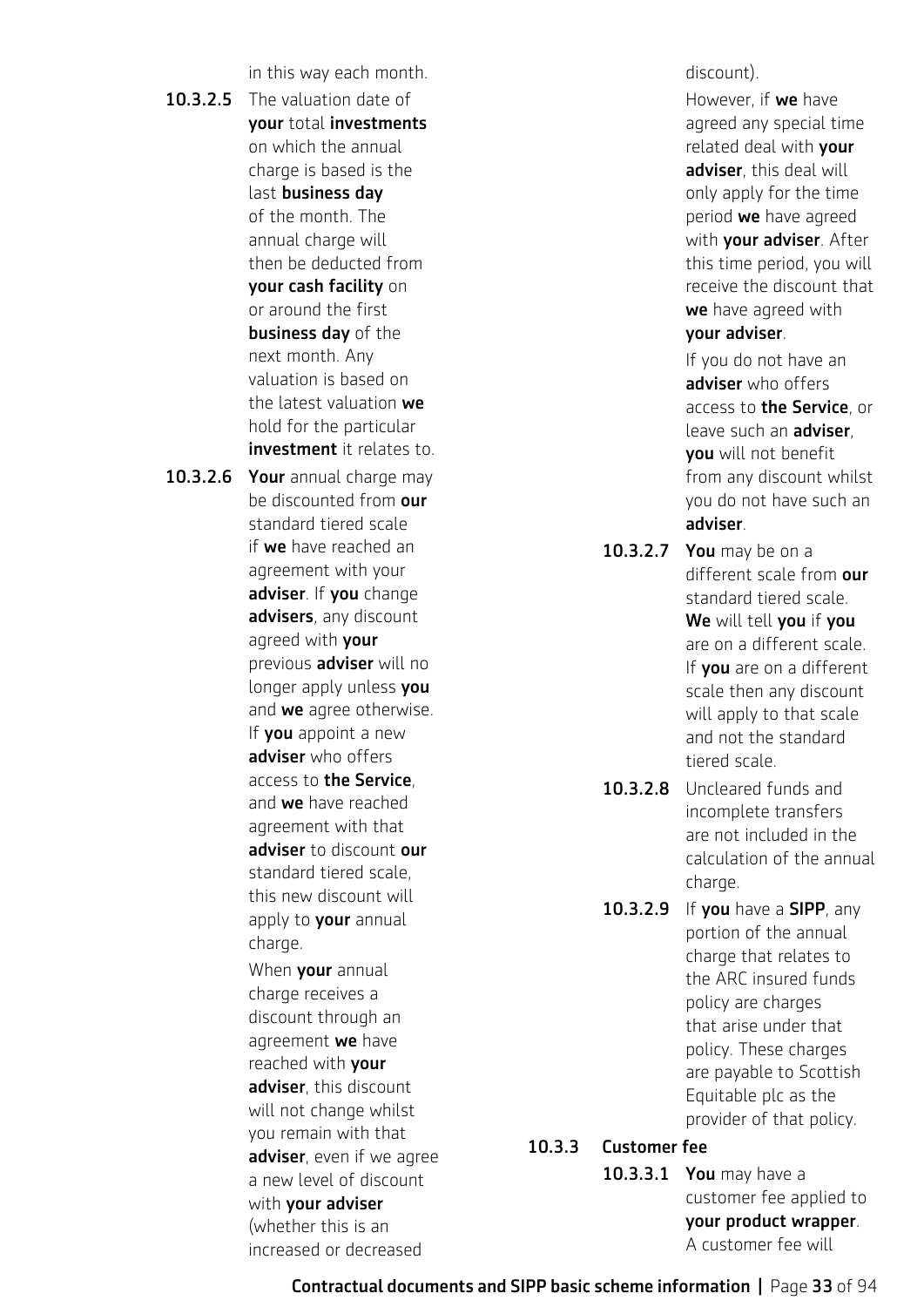in this way each month.

**10.3.2.5** The valuation date of **your** total **investments** on which the annual charge is based is the last **business day** of the month. The annual charge will then be deducted from **your cash facility** on or around the first **business day** of the next month. Any valuation is based on the latest valuation **we** hold for the particular **investment** it relates to.

**10.3.2.6** **Your** annual charge may be discounted from **our** standard tiered scale if **we** have reached an agreement with your **adviser**. If **you** change **advisers**, any discount agreed with **your** previous **adviser** will no longer apply unless **you** and **we** agree otherwise. If **you** appoint a new **adviser** who offers access to **the Service**, and **we** have reached agreement with that **adviser** to discount **our** standard tiered scale, this new discount will apply to **your** annual charge.

When **your** annual charge receives a discount through an agreement **we** have reached with **your adviser**, this discount will not change whilst you remain with that **adviser**, even if we agree a new level of discount with **your adviser** (whether this is an increased or decreased discount).

However, if **we** have agreed any special time related deal with **your adviser**, this deal will only apply for the time period **we** have agreed with **your adviser**. After this time period, you will receive the discount that **we** have agreed with **your adviser**.

If you do not have an **adviser** who offers access to **the Service**, or leave such an **adviser**, **you** will not benefit from any discount whilst you do not have such an **adviser**.

**10.3.2.7** **You** may be on a different scale from **our** standard tiered scale. **We** will tell **you** if **you** are on a different scale. If **you** are on a different scale then any discount will apply to that scale and not the standard tiered scale.

**10.3.2.8** Uncleared funds and incomplete transfers are not included in the calculation of the annual charge.

**10.3.2.9** If **you** have a **SIPP**, any portion of the annual charge that relates to the ARC insured funds policy are charges that arise under that policy. These charges are payable to Scottish Equitable plc as the provider of that policy.

### 10.3.3 Customer fee

**10.3.3.1** **You** may have a customer fee applied to **your product wrapper**. A customer fee will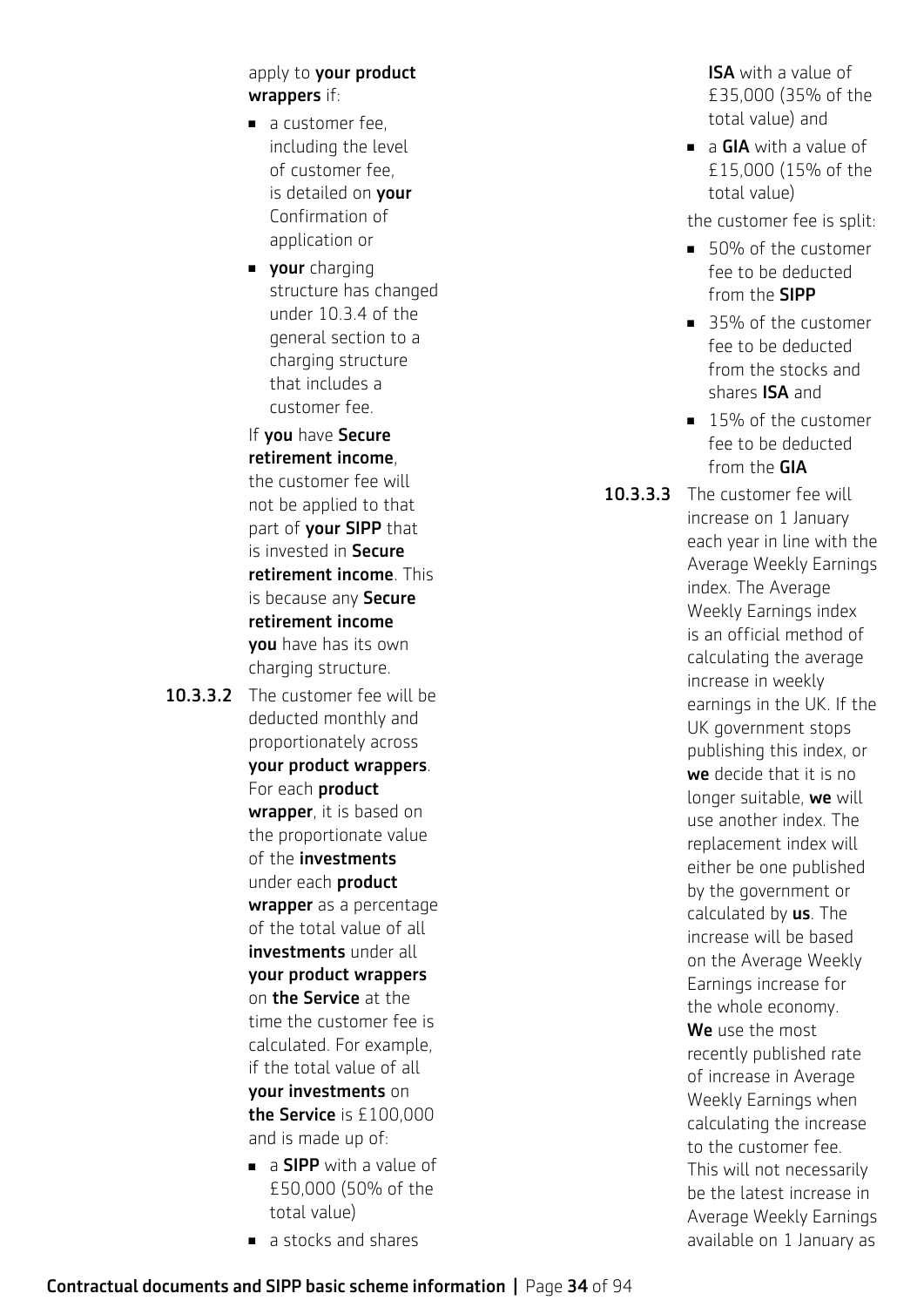apply to **your product wrappers** if:

- a customer fee, including the level of customer fee, is detailed on **your** Confirmation of application or
- **your** charging structure has changed under 10.3.4 of the general section to a charging structure that includes a customer fee.

If **you** have **Secure retirement income**, the customer fee will not be applied to that part of **your SIPP** that is invested in **Secure retirement income**. This is because any **Secure retirement income you** have has its own charging structure.

**10.3.3.2** The customer fee will be deducted monthly and proportionately across **your product wrappers**. For each **product wrapper**, it is based on the proportionate value of the **investments** under each **product wrapper** as a percentage of the total value of all **investments** under all **your product wrappers** on **the Service** at the time the customer fee is calculated. For example, if the total value of all **your investments** on **the Service** is £100,000 and is made up of:

- a **SIPP** with a value of £50,000 (50% of the total value)
- a stocks and shares **ISA** with a value of £35,000 (35% of the total value) and
- a **GIA** with a value of £15,000 (15% of the total value)

the customer fee is split:

- 50% of the customer fee to be deducted from the **SIPP**
- 35% of the customer fee to be deducted from the stocks and shares **ISA** and
- 15% of the customer fee to be deducted from the **GIA**

**10.3.3.3** The customer fee will increase on 1 January each year in line with the Average Weekly Earnings index. The Average Weekly Earnings index is an official method of calculating the average increase in weekly earnings in the UK. If the UK government stops publishing this index, or **we** decide that it is no longer suitable, **we** will use another index. The replacement index will either be one published by the government or calculated by **us**. The increase will be based on the Average Weekly Earnings increase for the whole economy. **We** use the most recently published rate of increase in Average Weekly Earnings when calculating the increase to the customer fee. This will not necessarily be the latest increase in Average Weekly Earnings available on 1 January as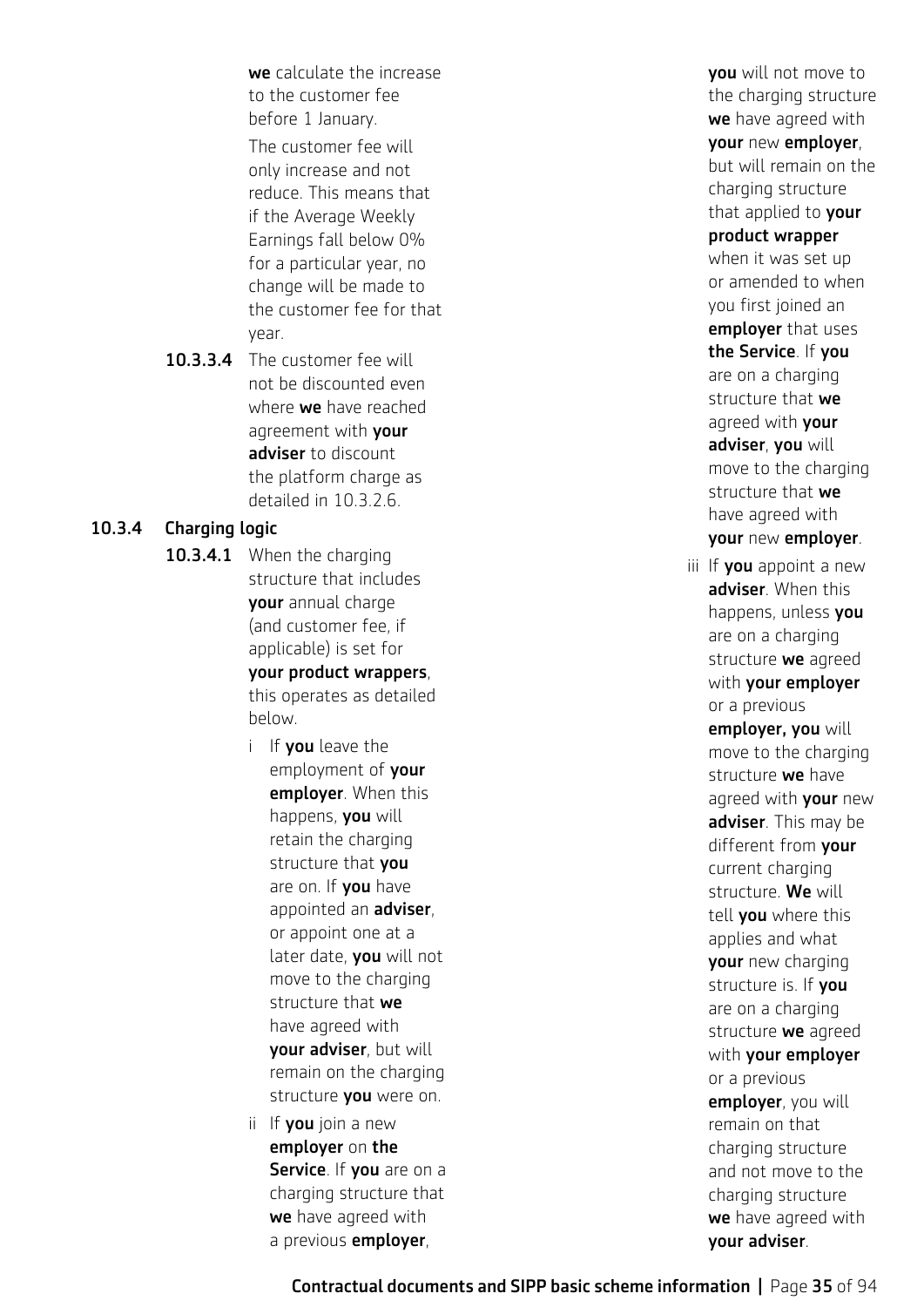**we** calculate the increase to the customer fee before 1 January.

The customer fee will only increase and not reduce. This means that if the Average Weekly Earnings fall below 0% for a particular year, no change will be made to the customer fee for that year.

**10.3.3.4** The customer fee will not be discounted even where **we** have reached agreement with **your adviser** to discount the platform charge as detailed in 10.3.2.6.

**10.3.4 Charging logic**

**10.3.4.1** When the charging structure that includes **your** annual charge (and customer fee, if applicable) is set for **your product wrappers**, this operates as detailed below.

i If **you** leave the employment of **your employer**. When this happens, **you** will retain the charging structure that **you** are on. If **you** have appointed an **adviser**, or appoint one at a later date, **you** will not move to the charging structure that **we** have agreed with **your adviser**, but will remain on the charging structure **you** were on.

ii If **you** join a new **employer** on **the Service**. If **you** are on a charging structure that **we** have agreed with a previous **employer**, **you** will not move to the charging structure **we** have agreed with **your** new **employer**, but will remain on the charging structure that applied to **your product wrapper** when it was set up or amended to when you first joined an **employer** that uses **the Service**. If **you** are on a charging structure that **we** agreed with **your adviser**, **you** will move to the charging structure that **we** have agreed with **your** new **employer**.

iii If **you** appoint a new **adviser**. When this happens, unless **you** are on a charging structure **we** agreed with **your employer** or a previous **employer, you** will move to the charging structure **we** have agreed with **your** new **adviser**. This may be different from **your** current charging structure. **We** will tell **you** where this applies and what **your** new charging structure is. If **you** are on a charging structure **we** agreed with **your employer** or a previous **employer**, you will remain on that charging structure and not move to the charging structure **we** have agreed with **your adviser**.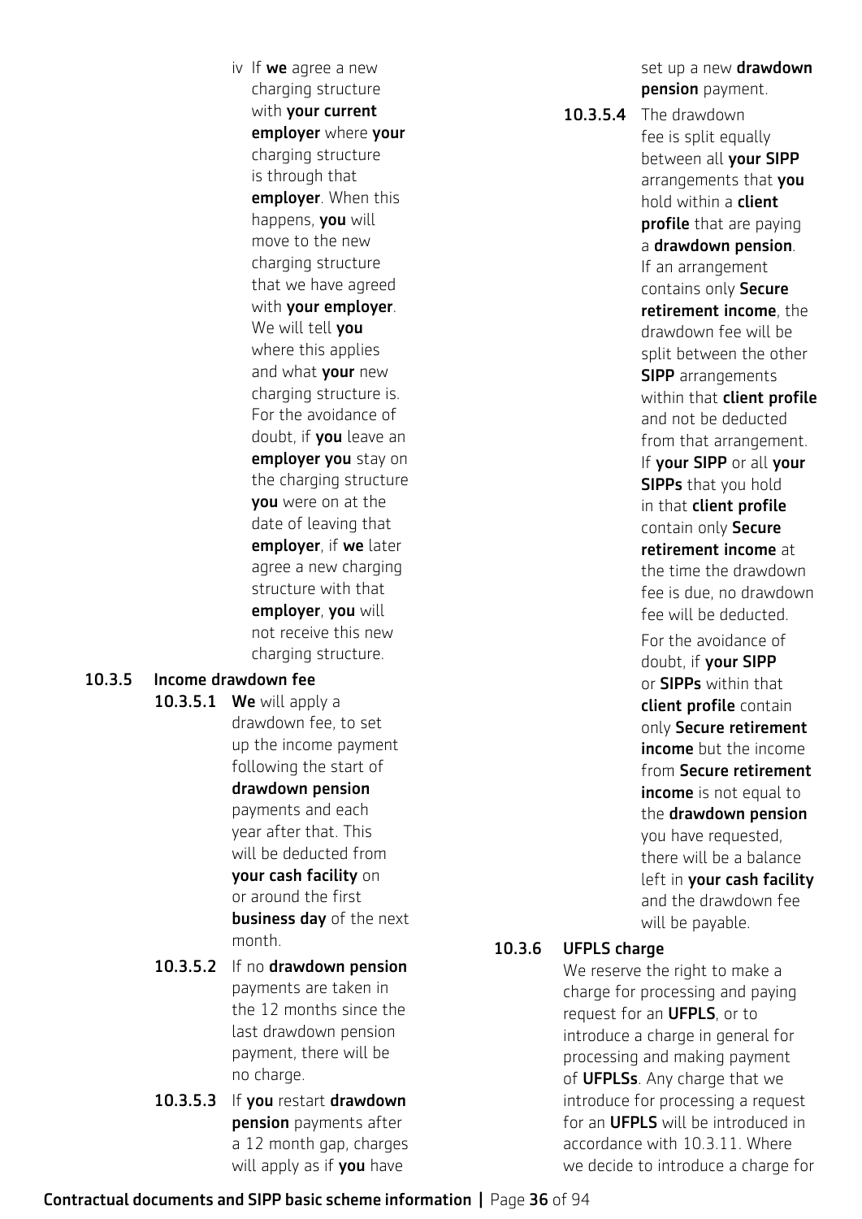iv If **we** agree a new charging structure with **your current employer** where **your** charging structure is through that **employer**. When this happens, **you** will move to the new charging structure that we have agreed with **your employer**. We will tell **you** where this applies and what **your** new charging structure is. For the avoidance of doubt, if **you** leave an **employer you** stay on the charging structure **you** were on at the date of leaving that **employer**, if **we** later agree a new charging structure with that **employer**, **you** will not receive this new charging structure.

**10.3.5 Income drawdown fee**

**10.3.5.1** **We** will apply a drawdown fee, to set up the income payment following the start of **drawdown pension** payments and each year after that. This will be deducted from **your cash facility** on or around the first **business day** of the next month.

**10.3.5.2** If no **drawdown pension** payments are taken in the 12 months since the last drawdown pension payment, there will be no charge.

**10.3.5.3** If **you** restart **drawdown pension** payments after a 12 month gap, charges will apply as if **you** have set up a new **drawdown pension** payment.

**10.3.5.4** The drawdown fee is split equally between all **your SIPP** arrangements that **you** hold within a **client profile** that are paying a **drawdown pension**. If an arrangement contains only **Secure retirement income**, the drawdown fee will be split between the other **SIPP** arrangements within that **client profile** and not be deducted from that arrangement. If **your SIPP** or all **your SIPPs** that you hold in that **client profile** contain only **Secure retirement income** at the time the drawdown fee is due, no drawdown fee will be deducted.

For the avoidance of doubt, if **your SIPP** or **SIPPs** within that **client profile** contain only **Secure retirement income** but the income from **Secure retirement income** is not equal to the **drawdown pension** you have requested, there will be a balance left in **your cash facility** and the drawdown fee will be payable.

**10.3.6 UFPLS charge**

We reserve the right to make a charge for processing and paying request for an **UFPLS**, or to introduce a charge in general for processing and making payment of **UFPLSs**. Any charge that we introduce for processing a request for an **UFPLS** will be introduced in accordance with 10.3.11. Where we decide to introduce a charge for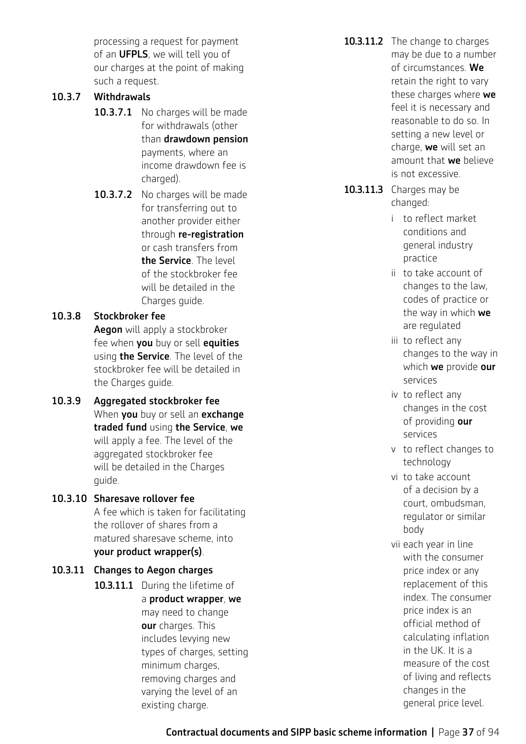processing a request for payment of an **UFPLS**, we will tell you of our charges at the point of making such a request.

### 10.3.7 Withdrawals

**10.3.7.1** No charges will be made for withdrawals (other than **drawdown pension** payments, where an income drawdown fee is charged).

**10.3.7.2** No charges will be made for transferring out to another provider either through **re-registration** or cash transfers from **the Service**. The level of the stockbroker fee will be detailed in the Charges guide.

### 10.3.8 Stockbroker fee

**Aegon** will apply a stockbroker fee when **you** buy or sell **equities** using **the Service**. The level of the stockbroker fee will be detailed in the Charges guide.

### 10.3.9 Aggregated stockbroker fee

When **you** buy or sell an **exchange traded fund** using **the Service**, **we** will apply a fee. The level of the aggregated stockbroker fee will be detailed in the Charges guide.

### 10.3.10 Sharesave rollover fee

A fee which is taken for facilitating the rollover of shares from a matured sharesave scheme, into **your product wrapper(s)**.

### 10.3.11 Changes to Aegon charges

**10.3.11.1** During the lifetime of a **product wrapper**, **we** may need to change **our** charges. This includes levying new types of charges, setting minimum charges, removing charges and varying the level of an existing charge.

**10.3.11.2** The change to charges may be due to a number of circumstances. **We** retain the right to vary these charges where **we** feel it is necessary and reasonable to do so. In setting a new level or charge, **we** will set an amount that **we** believe is not excessive.

**10.3.11.3** Charges may be changed:

i to reflect market conditions and general industry practice

ii to take account of changes to the law, codes of practice or the way in which **we** are regulated

iii to reflect any changes to the way in which **we** provide **our** services

iv to reflect any changes in the cost of providing **our** services

v to reflect changes to technology

vi to take account of a decision by a court, ombudsman, regulator or similar body

vii each year in line with the consumer price index or any replacement of this index. The consumer price index is an official method of calculating inflation in the UK. It is a measure of the cost of living and reflects changes in the general price level.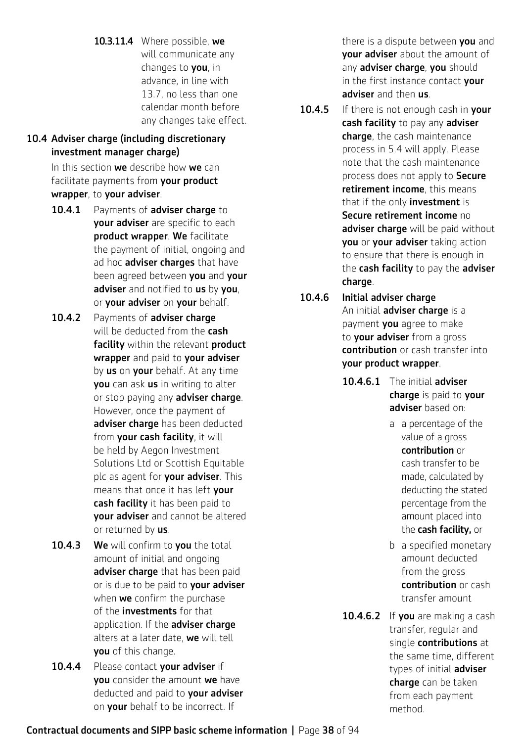**10.3.11.4** Where possible, **we** will communicate any changes to **you**, in advance, in line with 13.7, no less than one calendar month before any changes take effect.

## 10.4 Adviser charge (including discretionary investment manager charge)

In this section **we** describe how **we** can facilitate payments from **your product wrapper**, to **your adviser**.

**10.4.1** Payments of **adviser charge** to **your adviser** are specific to each **product wrapper**. **We** facilitate the payment of initial, ongoing and ad hoc **adviser charges** that have been agreed between **you** and **your adviser** and notified to **us** by **you**, or **your adviser** on **your** behalf.

**10.4.2** Payments of **adviser charge** will be deducted from the **cash facility** within the relevant **product wrapper** and paid to **your adviser** by **us** on **your** behalf. At any time **you** can ask **us** in writing to alter or stop paying any **adviser charge**. However, once the payment of **adviser charge** has been deducted from **your cash facility**, it will be held by Aegon Investment Solutions Ltd or Scottish Equitable plc as agent for **your adviser**. This means that once it has left **your cash facility** it has been paid to **your adviser** and cannot be altered or returned by **us**.

**10.4.3** **We** will confirm to **you** the total amount of initial and ongoing **adviser charge** that has been paid or is due to be paid to **your adviser** when **we** confirm the purchase of the **investments** for that application. If the **adviser charge** alters at a later date, **we** will tell **you** of this change.

**10.4.4** Please contact **your adviser** if **you** consider the amount **we** have deducted and paid to **your adviser** on **your** behalf to be incorrect. If there is a dispute between **you** and **your adviser** about the amount of any **adviser charge**, **you** should in the first instance contact **your adviser** and then **us**.

**10.4.5** If there is not enough cash in **your cash facility** to pay any **adviser charge**, the cash maintenance process in 5.4 will apply. Please note that the cash maintenance process does not apply to **Secure retirement income**, this means that if the only **investment** is **Secure retirement income** no **adviser charge** will be paid without **you** or **your adviser** taking action to ensure that there is enough in the **cash facility** to pay the **adviser charge**.

**10.4.6 Initial adviser charge**

An initial **adviser charge** is a payment **you** agree to make to **your adviser** from a gross **contribution** or cash transfer into **your product wrapper**.

**10.4.6.1** The initial **adviser charge** is paid to **your adviser** based on:

a a percentage of the value of a gross **contribution** or cash transfer to be made, calculated by deducting the stated percentage from the amount placed into the **cash facility,** or

b a specified monetary amount deducted from the gross **contribution** or cash transfer amount

**10.4.6.2** If **you** are making a cash transfer, regular and single **contributions** at the same time, different types of initial **adviser charge** can be taken from each payment method.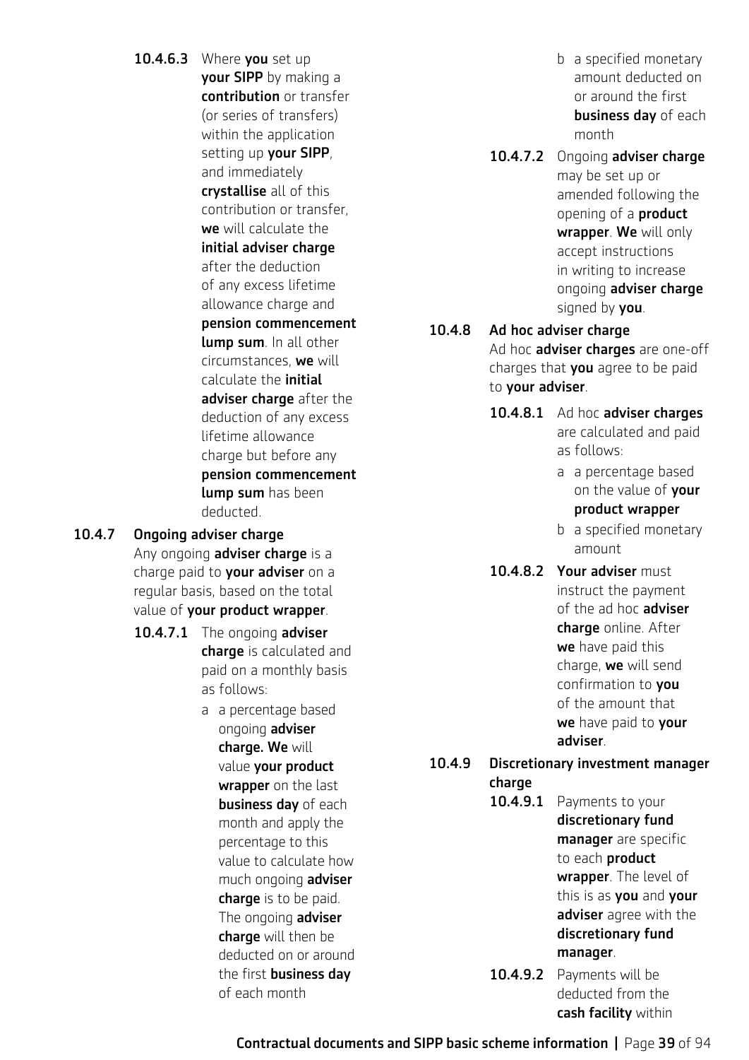**10.4.6.3** Where **you** set up **your SIPP** by making a **contribution** or transfer (or series of transfers) within the application setting up **your SIPP**, and immediately **crystallise** all of this contribution or transfer, **we** will calculate the **initial adviser charge** after the deduction of any excess lifetime allowance charge and **pension commencement lump sum**. In all other circumstances, **we** will calculate the **initial adviser charge** after the deduction of any excess lifetime allowance charge but before any **pension commencement lump sum** has been deducted.

### 10.4.7 Ongoing adviser charge

Any ongoing **adviser charge** is a charge paid to **your adviser** on a regular basis, based on the total value of **your product wrapper**.

**10.4.7.1** The ongoing **adviser charge** is calculated and paid on a monthly basis as follows:

a a percentage based ongoing **adviser charge. We** will value **your product wrapper** on the last **business day** of each month and apply the percentage to this value to calculate how much ongoing **adviser charge** is to be paid. The ongoing **adviser charge** will then be deducted on or around the first **business day** of each month

b a specified monetary amount deducted on or around the first **business day** of each month

**10.4.7.2** Ongoing **adviser charge** may be set up or amended following the opening of a **product wrapper**. **We** will only accept instructions in writing to increase ongoing **adviser charge** signed by **you**.

### 10.4.8 Ad hoc adviser charge

Ad hoc **adviser charges** are one-off charges that **you** agree to be paid to **your adviser**.

**10.4.8.1** Ad hoc **adviser charges** are calculated and paid as follows:

a a percentage based on the value of **your product wrapper**

b a specified monetary amount

**10.4.8.2** **Your adviser** must instruct the payment of the ad hoc **adviser charge** online. After **we** have paid this charge, **we** will send confirmation to **you** of the amount that **we** have paid to **your adviser**.

### 10.4.9 Discretionary investment manager charge

**10.4.9.1** Payments to your **discretionary fund manager** are specific to each **product wrapper**. The level of this is as **you** and **your adviser** agree with the **discretionary fund manager**.

**10.4.9.2** Payments will be deducted from the **cash facility** within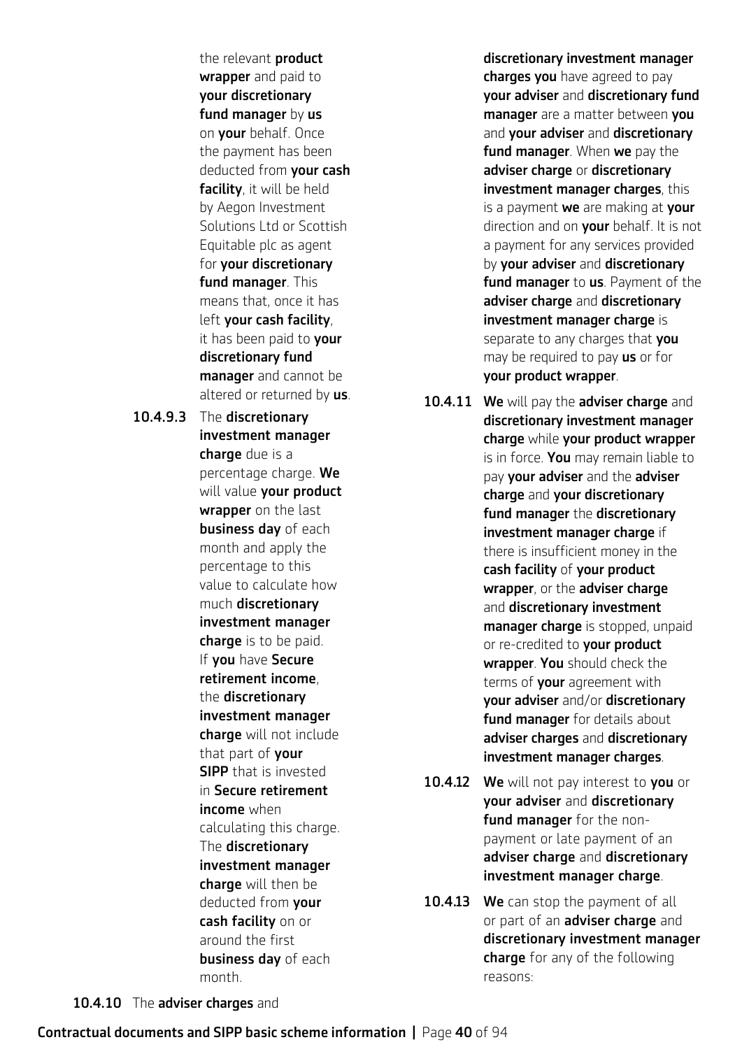the relevant **product wrapper** and paid to **your discretionary fund manager** by **us** on **your** behalf. Once the payment has been deducted from **your cash facility**, it will be held by Aegon Investment Solutions Ltd or Scottish Equitable plc as agent for **your discretionary fund manager**. This means that, once it has left **your cash facility**, it has been paid to **your discretionary fund manager** and cannot be altered or returned by **us**.

**10.4.9.3** The **discretionary investment manager charge** due is a percentage charge. **We** will value **your product wrapper** on the last **business day** of each month and apply the percentage to this value to calculate how much **discretionary investment manager charge** is to be paid. If **you** have **Secure retirement income**, the **discretionary investment manager charge** will not include that part of **your SIPP** that is invested in **Secure retirement income** when calculating this charge. The **discretionary investment manager charge** will then be deducted from **your cash facility** on or around the first **business day** of each month.

**10.4.10** The **adviser charges** and **discretionary investment manager charges you** have agreed to pay **your adviser** and **discretionary fund manager** are a matter between **you** and **your adviser** and **discretionary fund manager**. When **we** pay the **adviser charge** or **discretionary investment manager charges**, this is a payment **we** are making at **your** direction and on **your** behalf. It is not a payment for any services provided by **your adviser** and **discretionary fund manager** to **us**. Payment of the **adviser charge** and **discretionary investment manager charge** is separate to any charges that **you** may be required to pay **us** or for **your product wrapper**.

**10.4.11** **We** will pay the **adviser charge** and **discretionary investment manager charge** while **your product wrapper** is in force. **You** may remain liable to pay **your adviser** and the **adviser charge** and **your discretionary fund manager** the **discretionary investment manager charge** if there is insufficient money in the **cash facility** of **your product wrapper**, or the **adviser charge** and **discretionary investment manager charge** is stopped, unpaid or re-credited to **your product wrapper**. **You** should check the terms of **your** agreement with **your adviser** and/or **discretionary fund manager** for details about **adviser charges** and **discretionary investment manager charges**.

**10.4.12** **We** will not pay interest to **you** or **your adviser** and **discretionary fund manager** for the non-payment or late payment of an **adviser charge** and **discretionary investment manager charge**.

**10.4.13** **We** can stop the payment of all or part of an **adviser charge** and **discretionary investment manager charge** for any of the following reasons: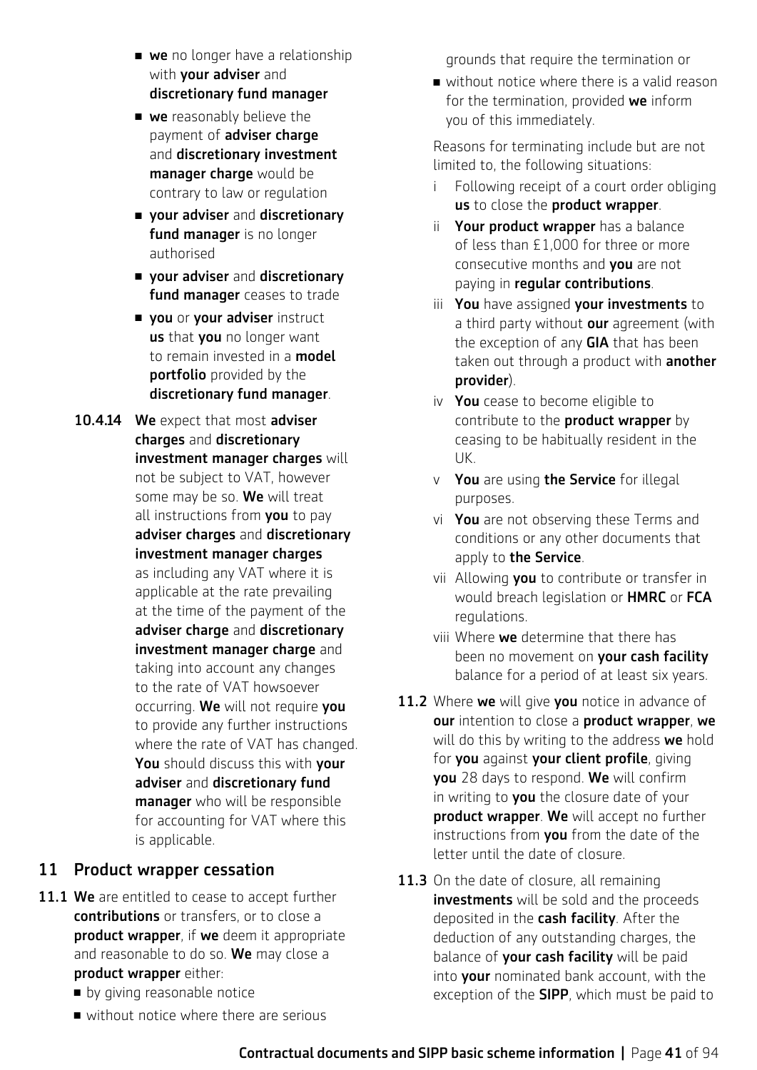- **we** no longer have a relationship with **your adviser** and **discretionary fund manager**
- **we** reasonably believe the payment of **adviser charge** and **discretionary investment manager charge** would be contrary to law or regulation
- **your adviser** and **discretionary fund manager** is no longer authorised
- **your adviser** and **discretionary fund manager** ceases to trade
- **you** or **your adviser** instruct **us** that **you** no longer want to remain invested in a **model portfolio** provided by the **discretionary fund manager**.

**10.4.14** **We** expect that most **adviser charges** and **discretionary investment manager charges** will not be subject to VAT, however some may be so. **We** will treat all instructions from **you** to pay **adviser charges** and **discretionary investment manager charges** as including any VAT where it is applicable at the rate prevailing at the time of the payment of the **adviser charge** and **discretionary investment manager charge** and taking into account any changes to the rate of VAT howsoever occurring. **We** will not require **you** to provide any further instructions where the rate of VAT has changed. **You** should discuss this with **your adviser** and **discretionary fund manager** who will be responsible for accounting for VAT where this is applicable.

## 11 Product wrapper cessation

**11.1** **We** are entitled to cease to accept further **contributions** or transfers, or to close a **product wrapper**, if **we** deem it appropriate and reasonable to do so. **We** may close a **product wrapper** either:

- by giving reasonable notice
- without notice where there are serious grounds that require the termination or
- without notice where there is a valid reason for the termination, provided **we** inform you of this immediately.

Reasons for terminating include but are not limited to, the following situations:

i Following receipt of a court order obliging **us** to close the **product wrapper**.

ii **Your product wrapper** has a balance of less than £1,000 for three or more consecutive months and **you** are not paying in **regular contributions**.

iii **You** have assigned **your investments** to a third party without **our** agreement (with the exception of any **GIA** that has been taken out through a product with **another provider**).

iv **You** cease to become eligible to contribute to the **product wrapper** by ceasing to be habitually resident in the UK.

v **You** are using **the Service** for illegal purposes.

vi **You** are not observing these Terms and conditions or any other documents that apply to **the Service**.

vii Allowing **you** to contribute or transfer in would breach legislation or **HMRC** or **FCA** regulations.

viii Where **we** determine that there has been no movement on **your cash facility** balance for a period of at least six years.

**11.2** Where **we** will give **you** notice in advance of **our** intention to close a **product wrapper**, **we** will do this by writing to the address **we** hold for **you** against **your client profile**, giving **you** 28 days to respond. **We** will confirm in writing to **you** the closure date of your **product wrapper**. **We** will accept no further instructions from **you** from the date of the letter until the date of closure.

**11.3** On the date of closure, all remaining **investments** will be sold and the proceeds deposited in the **cash facility**. After the deduction of any outstanding charges, the balance of **your cash facility** will be paid into **your** nominated bank account, with the exception of the **SIPP**, which must be paid to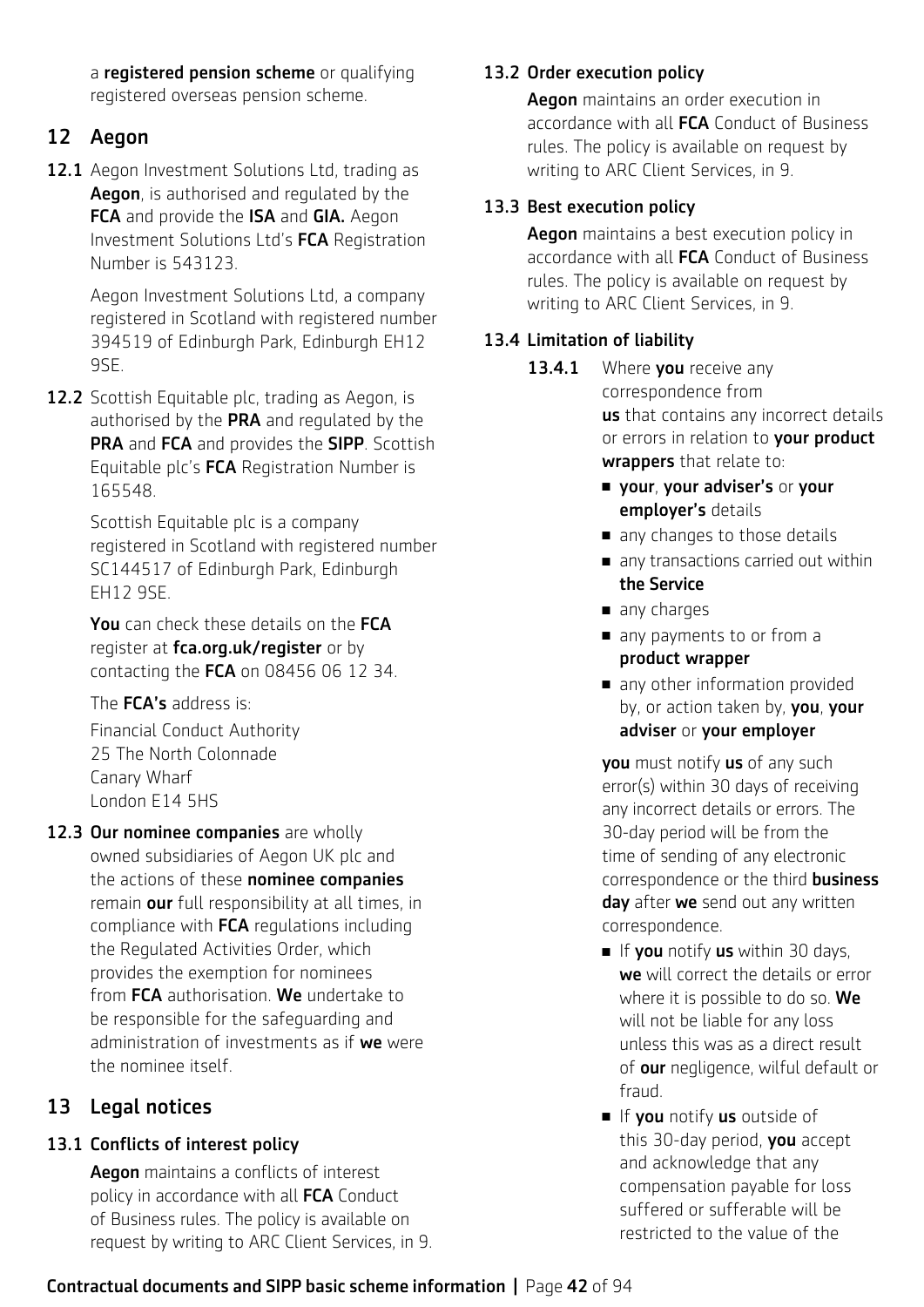a **registered pension scheme** or qualifying registered overseas pension scheme.

## 12 Aegon

**12.1** Aegon Investment Solutions Ltd, trading as **Aegon**, is authorised and regulated by the **FCA** and provide the **ISA** and **GIA.** Aegon Investment Solutions Ltd's **FCA** Registration Number is 543123.

Aegon Investment Solutions Ltd, a company registered in Scotland with registered number 394519 of Edinburgh Park, Edinburgh EH12 9SE.

**12.2** Scottish Equitable plc, trading as Aegon, is authorised by the **PRA** and regulated by the **PRA** and **FCA** and provides the **SIPP**. Scottish Equitable plc's **FCA** Registration Number is 165548.

Scottish Equitable plc is a company registered in Scotland with registered number SC144517 of Edinburgh Park, Edinburgh EH12 9SE.

**You** can check these details on the **FCA** register at **fca.org.uk/register** or by contacting the **FCA** on 08456 06 12 34.

The **FCA's** address is:

Financial Conduct Authority
25 The North Colonnade
Canary Wharf
London E14 5HS

**12.3** **Our nominee companies** are wholly owned subsidiaries of Aegon UK plc and the actions of these **nominee companies** remain **our** full responsibility at all times, in compliance with **FCA** regulations including the Regulated Activities Order, which provides the exemption for nominees from **FCA** authorisation. **We** undertake to be responsible for the safeguarding and administration of investments as if **we** were the nominee itself.

## 13 Legal notices

### 13.1 Conflicts of interest policy

**Aegon** maintains a conflicts of interest policy in accordance with all **FCA** Conduct of Business rules. The policy is available on request by writing to ARC Client Services, in 9.

### 13.2 Order execution policy

**Aegon** maintains an order execution in accordance with all **FCA** Conduct of Business rules. The policy is available on request by writing to ARC Client Services, in 9.

### 13.3 Best execution policy

**Aegon** maintains a best execution policy in accordance with all **FCA** Conduct of Business rules. The policy is available on request by writing to ARC Client Services, in 9.

### 13.4 Limitation of liability

**13.4.1** Where **you** receive any correspondence from **us** that contains any incorrect details or errors in relation to **your product wrappers** that relate to:

- **your**, **your adviser's** or **your employer's** details
- any changes to those details
- any transactions carried out within **the Service**
- any charges
- any payments to or from a **product wrapper**
- any other information provided by, or action taken by, **you**, **your adviser** or **your employer**

**you** must notify **us** of any such error(s) within 30 days of receiving any incorrect details or errors. The 30-day period will be from the time of sending of any electronic correspondence or the third **business day** after **we** send out any written correspondence.

- If **you** notify **us** within 30 days, **we** will correct the details or error where it is possible to do so. **We** will not be liable for any loss unless this was as a direct result of **our** negligence, wilful default or fraud.
- If **you** notify **us** outside of this 30-day period, **you** accept and acknowledge that any compensation payable for loss suffered or sufferable will be restricted to the value of the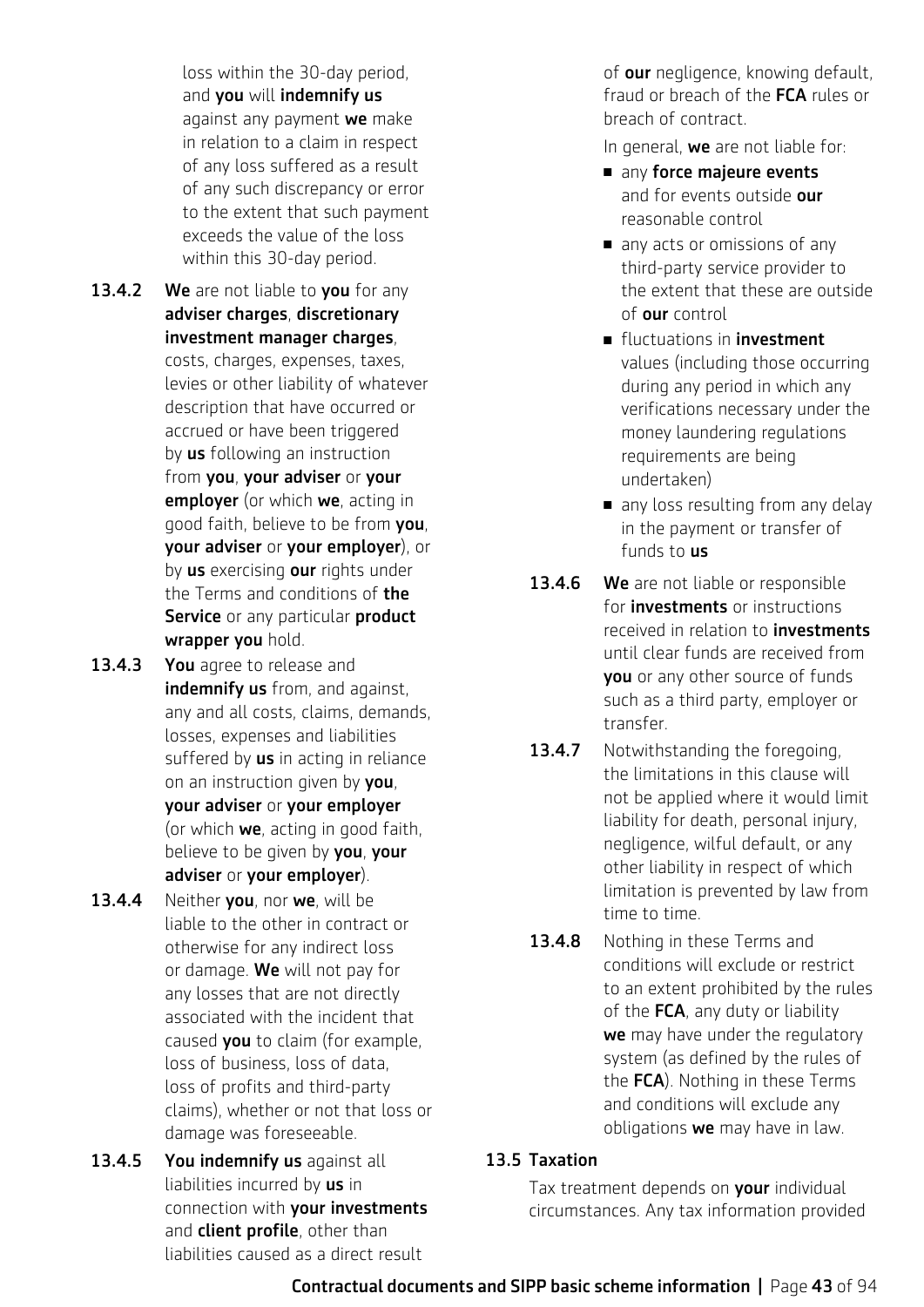loss within the 30-day period, and **you** will **indemnify us** against any payment **we** make in relation to a claim in respect of any loss suffered as a result of any such discrepancy or error to the extent that such payment exceeds the value of the loss within this 30-day period.

**13.4.2** **We** are not liable to **you** for any **adviser charges**, **discretionary investment manager charges**, costs, charges, expenses, taxes, levies or other liability of whatever description that have occurred or accrued or have been triggered by **us** following an instruction from **you**, **your adviser** or **your employer** (or which **we**, acting in good faith, believe to be from **you**, **your adviser** or **your employer**), or by **us** exercising **our** rights under the Terms and conditions of **the Service** or any particular **product wrapper you** hold.

**13.4.3** **You** agree to release and **indemnify us** from, and against, any and all costs, claims, demands, losses, expenses and liabilities suffered by **us** in acting in reliance on an instruction given by **you**, **your adviser** or **your employer** (or which **we**, acting in good faith, believe to be given by **you**, **your adviser** or **your employer**).

**13.4.4** Neither **you**, nor **we**, will be liable to the other in contract or otherwise for any indirect loss or damage. **We** will not pay for any losses that are not directly associated with the incident that caused **you** to claim (for example, loss of business, loss of data, loss of profits and third-party claims), whether or not that loss or damage was foreseeable.

**13.4.5** **You indemnify us** against all liabilities incurred by **us** in connection with **your investments** and **client profile**, other than liabilities caused as a direct result of **our** negligence, knowing default, fraud or breach of the **FCA** rules or breach of contract.

In general, **we** are not liable for:

- any **force majeure events** and for events outside **our** reasonable control
- any acts or omissions of any third-party service provider to the extent that these are outside of **our** control
- fluctuations in **investment** values (including those occurring during any period in which any verifications necessary under the money laundering regulations requirements are being undertaken)
- any loss resulting from any delay in the payment or transfer of funds to **us**

**13.4.6** **We** are not liable or responsible for **investments** or instructions received in relation to **investments** until clear funds are received from **you** or any other source of funds such as a third party, employer or transfer.

**13.4.7** Notwithstanding the foregoing, the limitations in this clause will not be applied where it would limit liability for death, personal injury, negligence, wilful default, or any other liability in respect of which limitation is prevented by law from time to time.

**13.4.8** Nothing in these Terms and conditions will exclude or restrict to an extent prohibited by the rules of the **FCA**, any duty or liability **we** may have under the regulatory system (as defined by the rules of the **FCA**). Nothing in these Terms and conditions will exclude any obligations **we** may have in law.

### 13.5 Taxation

Tax treatment depends on **your** individual circumstances. Any tax information provided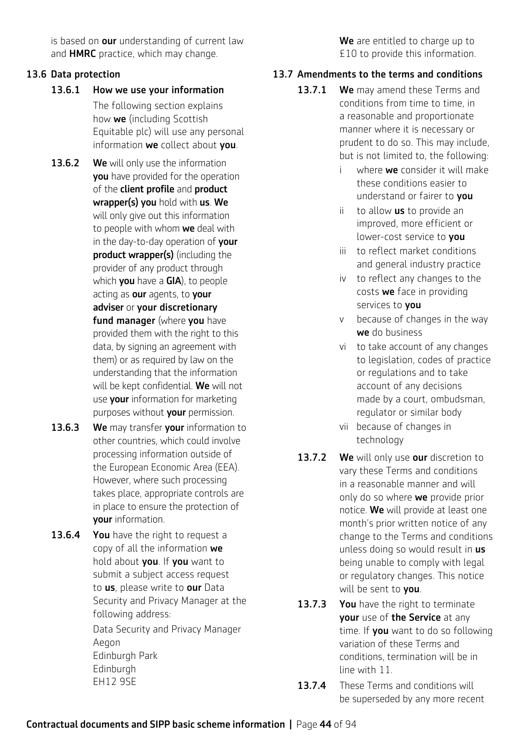is based on **our** understanding of current law and **HMRC** practice, which may change.

## 13.6 Data protection

**13.6.1 How we use your information**

The following section explains how **we** (including Scottish Equitable plc) will use any personal information **we** collect about **you**.

**13.6.2** **We** will only use the information **you** have provided for the operation of the **client profile** and **product wrapper(s) you** hold with **us**. **We** will only give out this information to people with whom **we** deal with in the day-to-day operation of **your product wrapper(s)** (including the provider of any product through which **you** have a **GIA**), to people acting as **our** agents, to **your adviser** or **your discretionary fund manager** (where **you** have provided them with the right to this data, by signing an agreement with them) or as required by law on the understanding that the information will be kept confidential. **We** will not use **your** information for marketing purposes without **your** permission.

**13.6.3** **We** may transfer **your** information to other countries, which could involve processing information outside of the European Economic Area (EEA). However, where such processing takes place, appropriate controls are in place to ensure the protection of **your** information.

**13.6.4** **You** have the right to request a copy of all the information **we** hold about **you**. If **you** want to submit a subject access request to **us**, please write to **our** Data Security and Privacy Manager at the following address:

Data Security and Privacy Manager
Aegon
Edinburgh Park
Edinburgh
EH12 9SE

**We** are entitled to charge up to £10 to provide this information.

## 13.7 Amendments to the terms and conditions

**13.7.1** **We** may amend these Terms and conditions from time to time, in a reasonable and proportionate manner where it is necessary or prudent to do so. This may include, but is not limited to, the following:

- i where **we** consider it will make these conditions easier to understand or fairer to **you**
- ii to allow **us** to provide an improved, more efficient or lower-cost service to **you**
- iii to reflect market conditions and general industry practice
- iv to reflect any changes to the costs **we** face in providing services to **you**
- v because of changes in the way **we** do business
- vi to take account of any changes to legislation, codes of practice or regulations and to take account of any decisions made by a court, ombudsman, regulator or similar body
- vii because of changes in technology

**13.7.2** **We** will only use **our** discretion to vary these Terms and conditions in a reasonable manner and will only do so where **we** provide prior notice. **We** will provide at least one month's prior written notice of any change to the Terms and conditions unless doing so would result in **us** being unable to comply with legal or regulatory changes. This notice will be sent to **you**.

**13.7.3** **You** have the right to terminate **your** use of **the Service** at any time. If **you** want to do so following variation of these Terms and conditions, termination will be in line with 11.

**13.7.4** These Terms and conditions will be superseded by any more recent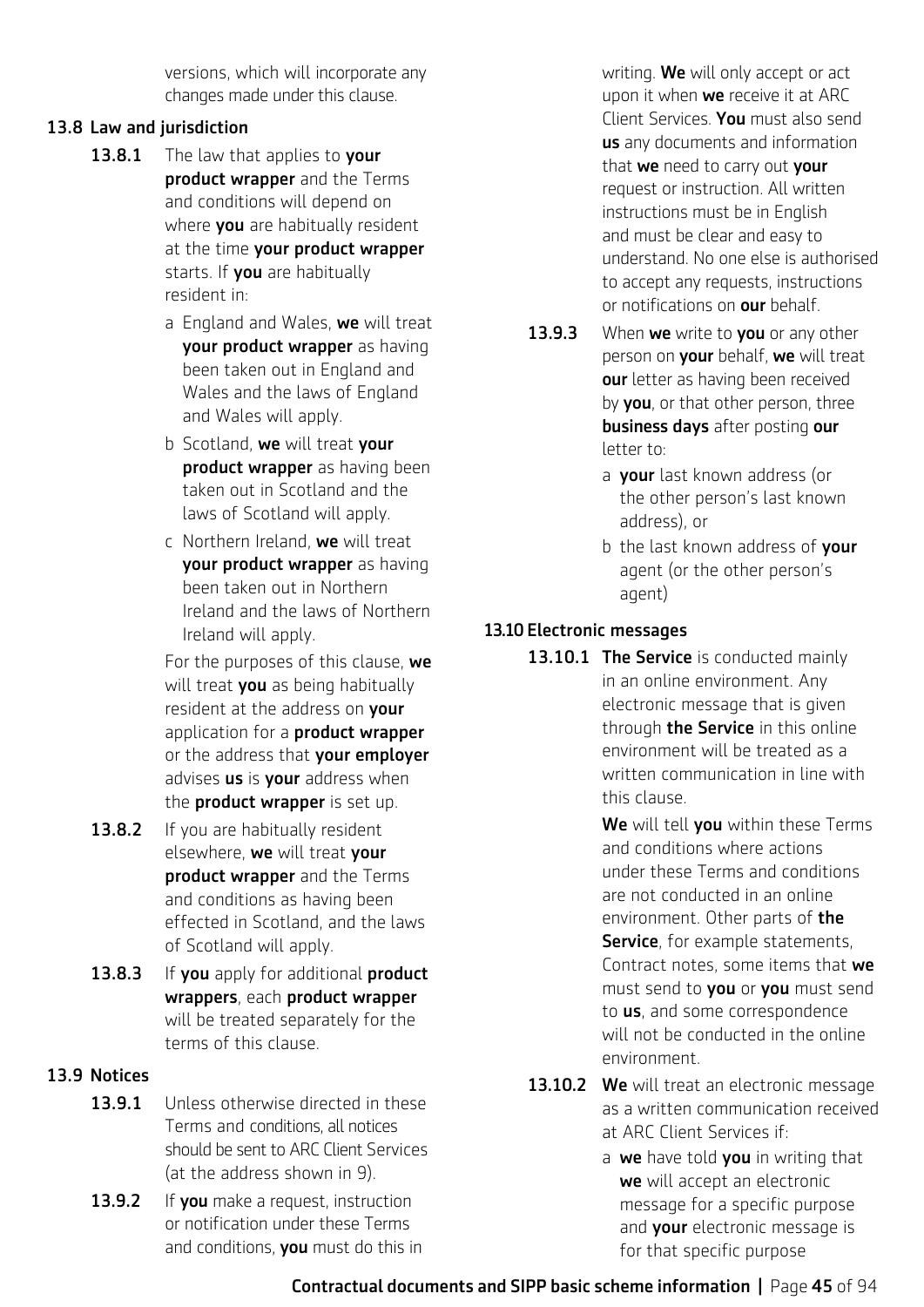versions, which will incorporate any changes made under this clause.

### 13.8 Law and jurisdiction

**13.8.1** The law that applies to **your product wrapper** and the Terms and conditions will depend on where **you** are habitually resident at the time **your product wrapper** starts. If **you** are habitually resident in:

a England and Wales, **we** will treat **your product wrapper** as having been taken out in England and Wales and the laws of England and Wales will apply.

b Scotland, **we** will treat **your product wrapper** as having been taken out in Scotland and the laws of Scotland will apply.

c Northern Ireland, **we** will treat **your product wrapper** as having been taken out in Northern Ireland and the laws of Northern Ireland will apply.

For the purposes of this clause, **we** will treat **you** as being habitually resident at the address on **your** application for a **product wrapper** or the address that **your employer** advises **us** is **your** address when the **product wrapper** is set up.

**13.8.2** If you are habitually resident elsewhere, **we** will treat **your product wrapper** and the Terms and conditions as having been effected in Scotland, and the laws of Scotland will apply.

**13.8.3** If **you** apply for additional **product wrappers**, each **product wrapper** will be treated separately for the terms of this clause.

### 13.9 Notices

**13.9.1** Unless otherwise directed in these Terms and conditions, all notices should be sent to ARC Client Services (at the address shown in 9).

**13.9.2** If **you** make a request, instruction or notification under these Terms and conditions, **you** must do this in writing. **We** will only accept or act upon it when **we** receive it at ARC Client Services. **You** must also send **us** any documents and information that **we** need to carry out **your** request or instruction. All written instructions must be in English and must be clear and easy to understand. No one else is authorised to accept any requests, instructions or notifications on **our** behalf.

**13.9.3** When **we** write to **you** or any other person on **your** behalf, **we** will treat **our** letter as having been received by **you**, or that other person, three **business days** after posting **our** letter to:

a **your** last known address (or the other person's last known address), or

b the last known address of **your** agent (or the other person's agent)

### 13.10 Electronic messages

**13.10.1** **The Service** is conducted mainly in an online environment. Any electronic message that is given through **the Service** in this online environment will be treated as a written communication in line with this clause.

**We** will tell **you** within these Terms and conditions where actions under these Terms and conditions are not conducted in an online environment. Other parts of **the Service**, for example statements, Contract notes, some items that **we** must send to **you** or **you** must send to **us**, and some correspondence will not be conducted in the online environment.

**13.10.2** **We** will treat an electronic message as a written communication received at ARC Client Services if:

a **we** have told **you** in writing that **we** will accept an electronic message for a specific purpose and **your** electronic message is for that specific purpose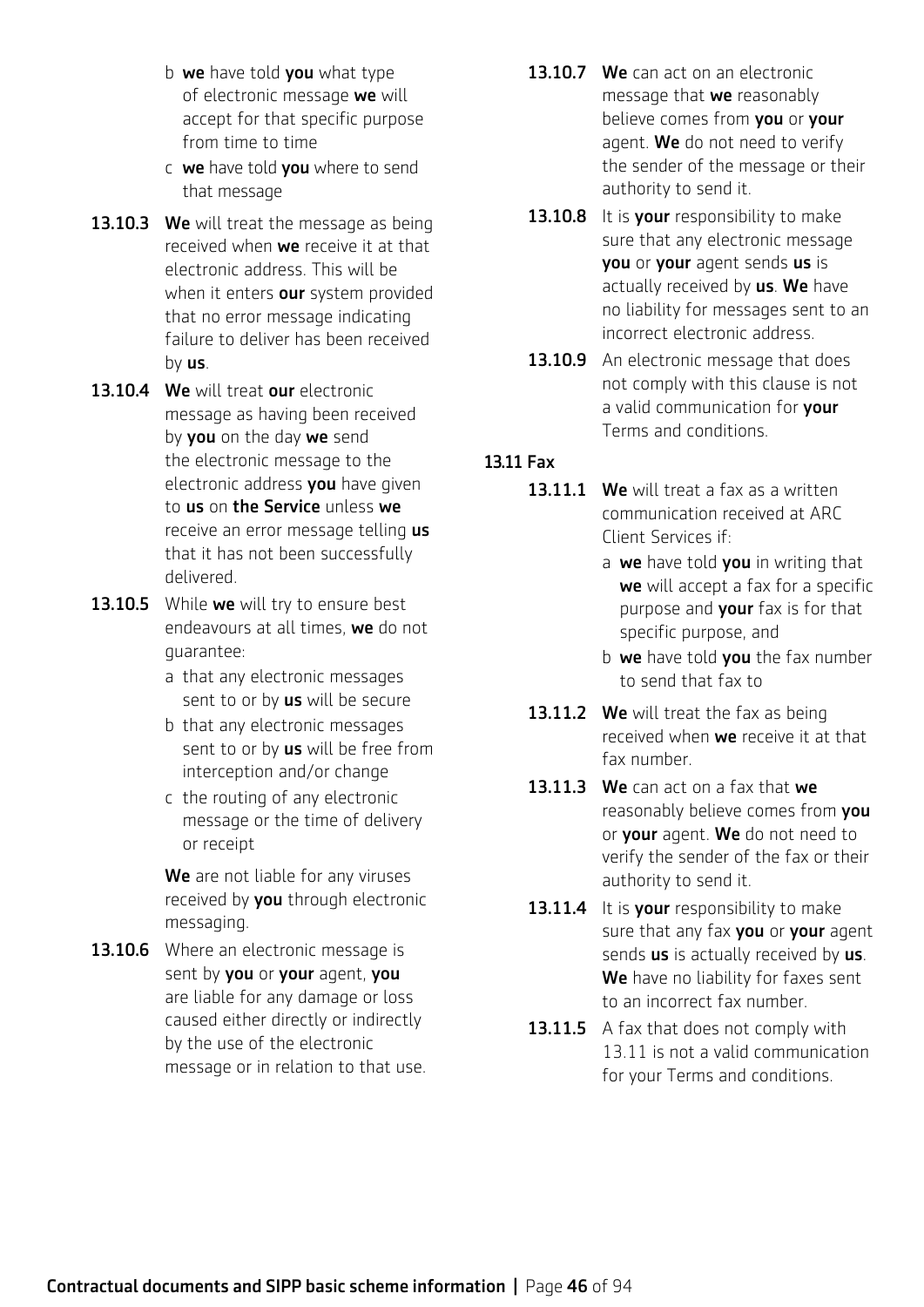b **we** have told **you** what type of electronic message **we** will accept for that specific purpose from time to time

c **we** have told **you** where to send that message

**13.10.3** **We** will treat the message as being received when **we** receive it at that electronic address. This will be when it enters **our** system provided that no error message indicating failure to deliver has been received by **us**.

**13.10.4** **We** will treat **our** electronic message as having been received by **you** on the day **we** send the electronic message to the electronic address **you** have given to **us** on **the Service** unless **we** receive an error message telling **us** that it has not been successfully delivered.

**13.10.5** While **we** will try to ensure best endeavours at all times, **we** do not guarantee:

a that any electronic messages sent to or by **us** will be secure

b that any electronic messages sent to or by **us** will be free from interception and/or change

c the routing of any electronic message or the time of delivery or receipt

**We** are not liable for any viruses received by **you** through electronic messaging.

**13.10.6** Where an electronic message is sent by **you** or **your** agent, **you** are liable for any damage or loss caused either directly or indirectly by the use of the electronic message or in relation to that use.

**13.10.7** **We** can act on an electronic message that **we** reasonably believe comes from **you** or **your** agent. **We** do not need to verify the sender of the message or their authority to send it.

**13.10.8** It is **your** responsibility to make sure that any electronic message **you** or **your** agent sends **us** is actually received by **us**. **We** have no liability for messages sent to an incorrect electronic address.

**13.10.9** An electronic message that does not comply with this clause is not a valid communication for **your** Terms and conditions.

**13.11 Fax**

**13.11.1** **We** will treat a fax as a written communication received at ARC Client Services if:

a **we** have told **you** in writing that **we** will accept a fax for a specific purpose and **your** fax is for that specific purpose, and

b **we** have told **you** the fax number to send that fax to

**13.11.2** **We** will treat the fax as being received when **we** receive it at that fax number.

**13.11.3** **We** can act on a fax that **we** reasonably believe comes from **you** or **your** agent. **We** do not need to verify the sender of the fax or their authority to send it.

**13.11.4** It is **your** responsibility to make sure that any fax **you** or **your** agent sends **us** is actually received by **us**. **We** have no liability for faxes sent to an incorrect fax number.

**13.11.5** A fax that does not comply with 13.11 is not a valid communication for your Terms and conditions.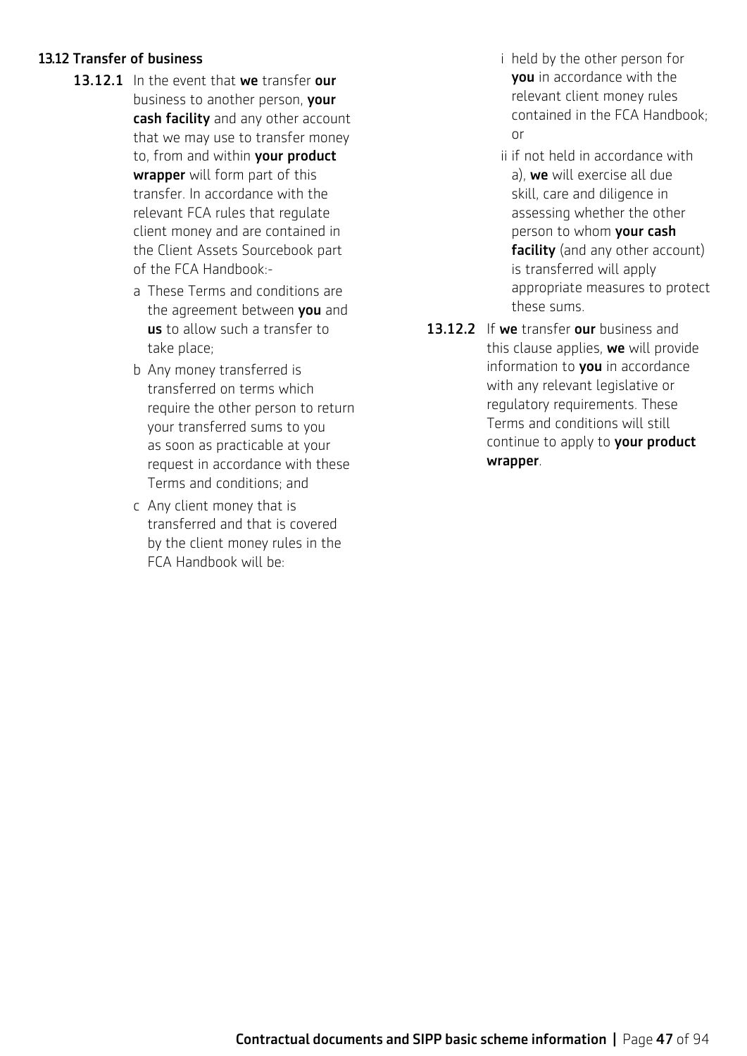### 13.12 Transfer of business

**13.12.1** In the event that **we** transfer **our** business to another person, **your cash facility** and any other account that we may use to transfer money to, from and within **your product wrapper** will form part of this transfer. In accordance with the relevant FCA rules that regulate client money and are contained in the Client Assets Sourcebook part of the FCA Handbook:-

a These Terms and conditions are the agreement between **you** and **us** to allow such a transfer to take place;

b Any money transferred is transferred on terms which require the other person to return your transferred sums to you as soon as practicable at your request in accordance with these Terms and conditions; and

c Any client money that is transferred and that is covered by the client money rules in the FCA Handbook will be:

i held by the other person for **you** in accordance with the relevant client money rules contained in the FCA Handbook; or

ii if not held in accordance with a), **we** will exercise all due skill, care and diligence in assessing whether the other person to whom **your cash facility** (and any other account) is transferred will apply appropriate measures to protect these sums.

**13.12.2** If **we** transfer **our** business and this clause applies, **we** will provide information to **you** in accordance with any relevant legislative or regulatory requirements. These Terms and conditions will still continue to apply to **your product wrapper**.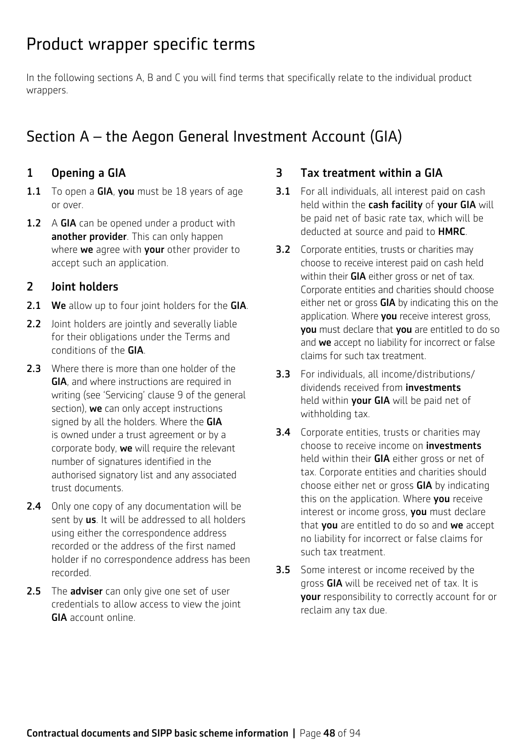# Product wrapper specific terms

In the following sections A, B and C you will find terms that specifically relate to the individual product wrappers.

## Section A – the Aegon General Investment Account (GIA)

### 1 Opening a GIA

**1.1** To open a **GIA**, **you** must be 18 years of age or over.

**1.2** A **GIA** can be opened under a product with **another provider**. This can only happen where **we** agree with **your** other provider to accept such an application.

### 2 Joint holders

**2.1** **We** allow up to four joint holders for the **GIA**.

**2.2** Joint holders are jointly and severally liable for their obligations under the Terms and conditions of the **GIA**.

**2.3** Where there is more than one holder of the **GIA**, and where instructions are required in writing (see 'Servicing' clause 9 of the general section), **we** can only accept instructions signed by all the holders. Where the **GIA** is owned under a trust agreement or by a corporate body, **we** will require the relevant number of signatures identified in the authorised signatory list and any associated trust documents.

**2.4** Only one copy of any documentation will be sent by **us**. It will be addressed to all holders using either the correspondence address recorded or the address of the first named holder if no correspondence address has been recorded.

**2.5** The **adviser** can only give one set of user credentials to allow access to view the joint **GIA** account online.

### 3 Tax treatment within a GIA

**3.1** For all individuals, all interest paid on cash held within the **cash facility** of **your GIA** will be paid net of basic rate tax, which will be deducted at source and paid to **HMRC**.

**3.2** Corporate entities, trusts or charities may choose to receive interest paid on cash held within their **GIA** either gross or net of tax. Corporate entities and charities should choose either net or gross **GIA** by indicating this on the application. Where **you** receive interest gross, **you** must declare that **you** are entitled to do so and **we** accept no liability for incorrect or false claims for such tax treatment.

**3.3** For individuals, all income/distributions/dividends received from **investments** held within **your GIA** will be paid net of withholding tax.

**3.4** Corporate entities, trusts or charities may choose to receive income on **investments** held within their **GIA** either gross or net of tax. Corporate entities and charities should choose either net or gross **GIA** by indicating this on the application. Where **you** receive interest or income gross, **you** must declare that **you** are entitled to do so and **we** accept no liability for incorrect or false claims for such tax treatment.

**3.5** Some interest or income received by the gross **GIA** will be received net of tax. It is **your** responsibility to correctly account for or reclaim any tax due.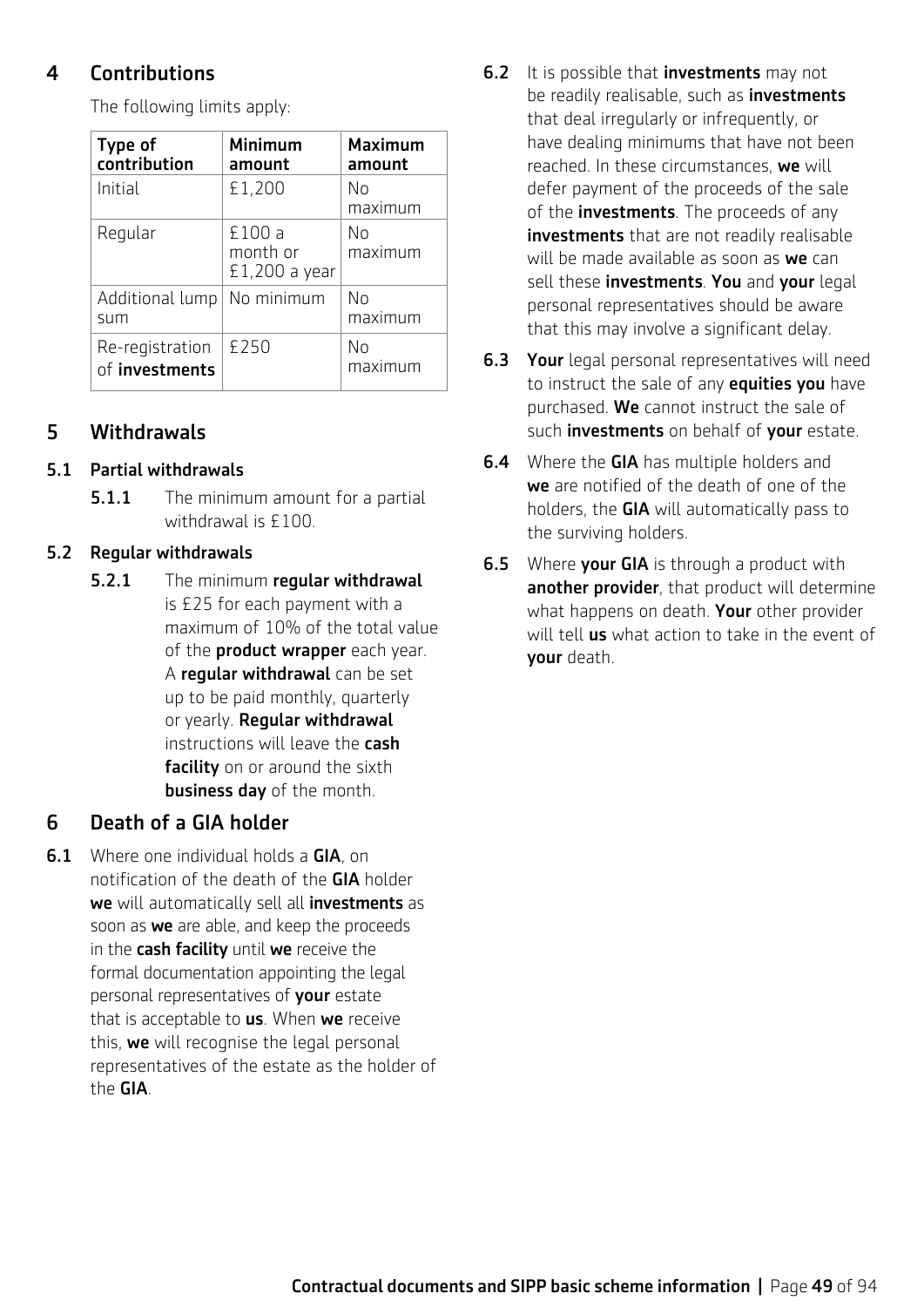## 4 Contributions

The following limits apply:

| Type of contribution | Minimum amount | Maximum amount |
|---|---|---|
| Initial | £1,200 | No maximum |
| Regular | £100 a month or £1,200 a year | No maximum |
| Additional lump sum | No minimum | No maximum |
| Re-registration of **investments** | £250 | No maximum |

## 5 Withdrawals

### 5.1 Partial withdrawals

**5.1.1** The minimum amount for a partial withdrawal is £100.

### 5.2 Regular withdrawals

**5.2.1** The minimum **regular withdrawal** is £25 for each payment with a maximum of 10% of the total value of the **product wrapper** each year. A **regular withdrawal** can be set up to be paid monthly, quarterly or yearly. **Regular withdrawal** instructions will leave the **cash facility** on or around the sixth **business day** of the month.

## 6 Death of a GIA holder

**6.1** Where one individual holds a **GIA**, on notification of the death of the **GIA** holder **we** will automatically sell all **investments** as soon as **we** are able, and keep the proceeds in the **cash facility** until **we** receive the formal documentation appointing the legal personal representatives of **your** estate that is acceptable to **us**. When **we** receive this, **we** will recognise the legal personal representatives of the estate as the holder of the **GIA**.

**6.2** It is possible that **investments** may not be readily realisable, such as **investments** that deal irregularly or infrequently, or have dealing minimums that have not been reached. In these circumstances, **we** will defer payment of the proceeds of the sale of the **investments**. The proceeds of any **investments** that are not readily realisable will be made available as soon as **we** can sell these **investments**. **You** and **your** legal personal representatives should be aware that this may involve a significant delay.

**6.3** **Your** legal personal representatives will need to instruct the sale of any **equities you** have purchased. **We** cannot instruct the sale of such **investments** on behalf of **your** estate.

**6.4** Where the **GIA** has multiple holders and **we** are notified of the death of one of the holders, the **GIA** will automatically pass to the surviving holders.

**6.5** Where **your GIA** is through a product with **another provider**, that product will determine what happens on death. **Your** other provider will tell **us** what action to take in the event of **your** death.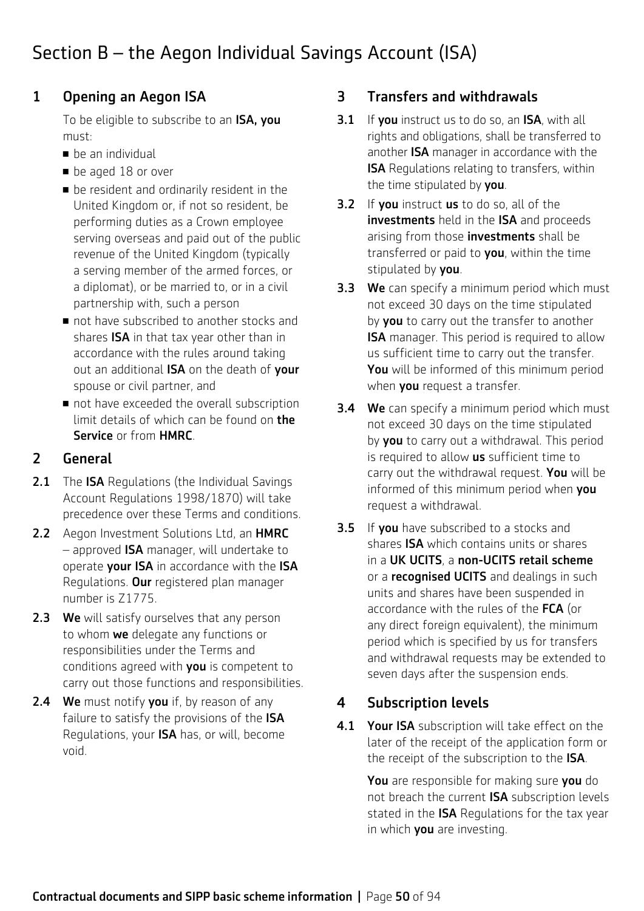# Section B – the Aegon Individual Savings Account (ISA)

## 1 Opening an Aegon ISA

To be eligible to subscribe to an **ISA, you** must:

- be an individual
- be aged 18 or over
- be resident and ordinarily resident in the United Kingdom or, if not so resident, be performing duties as a Crown employee serving overseas and paid out of the public revenue of the United Kingdom (typically a serving member of the armed forces, or a diplomat), or be married to, or in a civil partnership with, such a person
- not have subscribed to another stocks and shares **ISA** in that tax year other than in accordance with the rules around taking out an additional **ISA** on the death of **your** spouse or civil partner, and
- not have exceeded the overall subscription limit details of which can be found on **the Service** or from **HMRC**.

## 2 General

**2.1** The **ISA** Regulations (the Individual Savings Account Regulations 1998/1870) will take precedence over these Terms and conditions.

**2.2** Aegon Investment Solutions Ltd, an **HMRC** – approved **ISA** manager, will undertake to operate **your ISA** in accordance with the **ISA** Regulations. **Our** registered plan manager number is Z1775.

**2.3** **We** will satisfy ourselves that any person to whom **we** delegate any functions or responsibilities under the Terms and conditions agreed with **you** is competent to carry out those functions and responsibilities.

**2.4** **We** must notify **you** if, by reason of any failure to satisfy the provisions of the **ISA** Regulations, your **ISA** has, or will, become void.

## 3 Transfers and withdrawals

**3.1** If **you** instruct us to do so, an **ISA**, with all rights and obligations, shall be transferred to another **ISA** manager in accordance with the **ISA** Regulations relating to transfers, within the time stipulated by **you**.

**3.2** If **you** instruct **us** to do so, all of the **investments** held in the **ISA** and proceeds arising from those **investments** shall be transferred or paid to **you**, within the time stipulated by **you**.

**3.3** **We** can specify a minimum period which must not exceed 30 days on the time stipulated by **you** to carry out the transfer to another **ISA** manager. This period is required to allow us sufficient time to carry out the transfer. **You** will be informed of this minimum period when **you** request a transfer.

**3.4** **We** can specify a minimum period which must not exceed 30 days on the time stipulated by **you** to carry out a withdrawal. This period is required to allow **us** sufficient time to carry out the withdrawal request. **You** will be informed of this minimum period when **you** request a withdrawal.

**3.5** If **you** have subscribed to a stocks and shares **ISA** which contains units or shares in a **UK UCITS**, a **non-UCITS retail scheme** or a **recognised UCITS** and dealings in such units and shares have been suspended in accordance with the rules of the **FCA** (or any direct foreign equivalent), the minimum period which is specified by us for transfers and withdrawal requests may be extended to seven days after the suspension ends.

## 4 Subscription levels

**4.1** **Your ISA** subscription will take effect on the later of the receipt of the application form or the receipt of the subscription to the **ISA**.

**You** are responsible for making sure **you** do not breach the current **ISA** subscription levels stated in the **ISA** Regulations for the tax year in which **you** are investing.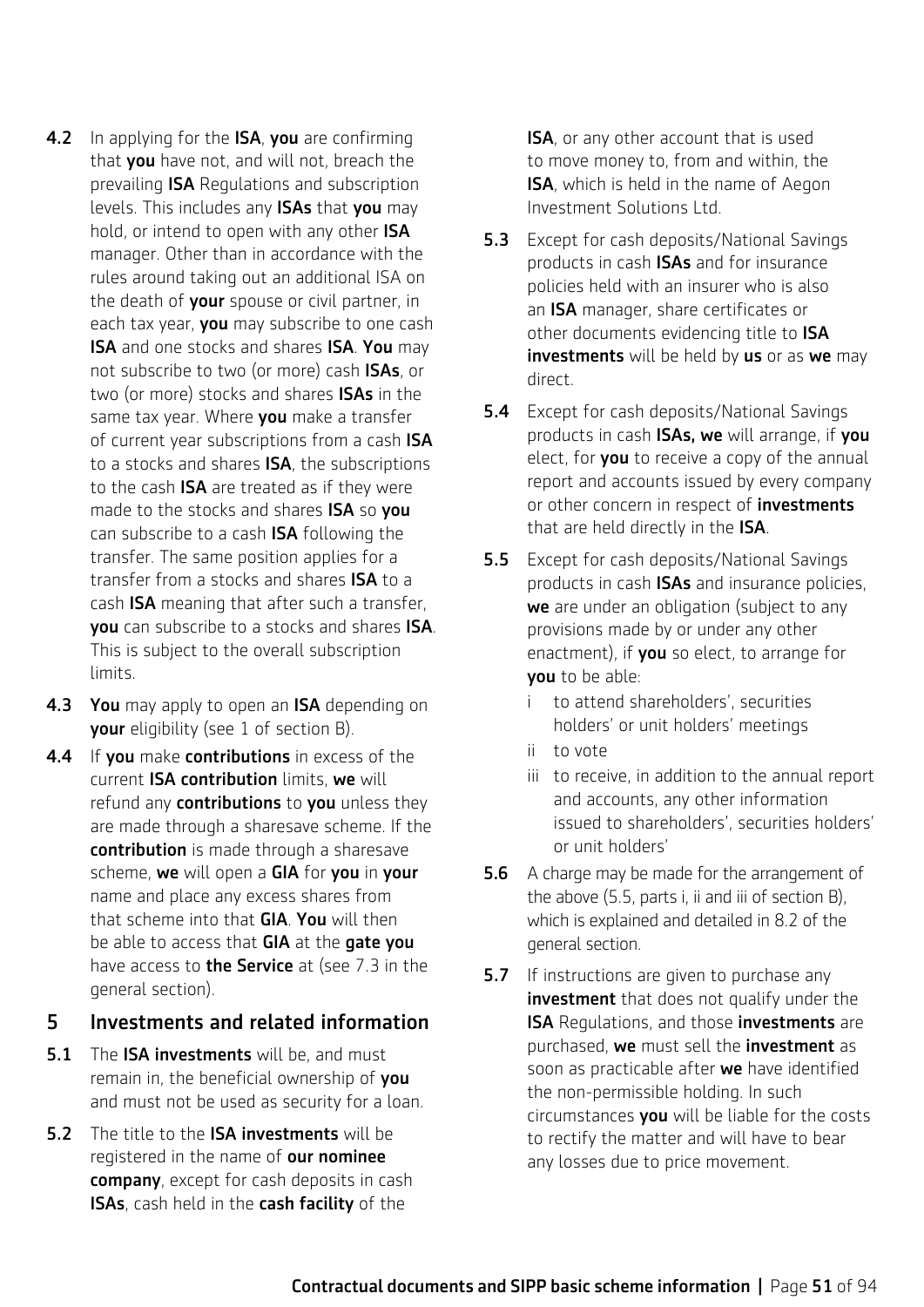**4.2** In applying for the **ISA**, **you** are confirming that **you** have not, and will not, breach the prevailing **ISA** Regulations and subscription levels. This includes any **ISAs** that **you** may hold, or intend to open with any other **ISA** manager. Other than in accordance with the rules around taking out an additional ISA on the death of **your** spouse or civil partner, in each tax year, **you** may subscribe to one cash **ISA** and one stocks and shares **ISA**. **You** may not subscribe to two (or more) cash **ISAs**, or two (or more) stocks and shares **ISAs** in the same tax year. Where **you** make a transfer of current year subscriptions from a cash **ISA** to a stocks and shares **ISA**, the subscriptions to the cash **ISA** are treated as if they were made to the stocks and shares **ISA** so **you** can subscribe to a cash **ISA** following the transfer. The same position applies for a transfer from a stocks and shares **ISA** to a cash **ISA** meaning that after such a transfer, **you** can subscribe to a stocks and shares **ISA**. This is subject to the overall subscription limits.

**4.3** **You** may apply to open an **ISA** depending on **your** eligibility (see 1 of section B).

**4.4** If **you** make **contributions** in excess of the current **ISA contribution** limits, **we** will refund any **contributions** to **you** unless they are made through a sharesave scheme. If the **contribution** is made through a sharesave scheme, **we** will open a **GIA** for **you** in **your** name and place any excess shares from that scheme into that **GIA**. **You** will then be able to access that **GIA** at the **gate you** have access to **the Service** at (see 7.3 in the general section).

## 5 Investments and related information

**5.1** The **ISA investments** will be, and must remain in, the beneficial ownership of **you** and must not be used as security for a loan.

**5.2** The title to the **ISA investments** will be registered in the name of **our nominee company**, except for cash deposits in cash **ISAs**, cash held in the **cash facility** of the **ISA**, or any other account that is used to move money to, from and within, the **ISA**, which is held in the name of Aegon Investment Solutions Ltd.

**5.3** Except for cash deposits/National Savings products in cash **ISAs** and for insurance policies held with an insurer who is also an **ISA** manager, share certificates or other documents evidencing title to **ISA investments** will be held by **us** or as **we** may direct.

**5.4** Except for cash deposits/National Savings products in cash **ISAs, we** will arrange, if **you** elect, for **you** to receive a copy of the annual report and accounts issued by every company or other concern in respect of **investments** that are held directly in the **ISA**.

**5.5** Except for cash deposits/National Savings products in cash **ISAs** and insurance policies, **we** are under an obligation (subject to any provisions made by or under any other enactment), if **you** so elect, to arrange for **you** to be able:

- i to attend shareholders', securities holders' or unit holders' meetings
- ii to vote
- iii to receive, in addition to the annual report and accounts, any other information issued to shareholders', securities holders' or unit holders'

**5.6** A charge may be made for the arrangement of the above (5.5, parts i, ii and iii of section B), which is explained and detailed in 8.2 of the general section.

**5.7** If instructions are given to purchase any **investment** that does not qualify under the **ISA** Regulations, and those **investments** are purchased, **we** must sell the **investment** as soon as practicable after **we** have identified the non-permissible holding. In such circumstances **you** will be liable for the costs to rectify the matter and will have to bear any losses due to price movement.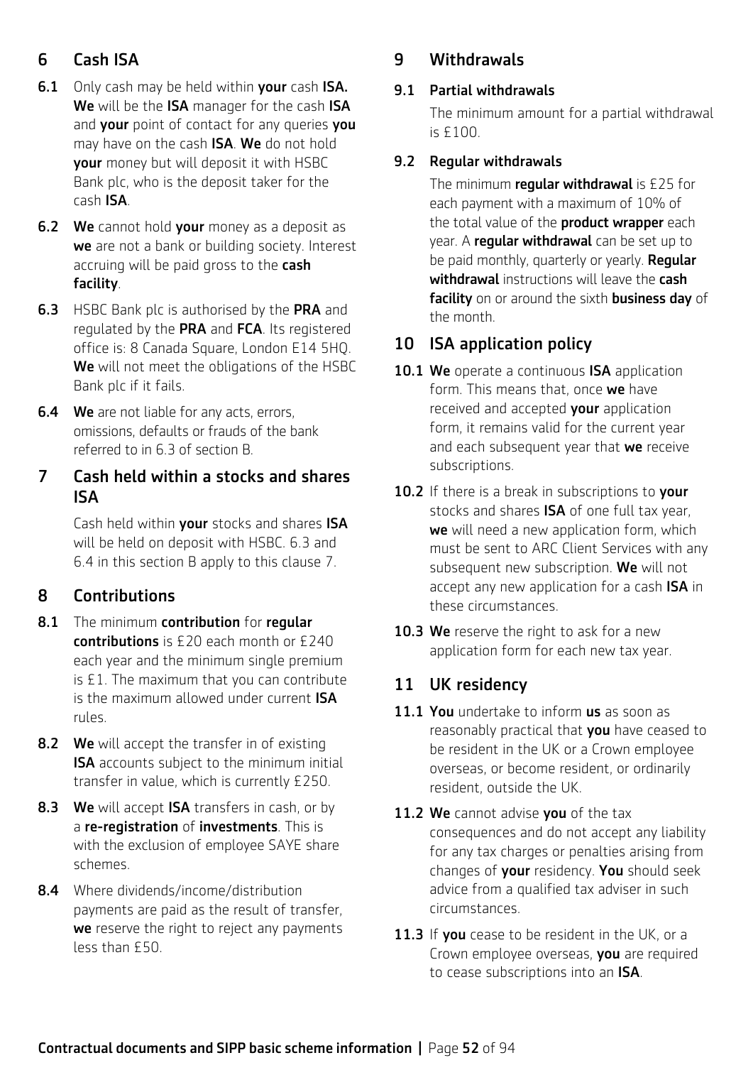## 6 Cash ISA

**6.1** Only cash may be held within **your** cash **ISA.** **We** will be the **ISA** manager for the cash **ISA** and **your** point of contact for any queries **you** may have on the cash **ISA**. **We** do not hold **your** money but will deposit it with HSBC Bank plc, who is the deposit taker for the cash **ISA**.

**6.2** **We** cannot hold **your** money as a deposit as **we** are not a bank or building society. Interest accruing will be paid gross to the **cash facility**.

**6.3** HSBC Bank plc is authorised by the **PRA** and regulated by the **PRA** and **FCA**. Its registered office is: 8 Canada Square, London E14 5HQ. **We** will not meet the obligations of the HSBC Bank plc if it fails.

**6.4** **We** are not liable for any acts, errors, omissions, defaults or frauds of the bank referred to in 6.3 of section B.

## 7 Cash held within a stocks and shares ISA

Cash held within **your** stocks and shares **ISA** will be held on deposit with HSBC. 6.3 and 6.4 in this section B apply to this clause 7.

## 8 Contributions

**8.1** The minimum **contribution** for **regular contributions** is £20 each month or £240 each year and the minimum single premium is £1. The maximum that you can contribute is the maximum allowed under current **ISA** rules.

**8.2** **We** will accept the transfer in of existing **ISA** accounts subject to the minimum initial transfer in value, which is currently £250.

**8.3** **We** will accept **ISA** transfers in cash, or by a **re-registration** of **investments**. This is with the exclusion of employee SAYE share schemes.

**8.4** Where dividends/income/distribution payments are paid as the result of transfer, **we** reserve the right to reject any payments less than £50.

## 9 Withdrawals

### 9.1 Partial withdrawals

The minimum amount for a partial withdrawal is £100.

### 9.2 Regular withdrawals

The minimum **regular withdrawal** is £25 for each payment with a maximum of 10% of the total value of the **product wrapper** each year. A **regular withdrawal** can be set up to be paid monthly, quarterly or yearly. **Regular withdrawal** instructions will leave the **cash facility** on or around the sixth **business day** of the month.

## 10 ISA application policy

**10.1** **We** operate a continuous **ISA** application form. This means that, once **we** have received and accepted **your** application form, it remains valid for the current year and each subsequent year that **we** receive subscriptions.

**10.2** If there is a break in subscriptions to **your** stocks and shares **ISA** of one full tax year, **we** will need a new application form, which must be sent to ARC Client Services with any subsequent new subscription. **We** will not accept any new application for a cash **ISA** in these circumstances.

**10.3** **We** reserve the right to ask for a new application form for each new tax year.

## 11 UK residency

**11.1** **You** undertake to inform **us** as soon as reasonably practical that **you** have ceased to be resident in the UK or a Crown employee overseas, or become resident, or ordinarily resident, outside the UK.

**11.2** **We** cannot advise **you** of the tax consequences and do not accept any liability for any tax charges or penalties arising from changes of **your** residency. **You** should seek advice from a qualified tax adviser in such circumstances.

**11.3** If **you** cease to be resident in the UK, or a Crown employee overseas, **you** are required to cease subscriptions into an **ISA**.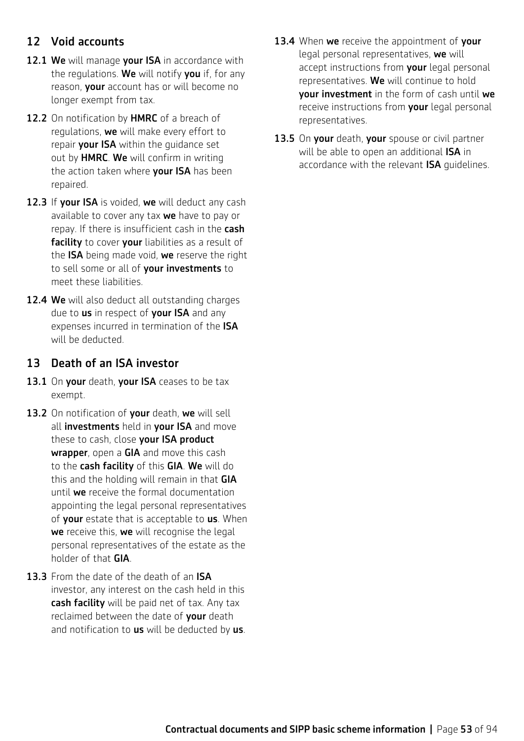## 12 Void accounts

**12.1** **We** will manage **your ISA** in accordance with the regulations. **We** will notify **you** if, for any reason, **your** account has or will become no longer exempt from tax.

**12.2** On notification by **HMRC** of a breach of regulations, **we** will make every effort to repair **your ISA** within the guidance set out by **HMRC**. **We** will confirm in writing the action taken where **your ISA** has been repaired.

**12.3** If **your ISA** is voided, **we** will deduct any cash available to cover any tax **we** have to pay or repay. If there is insufficient cash in the **cash facility** to cover **your** liabilities as a result of the **ISA** being made void, **we** reserve the right to sell some or all of **your investments** to meet these liabilities.

**12.4** **We** will also deduct all outstanding charges due to **us** in respect of **your ISA** and any expenses incurred in termination of the **ISA** will be deducted.

## 13 Death of an ISA investor

**13.1** On **your** death, **your ISA** ceases to be tax exempt.

**13.2** On notification of **your** death, **we** will sell all **investments** held in **your ISA** and move these to cash, close **your ISA product wrapper**, open a **GIA** and move this cash to the **cash facility** of this **GIA**. **We** will do this and the holding will remain in that **GIA** until **we** receive the formal documentation appointing the legal personal representatives of **your** estate that is acceptable to **us**. When **we** receive this, **we** will recognise the legal personal representatives of the estate as the holder of that **GIA**.

**13.3** From the date of the death of an **ISA** investor, any interest on the cash held in this **cash facility** will be paid net of tax. Any tax reclaimed between the date of **your** death and notification to **us** will be deducted by **us**.

**13.4** When **we** receive the appointment of **your** legal personal representatives, **we** will accept instructions from **your** legal personal representatives. **We** will continue to hold **your investment** in the form of cash until **we** receive instructions from **your** legal personal representatives.

**13.5** On **your** death, **your** spouse or civil partner will be able to open an additional **ISA** in accordance with the relevant **ISA** guidelines.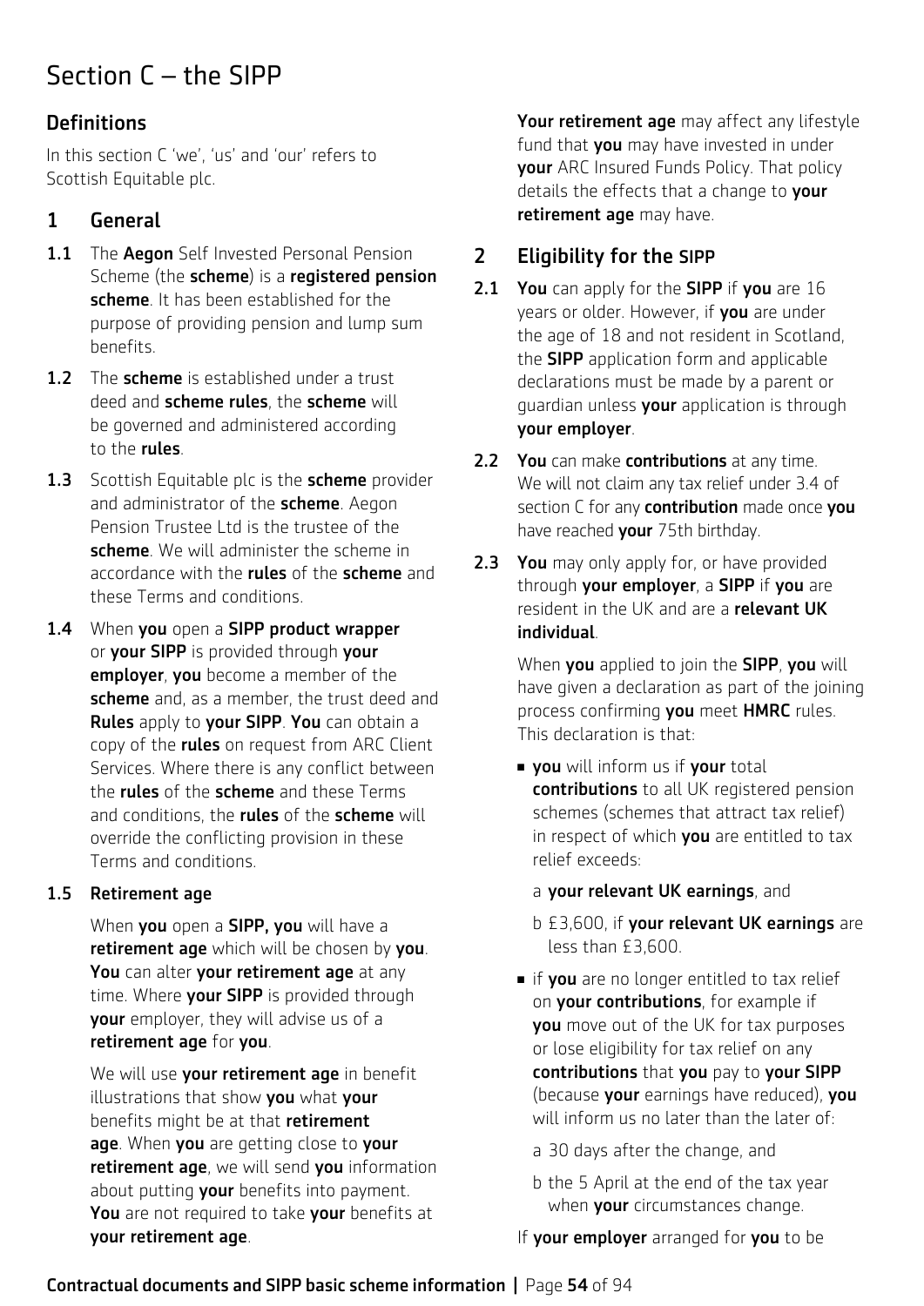# Section C – the SIPP

## Definitions

In this section C 'we', 'us' and 'our' refers to Scottish Equitable plc.

## 1 General

**1.1** The **Aegon** Self Invested Personal Pension Scheme (the **scheme**) is a **registered pension scheme**. It has been established for the purpose of providing pension and lump sum benefits.

**1.2** The **scheme** is established under a trust deed and **scheme rules**, the **scheme** will be governed and administered according to the **rules**.

**1.3** Scottish Equitable plc is the **scheme** provider and administrator of the **scheme**. Aegon Pension Trustee Ltd is the trustee of the **scheme**. We will administer the scheme in accordance with the **rules** of the **scheme** and these Terms and conditions.

**1.4** When **you** open a **SIPP product wrapper** or **your SIPP** is provided through **your employer**, **you** become a member of the **scheme** and, as a member, the trust deed and **Rules** apply to **your SIPP**. **You** can obtain a copy of the **rules** on request from ARC Client Services. Where there is any conflict between the **rules** of the **scheme** and these Terms and conditions, the **rules** of the **scheme** will override the conflicting provision in these Terms and conditions.

**1.5 Retirement age**

When **you** open a **SIPP, you** will have a **retirement age** which will be chosen by **you**. **You** can alter **your retirement age** at any time. Where **your SIPP** is provided through **your** employer, they will advise us of a **retirement age** for **you**.

We will use **your retirement age** in benefit illustrations that show **you** what **your** benefits might be at that **retirement age**. When **you** are getting close to **your retirement age**, we will send **you** information about putting **your** benefits into payment. **You** are not required to take **your** benefits at **your retirement age**.

**Your retirement age** may affect any lifestyle fund that **you** may have invested in under **your** ARC Insured Funds Policy. That policy details the effects that a change to **your retirement age** may have.

## 2 Eligibility for the SIPP

**2.1** **You** can apply for the **SIPP** if **you** are 16 years or older. However, if **you** are under the age of 18 and not resident in Scotland, the **SIPP** application form and applicable declarations must be made by a parent or guardian unless **your** application is through **your employer**.

**2.2** **You** can make **contributions** at any time. We will not claim any tax relief under 3.4 of section C for any **contribution** made once **you** have reached **your** 75th birthday.

**2.3** **You** may only apply for, or have provided through **your employer**, a **SIPP** if **you** are resident in the UK and are a **relevant UK individual**.

When **you** applied to join the **SIPP**, **you** will have given a declaration as part of the joining process confirming **you** meet **HMRC** rules. This declaration is that:

- **you** will inform us if **your** total **contributions** to all UK registered pension schemes (schemes that attract tax relief) in respect of which **you** are entitled to tax relief exceeds:
  - a **your relevant UK earnings**, and
  - b £3,600, if **your relevant UK earnings** are less than £3,600.
- if **you** are no longer entitled to tax relief on **your contributions**, for example if **you** move out of the UK for tax purposes or lose eligibility for tax relief on any **contributions** that **you** pay to **your SIPP** (because **your** earnings have reduced), **you** will inform us no later than the later of:
  - a 30 days after the change, and
  - b the 5 April at the end of the tax year when **your** circumstances change.

If **your employer** arranged for **you** to be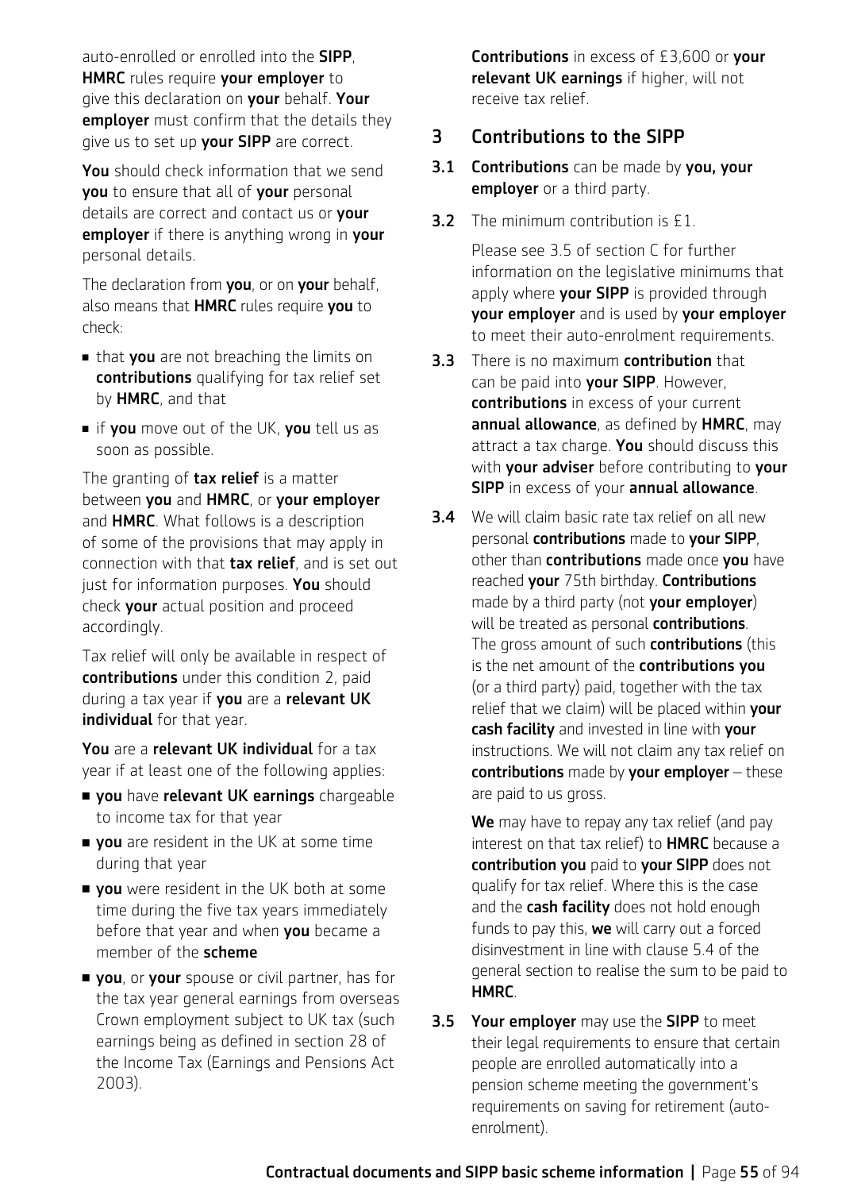auto-enrolled or enrolled into the **SIPP**, **HMRC** rules require **your employer** to give this declaration on **your** behalf. **Your employer** must confirm that the details they give us to set up **your SIPP** are correct.

**You** should check information that we send **you** to ensure that all of **your** personal details are correct and contact us or **your employer** if there is anything wrong in **your** personal details.

The declaration from **you**, or on **your** behalf, also means that **HMRC** rules require **you** to check:

- that **you** are not breaching the limits on **contributions** qualifying for tax relief set by **HMRC**, and that
- if **you** move out of the UK, **you** tell us as soon as possible.

The granting of **tax relief** is a matter between **you** and **HMRC**, or **your employer** and **HMRC**. What follows is a description of some of the provisions that may apply in connection with that **tax relief**, and is set out just for information purposes. **You** should check **your** actual position and proceed accordingly.

Tax relief will only be available in respect of **contributions** under this condition 2, paid during a tax year if **you** are a **relevant UK individual** for that year.

**You** are a **relevant UK individual** for a tax year if at least one of the following applies:

- **you** have **relevant UK earnings** chargeable to income tax for that year
- **you** are resident in the UK at some time during that year
- **you** were resident in the UK both at some time during the five tax years immediately before that year and when **you** became a member of the **scheme**
- **you**, or **your** spouse or civil partner, has for the tax year general earnings from overseas Crown employment subject to UK tax (such earnings being as defined in section 28 of the Income Tax (Earnings and Pensions Act 2003).

**Contributions** in excess of £3,600 or **your relevant UK earnings** if higher, will not receive tax relief.

## 3 Contributions to the SIPP

**3.1** **Contributions** can be made by **you, your employer** or a third party.

**3.2** The minimum contribution is £1.

Please see 3.5 of section C for further information on the legislative minimums that apply where **your SIPP** is provided through **your employer** and is used by **your employer** to meet their auto-enrolment requirements.

**3.3** There is no maximum **contribution** that can be paid into **your SIPP**. However, **contributions** in excess of your current **annual allowance**, as defined by **HMRC**, may attract a tax charge. **You** should discuss this with **your adviser** before contributing to **your SIPP** in excess of your **annual allowance**.

**3.4** We will claim basic rate tax relief on all new personal **contributions** made to **your SIPP**, other than **contributions** made once **you** have reached **your** 75th birthday. **Contributions** made by a third party (not **your employer**) will be treated as personal **contributions**. The gross amount of such **contributions** (this is the net amount of the **contributions you** (or a third party) paid, together with the tax relief that we claim) will be placed within **your cash facility** and invested in line with **your** instructions. We will not claim any tax relief on **contributions** made by **your employer** – these are paid to us gross.

**We** may have to repay any tax relief (and pay interest on that tax relief) to **HMRC** because a **contribution you** paid to **your SIPP** does not qualify for tax relief. Where this is the case and the **cash facility** does not hold enough funds to pay this, **we** will carry out a forced disinvestment in line with clause 5.4 of the general section to realise the sum to be paid to **HMRC**.

**3.5** **Your employer** may use the **SIPP** to meet their legal requirements to ensure that certain people are enrolled automatically into a pension scheme meeting the government's requirements on saving for retirement (auto-enrolment).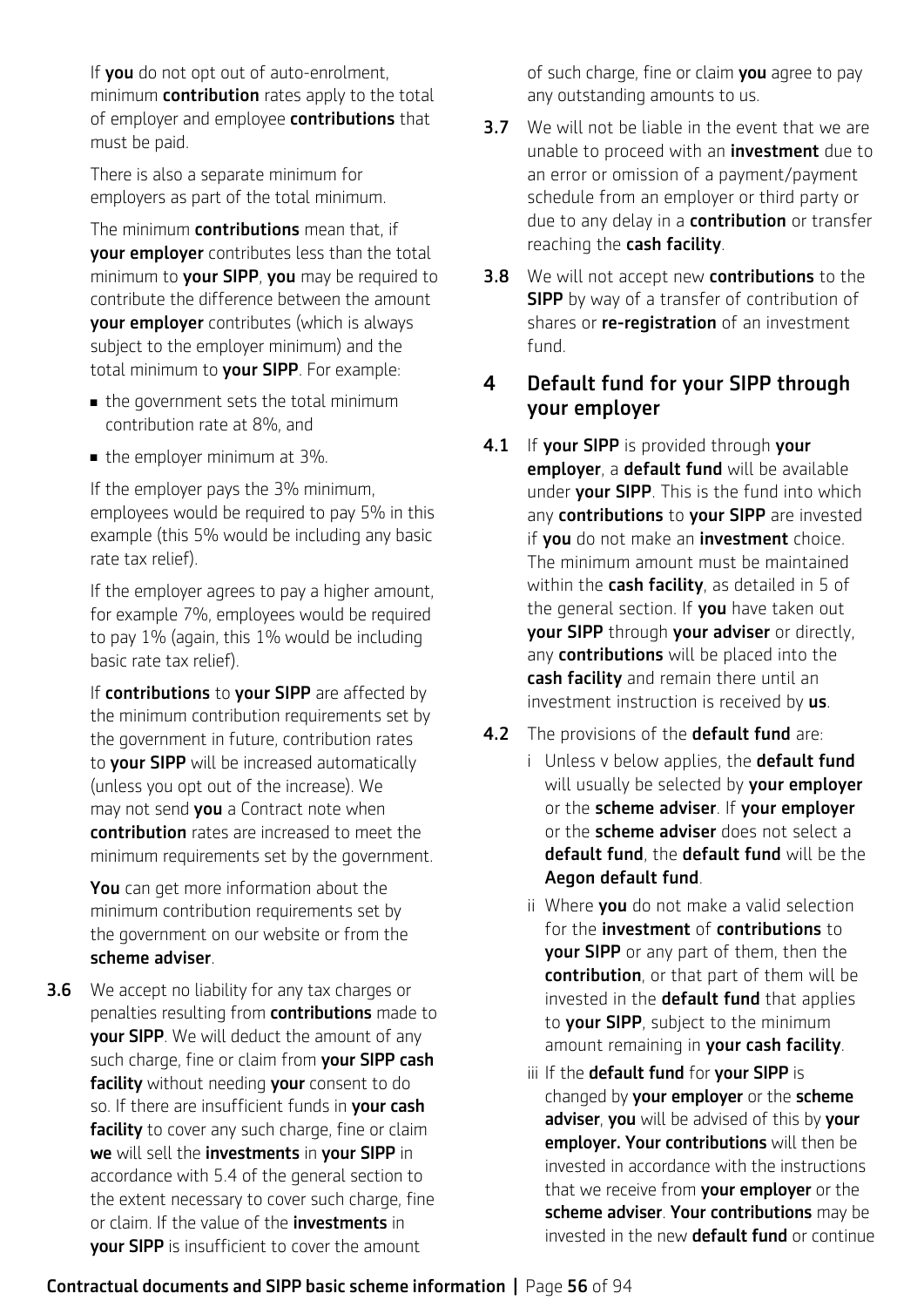If **you** do not opt out of auto-enrolment, minimum **contribution** rates apply to the total of employer and employee **contributions** that must be paid.

There is also a separate minimum for employers as part of the total minimum.

The minimum **contributions** mean that, if **your employer** contributes less than the total minimum to **your SIPP**, **you** may be required to contribute the difference between the amount **your employer** contributes (which is always subject to the employer minimum) and the total minimum to **your SIPP**. For example:

- the government sets the total minimum contribution rate at 8%, and
- the employer minimum at 3%.

If the employer pays the 3% minimum, employees would be required to pay 5% in this example (this 5% would be including any basic rate tax relief).

If the employer agrees to pay a higher amount, for example 7%, employees would be required to pay 1% (again, this 1% would be including basic rate tax relief).

If **contributions** to **your SIPP** are affected by the minimum contribution requirements set by the government in future, contribution rates to **your SIPP** will be increased automatically (unless you opt out of the increase). We may not send **you** a Contract note when **contribution** rates are increased to meet the minimum requirements set by the government.

**You** can get more information about the minimum contribution requirements set by the government on our website or from the **scheme adviser**.

**3.6** We accept no liability for any tax charges or penalties resulting from **contributions** made to **your SIPP**. We will deduct the amount of any such charge, fine or claim from **your SIPP cash facility** without needing **your** consent to do so. If there are insufficient funds in **your cash facility** to cover any such charge, fine or claim **we** will sell the **investments** in **your SIPP** in accordance with 5.4 of the general section to the extent necessary to cover such charge, fine or claim. If the value of the **investments** in **your SIPP** is insufficient to cover the amount of such charge, fine or claim **you** agree to pay any outstanding amounts to us.

**3.7** We will not be liable in the event that we are unable to proceed with an **investment** due to an error or omission of a payment/payment schedule from an employer or third party or due to any delay in a **contribution** or transfer reaching the **cash facility**.

**3.8** We will not accept new **contributions** to the **SIPP** by way of a transfer of contribution of shares or **re-registration** of an investment fund.

## 4 Default fund for your SIPP through your employer

**4.1** If **your SIPP** is provided through **your employer**, a **default fund** will be available under **your SIPP**. This is the fund into which any **contributions** to **your SIPP** are invested if **you** do not make an **investment** choice. The minimum amount must be maintained within the **cash facility**, as detailed in 5 of the general section. If **you** have taken out **your SIPP** through **your adviser** or directly, any **contributions** will be placed into the **cash facility** and remain there until an investment instruction is received by **us**.

**4.2** The provisions of the **default fund** are:

i Unless v below applies, the **default fund** will usually be selected by **your employer** or the **scheme adviser**. If **your employer** or the **scheme adviser** does not select a **default fund**, the **default fund** will be the **Aegon default fund**.

ii Where **you** do not make a valid selection for the **investment** of **contributions** to **your SIPP** or any part of them, then the **contribution**, or that part of them will be invested in the **default fund** that applies to **your SIPP**, subject to the minimum amount remaining in **your cash facility**.

iii If the **default fund** for **your SIPP** is changed by **your employer** or the **scheme adviser**, **you** will be advised of this by **your employer. Your contributions** will then be invested in accordance with the instructions that we receive from **your employer** or the **scheme adviser**. **Your contributions** may be invested in the new **default fund** or continue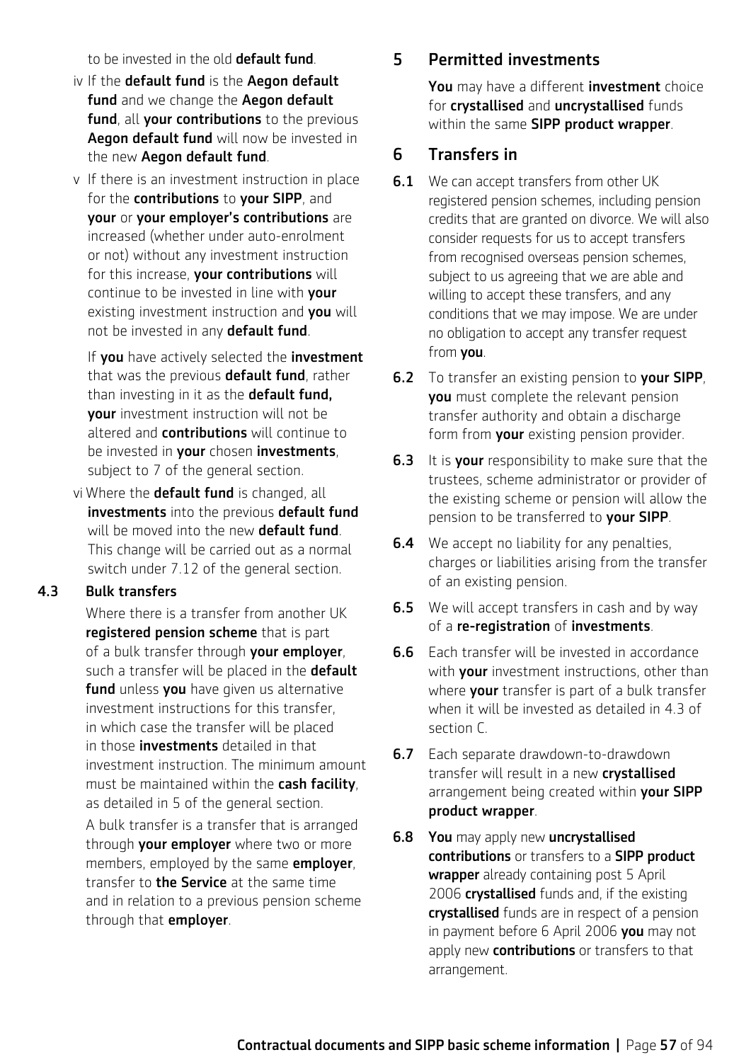to be invested in the old **default fund**.

iv If the **default fund** is the **Aegon default fund** and we change the **Aegon default fund**, all **your contributions** to the previous **Aegon default fund** will now be invested in the new **Aegon default fund**.

v If there is an investment instruction in place for the **contributions** to **your SIPP**, and **your** or **your employer's contributions** are increased (whether under auto-enrolment or not) without any investment instruction for this increase, **your contributions** will continue to be invested in line with **your** existing investment instruction and **you** will not be invested in any **default fund**.

If **you** have actively selected the **investment** that was the previous **default fund**, rather than investing in it as the **default fund, your** investment instruction will not be altered and **contributions** will continue to be invested in **your** chosen **investments**, subject to 7 of the general section.

vi Where the **default fund** is changed, all **investments** into the previous **default fund** will be moved into the new **default fund**. This change will be carried out as a normal switch under 7.12 of the general section.

**4.3 Bulk transfers**

Where there is a transfer from another UK **registered pension scheme** that is part of a bulk transfer through **your employer**, such a transfer will be placed in the **default fund** unless **you** have given us alternative investment instructions for this transfer, in which case the transfer will be placed in those **investments** detailed in that investment instruction. The minimum amount must be maintained within the **cash facility**, as detailed in 5 of the general section.

A bulk transfer is a transfer that is arranged through **your employer** where two or more members, employed by the same **employer**, transfer to **the Service** at the same time and in relation to a previous pension scheme through that **employer**.

## 5 Permitted investments

**You** may have a different **investment** choice for **crystallised** and **uncrystallised** funds within the same **SIPP product wrapper**.

## 6 Transfers in

**6.1** We can accept transfers from other UK registered pension schemes, including pension credits that are granted on divorce. We will also consider requests for us to accept transfers from recognised overseas pension schemes, subject to us agreeing that we are able and willing to accept these transfers, and any conditions that we may impose. We are under no obligation to accept any transfer request from **you**.

**6.2** To transfer an existing pension to **your SIPP**, **you** must complete the relevant pension transfer authority and obtain a discharge form from **your** existing pension provider.

**6.3** It is **your** responsibility to make sure that the trustees, scheme administrator or provider of the existing scheme or pension will allow the pension to be transferred to **your SIPP**.

**6.4** We accept no liability for any penalties, charges or liabilities arising from the transfer of an existing pension.

**6.5** We will accept transfers in cash and by way of a **re-registration** of **investments**.

**6.6** Each transfer will be invested in accordance with **your** investment instructions, other than where **your** transfer is part of a bulk transfer when it will be invested as detailed in 4.3 of section C.

**6.7** Each separate drawdown-to-drawdown transfer will result in a new **crystallised** arrangement being created within **your SIPP product wrapper**.

**6.8** **You** may apply new **uncrystallised contributions** or transfers to a **SIPP product wrapper** already containing post 5 April 2006 **crystallised** funds and, if the existing **crystallised** funds are in respect of a pension in payment before 6 April 2006 **you** may not apply new **contributions** or transfers to that arrangement.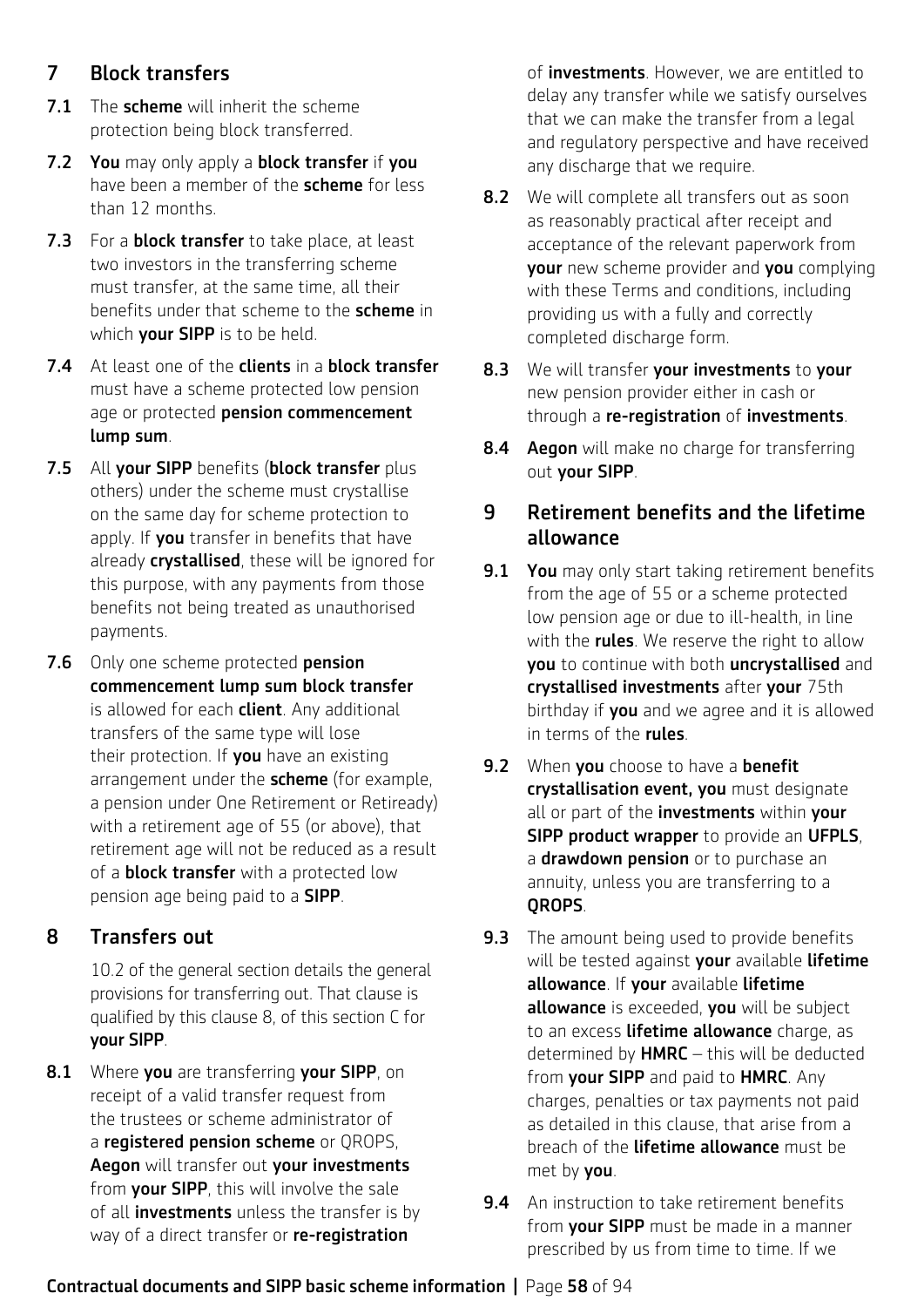## 7 Block transfers

**7.1** The **scheme** will inherit the scheme protection being block transferred.

**7.2** **You** may only apply a **block transfer** if **you** have been a member of the **scheme** for less than 12 months.

**7.3** For a **block transfer** to take place, at least two investors in the transferring scheme must transfer, at the same time, all their benefits under that scheme to the **scheme** in which **your SIPP** is to be held.

**7.4** At least one of the **clients** in a **block transfer** must have a scheme protected low pension age or protected **pension commencement lump sum**.

**7.5** All **your SIPP** benefits (**block transfer** plus others) under the scheme must crystallise on the same day for scheme protection to apply. If **you** transfer in benefits that have already **crystallised**, these will be ignored for this purpose, with any payments from those benefits not being treated as unauthorised payments.

**7.6** Only one scheme protected **pension commencement lump sum block transfer** is allowed for each **client**. Any additional transfers of the same type will lose their protection. If **you** have an existing arrangement under the **scheme** (for example, a pension under One Retirement or Retiready) with a retirement age of 55 (or above), that retirement age will not be reduced as a result of a **block transfer** with a protected low pension age being paid to a **SIPP**.

## 8 Transfers out

10.2 of the general section details the general provisions for transferring out. That clause is qualified by this clause 8, of this section C for **your SIPP**.

**8.1** Where **you** are transferring **your SIPP**, on receipt of a valid transfer request from the trustees or scheme administrator of a **registered pension scheme** or QROPS, **Aegon** will transfer out **your investments** from **your SIPP**, this will involve the sale of all **investments** unless the transfer is by way of a direct transfer or **re-registration** of **investments**. However, we are entitled to delay any transfer while we satisfy ourselves that we can make the transfer from a legal and regulatory perspective and have received any discharge that we require.

**8.2** We will complete all transfers out as soon as reasonably practical after receipt and acceptance of the relevant paperwork from **your** new scheme provider and **you** complying with these Terms and conditions, including providing us with a fully and correctly completed discharge form.

**8.3** We will transfer **your investments** to **your** new pension provider either in cash or through a **re-registration** of **investments**.

**8.4** **Aegon** will make no charge for transferring out **your SIPP**.

## 9 Retirement benefits and the lifetime allowance

**9.1** **You** may only start taking retirement benefits from the age of 55 or a scheme protected low pension age or due to ill-health, in line with the **rules**. We reserve the right to allow **you** to continue with both **uncrystallised** and **crystallised investments** after **your** 75th birthday if **you** and we agree and it is allowed in terms of the **rules**.

**9.2** When **you** choose to have a **benefit crystallisation event, you** must designate all or part of the **investments** within **your SIPP product wrapper** to provide an **UFPLS**, a **drawdown pension** or to purchase an annuity, unless you are transferring to a **QROPS**.

**9.3** The amount being used to provide benefits will be tested against **your** available **lifetime allowance**. If **your** available **lifetime allowance** is exceeded, **you** will be subject to an excess **lifetime allowance** charge, as determined by **HMRC** – this will be deducted from **your SIPP** and paid to **HMRC**. Any charges, penalties or tax payments not paid as detailed in this clause, that arise from a breach of the **lifetime allowance** must be met by **you**.

**9.4** An instruction to take retirement benefits from **your SIPP** must be made in a manner prescribed by us from time to time. If we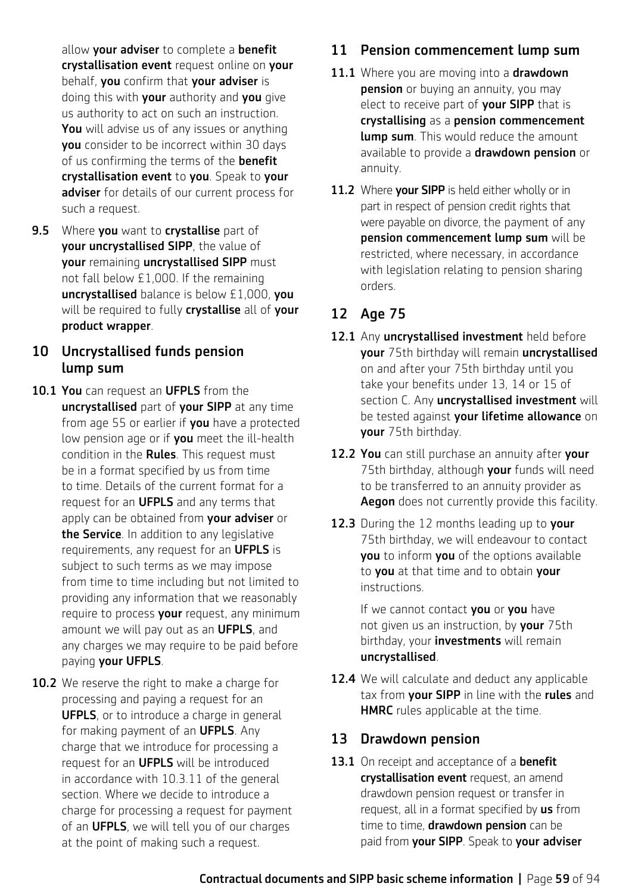allow **your adviser** to complete a **benefit crystallisation event** request online on **your** behalf, **you** confirm that **your adviser** is doing this with **your** authority and **you** give us authority to act on such an instruction. **You** will advise us of any issues or anything **you** consider to be incorrect within 30 days of us confirming the terms of the **benefit crystallisation event** to **you**. Speak to **your adviser** for details of our current process for such a request.

**9.5** Where **you** want to **crystallise** part of **your uncrystallised SIPP**, the value of **your** remaining **uncrystallised SIPP** must not fall below £1,000. If the remaining **uncrystallised** balance is below £1,000, **you** will be required to fully **crystallise** all of **your product wrapper**.

## 10 Uncrystallised funds pension lump sum

**10.1** **You** can request an **UFPLS** from the **uncrystallised** part of **your SIPP** at any time from age 55 or earlier if **you** have a protected low pension age or if **you** meet the ill-health condition in the **Rules**. This request must be in a format specified by us from time to time. Details of the current format for a request for an **UFPLS** and any terms that apply can be obtained from **your adviser** or **the Service**. In addition to any legislative requirements, any request for an **UFPLS** is subject to such terms as we may impose from time to time including but not limited to providing any information that we reasonably require to process **your** request, any minimum amount we will pay out as an **UFPLS**, and any charges we may require to be paid before paying **your UFPLS**.

**10.2** We reserve the right to make a charge for processing and paying a request for an **UFPLS**, or to introduce a charge in general for making payment of an **UFPLS**. Any charge that we introduce for processing a request for an **UFPLS** will be introduced in accordance with 10.3.11 of the general section. Where we decide to introduce a charge for processing a request for payment of an **UFPLS**, we will tell you of our charges at the point of making such a request.

## 11 Pension commencement lump sum

**11.1** Where you are moving into a **drawdown pension** or buying an annuity, you may elect to receive part of **your SIPP** that is **crystallising** as a **pension commencement lump sum**. This would reduce the amount available to provide a **drawdown pension** or annuity.

**11.2** Where **your SIPP** is held either wholly or in part in respect of pension credit rights that were payable on divorce, the payment of any **pension commencement lump sum** will be restricted, where necessary, in accordance with legislation relating to pension sharing orders.

## 12 Age 75

**12.1** Any **uncrystallised investment** held before **your** 75th birthday will remain **uncrystallised** on and after your 75th birthday until you take your benefits under 13, 14 or 15 of section C. Any **uncrystallised investment** will be tested against **your lifetime allowance** on **your** 75th birthday.

**12.2** **You** can still purchase an annuity after **your** 75th birthday, although **your** funds will need to be transferred to an annuity provider as **Aegon** does not currently provide this facility.

**12.3** During the 12 months leading up to **your** 75th birthday, we will endeavour to contact **you** to inform **you** of the options available to **you** at that time and to obtain **your** instructions.

If we cannot contact **you** or **you** have not given us an instruction, by **your** 75th birthday, your **investments** will remain **uncrystallised**.

**12.4** We will calculate and deduct any applicable tax from **your SIPP** in line with the **rules** and **HMRC** rules applicable at the time.

## 13 Drawdown pension

**13.1** On receipt and acceptance of a **benefit crystallisation event** request, an amend drawdown pension request or transfer in request, all in a format specified by **us** from time to time, **drawdown pension** can be paid from **your SIPP**. Speak to **your adviser**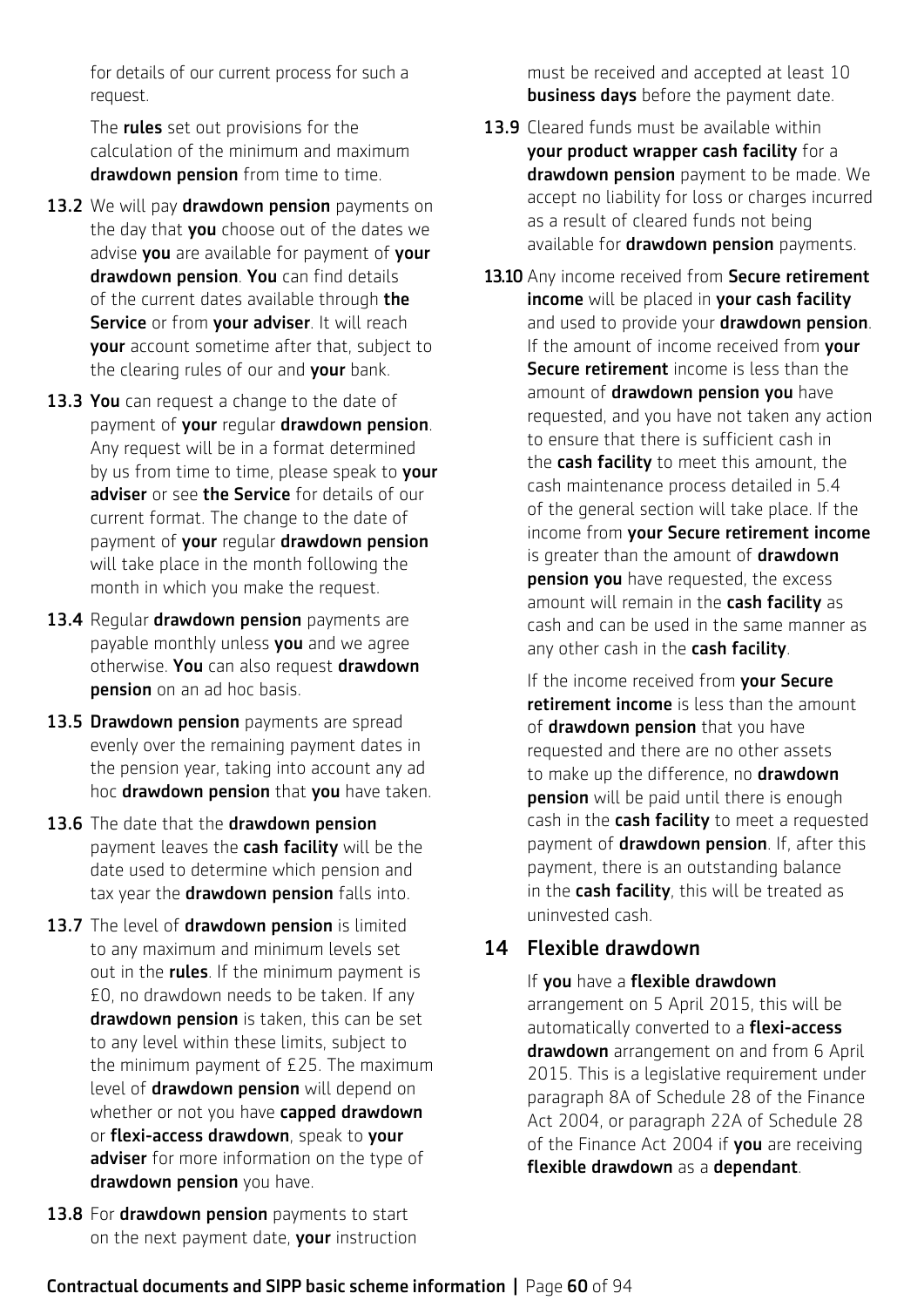for details of our current process for such a request.

The **rules** set out provisions for the calculation of the minimum and maximum **drawdown pension** from time to time.

**13.2** We will pay **drawdown pension** payments on the day that **you** choose out of the dates we advise **you** are available for payment of **your drawdown pension**. **You** can find details of the current dates available through **the Service** or from **your adviser**. It will reach **your** account sometime after that, subject to the clearing rules of our and **your** bank.

**13.3** **You** can request a change to the date of payment of **your** regular **drawdown pension**. Any request will be in a format determined by us from time to time, please speak to **your adviser** or see **the Service** for details of our current format. The change to the date of payment of **your** regular **drawdown pension** will take place in the month following the month in which you make the request.

**13.4** Regular **drawdown pension** payments are payable monthly unless **you** and we agree otherwise. **You** can also request **drawdown pension** on an ad hoc basis.

**13.5** **Drawdown pension** payments are spread evenly over the remaining payment dates in the pension year, taking into account any ad hoc **drawdown pension** that **you** have taken.

**13.6** The date that the **drawdown pension** payment leaves the **cash facility** will be the date used to determine which pension and tax year the **drawdown pension** falls into.

**13.7** The level of **drawdown pension** is limited to any maximum and minimum levels set out in the **rules**. If the minimum payment is £0, no drawdown needs to be taken. If any **drawdown pension** is taken, this can be set to any level within these limits, subject to the minimum payment of £25. The maximum level of **drawdown pension** will depend on whether or not you have **capped drawdown** or **flexi-access drawdown**, speak to **your adviser** for more information on the type of **drawdown pension** you have.

**13.8** For **drawdown pension** payments to start on the next payment date, **your** instruction must be received and accepted at least 10 **business days** before the payment date.

**13.9** Cleared funds must be available within **your product wrapper cash facility** for a **drawdown pension** payment to be made. We accept no liability for loss or charges incurred as a result of cleared funds not being available for **drawdown pension** payments.

**13.10** Any income received from **Secure retirement income** will be placed in **your cash facility** and used to provide your **drawdown pension**. If the amount of income received from **your Secure retirement** income is less than the amount of **drawdown pension you** have requested, and you have not taken any action to ensure that there is sufficient cash in the **cash facility** to meet this amount, the cash maintenance process detailed in 5.4 of the general section will take place. If the income from **your Secure retirement income** is greater than the amount of **drawdown pension you** have requested, the excess amount will remain in the **cash facility** as cash and can be used in the same manner as any other cash in the **cash facility**.

If the income received from **your Secure retirement income** is less than the amount of **drawdown pension** that you have requested and there are no other assets to make up the difference, no **drawdown pension** will be paid until there is enough cash in the **cash facility** to meet a requested payment of **drawdown pension**. If, after this payment, there is an outstanding balance in the **cash facility**, this will be treated as uninvested cash.

## 14 Flexible drawdown

If **you** have a **flexible drawdown** arrangement on 5 April 2015, this will be automatically converted to a **flexi-access drawdown** arrangement on and from 6 April 2015. This is a legislative requirement under paragraph 8A of Schedule 28 of the Finance Act 2004, or paragraph 22A of Schedule 28 of the Finance Act 2004 if **you** are receiving **flexible drawdown** as a **dependant**.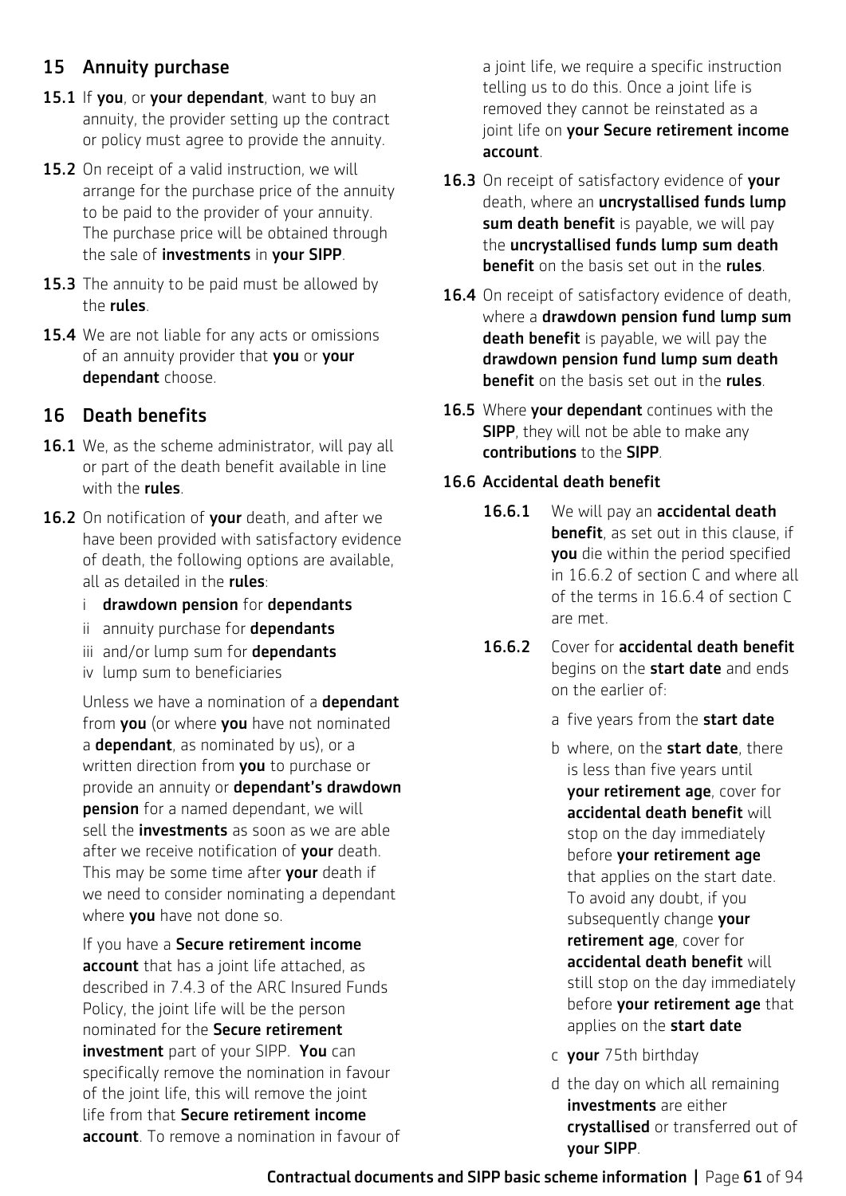## 15 Annuity purchase

**15.1** If **you**, or **your dependant**, want to buy an annuity, the provider setting up the contract or policy must agree to provide the annuity.

**15.2** On receipt of a valid instruction, we will arrange for the purchase price of the annuity to be paid to the provider of your annuity. The purchase price will be obtained through the sale of **investments** in **your SIPP**.

**15.3** The annuity to be paid must be allowed by the **rules**.

**15.4** We are not liable for any acts or omissions of an annuity provider that **you** or **your dependant** choose.

## 16 Death benefits

**16.1** We, as the scheme administrator, will pay all or part of the death benefit available in line with the **rules**.

**16.2** On notification of **your** death, and after we have been provided with satisfactory evidence of death, the following options are available, all as detailed in the **rules**:

- i **drawdown pension** for **dependants**
- ii annuity purchase for **dependants**
- iii and/or lump sum for **dependants**
- iv lump sum to beneficiaries

Unless we have a nomination of a **dependant** from **you** (or where **you** have not nominated a **dependant**, as nominated by us), or a written direction from **you** to purchase or provide an annuity or **dependant's drawdown pension** for a named dependant, we will sell the **investments** as soon as we are able after we receive notification of **your** death. This may be some time after **your** death if we need to consider nominating a dependant where **you** have not done so.

If you have a **Secure retirement income account** that has a joint life attached, as described in 7.4.3 of the ARC Insured Funds Policy, the joint life will be the person nominated for the **Secure retirement investment** part of your SIPP. **You** can specifically remove the nomination in favour of the joint life, this will remove the joint life from that **Secure retirement income account**. To remove a nomination in favour of a joint life, we require a specific instruction telling us to do this. Once a joint life is removed they cannot be reinstated as a joint life on **your Secure retirement income account**.

**16.3** On receipt of satisfactory evidence of **your** death, where an **uncrystallised funds lump sum death benefit** is payable, we will pay the **uncrystallised funds lump sum death benefit** on the basis set out in the **rules**.

**16.4** On receipt of satisfactory evidence of death, where a **drawdown pension fund lump sum death benefit** is payable, we will pay the **drawdown pension fund lump sum death benefit** on the basis set out in the **rules**.

**16.5** Where **your dependant** continues with the **SIPP**, they will not be able to make any **contributions** to the **SIPP**.

**16.6 Accidental death benefit**

**16.6.1** We will pay an **accidental death benefit**, as set out in this clause, if **you** die within the period specified in 16.6.2 of section C and where all of the terms in 16.6.4 of section C are met.

**16.6.2** Cover for **accidental death benefit** begins on the **start date** and ends on the earlier of:

- a five years from the **start date**
- b where, on the **start date**, there is less than five years until **your retirement age**, cover for **accidental death benefit** will stop on the day immediately before **your retirement age** that applies on the start date. To avoid any doubt, if you subsequently change **your retirement age**, cover for **accidental death benefit** will still stop on the day immediately before **your retirement age** that applies on the **start date**
- c **your** 75th birthday
- d the day on which all remaining **investments** are either **crystallised** or transferred out of **your SIPP**.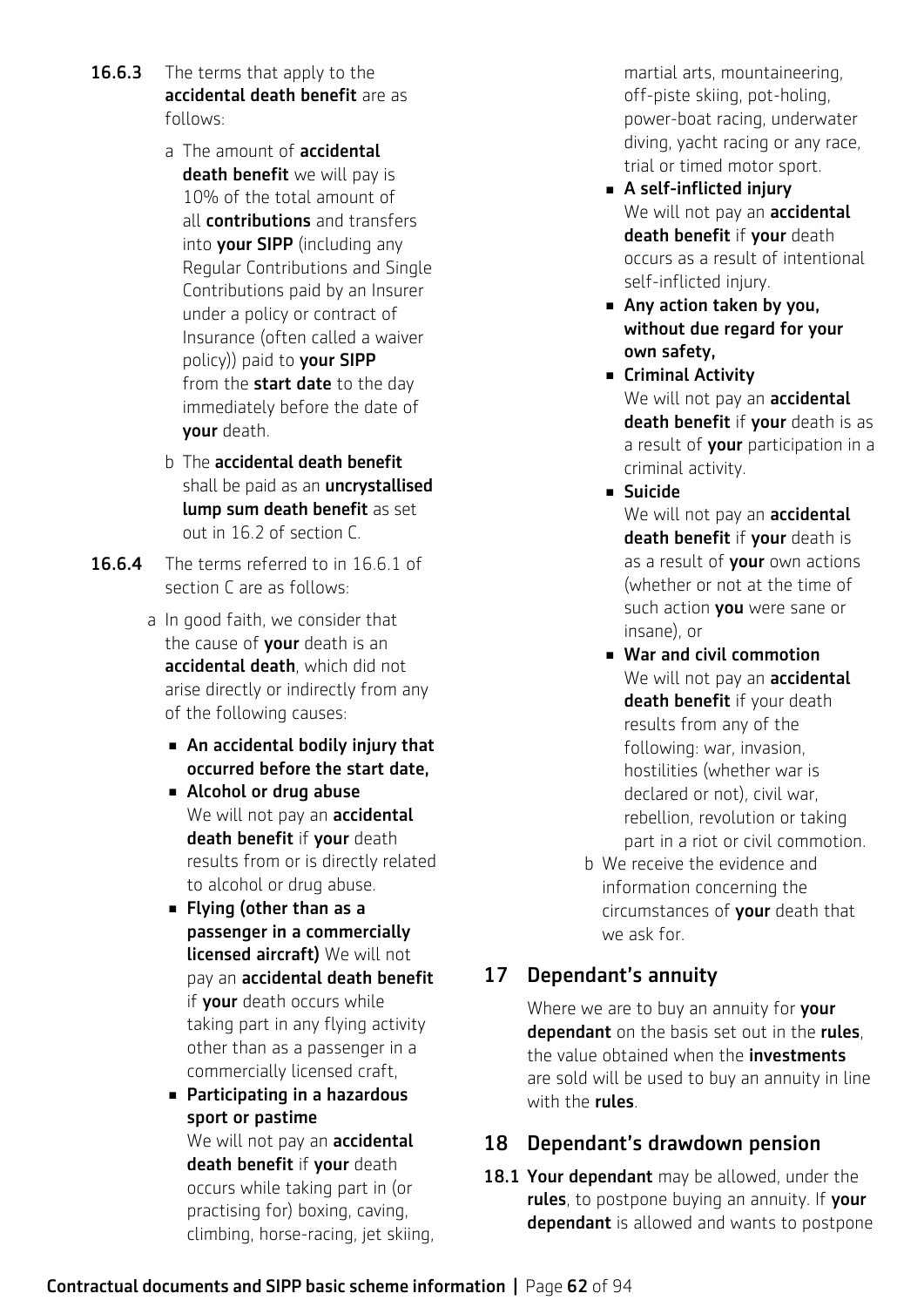**16.6.3** The terms that apply to the **accidental death benefit** are as follows:

a The amount of **accidental death benefit** we will pay is 10% of the total amount of all **contributions** and transfers into **your SIPP** (including any Regular Contributions and Single Contributions paid by an Insurer under a policy or contract of Insurance (often called a waiver policy)) paid to **your SIPP** from the **start date** to the day immediately before the date of **your** death.

b The **accidental death benefit** shall be paid as an **uncrystallised lump sum death benefit** as set out in 16.2 of section C.

**16.6.4** The terms referred to in 16.6.1 of section C are as follows:

a In good faith, we consider that the cause of **your** death is an **accidental death**, which did not arise directly or indirectly from any of the following causes:

- **An accidental bodily injury that occurred before the start date,**
- **Alcohol or drug abuse**
  We will not pay an **accidental death benefit** if **your** death results from or is directly related to alcohol or drug abuse.
- **Flying (other than as a passenger in a commercially licensed aircraft)** We will not pay an **accidental death benefit** if **your** death occurs while taking part in any flying activity other than as a passenger in a commercially licensed craft,
- **Participating in a hazardous sport or pastime**
  We will not pay an **accidental death benefit** if **your** death occurs while taking part in (or practising for) boxing, caving, climbing, horse-racing, jet skiing, martial arts, mountaineering, off-piste skiing, pot-holing, power-boat racing, underwater diving, yacht racing or any race, trial or timed motor sport.
- **A self-inflicted injury**
  We will not pay an **accidental death benefit** if **your** death occurs as a result of intentional self-inflicted injury.
- **Any action taken by you, without due regard for your own safety,**
- **Criminal Activity**
  We will not pay an **accidental death benefit** if **your** death is as a result of **your** participation in a criminal activity.
- **Suicide**
  We will not pay an **accidental death benefit** if **your** death is as a result of **your** own actions (whether or not at the time of such action **you** were sane or insane), or
- **War and civil commotion**
  We will not pay an **accidental death benefit** if your death results from any of the following: war, invasion, hostilities (whether war is declared or not), civil war, rebellion, revolution or taking part in a riot or civil commotion.

b We receive the evidence and information concerning the circumstances of **your** death that we ask for.

## 17 Dependant's annuity

Where we are to buy an annuity for **your dependant** on the basis set out in the **rules**, the value obtained when the **investments** are sold will be used to buy an annuity in line with the **rules**.

## 18 Dependant's drawdown pension

**18.1** **Your dependant** may be allowed, under the **rules**, to postpone buying an annuity. If **your dependant** is allowed and wants to postpone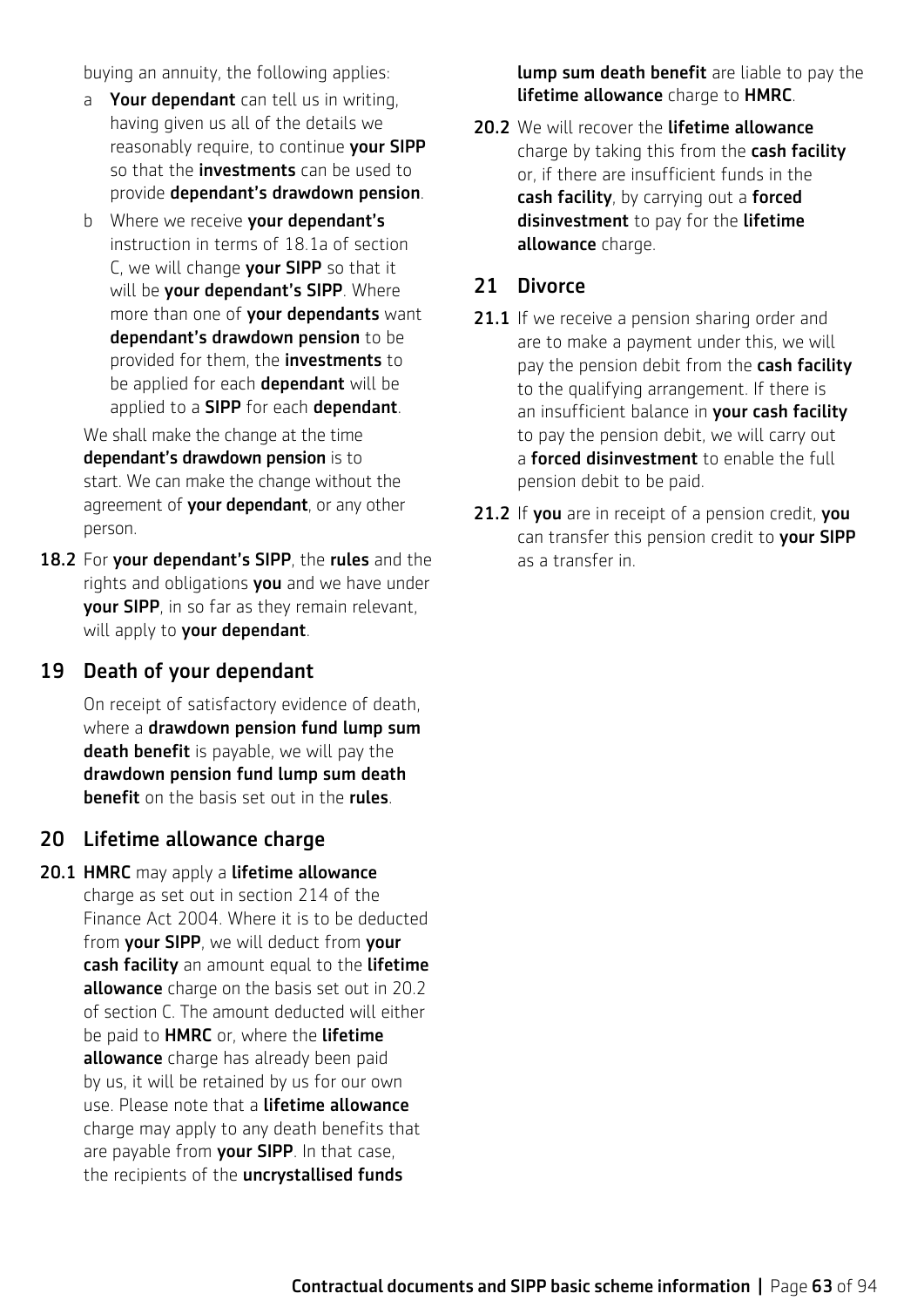buying an annuity, the following applies:

a **Your dependant** can tell us in writing, having given us all of the details we reasonably require, to continue **your SIPP** so that the **investments** can be used to provide **dependant's drawdown pension**.

b Where we receive **your dependant's** instruction in terms of 18.1a of section C, we will change **your SIPP** so that it will be **your dependant's SIPP**. Where more than one of **your dependants** want **dependant's drawdown pension** to be provided for them, the **investments** to be applied for each **dependant** will be applied to a **SIPP** for each **dependant**.

We shall make the change at the time **dependant's drawdown pension** is to start. We can make the change without the agreement of **your dependant**, or any other person.

**18.2** For **your dependant's SIPP**, the **rules** and the rights and obligations **you** and we have under **your SIPP**, in so far as they remain relevant, will apply to **your dependant**.

## 19 Death of your dependant

On receipt of satisfactory evidence of death, where a **drawdown pension fund lump sum death benefit** is payable, we will pay the **drawdown pension fund lump sum death benefit** on the basis set out in the **rules**.

## 20 Lifetime allowance charge

**20.1** **HMRC** may apply a **lifetime allowance** charge as set out in section 214 of the Finance Act 2004. Where it is to be deducted from **your SIPP**, we will deduct from **your cash facility** an amount equal to the **lifetime allowance** charge on the basis set out in 20.2 of section C. The amount deducted will either be paid to **HMRC** or, where the **lifetime allowance** charge has already been paid by us, it will be retained by us for our own use. Please note that a **lifetime allowance** charge may apply to any death benefits that are payable from **your SIPP**. In that case, the recipients of the **uncrystallised funds lump sum death benefit** are liable to pay the **lifetime allowance** charge to **HMRC**.

**20.2** We will recover the **lifetime allowance** charge by taking this from the **cash facility** or, if there are insufficient funds in the **cash facility**, by carrying out a **forced disinvestment** to pay for the **lifetime allowance** charge.

## 21 Divorce

**21.1** If we receive a pension sharing order and are to make a payment under this, we will pay the pension debit from the **cash facility** to the qualifying arrangement. If there is an insufficient balance in **your cash facility** to pay the pension debit, we will carry out a **forced disinvestment** to enable the full pension debit to be paid.

**21.2** If **you** are in receipt of a pension credit, **you** can transfer this pension credit to **your SIPP** as a transfer in.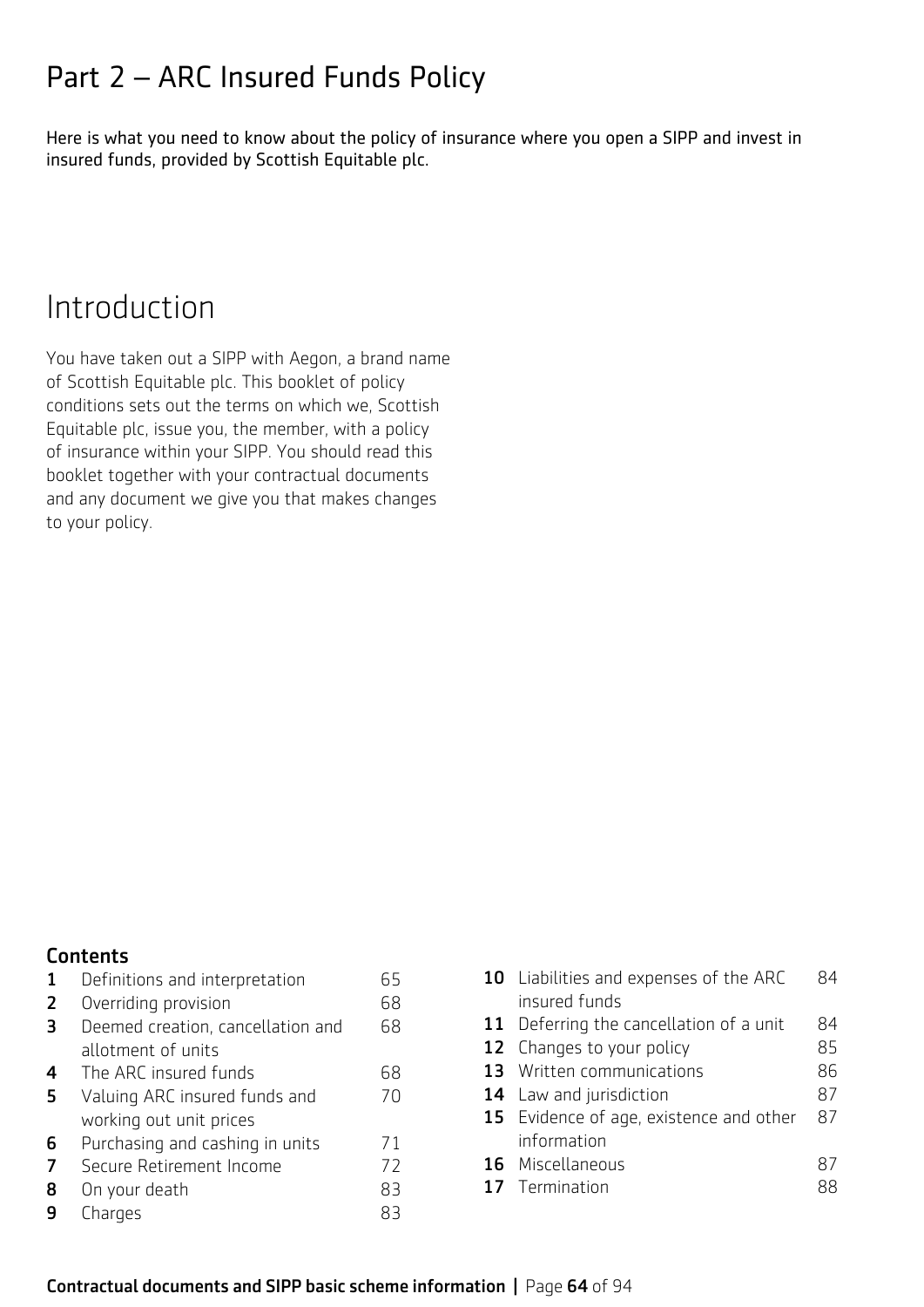# Part 2 – ARC Insured Funds Policy

Here is what you need to know about the policy of insurance where you open a SIPP and invest in insured funds, provided by Scottish Equitable plc.

## Introduction

You have taken out a SIPP with Aegon, a brand name of Scottish Equitable plc. This booklet of policy conditions sets out the terms on which we, Scottish Equitable plc, issue you, the member, with a policy of insurance within your SIPP. You should read this booklet together with your contractual documents and any document we give you that makes changes to your policy.

### Contents

| | | |
|---|---|---|
| **1** | Definitions and interpretation | 65 |
| **2** | Overriding provision | 68 |
| **3** | Deemed creation, cancellation and allotment of units | 68 |
| **4** | The ARC insured funds | 68 |
| **5** | Valuing ARC insured funds and working out unit prices | 70 |
| **6** | Purchasing and cashing in units | 71 |
| **7** | Secure Retirement Income | 72 |
| **8** | On your death | 83 |
| **9** | Charges | 83 |
| **10** | Liabilities and expenses of the ARC insured funds | 84 |
| **11** | Deferring the cancellation of a unit | 84 |
| **12** | Changes to your policy | 85 |
| **13** | Written communications | 86 |
| **14** | Law and jurisdiction | 87 |
| **15** | Evidence of age, existence and other information | 87 |
| **16** | Miscellaneous | 87 |
| **17** | Termination | 88 |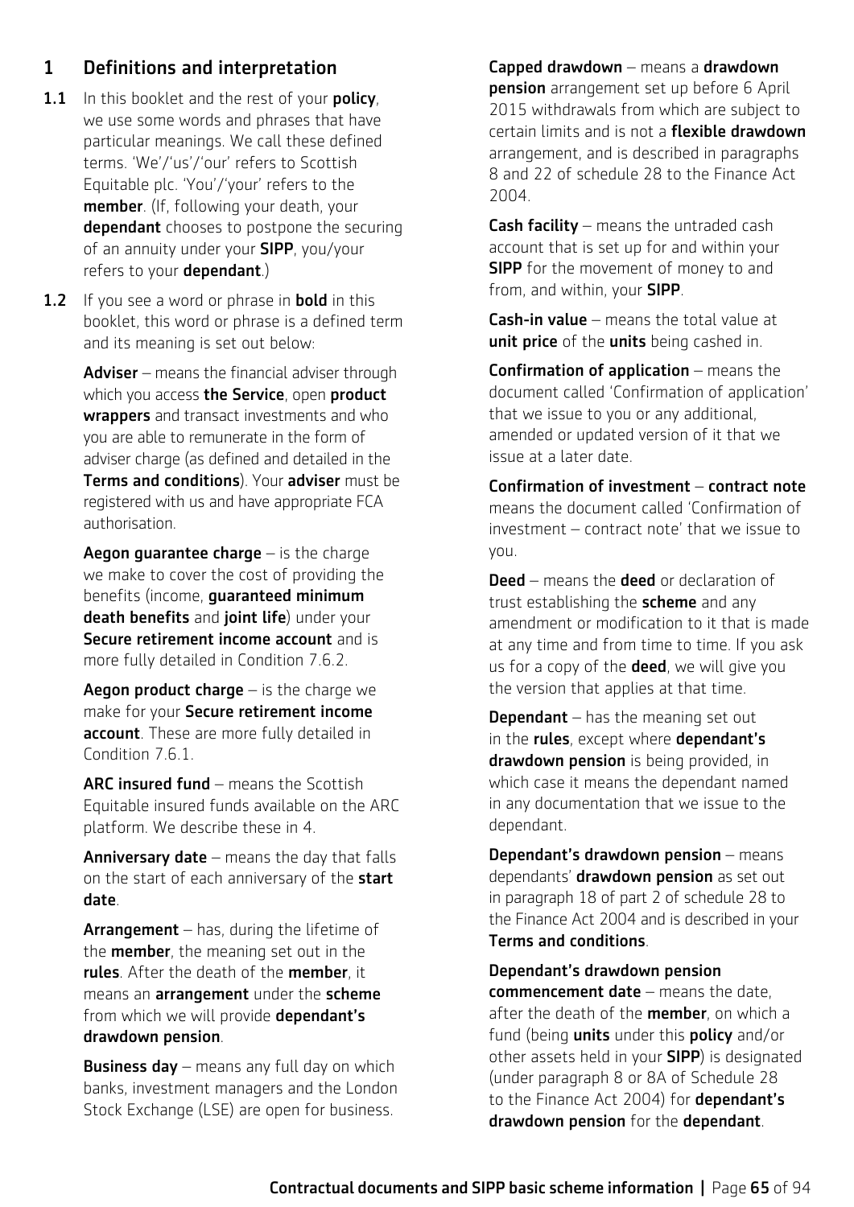## 1 Definitions and interpretation

**1.1** In this booklet and the rest of your **policy**, we use some words and phrases that have particular meanings. We call these defined terms. 'We'/'us'/'our' refers to Scottish Equitable plc. 'You'/'your' refers to the **member**. (If, following your death, your **dependant** chooses to postpone the securing of an annuity under your **SIPP**, you/your refers to your **dependant**.)

**1.2** If you see a word or phrase in **bold** in this booklet, this word or phrase is a defined term and its meaning is set out below:

**Adviser** – means the financial adviser through which you access **the Service**, open **product wrappers** and transact investments and who you are able to remunerate in the form of adviser charge (as defined and detailed in the **Terms and conditions**). Your **adviser** must be registered with us and have appropriate FCA authorisation.

**Aegon guarantee charge** – is the charge we make to cover the cost of providing the benefits (income, **guaranteed minimum death benefits** and **joint life**) under your **Secure retirement income account** and is more fully detailed in Condition 7.6.2.

**Aegon product charge** – is the charge we make for your **Secure retirement income account**. These are more fully detailed in Condition 7.6.1.

**ARC insured fund** – means the Scottish Equitable insured funds available on the ARC platform. We describe these in 4.

**Anniversary date** – means the day that falls on the start of each anniversary of the **start date**.

**Arrangement** – has, during the lifetime of the **member**, the meaning set out in the **rules**. After the death of the **member**, it means an **arrangement** under the **scheme** from which we will provide **dependant's drawdown pension**.

**Business day** – means any full day on which banks, investment managers and the London Stock Exchange (LSE) are open for business.

**Capped drawdown** – means a **drawdown pension** arrangement set up before 6 April 2015 withdrawals from which are subject to certain limits and is not a **flexible drawdown** arrangement, and is described in paragraphs 8 and 22 of schedule 28 to the Finance Act 2004.

**Cash facility** – means the untraded cash account that is set up for and within your **SIPP** for the movement of money to and from, and within, your **SIPP**.

**Cash-in value** – means the total value at **unit price** of the **units** being cashed in.

**Confirmation of application** – means the document called 'Confirmation of application' that we issue to you or any additional, amended or updated version of it that we issue at a later date.

**Confirmation of investment** – **contract note** means the document called 'Confirmation of investment – contract note' that we issue to you.

**Deed** – means the **deed** or declaration of trust establishing the **scheme** and any amendment or modification to it that is made at any time and from time to time. If you ask us for a copy of the **deed**, we will give you the version that applies at that time.

**Dependant** – has the meaning set out in the **rules**, except where **dependant's drawdown pension** is being provided, in which case it means the dependant named in any documentation that we issue to the dependant.

**Dependant's drawdown pension** – means dependants' **drawdown pension** as set out in paragraph 18 of part 2 of schedule 28 to the Finance Act 2004 and is described in your **Terms and conditions**.

**Dependant's drawdown pension commencement date** – means the date, after the death of the **member**, on which a fund (being **units** under this **policy** and/or other assets held in your **SIPP**) is designated (under paragraph 8 or 8A of Schedule 28 to the Finance Act 2004) for **dependant's drawdown pension** for the **dependant**.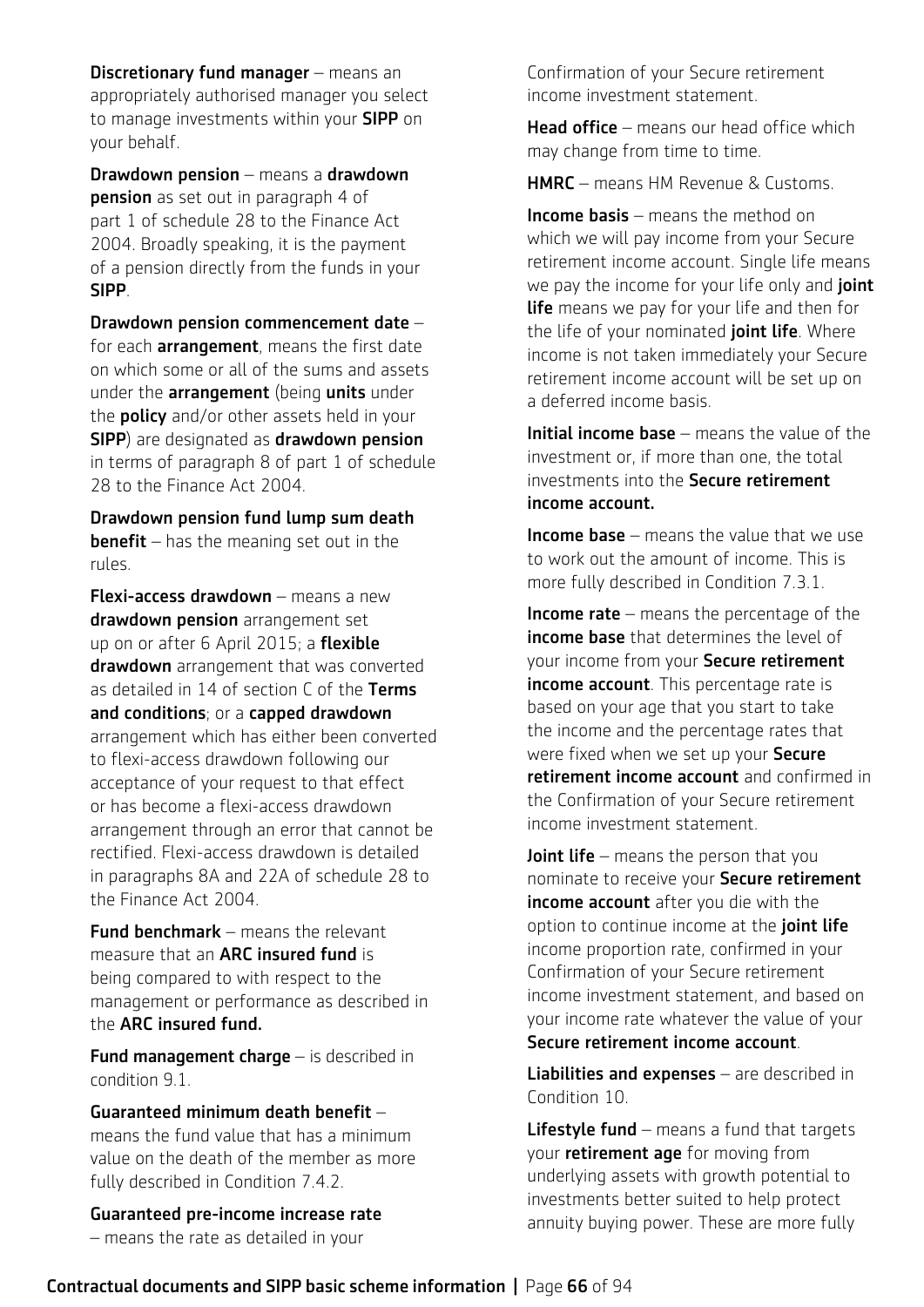**Discretionary fund manager** – means an appropriately authorised manager you select to manage investments within your **SIPP** on your behalf.

**Drawdown pension** – means a **drawdown pension** as set out in paragraph 4 of part 1 of schedule 28 to the Finance Act 2004. Broadly speaking, it is the payment of a pension directly from the funds in your **SIPP**.

**Drawdown pension commencement date** – for each **arrangement**, means the first date on which some or all of the sums and assets under the **arrangement** (being **units** under the **policy** and/or other assets held in your **SIPP**) are designated as **drawdown pension** in terms of paragraph 8 of part 1 of schedule 28 to the Finance Act 2004.

**Drawdown pension fund lump sum death benefit** – has the meaning set out in the rules.

**Flexi-access drawdown** – means a new **drawdown pension** arrangement set up on or after 6 April 2015; a **flexible drawdown** arrangement that was converted as detailed in 14 of section C of the **Terms and conditions**; or a **capped drawdown** arrangement which has either been converted to flexi-access drawdown following our acceptance of your request to that effect or has become a flexi-access drawdown arrangement through an error that cannot be rectified. Flexi-access drawdown is detailed in paragraphs 8A and 22A of schedule 28 to the Finance Act 2004.

**Fund benchmark** – means the relevant measure that an **ARC insured fund** is being compared to with respect to the management or performance as described in the **ARC insured fund.**

**Fund management charge** – is described in condition 9.1.

**Guaranteed minimum death benefit** – means the fund value that has a minimum value on the death of the member as more fully described in Condition 7.4.2.

**Guaranteed pre-income increase rate** – means the rate as detailed in your Confirmation of your Secure retirement income investment statement.

**Head office** – means our head office which may change from time to time.

**HMRC** – means HM Revenue & Customs.

**Income basis** – means the method on which we will pay income from your Secure retirement income account. Single life means we pay the income for your life only and **joint life** means we pay for your life and then for the life of your nominated **joint life**. Where income is not taken immediately your Secure retirement income account will be set up on a deferred income basis.

**Initial income base** – means the value of the investment or, if more than one, the total investments into the **Secure retirement income account.**

**Income base** – means the value that we use to work out the amount of income. This is more fully described in Condition 7.3.1.

**Income rate** – means the percentage of the **income base** that determines the level of your income from your **Secure retirement income account**. This percentage rate is based on your age that you start to take the income and the percentage rates that were fixed when we set up your **Secure retirement income account** and confirmed in the Confirmation of your Secure retirement income investment statement.

**Joint life** – means the person that you nominate to receive your **Secure retirement income account** after you die with the option to continue income at the **joint life** income proportion rate, confirmed in your Confirmation of your Secure retirement income investment statement, and based on your income rate whatever the value of your **Secure retirement income account**.

**Liabilities and expenses** – are described in Condition 10.

**Lifestyle fund** – means a fund that targets your **retirement age** for moving from underlying assets with growth potential to investments better suited to help protect annuity buying power. These are more fully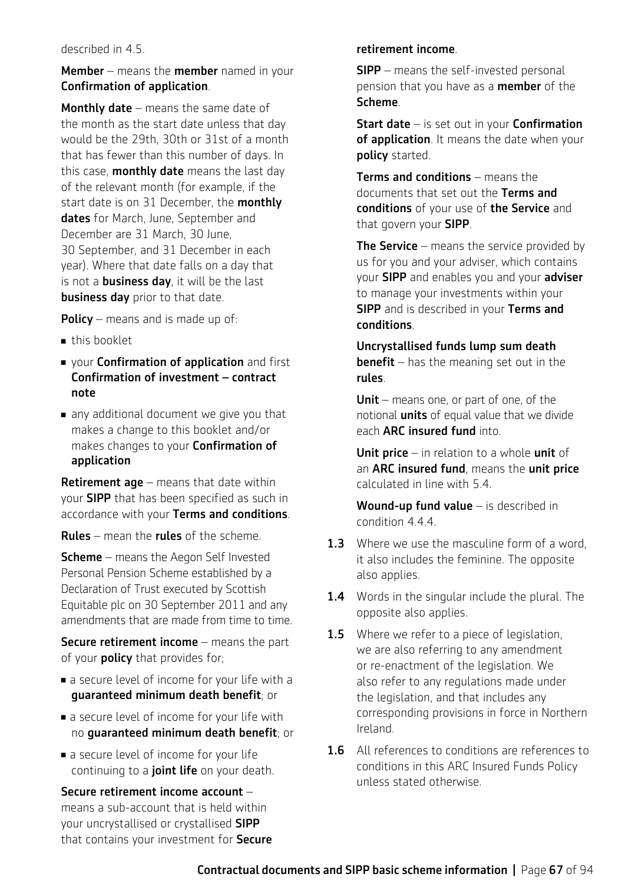described in 4.5.

**Member** – means the **member** named in your **Confirmation of application**.

**Monthly date** – means the same date of the month as the start date unless that day would be the 29th, 30th or 31st of a month that has fewer than this number of days. In this case, **monthly date** means the last day of the relevant month (for example, if the start date is on 31 December, the **monthly dates** for March, June, September and December are 31 March, 30 June, 30 September, and 31 December in each year). Where that date falls on a day that is not a **business day**, it will be the last **business day** prior to that date.

**Policy** – means and is made up of:

- this booklet
- your **Confirmation of application** and first **Confirmation of investment – contract note**
- any additional document we give you that makes a change to this booklet and/or makes changes to your **Confirmation of application**

**Retirement age** – means that date within your **SIPP** that has been specified as such in accordance with your **Terms and conditions**.

**Rules** – mean the **rules** of the scheme.

**Scheme** – means the Aegon Self Invested Personal Pension Scheme established by a Declaration of Trust executed by Scottish Equitable plc on 30 September 2011 and any amendments that are made from time to time.

**Secure retirement income** – means the part of your **policy** that provides for;

- a secure level of income for your life with a **guaranteed minimum death benefit**; or
- a secure level of income for your life with no **guaranteed minimum death benefit**; or
- a secure level of income for your life continuing to a **joint life** on your death.

**Secure retirement income account** – means a sub-account that is held within your uncrystallised or crystallised **SIPP** that contains your investment for **Secure retirement income**.

**SIPP** – means the self-invested personal pension that you have as a **member** of the **Scheme**.

**Start date** – is set out in your **Confirmation of application**. It means the date when your **policy** started.

**Terms and conditions** – means the documents that set out the **Terms and conditions** of your use of **the Service** and that govern your **SIPP**.

**The Service** – means the service provided by us for you and your adviser, which contains your **SIPP** and enables you and your **adviser** to manage your investments within your **SIPP** and is described in your **Terms and conditions**.

**Uncrystallised funds lump sum death benefit** – has the meaning set out in the **rules**.

**Unit** – means one, or part of one, of the notional **units** of equal value that we divide each **ARC insured fund** into.

**Unit price** – in relation to a whole **unit** of an **ARC insured fund**, means the **unit price** calculated in line with 5.4.

**Wound-up fund value** – is described in condition 4.4.4.

**1.3** Where we use the masculine form of a word, it also includes the feminine. The opposite also applies.

**1.4** Words in the singular include the plural. The opposite also applies.

**1.5** Where we refer to a piece of legislation, we are also referring to any amendment or re-enactment of the legislation. We also refer to any regulations made under the legislation, and that includes any corresponding provisions in force in Northern Ireland.

**1.6** All references to conditions are references to conditions in this ARC Insured Funds Policy unless stated otherwise.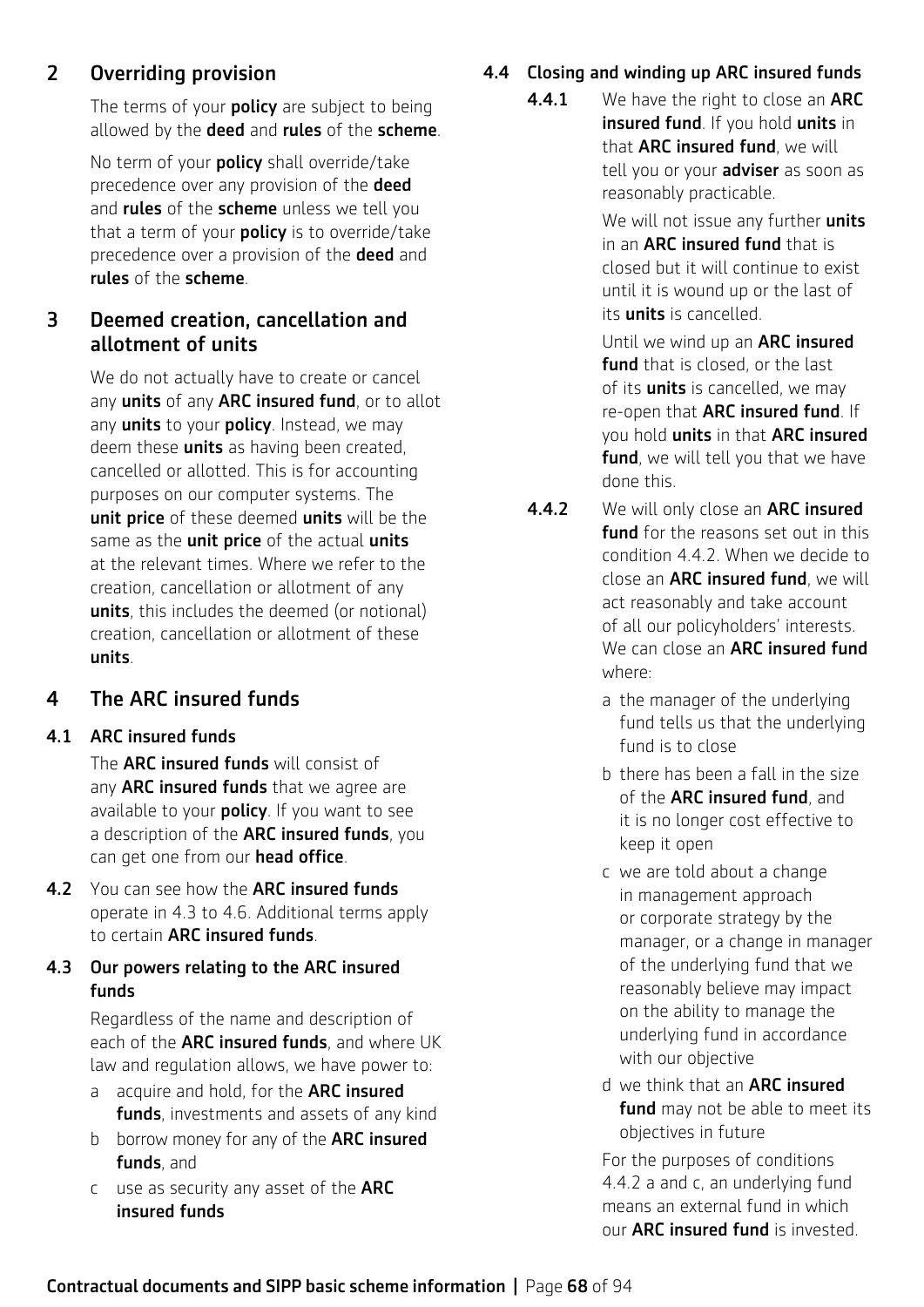## 2 Overriding provision

The terms of your **policy** are subject to being allowed by the **deed** and **rules** of the **scheme**.

No term of your **policy** shall override/take precedence over any provision of the **deed** and **rules** of the **scheme** unless we tell you that a term of your **policy** is to override/take precedence over a provision of the **deed** and **rules** of the **scheme**.

## 3 Deemed creation, cancellation and allotment of units

We do not actually have to create or cancel any **units** of any **ARC insured fund**, or to allot any **units** to your **policy**. Instead, we may deem these **units** as having been created, cancelled or allotted. This is for accounting purposes on our computer systems. The **unit price** of these deemed **units** will be the same as the **unit price** of the actual **units** at the relevant times. Where we refer to the creation, cancellation or allotment of any **units**, this includes the deemed (or notional) creation, cancellation or allotment of these **units**.

## 4 The ARC insured funds

### 4.1 ARC insured funds

The **ARC insured funds** will consist of any **ARC insured funds** that we agree are available to your **policy**. If you want to see a description of the **ARC insured funds**, you can get one from our **head office**.

**4.2** You can see how the **ARC insured funds** operate in 4.3 to 4.6. Additional terms apply to certain **ARC insured funds**.

### 4.3 Our powers relating to the ARC insured funds

Regardless of the name and description of each of the **ARC insured funds**, and where UK law and regulation allows, we have power to:

a acquire and hold, for the **ARC insured funds**, investments and assets of any kind

b borrow money for any of the **ARC insured funds**, and

c use as security any asset of the **ARC insured funds**

### 4.4 Closing and winding up ARC insured funds

**4.4.1** We have the right to close an **ARC insured fund**. If you hold **units** in that **ARC insured fund**, we will tell you or your **adviser** as soon as reasonably practicable.

We will not issue any further **units** in an **ARC insured fund** that is closed but it will continue to exist until it is wound up or the last of its **units** is cancelled.

Until we wind up an **ARC insured fund** that is closed, or the last of its **units** is cancelled, we may re-open that **ARC insured fund**. If you hold **units** in that **ARC insured fund**, we will tell you that we have done this.

**4.4.2** We will only close an **ARC insured fund** for the reasons set out in this condition 4.4.2. When we decide to close an **ARC insured fund**, we will act reasonably and take account of all our policyholders' interests. We can close an **ARC insured fund** where:

a the manager of the underlying fund tells us that the underlying fund is to close

b there has been a fall in the size of the **ARC insured fund**, and it is no longer cost effective to keep it open

c we are told about a change in management approach or corporate strategy by the manager, or a change in manager of the underlying fund that we reasonably believe may impact on the ability to manage the underlying fund in accordance with our objective

d we think that an **ARC insured fund** may not be able to meet its objectives in future

For the purposes of conditions 4.4.2 a and c, an underlying fund means an external fund in which our **ARC insured fund** is invested.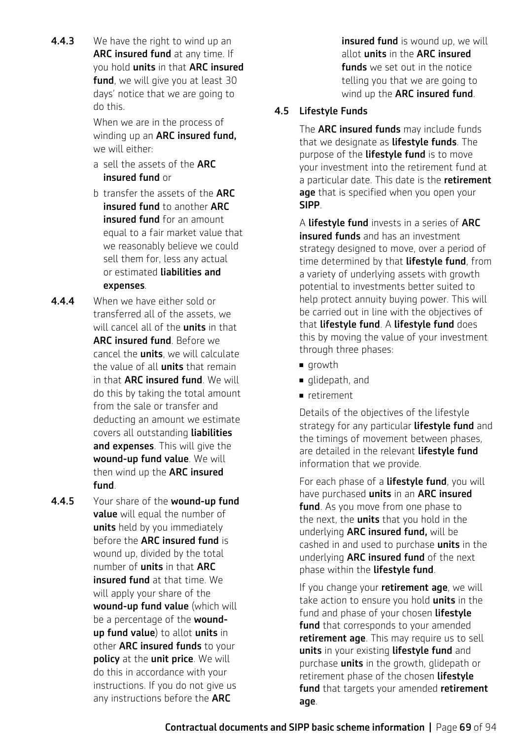**4.4.3** We have the right to wind up an **ARC insured fund** at any time. If you hold **units** in that **ARC insured fund**, we will give you at least 30 days' notice that we are going to do this.

When we are in the process of winding up an **ARC insured fund,** we will either:

a sell the assets of the **ARC insured fund** or

b transfer the assets of the **ARC insured fund** to another **ARC insured fund** for an amount equal to a fair market value that we reasonably believe we could sell them for, less any actual or estimated **liabilities and expenses**.

**4.4.4** When we have either sold or transferred all of the assets, we will cancel all of the **units** in that **ARC insured fund**. Before we cancel the **units**, we will calculate the value of all **units** that remain in that **ARC insured fund**. We will do this by taking the total amount from the sale or transfer and deducting an amount we estimate covers all outstanding **liabilities and expenses**. This will give the **wound-up fund value**. We will then wind up the **ARC insured fund**.

**4.4.5** Your share of the **wound-up fund value** will equal the number of **units** held by you immediately before the **ARC insured fund** is wound up, divided by the total number of **units** in that **ARC insured fund** at that time. We will apply your share of the **wound-up fund value** (which will be a percentage of the **wound-up fund value**) to allot **units** in other **ARC insured funds** to your **policy** at the **unit price**. We will do this in accordance with your instructions. If you do not give us any instructions before the **ARC insured fund** is wound up, we will allot **units** in the **ARC insured funds** we set out in the notice telling you that we are going to wind up the **ARC insured fund**.

## 4.5 Lifestyle Funds

The **ARC insured funds** may include funds that we designate as **lifestyle funds**. The purpose of the **lifestyle fund** is to move your investment into the retirement fund at a particular date. This date is the **retirement age** that is specified when you open your **SIPP**.

A **lifestyle fund** invests in a series of **ARC insured funds** and has an investment strategy designed to move, over a period of time determined by that **lifestyle fund**, from a variety of underlying assets with growth potential to investments better suited to help protect annuity buying power. This will be carried out in line with the objectives of that **lifestyle fund**. A **lifestyle fund** does this by moving the value of your investment through three phases:

- growth
- glidepath, and
- retirement

Details of the objectives of the lifestyle strategy for any particular **lifestyle fund** and the timings of movement between phases, are detailed in the relevant **lifestyle fund** information that we provide.

For each phase of a **lifestyle fund**, you will have purchased **units** in an **ARC insured fund**. As you move from one phase to the next, the **units** that you hold in the underlying **ARC insured fund,** will be cashed in and used to purchase **units** in the underlying **ARC insured fund** of the next phase within the **lifestyle fund**.

If you change your **retirement age**, we will take action to ensure you hold **units** in the fund and phase of your chosen **lifestyle fund** that corresponds to your amended **retirement age**. This may require us to sell **units** in your existing **lifestyle fund** and purchase **units** in the growth, glidepath or retirement phase of the chosen **lifestyle fund** that targets your amended **retirement age**.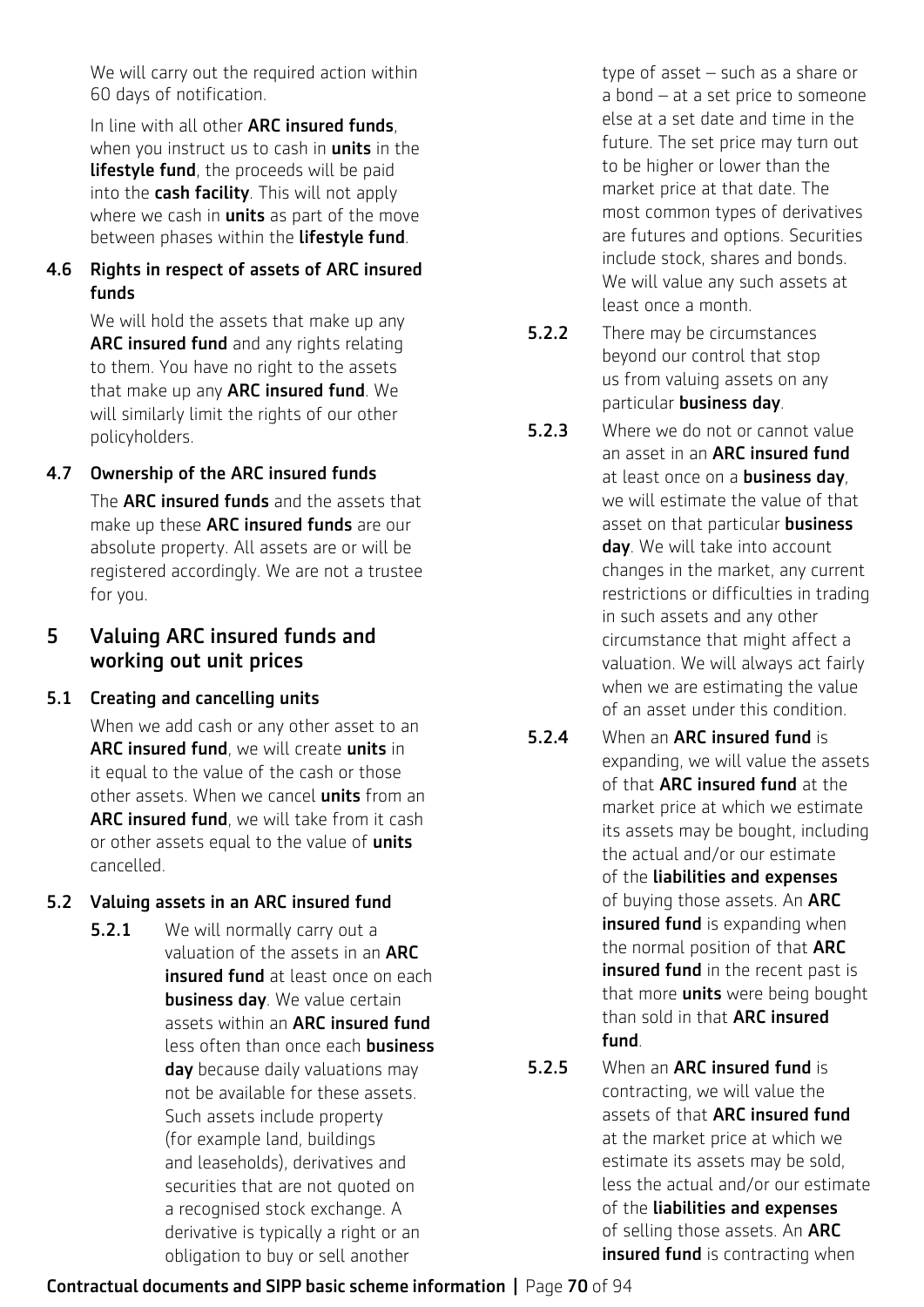We will carry out the required action within 60 days of notification.

In line with all other **ARC insured funds**, when you instruct us to cash in **units** in the **lifestyle fund**, the proceeds will be paid into the **cash facility**. This will not apply where we cash in **units** as part of the move between phases within the **lifestyle fund**.

### 4.6 Rights in respect of assets of ARC insured funds

We will hold the assets that make up any **ARC insured fund** and any rights relating to them. You have no right to the assets that make up any **ARC insured fund**. We will similarly limit the rights of our other policyholders.

### 4.7 Ownership of the ARC insured funds

The **ARC insured funds** and the assets that make up these **ARC insured funds** are our absolute property. All assets are or will be registered accordingly. We are not a trustee for you.

## 5 Valuing ARC insured funds and working out unit prices

### 5.1 Creating and cancelling units

When we add cash or any other asset to an **ARC insured fund**, we will create **units** in it equal to the value of the cash or those other assets. When we cancel **units** from an **ARC insured fund**, we will take from it cash or other assets equal to the value of **units** cancelled.

### 5.2 Valuing assets in an ARC insured fund

**5.2.1** We will normally carry out a valuation of the assets in an **ARC insured fund** at least once on each **business day**. We value certain assets within an **ARC insured fund** less often than once each **business day** because daily valuations may not be available for these assets. Such assets include property (for example land, buildings and leaseholds), derivatives and securities that are not quoted on a recognised stock exchange. A derivative is typically a right or an obligation to buy or sell another type of asset – such as a share or a bond – at a set price to someone else at a set date and time in the future. The set price may turn out to be higher or lower than the market price at that date. The most common types of derivatives are futures and options. Securities include stock, shares and bonds. We will value any such assets at least once a month.

**5.2.2** There may be circumstances beyond our control that stop us from valuing assets on any particular **business day**.

**5.2.3** Where we do not or cannot value an asset in an **ARC insured fund** at least once on a **business day**, we will estimate the value of that asset on that particular **business day**. We will take into account changes in the market, any current restrictions or difficulties in trading in such assets and any other circumstance that might affect a valuation. We will always act fairly when we are estimating the value of an asset under this condition.

**5.2.4** When an **ARC insured fund** is expanding, we will value the assets of that **ARC insured fund** at the market price at which we estimate its assets may be bought, including the actual and/or our estimate of the **liabilities and expenses** of buying those assets. An **ARC insured fund** is expanding when the normal position of that **ARC insured fund** in the recent past is that more **units** were being bought than sold in that **ARC insured fund**.

**5.2.5** When an **ARC insured fund** is contracting, we will value the assets of that **ARC insured fund** at the market price at which we estimate its assets may be sold, less the actual and/or our estimate of the **liabilities and expenses** of selling those assets. An **ARC insured fund** is contracting when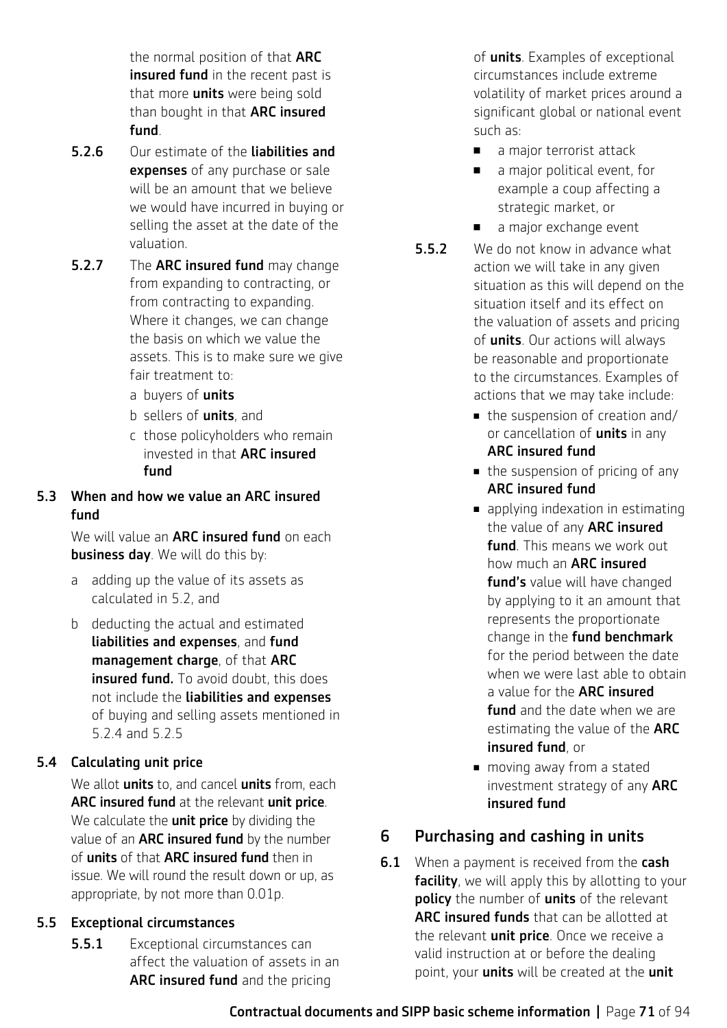the normal position of that **ARC insured fund** in the recent past is that more **units** were being sold than bought in that **ARC insured fund**.

**5.2.6** Our estimate of the **liabilities and expenses** of any purchase or sale will be an amount that we believe we would have incurred in buying or selling the asset at the date of the valuation.

**5.2.7** The **ARC insured fund** may change from expanding to contracting, or from contracting to expanding. Where it changes, we can change the basis on which we value the assets. This is to make sure we give fair treatment to:

a buyers of **units**

b sellers of **units**, and

c those policyholders who remain invested in that **ARC insured fund**

### 5.3 When and how we value an ARC insured fund

We will value an **ARC insured fund** on each **business day**. We will do this by:

a adding up the value of its assets as calculated in 5.2, and

b deducting the actual and estimated **liabilities and expenses**, and **fund management charge**, of that **ARC insured fund.** To avoid doubt, this does not include the **liabilities and expenses** of buying and selling assets mentioned in 5.2.4 and 5.2.5

### 5.4 Calculating unit price

We allot **units** to, and cancel **units** from, each **ARC insured fund** at the relevant **unit price**. We calculate the **unit price** by dividing the value of an **ARC insured fund** by the number of **units** of that **ARC insured fund** then in issue. We will round the result down or up, as appropriate, by not more than 0.01p.

### 5.5 Exceptional circumstances

**5.5.1** Exceptional circumstances can affect the valuation of assets in an **ARC insured fund** and the pricing of **units**. Examples of exceptional circumstances include extreme volatility of market prices around a significant global or national event such as:

- a major terrorist attack
- a major political event, for example a coup affecting a strategic market, or
- a major exchange event

**5.5.2** We do not know in advance what action we will take in any given situation as this will depend on the situation itself and its effect on the valuation of assets and pricing of **units**. Our actions will always be reasonable and proportionate to the circumstances. Examples of actions that we may take include:

- the suspension of creation and/or cancellation of **units** in any **ARC insured fund**
- the suspension of pricing of any **ARC insured fund**
- applying indexation in estimating the value of any **ARC insured fund**. This means we work out how much an **ARC insured fund's** value will have changed by applying to it an amount that represents the proportionate change in the **fund benchmark** for the period between the date when we were last able to obtain a value for the **ARC insured fund** and the date when we are estimating the value of the **ARC insured fund**, or
- moving away from a stated investment strategy of any **ARC insured fund**

## 6 Purchasing and cashing in units

**6.1** When a payment is received from the **cash facility**, we will apply this by allotting to your **policy** the number of **units** of the relevant **ARC insured funds** that can be allotted at the relevant **unit price**. Once we receive a valid instruction at or before the dealing point, your **units** will be created at the **unit**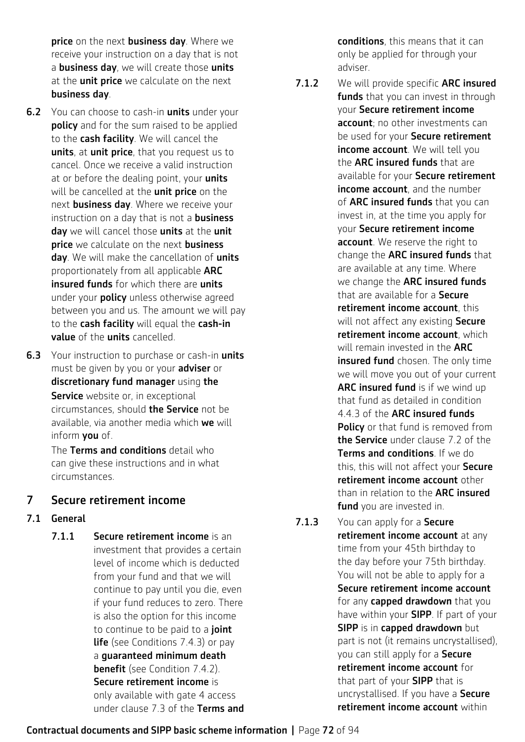**price** on the next **business day**. Where we receive your instruction on a day that is not a **business day**, we will create those **units** at the **unit price** we calculate on the next **business day**.

**6.2** You can choose to cash-in **units** under your **policy** and for the sum raised to be applied to the **cash facility**. We will cancel the **units**, at **unit price**, that you request us to cancel. Once we receive a valid instruction at or before the dealing point, your **units** will be cancelled at the **unit price** on the next **business day**. Where we receive your instruction on a day that is not a **business day** we will cancel those **units** at the **unit price** we calculate on the next **business day**. We will make the cancellation of **units** proportionately from all applicable **ARC insured funds** for which there are **units** under your **policy** unless otherwise agreed between you and us. The amount we will pay to the **cash facility** will equal the **cash-in value** of the **units** cancelled.

**6.3** Your instruction to purchase or cash-in **units** must be given by you or your **adviser** or **discretionary fund manager** using **the Service** website or, in exceptional circumstances, should **the Service** not be available, via another media which **we** will inform **you** of.

The **Terms and conditions** detail who can give these instructions and in what circumstances.

## 7 Secure retirement income

### 7.1 General

**7.1.1** **Secure retirement income** is an investment that provides a certain level of income which is deducted from your fund and that we will continue to pay until you die, even if your fund reduces to zero. There is also the option for this income to continue to be paid to a **joint life** (see Conditions 7.4.3) or pay a **guaranteed minimum death benefit** (see Condition 7.4.2). **Secure retirement income** is only available with gate 4 access under clause 7.3 of the **Terms and conditions**, this means that it can only be applied for through your adviser.

**7.1.2** We will provide specific **ARC insured funds** that you can invest in through your **Secure retirement income account**; no other investments can be used for your **Secure retirement income account**. We will tell you the **ARC insured funds** that are available for your **Secure retirement income account**, and the number of **ARC insured funds** that you can invest in, at the time you apply for your **Secure retirement income account**. We reserve the right to change the **ARC insured funds** that are available at any time. Where we change the **ARC insured funds** that are available for a **Secure retirement income account**, this will not affect any existing **Secure retirement income account**, which will remain invested in the **ARC insured fund** chosen. The only time we will move you out of your current **ARC insured fund** is if we wind up that fund as detailed in condition 4.4.3 of the **ARC insured funds Policy** or that fund is removed from **the Service** under clause 7.2 of the **Terms and conditions**. If we do this, this will not affect your **Secure retirement income account** other than in relation to the **ARC insured fund** you are invested in.

**7.1.3** You can apply for a **Secure retirement income account** at any time from your 45th birthday to the day before your 75th birthday. You will not be able to apply for a **Secure retirement income account** for any **capped drawdown** that you have within your **SIPP**. If part of your **SIPP** is in **capped drawdown** but part is not (it remains uncrystallised), you can still apply for a **Secure retirement income account** for that part of your **SIPP** that is uncrystallised. If you have a **Secure retirement income account** within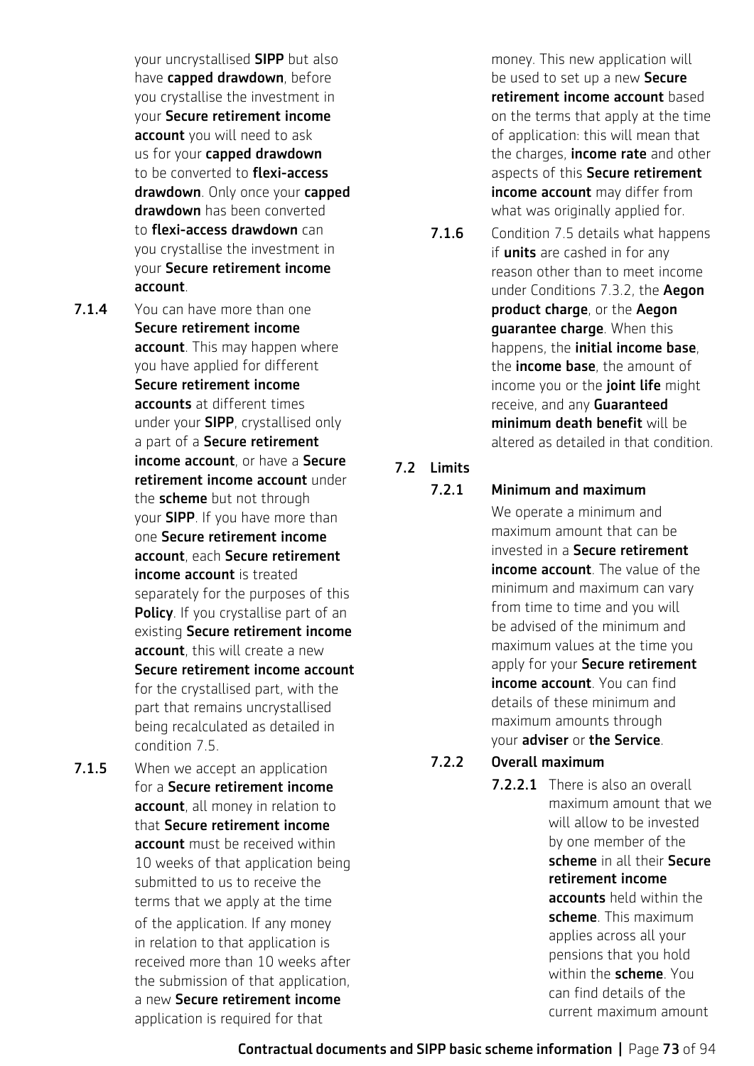your uncrystallised **SIPP** but also have **capped drawdown**, before you crystallise the investment in your **Secure retirement income account** you will need to ask us for your **capped drawdown** to be converted to **flexi-access drawdown**. Only once your **capped drawdown** has been converted to **flexi-access drawdown** can you crystallise the investment in your **Secure retirement income account**.

**7.1.4** You can have more than one **Secure retirement income account**. This may happen where you have applied for different **Secure retirement income accounts** at different times under your **SIPP**, crystallised only a part of a **Secure retirement income account**, or have a **Secure retirement income account** under the **scheme** but not through your **SIPP**. If you have more than one **Secure retirement income account**, each **Secure retirement income account** is treated separately for the purposes of this **Policy**. If you crystallise part of an existing **Secure retirement income account**, this will create a new **Secure retirement income account** for the crystallised part, with the part that remains uncrystallised being recalculated as detailed in condition 7.5.

**7.1.5** When we accept an application for a **Secure retirement income account**, all money in relation to that **Secure retirement income account** must be received within 10 weeks of that application being submitted to us to receive the terms that we apply at the time of the application. If any money in relation to that application is received more than 10 weeks after the submission of that application, a new **Secure retirement income** application is required for that money. This new application will be used to set up a new **Secure retirement income account** based on the terms that apply at the time of application: this will mean that the charges, **income rate** and other aspects of this **Secure retirement income account** may differ from what was originally applied for.

**7.1.6** Condition 7.5 details what happens if **units** are cashed in for any reason other than to meet income under Conditions 7.3.2, the **Aegon product charge**, or the **Aegon guarantee charge**. When this happens, the **initial income base**, the **income base**, the amount of income you or the **joint life** might receive, and any **Guaranteed minimum death benefit** will be altered as detailed in that condition.

## 7.2 Limits

### 7.2.1 Minimum and maximum

We operate a minimum and maximum amount that can be invested in a **Secure retirement income account**. The value of the minimum and maximum can vary from time to time and you will be advised of the minimum and maximum values at the time you apply for your **Secure retirement income account**. You can find details of these minimum and maximum amounts through your **adviser** or **the Service**.

### 7.2.2 Overall maximum

**7.2.2.1** There is also an overall maximum amount that we will allow to be invested by one member of the **scheme** in all their **Secure retirement income accounts** held within the **scheme**. This maximum applies across all your pensions that you hold within the **scheme**. You can find details of the current maximum amount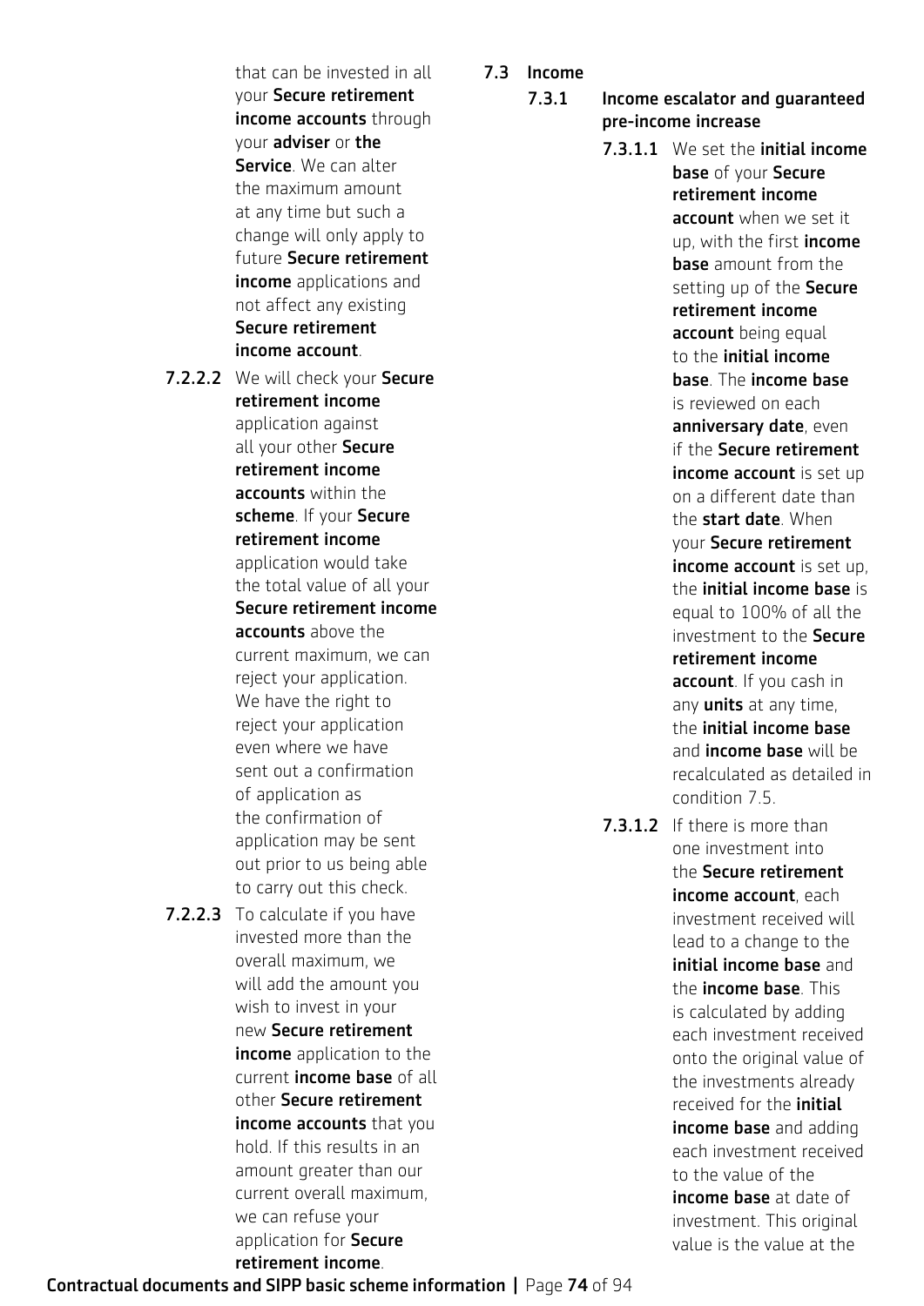that can be invested in all your **Secure retirement income accounts** through your **adviser** or **the Service**. We can alter the maximum amount at any time but such a change will only apply to future **Secure retirement income** applications and not affect any existing **Secure retirement income account**.

**7.2.2.2** We will check your **Secure retirement income** application against all your other **Secure retirement income accounts** within the **scheme**. If your **Secure retirement income** application would take the total value of all your **Secure retirement income accounts** above the current maximum, we can reject your application. We have the right to reject your application even where we have sent out a confirmation of application as the confirmation of application may be sent out prior to us being able to carry out this check.

**7.2.2.3** To calculate if you have invested more than the overall maximum, we will add the amount you wish to invest in your new **Secure retirement income** application to the current **income base** of all other **Secure retirement income accounts** that you hold. If this results in an amount greater than our current overall maximum, we can refuse your application for **Secure retirement income**.

## 7.3 Income

### 7.3.1 Income escalator and guaranteed pre-income increase

**7.3.1.1** We set the **initial income base** of your **Secure retirement income account** when we set it up, with the first **income base** amount from the setting up of the **Secure retirement income account** being equal to the **initial income base**. The **income base** is reviewed on each **anniversary date**, even if the **Secure retirement income account** is set up on a different date than the **start date**. When your **Secure retirement income account** is set up, the **initial income base** is equal to 100% of all the investment to the **Secure retirement income account**. If you cash in any **units** at any time, the **initial income base** and **income base** will be recalculated as detailed in condition 7.5.

**7.3.1.2** If there is more than one investment into the **Secure retirement income account**, each investment received will lead to a change to the **initial income base** and the **income base**. This is calculated by adding each investment received onto the original value of the investments already received for the **initial income base** and adding each investment received to the value of the **income base** at date of investment. This original value is the value at the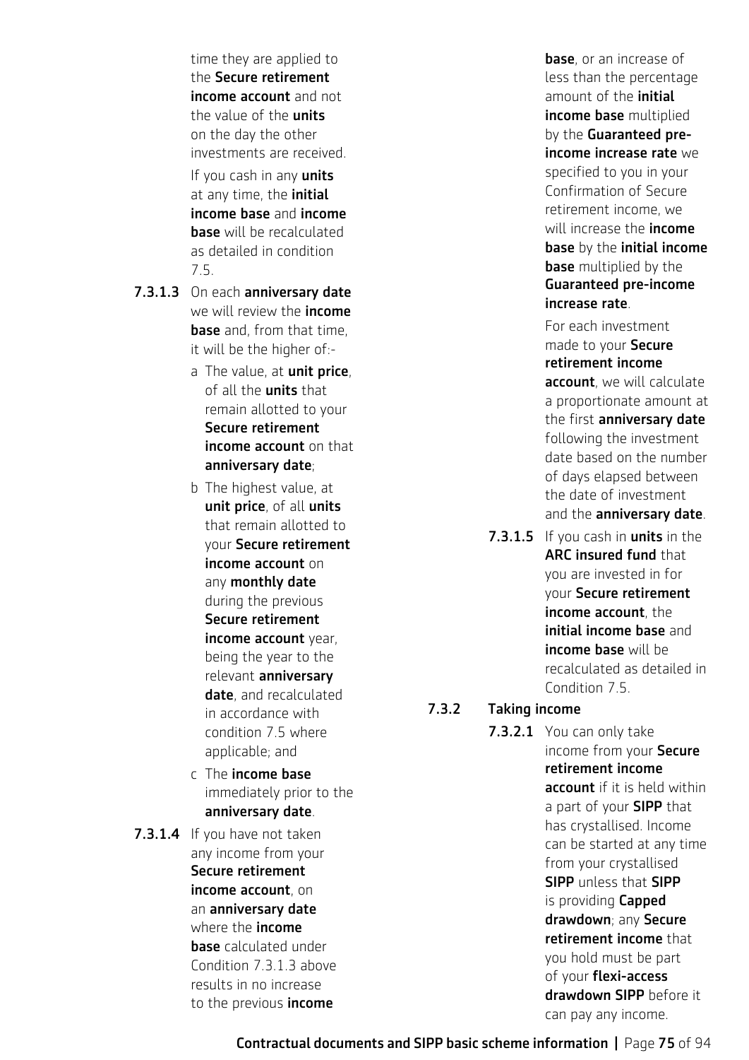time they are applied to the **Secure retirement income account** and not the value of the **units** on the day the other investments are received.

If you cash in any **units** at any time, the **initial income base** and **income base** will be recalculated as detailed in condition 7.5.

**7.3.1.3** On each **anniversary date** we will review the **income base** and, from that time, it will be the higher of:-

a The value, at **unit price**, of all the **units** that remain allotted to your **Secure retirement income account** on that **anniversary date**;

b The highest value, at **unit price**, of all **units** that remain allotted to your **Secure retirement income account** on any **monthly date** during the previous **Secure retirement income account** year, being the year to the relevant **anniversary date**, and recalculated in accordance with condition 7.5 where applicable; and

c The **income base** immediately prior to the **anniversary date**.

**7.3.1.4** If you have not taken any income from your **Secure retirement income account**, on an **anniversary date** where the **income base** calculated under Condition 7.3.1.3 above results in no increase to the previous **income base**, or an increase of less than the percentage amount of the **initial income base** multiplied by the **Guaranteed pre-income increase rate** we specified to you in your Confirmation of Secure retirement income, we will increase the **income base** by the **initial income base** multiplied by the **Guaranteed pre-income increase rate**.

For each investment made to your **Secure retirement income account**, we will calculate a proportionate amount at the first **anniversary date** following the investment date based on the number of days elapsed between the date of investment and the **anniversary date**.

**7.3.1.5** If you cash in **units** in the **ARC insured fund** that you are invested in for your **Secure retirement income account**, the **initial income base** and **income base** will be recalculated as detailed in Condition 7.5.

### 7.3.2 Taking income

**7.3.2.1** You can only take income from your **Secure retirement income account** if it is held within a part of your **SIPP** that has crystallised. Income can be started at any time from your crystallised **SIPP** unless that **SIPP** is providing **Capped drawdown**; any **Secure retirement income** that you hold must be part of your **flexi-access drawdown SIPP** before it can pay any income.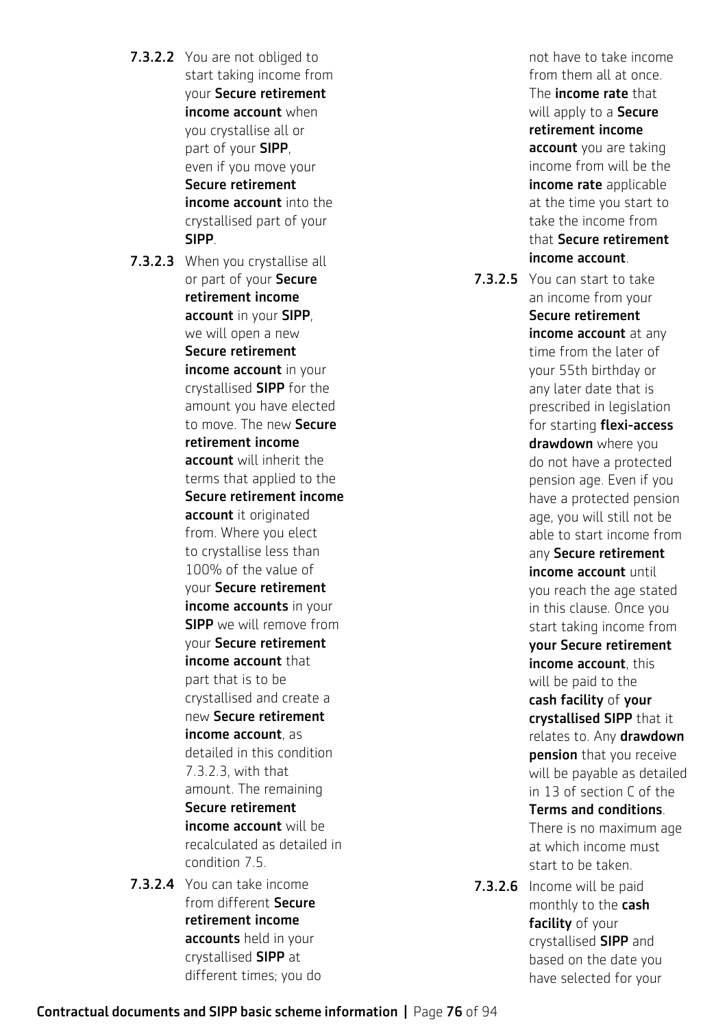**7.3.2.2** You are not obliged to start taking income from your **Secure retirement income account** when you crystallise all or part of your **SIPP**, even if you move your **Secure retirement income account** into the crystallised part of your **SIPP**.

**7.3.2.3** When you crystallise all or part of your **Secure retirement income account** in your **SIPP**, we will open a new **Secure retirement income account** in your crystallised **SIPP** for the amount you have elected to move. The new **Secure retirement income account** will inherit the terms that applied to the **Secure retirement income account** it originated from. Where you elect to crystallise less than 100% of the value of your **Secure retirement income accounts** in your **SIPP** we will remove from your **Secure retirement income account** that part that is to be crystallised and create a new **Secure retirement income account**, as detailed in this condition 7.3.2.3, with that amount. The remaining **Secure retirement income account** will be recalculated as detailed in condition 7.5.

**7.3.2.4** You can take income from different **Secure retirement income accounts** held in your crystallised **SIPP** at different times; you do not have to take income from them all at once. The **income rate** that will apply to a **Secure retirement income account** you are taking income from will be the **income rate** applicable at the time you start to take the income from that **Secure retirement income account**.

**7.3.2.5** You can start to take an income from your **Secure retirement income account** at any time from the later of your 55th birthday or any later date that is prescribed in legislation for starting **flexi-access drawdown** where you do not have a protected pension age. Even if you have a protected pension age, you will still not be able to start income from any **Secure retirement income account** until you reach the age stated in this clause. Once you start taking income from **your Secure retirement income account**, this will be paid to the **cash facility** of **your crystallised SIPP** that it relates to. Any **drawdown pension** that you receive will be payable as detailed in 13 of section C of the **Terms and conditions**. There is no maximum age at which income must start to be taken.

**7.3.2.6** Income will be paid monthly to the **cash facility** of your crystallised **SIPP** and based on the date you have selected for your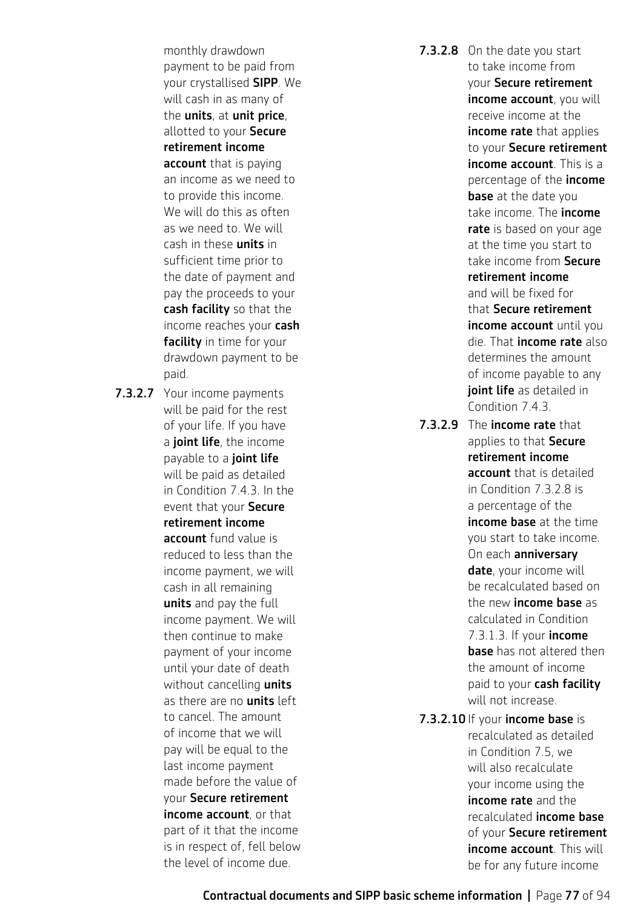monthly drawdown payment to be paid from your crystallised **SIPP**. We will cash in as many of the **units**, at **unit price**, allotted to your **Secure retirement income account** that is paying an income as we need to to provide this income. We will do this as often as we need to. We will cash in these **units** in sufficient time prior to the date of payment and pay the proceeds to your **cash facility** so that the income reaches your **cash facility** in time for your drawdown payment to be paid.

**7.3.2.7** Your income payments will be paid for the rest of your life. If you have a **joint life**, the income payable to a **joint life** will be paid as detailed in Condition 7.4.3. In the event that your **Secure retirement income account** fund value is reduced to less than the income payment, we will cash in all remaining **units** and pay the full income payment. We will then continue to make payment of your income until your date of death without cancelling **units** as there are no **units** left to cancel. The amount of income that we will pay will be equal to the last income payment made before the value of your **Secure retirement income account**, or that part of it that the income is in respect of, fell below the level of income due.

**7.3.2.8** On the date you start to take income from your **Secure retirement income account**, you will receive income at the **income rate** that applies to your **Secure retirement income account**. This is a percentage of the **income base** at the date you take income. The **income rate** is based on your age at the time you start to take income from **Secure retirement income** and will be fixed for that **Secure retirement income account** until you die. That **income rate** also determines the amount of income payable to any **joint life** as detailed in Condition 7.4.3.

**7.3.2.9** The **income rate** that applies to that **Secure retirement income account** that is detailed in Condition 7.3.2.8 is a percentage of the **income base** at the time you start to take income. On each **anniversary date**, your income will be recalculated based on the new **income base** as calculated in Condition 7.3.1.3. If your **income base** has not altered then the amount of income paid to your **cash facility** will not increase.

**7.3.2.10** If your **income base** is recalculated as detailed in Condition 7.5, we will also recalculate your income using the **income rate** and the recalculated **income base** of your **Secure retirement income account**. This will be for any future income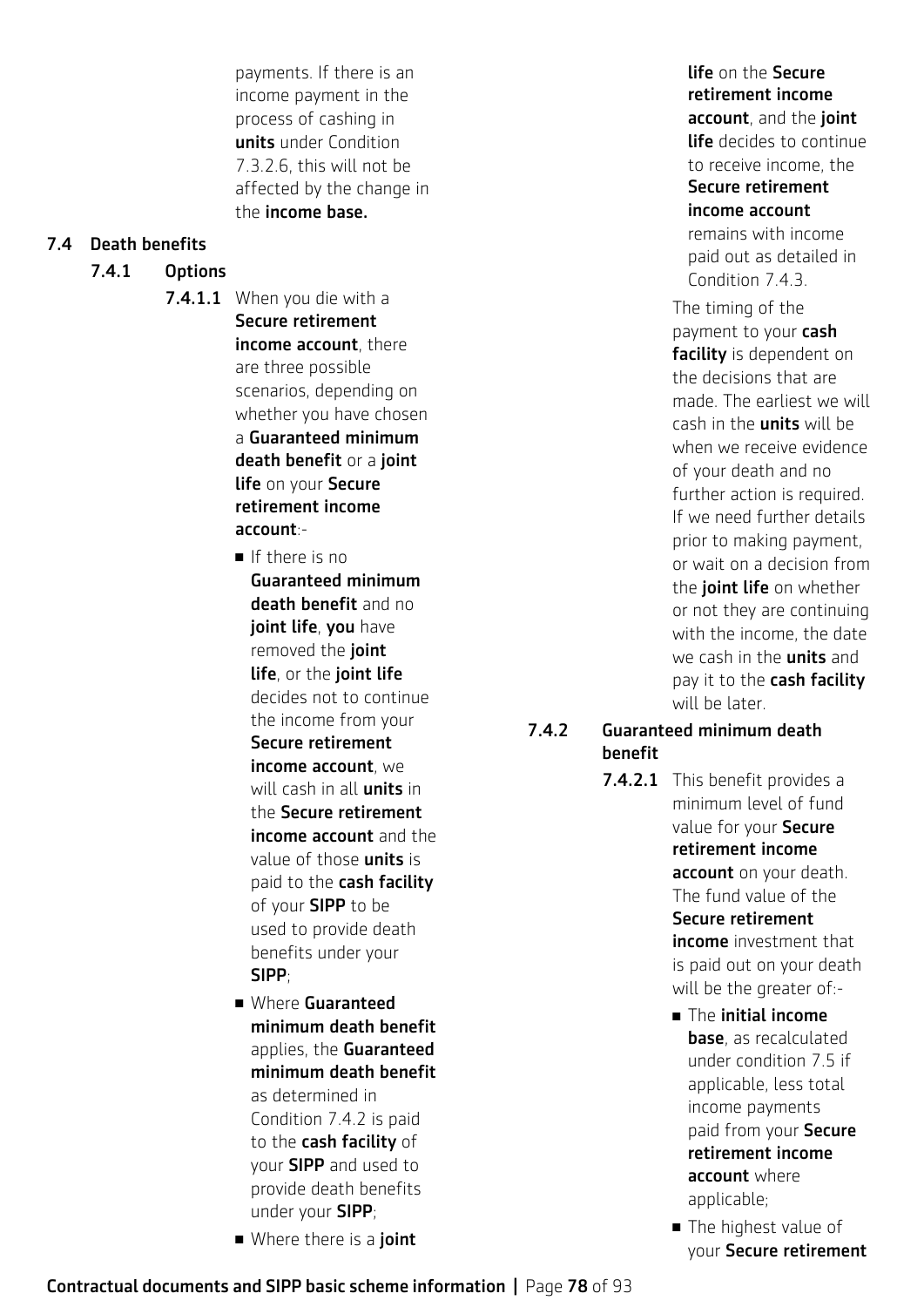payments. If there is an income payment in the process of cashing in **units** under Condition 7.3.2.6, this will not be affected by the change in the **income base.**

## 7.4 Death benefits

### 7.4.1 Options

**7.4.1.1** When you die with a **Secure retirement income account**, there are three possible scenarios, depending on whether you have chosen a **Guaranteed minimum death benefit** or a **joint life** on your **Secure retirement income account**:-

- If there is no **Guaranteed minimum death benefit** and no **joint life**, **you** have removed the **joint life**, or the **joint life** decides not to continue the income from your **Secure retirement income account**, we will cash in all **units** in the **Secure retirement income account** and the value of those **units** is paid to the **cash facility** of your **SIPP** to be used to provide death benefits under your **SIPP**;
- Where **Guaranteed minimum death benefit** applies, the **Guaranteed minimum death benefit** as determined in Condition 7.4.2 is paid to the **cash facility** of your **SIPP** and used to provide death benefits under your **SIPP**;
- Where there is a **joint life** on the **Secure retirement income account**, and the **joint life** decides to continue to receive income, the **Secure retirement income account** remains with income paid out as detailed in Condition 7.4.3.

The timing of the payment to your **cash facility** is dependent on the decisions that are made. The earliest we will cash in the **units** will be when we receive evidence of your death and no further action is required. If we need further details prior to making payment, or wait on a decision from the **joint life** on whether or not they are continuing with the income, the date we cash in the **units** and pay it to the **cash facility** will be later.

### 7.4.2 Guaranteed minimum death benefit

**7.4.2.1** This benefit provides a minimum level of fund value for your **Secure retirement income account** on your death. The fund value of the **Secure retirement income** investment that is paid out on your death will be the greater of:-

- The **initial income base**, as recalculated under condition 7.5 if applicable, less total income payments paid from your **Secure retirement income account** where applicable;
- The highest value of your **Secure retirement**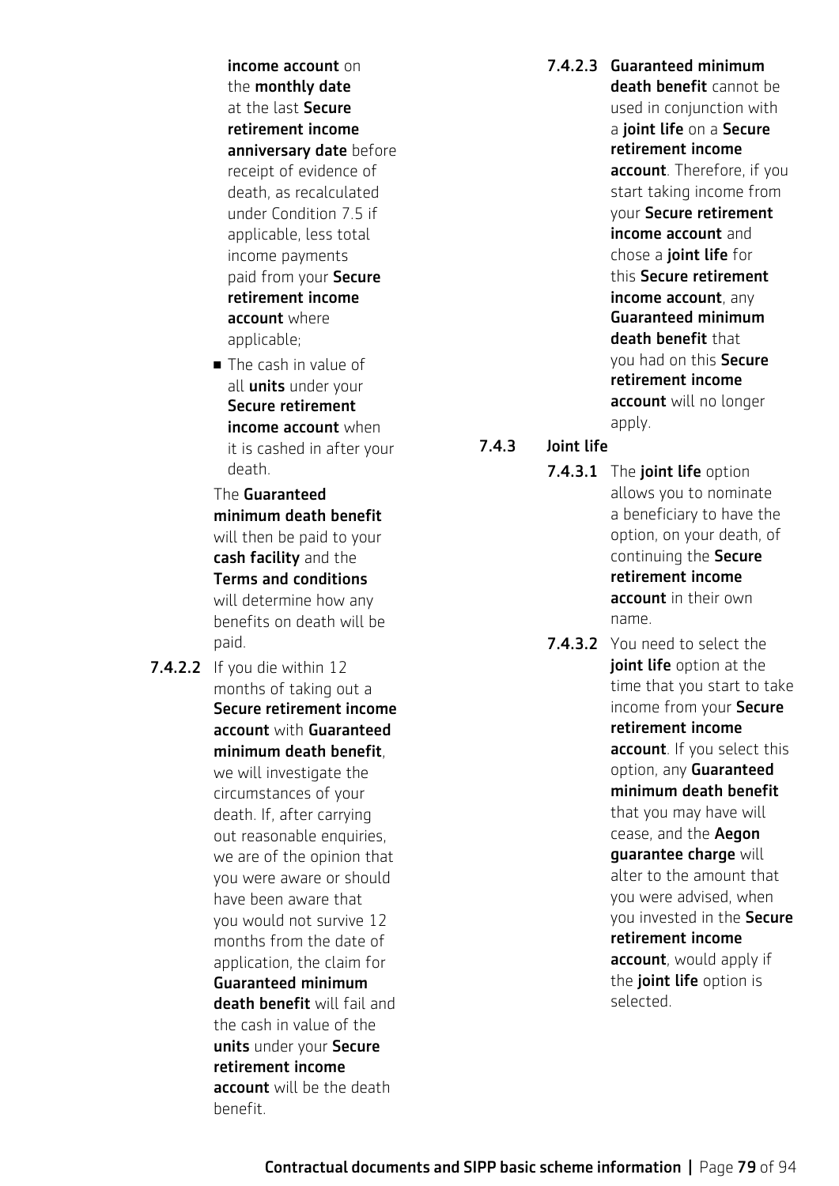**income account** on the **monthly date** at the last **Secure retirement income anniversary date** before receipt of evidence of death, as recalculated under Condition 7.5 if applicable, less total income payments paid from your **Secure retirement income account** where applicable;

- The cash in value of all **units** under your **Secure retirement income account** when it is cashed in after your death.

The **Guaranteed minimum death benefit** will then be paid to your **cash facility** and the **Terms and conditions** will determine how any benefits on death will be paid.

**7.4.2.2** If you die within 12 months of taking out a **Secure retirement income account** with **Guaranteed minimum death benefit**, we will investigate the circumstances of your death. If, after carrying out reasonable enquiries, we are of the opinion that you were aware or should have been aware that you would not survive 12 months from the date of application, the claim for **Guaranteed minimum death benefit** will fail and the cash in value of the **units** under your **Secure retirement income account** will be the death benefit.

**7.4.2.3** **Guaranteed minimum death benefit** cannot be used in conjunction with a **joint life** on a **Secure retirement income account**. Therefore, if you start taking income from your **Secure retirement income account** and chose a **joint life** for this **Secure retirement income account**, any **Guaranteed minimum death benefit** that you had on this **Secure retirement income account** will no longer apply.

**7.4.3 Joint life**

**7.4.3.1** The **joint life** option allows you to nominate a beneficiary to have the option, on your death, of continuing the **Secure retirement income account** in their own name.

**7.4.3.2** You need to select the **joint life** option at the time that you start to take income from your **Secure retirement income account**. If you select this option, any **Guaranteed minimum death benefit** that you may have will cease, and the **Aegon guarantee charge** will alter to the amount that you were advised, when you invested in the **Secure retirement income account**, would apply if the **joint life** option is selected.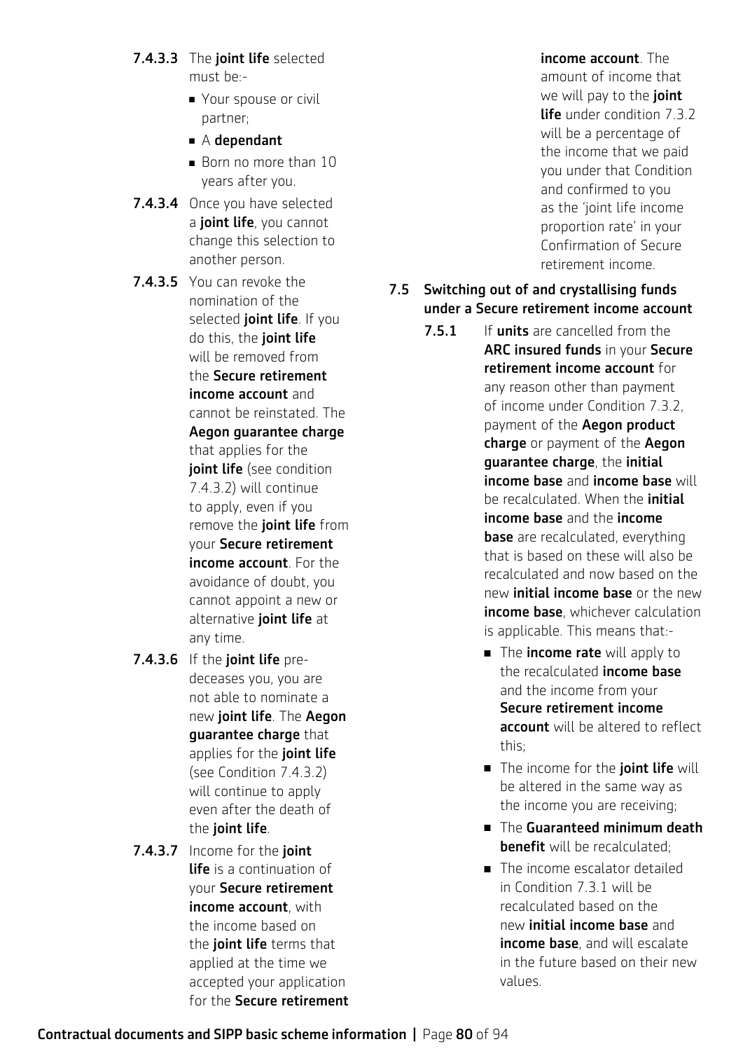**7.4.3.3** The **joint life** selected must be:-

- Your spouse or civil partner;
- A **dependant**
- Born no more than 10 years after you.

**7.4.3.4** Once you have selected a **joint life**, you cannot change this selection to another person.

**7.4.3.5** You can revoke the nomination of the selected **joint life**. If you do this, the **joint life** will be removed from the **Secure retirement income account** and cannot be reinstated. The **Aegon guarantee charge** that applies for the **joint life** (see condition 7.4.3.2) will continue to apply, even if you remove the **joint life** from your **Secure retirement income account**. For the avoidance of doubt, you cannot appoint a new or alternative **joint life** at any time.

**7.4.3.6** If the **joint life** pre-deceases you, you are not able to nominate a new **joint life**. The **Aegon guarantee charge** that applies for the **joint life** (see Condition 7.4.3.2) will continue to apply even after the death of the **joint life**.

**7.4.3.7** Income for the **joint life** is a continuation of your **Secure retirement income account**, with the income based on the **joint life** terms that applied at the time we accepted your application for the **Secure retirement income account**. The amount of income that we will pay to the **joint life** under condition 7.3.2 will be a percentage of the income that we paid you under that Condition and confirmed to you as the 'joint life income proportion rate' in your Confirmation of Secure retirement income.

## 7.5 Switching out of and crystallising funds under a Secure retirement income account

**7.5.1** If **units** are cancelled from the **ARC insured funds** in your **Secure retirement income account** for any reason other than payment of income under Condition 7.3.2, payment of the **Aegon product charge** or payment of the **Aegon guarantee charge**, the **initial income base** and **income base** will be recalculated. When the **initial income base** and the **income base** are recalculated, everything that is based on these will also be recalculated and now based on the new **initial income base** or the new **income base**, whichever calculation is applicable. This means that:-

- The **income rate** will apply to the recalculated **income base** and the income from your **Secure retirement income account** will be altered to reflect this;
- The income for the **joint life** will be altered in the same way as the income you are receiving;
- The **Guaranteed minimum death benefit** will be recalculated;
- The income escalator detailed in Condition 7.3.1 will be recalculated based on the new **initial income base** and **income base**, and will escalate in the future based on their new values.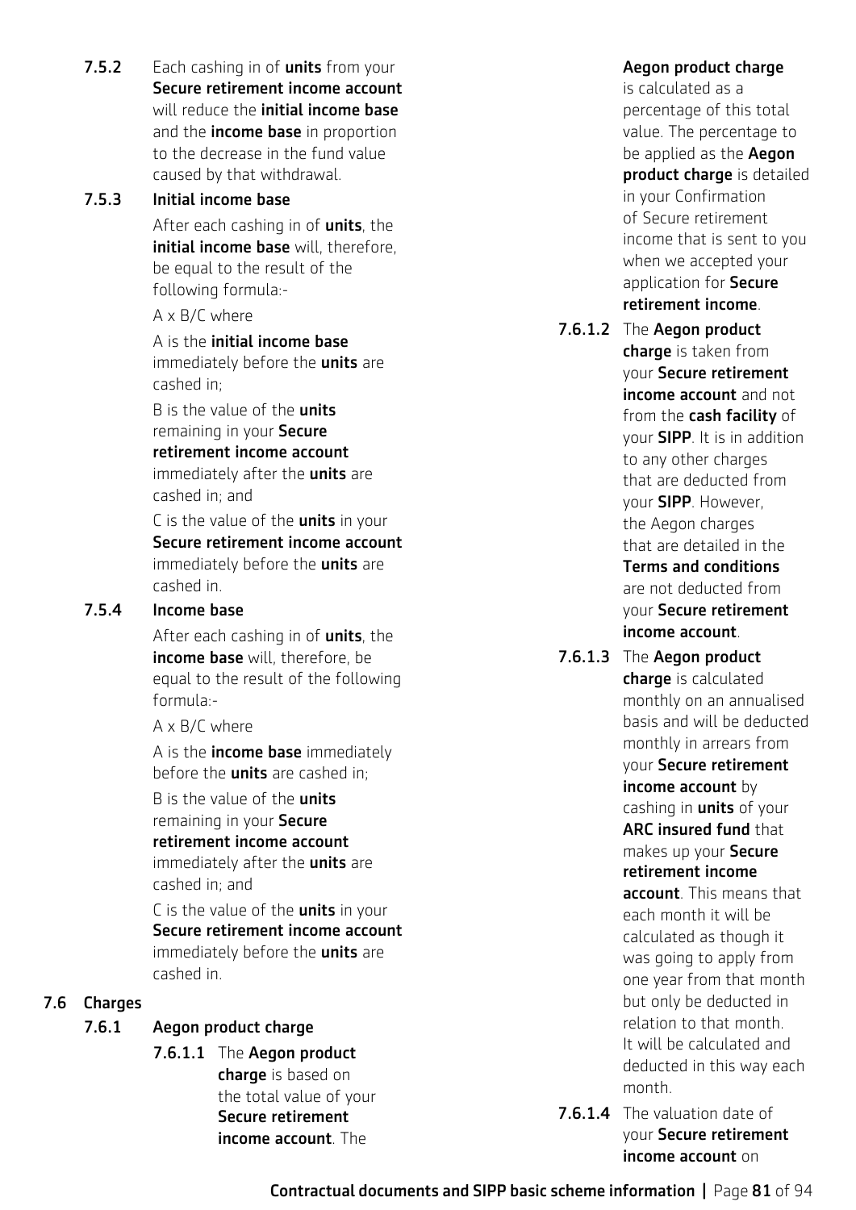**7.5.2** Each cashing in of **units** from your **Secure retirement income account** will reduce the **initial income base** and the **income base** in proportion to the decrease in the fund value caused by that withdrawal.

**7.5.3 Initial income base**

After each cashing in of **units**, the **initial income base** will, therefore, be equal to the result of the following formula:-

A x B/C where

A is the **initial income base** immediately before the **units** are cashed in;

B is the value of the **units** remaining in your **Secure retirement income account** immediately after the **units** are cashed in; and

C is the value of the **units** in your **Secure retirement income account** immediately before the **units** are cashed in.

**7.5.4 Income base**

After each cashing in of **units**, the **income base** will, therefore, be equal to the result of the following formula:-

A x B/C where

A is the **income base** immediately before the **units** are cashed in;

B is the value of the **units** remaining in your **Secure retirement income account** immediately after the **units** are cashed in; and

C is the value of the **units** in your **Secure retirement income account** immediately before the **units** are cashed in.

## 7.6 Charges

### 7.6.1 Aegon product charge

**7.6.1.1** The **Aegon product charge** is based on the total value of your **Secure retirement income account**. The **Aegon product charge** is calculated as a percentage of this total value. The percentage to be applied as the **Aegon product charge** is detailed in your Confirmation of Secure retirement income that is sent to you when we accepted your application for **Secure retirement income**.

**7.6.1.2** The **Aegon product charge** is taken from your **Secure retirement income account** and not from the **cash facility** of your **SIPP**. It is in addition to any other charges that are deducted from your **SIPP**. However, the Aegon charges that are detailed in the **Terms and conditions** are not deducted from your **Secure retirement income account**.

**7.6.1.3** The **Aegon product charge** is calculated monthly on an annualised basis and will be deducted monthly in arrears from your **Secure retirement income account** by cashing in **units** of your **ARC insured fund** that makes up your **Secure retirement income account**. This means that each month it will be calculated as though it was going to apply from one year from that month but only be deducted in relation to that month. It will be calculated and deducted in this way each month.

**7.6.1.4** The valuation date of your **Secure retirement income account** on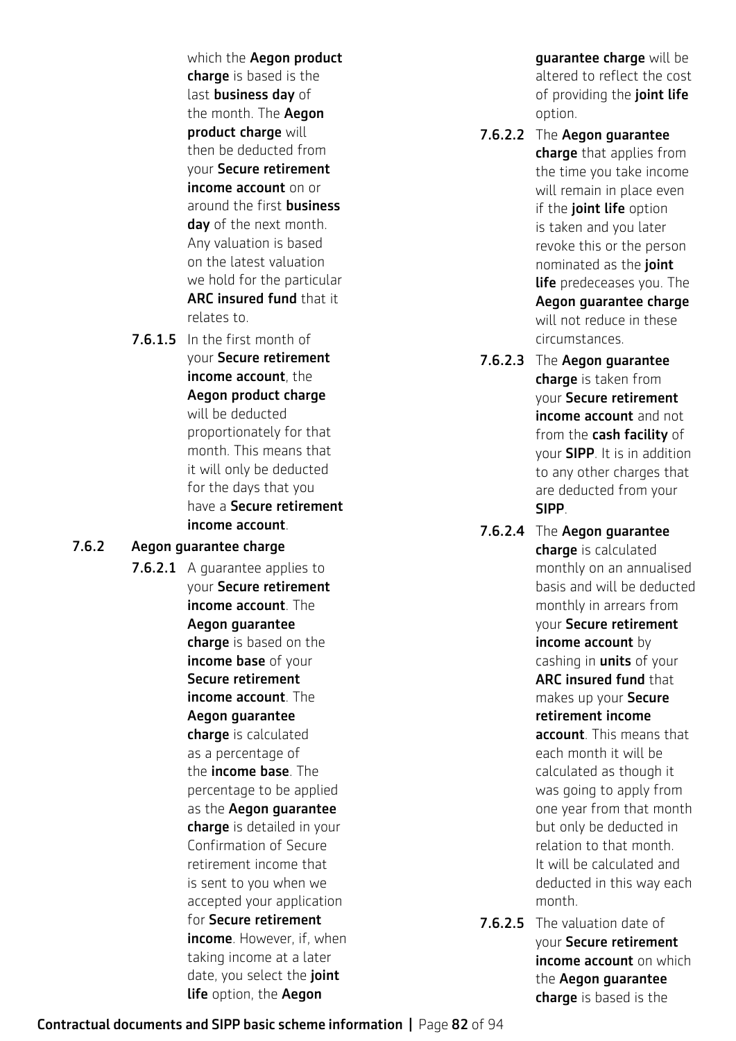which the **Aegon product charge** is based is the last **business day** of the month. The **Aegon product charge** will then be deducted from your **Secure retirement income account** on or around the first **business day** of the next month. Any valuation is based on the latest valuation we hold for the particular **ARC insured fund** that it relates to.

**7.6.1.5** In the first month of your **Secure retirement income account**, the **Aegon product charge** will be deducted proportionately for that month. This means that it will only be deducted for the days that you have a **Secure retirement income account**.

**7.6.2 Aegon guarantee charge**

**7.6.2.1** A guarantee applies to your **Secure retirement income account**. The **Aegon guarantee charge** is based on the **income base** of your **Secure retirement income account**. The **Aegon guarantee charge** is calculated as a percentage of the **income base**. The percentage to be applied as the **Aegon guarantee charge** is detailed in your Confirmation of Secure retirement income that is sent to you when we accepted your application for **Secure retirement income**. However, if, when taking income at a later date, you select the **joint life** option, the **Aegon guarantee charge** will be altered to reflect the cost of providing the **joint life** option.

**7.6.2.2** The **Aegon guarantee charge** that applies from the time you take income will remain in place even if the **joint life** option is taken and you later revoke this or the person nominated as the **joint life** predeceases you. The **Aegon guarantee charge** will not reduce in these circumstances.

**7.6.2.3** The **Aegon guarantee charge** is taken from your **Secure retirement income account** and not from the **cash facility** of your **SIPP**. It is in addition to any other charges that are deducted from your **SIPP**.

**7.6.2.4** The **Aegon guarantee charge** is calculated monthly on an annualised basis and will be deducted monthly in arrears from your **Secure retirement income account** by cashing in **units** of your **ARC insured fund** that makes up your **Secure retirement income account**. This means that each month it will be calculated as though it was going to apply from one year from that month but only be deducted in relation to that month. It will be calculated and deducted in this way each month.

**7.6.2.5** The valuation date of your **Secure retirement income account** on which the **Aegon guarantee charge** is based is the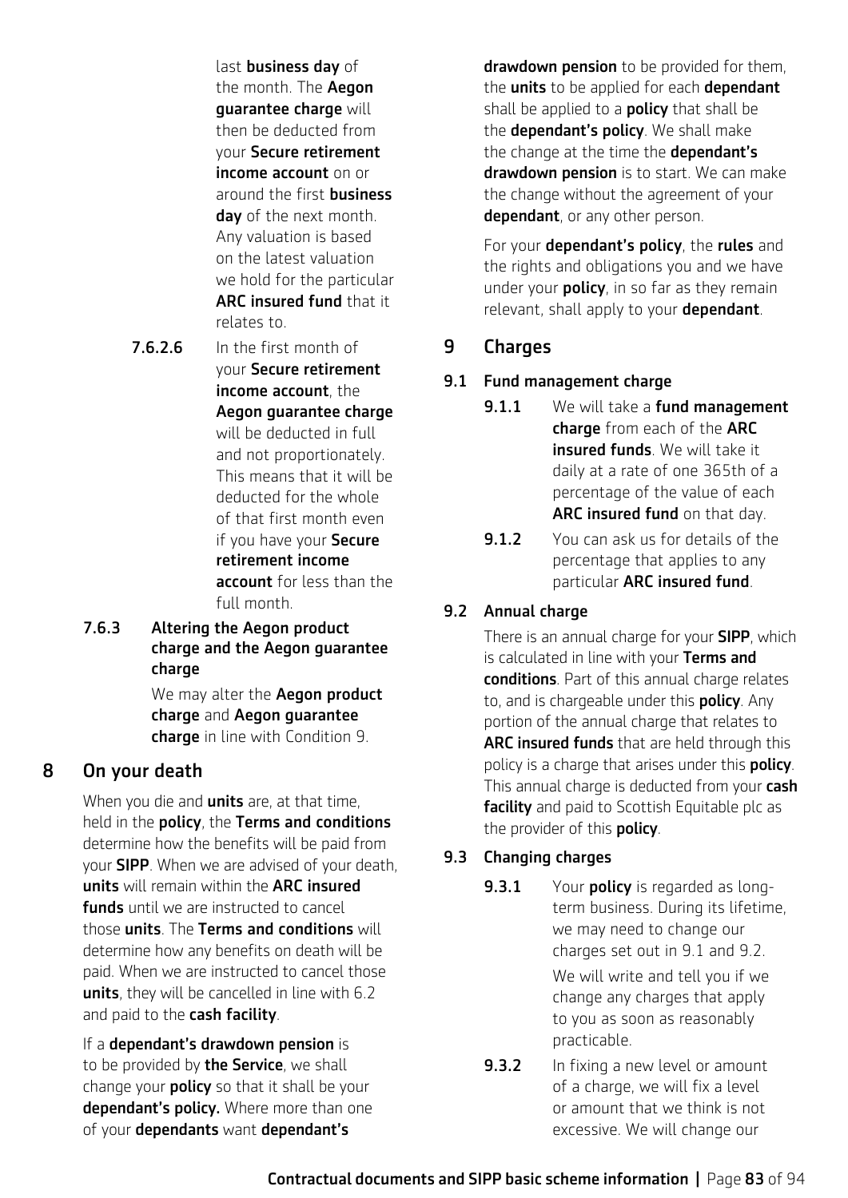last **business day** of the month. The **Aegon guarantee charge** will then be deducted from your **Secure retirement income account** on or around the first **business day** of the next month. Any valuation is based on the latest valuation we hold for the particular **ARC insured fund** that it relates to.

**7.6.2.6** In the first month of your **Secure retirement income account**, the **Aegon guarantee charge** will be deducted in full and not proportionately. This means that it will be deducted for the whole of that first month even if you have your **Secure retirement income account** for less than the full month.

**7.6.3 Altering the Aegon product charge and the Aegon guarantee charge**

We may alter the **Aegon product charge** and **Aegon guarantee charge** in line with Condition 9.

## 8 On your death

When you die and **units** are, at that time, held in the **policy**, the **Terms and conditions** determine how the benefits will be paid from your **SIPP**. When we are advised of your death, **units** will remain within the **ARC insured funds** until we are instructed to cancel those **units**. The **Terms and conditions** will determine how any benefits on death will be paid. When we are instructed to cancel those **units**, they will be cancelled in line with 6.2 and paid to the **cash facility**.

If a **dependant's drawdown pension** is to be provided by **the Service**, we shall change your **policy** so that it shall be your **dependant's policy.** Where more than one of your **dependants** want **dependant's drawdown pension** to be provided for them, the **units** to be applied for each **dependant** shall be applied to a **policy** that shall be the **dependant's policy**. We shall make the change at the time the **dependant's drawdown pension** is to start. We can make the change without the agreement of your **dependant**, or any other person.

For your **dependant's policy**, the **rules** and the rights and obligations you and we have under your **policy**, in so far as they remain relevant, shall apply to your **dependant**.

## 9 Charges

### 9.1 Fund management charge

**9.1.1** We will take a **fund management charge** from each of the **ARC insured funds**. We will take it daily at a rate of one 365th of a percentage of the value of each **ARC insured fund** on that day.

**9.1.2** You can ask us for details of the percentage that applies to any particular **ARC insured fund**.

### 9.2 Annual charge

There is an annual charge for your **SIPP**, which is calculated in line with your **Terms and conditions**. Part of this annual charge relates to, and is chargeable under this **policy**. Any portion of the annual charge that relates to **ARC insured funds** that are held through this policy is a charge that arises under this **policy**. This annual charge is deducted from your **cash facility** and paid to Scottish Equitable plc as the provider of this **policy**.

### 9.3 Changing charges

**9.3.1** Your **policy** is regarded as long-term business. During its lifetime, we may need to change our charges set out in 9.1 and 9.2.

We will write and tell you if we change any charges that apply to you as soon as reasonably practicable.

**9.3.2** In fixing a new level or amount of a charge, we will fix a level or amount that we think is not excessive. We will change our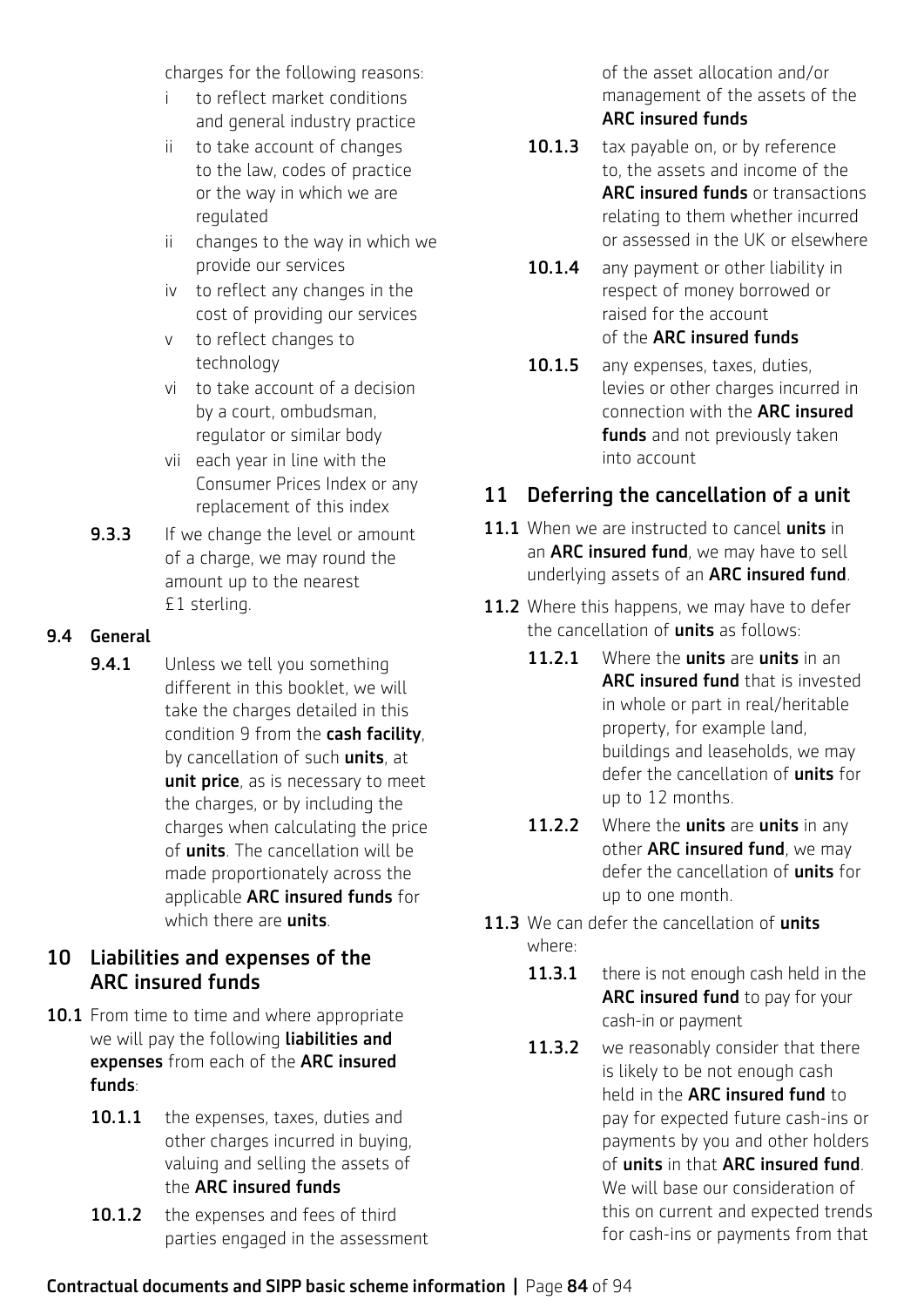charges for the following reasons:

- i to reflect market conditions and general industry practice
- ii to take account of changes to the law, codes of practice or the way in which we are regulated
- ii changes to the way in which we provide our services
- iv to reflect any changes in the cost of providing our services
- v to reflect changes to technology
- vi to take account of a decision by a court, ombudsman, regulator or similar body
- vii each year in line with the Consumer Prices Index or any replacement of this index

**9.3.3** If we change the level or amount of a charge, we may round the amount up to the nearest £1 sterling.

### 9.4 General

**9.4.1** Unless we tell you something different in this booklet, we will take the charges detailed in this condition 9 from the **cash facility**, by cancellation of such **units**, at **unit price**, as is necessary to meet the charges, or by including the charges when calculating the price of **units**. The cancellation will be made proportionately across the applicable **ARC insured funds** for which there are **units**.

## 10 Liabilities and expenses of the ARC insured funds

**10.1** From time to time and where appropriate we will pay the following **liabilities and expenses** from each of the **ARC insured funds**:

**10.1.1** the expenses, taxes, duties and other charges incurred in buying, valuing and selling the assets of the **ARC insured funds**

**10.1.2** the expenses and fees of third parties engaged in the assessment of the asset allocation and/or management of the assets of the **ARC insured funds**

**10.1.3** tax payable on, or by reference to, the assets and income of the **ARC insured funds** or transactions relating to them whether incurred or assessed in the UK or elsewhere

**10.1.4** any payment or other liability in respect of money borrowed or raised for the account of the **ARC insured funds**

**10.1.5** any expenses, taxes, duties, levies or other charges incurred in connection with the **ARC insured funds** and not previously taken into account

## 11 Deferring the cancellation of a unit

**11.1** When we are instructed to cancel **units** in an **ARC insured fund**, we may have to sell underlying assets of an **ARC insured fund**.

**11.2** Where this happens, we may have to defer the cancellation of **units** as follows:

**11.2.1** Where the **units** are **units** in an **ARC insured fund** that is invested in whole or part in real/heritable property, for example land, buildings and leaseholds, we may defer the cancellation of **units** for up to 12 months.

**11.2.2** Where the **units** are **units** in any other **ARC insured fund**, we may defer the cancellation of **units** for up to one month.

**11.3** We can defer the cancellation of **units** where:

**11.3.1** there is not enough cash held in the **ARC insured fund** to pay for your cash-in or payment

**11.3.2** we reasonably consider that there is likely to be not enough cash held in the **ARC insured fund** to pay for expected future cash-ins or payments by you and other holders of **units** in that **ARC insured fund**. We will base our consideration of this on current and expected trends for cash-ins or payments from that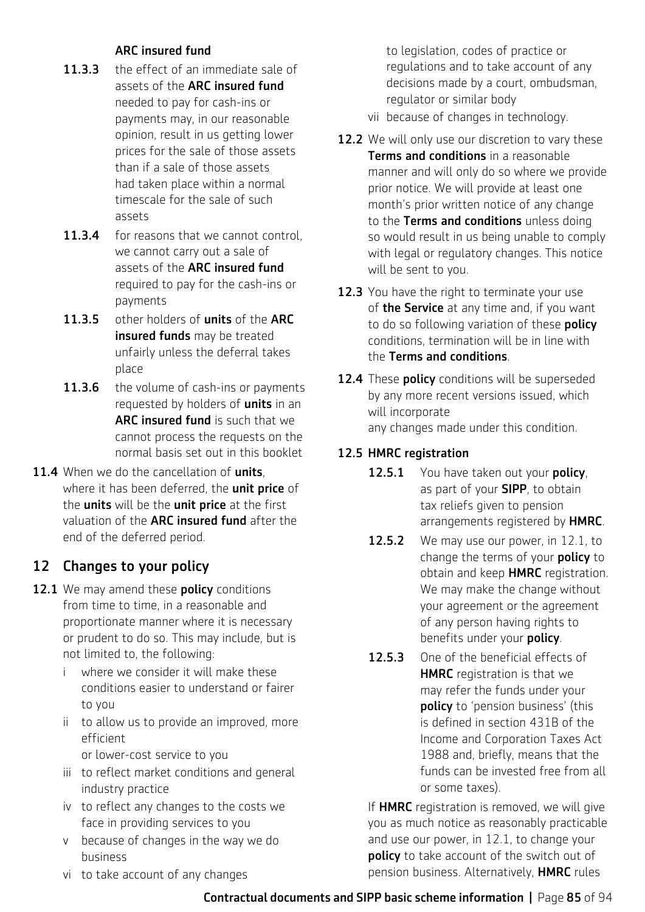**ARC insured fund**

**11.3.3** the effect of an immediate sale of assets of the **ARC insured fund** needed to pay for cash-ins or payments may, in our reasonable opinion, result in us getting lower prices for the sale of those assets than if a sale of those assets had taken place within a normal timescale for the sale of such assets

**11.3.4** for reasons that we cannot control, we cannot carry out a sale of assets of the **ARC insured fund** required to pay for the cash-ins or payments

**11.3.5** other holders of **units** of the **ARC insured funds** may be treated unfairly unless the deferral takes place

**11.3.6** the volume of cash-ins or payments requested by holders of **units** in an **ARC insured fund** is such that we cannot process the requests on the normal basis set out in this booklet

**11.4** When we do the cancellation of **units**, where it has been deferred, the **unit price** of the **units** will be the **unit price** at the first valuation of the **ARC insured fund** after the end of the deferred period.

## 12 Changes to your policy

**12.1** We may amend these **policy** conditions from time to time, in a reasonable and proportionate manner where it is necessary or prudent to do so. This may include, but is not limited to, the following:

- i where we consider it will make these conditions easier to understand or fairer to you
- ii to allow us to provide an improved, more efficient or lower-cost service to you
- iii to reflect market conditions and general industry practice
- iv to reflect any changes to the costs we face in providing services to you
- v because of changes in the way we do business
- vi to take account of any changes to legislation, codes of practice or regulations and to take account of any decisions made by a court, ombudsman, regulator or similar body
- vii because of changes in technology.

**12.2** We will only use our discretion to vary these **Terms and conditions** in a reasonable manner and will only do so where we provide prior notice. We will provide at least one month's prior written notice of any change to the **Terms and conditions** unless doing so would result in us being unable to comply with legal or regulatory changes. This notice will be sent to you.

**12.3** You have the right to terminate your use of **the Service** at any time and, if you want to do so following variation of these **policy** conditions, termination will be in line with the **Terms and conditions**.

**12.4** These **policy** conditions will be superseded by any more recent versions issued, which will incorporate any changes made under this condition.

**12.5 HMRC registration**

**12.5.1** You have taken out your **policy**, as part of your **SIPP**, to obtain tax reliefs given to pension arrangements registered by **HMRC**.

**12.5.2** We may use our power, in 12.1, to change the terms of your **policy** to obtain and keep **HMRC** registration. We may make the change without your agreement or the agreement of any person having rights to benefits under your **policy**.

**12.5.3** One of the beneficial effects of **HMRC** registration is that we may refer the funds under your **policy** to 'pension business' (this is defined in section 431B of the Income and Corporation Taxes Act 1988 and, briefly, means that the funds can be invested free from all or some taxes).

If **HMRC** registration is removed, we will give you as much notice as reasonably practicable and use our power, in 12.1, to change your **policy** to take account of the switch out of pension business. Alternatively, **HMRC** rules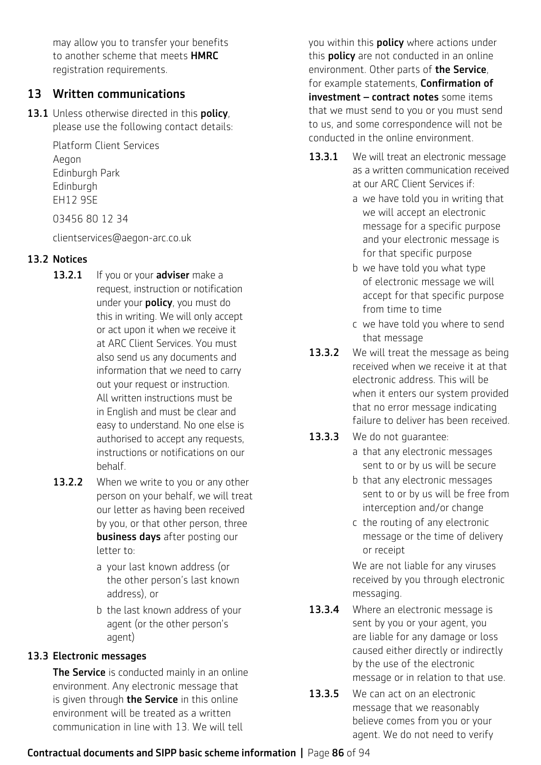may allow you to transfer your benefits to another scheme that meets **HMRC** registration requirements.

## 13 Written communications

**13.1** Unless otherwise directed in this **policy**, please use the following contact details:

Platform Client Services
Aegon
Edinburgh Park
Edinburgh
EH12 9SE

03456 80 12 34

clientservices@aegon-arc.co.uk

### 13.2 Notices

**13.2.1** If you or your **adviser** make a request, instruction or notification under your **policy**, you must do this in writing. We will only accept or act upon it when we receive it at ARC Client Services. You must also send us any documents and information that we need to carry out your request or instruction. All written instructions must be in English and must be clear and easy to understand. No one else is authorised to accept any requests, instructions or notifications on our behalf.

**13.2.2** When we write to you or any other person on your behalf, we will treat our letter as having been received by you, or that other person, three **business days** after posting our letter to:

a your last known address (or the other person's last known address), or

b the last known address of your agent (or the other person's agent)

### 13.3 Electronic messages

**The Service** is conducted mainly in an online environment. Any electronic message that is given through **the Service** in this online environment will be treated as a written communication in line with 13. We will tell you within this **policy** where actions under this **policy** are not conducted in an online environment. Other parts of **the Service**, for example statements, **Confirmation of investment – contract notes** some items that we must send to you or you must send to us, and some correspondence will not be conducted in the online environment.

**13.3.1** We will treat an electronic message as a written communication received at our ARC Client Services if:

a we have told you in writing that we will accept an electronic message for a specific purpose and your electronic message is for that specific purpose

b we have told you what type of electronic message we will accept for that specific purpose from time to time

c we have told you where to send that message

**13.3.2** We will treat the message as being received when we receive it at that electronic address. This will be when it enters our system provided that no error message indicating failure to deliver has been received.

**13.3.3** We do not guarantee:

a that any electronic messages sent to or by us will be secure

b that any electronic messages sent to or by us will be free from interception and/or change

c the routing of any electronic message or the time of delivery or receipt

We are not liable for any viruses received by you through electronic messaging.

**13.3.4** Where an electronic message is sent by you or your agent, you are liable for any damage or loss caused either directly or indirectly by the use of the electronic message or in relation to that use.

**13.3.5** We can act on an electronic message that we reasonably believe comes from you or your agent. We do not need to verify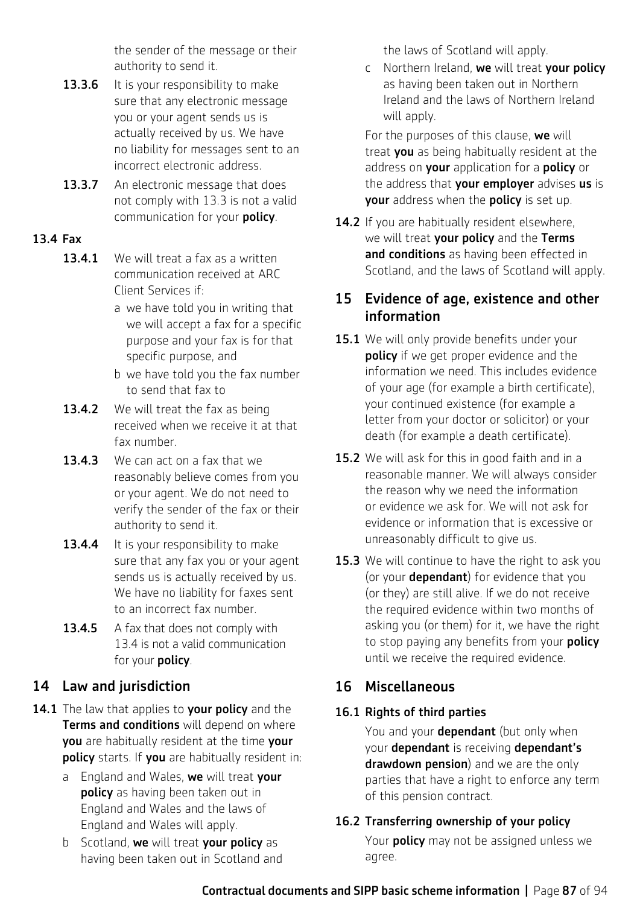the sender of the message or their authority to send it.

**13.3.6** It is your responsibility to make sure that any electronic message you or your agent sends us is actually received by us. We have no liability for messages sent to an incorrect electronic address.

**13.3.7** An electronic message that does not comply with 13.3 is not a valid communication for your **policy**.

**13.4 Fax**

**13.4.1** We will treat a fax as a written communication received at ARC Client Services if:

a we have told you in writing that we will accept a fax for a specific purpose and your fax is for that specific purpose, and

b we have told you the fax number to send that fax to

**13.4.2** We will treat the fax as being received when we receive it at that fax number.

**13.4.3** We can act on a fax that we reasonably believe comes from you or your agent. We do not need to verify the sender of the fax or their authority to send it.

**13.4.4** It is your responsibility to make sure that any fax you or your agent sends us is actually received by us. We have no liability for faxes sent to an incorrect fax number.

**13.4.5** A fax that does not comply with 13.4 is not a valid communication for your **policy**.

## 14 Law and jurisdiction

**14.1** The law that applies to **your policy** and the **Terms and conditions** will depend on where **you** are habitually resident at the time **your policy** starts. If **you** are habitually resident in:

a England and Wales, **we** will treat **your policy** as having been taken out in England and Wales and the laws of England and Wales will apply.

b Scotland, **we** will treat **your policy** as having been taken out in Scotland and the laws of Scotland will apply.

c Northern Ireland, **we** will treat **your policy** as having been taken out in Northern Ireland and the laws of Northern Ireland will apply.

For the purposes of this clause, **we** will treat **you** as being habitually resident at the address on **your** application for a **policy** or the address that **your employer** advises **us** is **your** address when the **policy** is set up.

**14.2** If you are habitually resident elsewhere, we will treat **your policy** and the **Terms and conditions** as having been effected in Scotland, and the laws of Scotland will apply.

## 15 Evidence of age, existence and other information

**15.1** We will only provide benefits under your **policy** if we get proper evidence and the information we need. This includes evidence of your age (for example a birth certificate), your continued existence (for example a letter from your doctor or solicitor) or your death (for example a death certificate).

**15.2** We will ask for this in good faith and in a reasonable manner. We will always consider the reason why we need the information or evidence we ask for. We will not ask for evidence or information that is excessive or unreasonably difficult to give us.

**15.3** We will continue to have the right to ask you (or your **dependant**) for evidence that you (or they) are still alive. If we do not receive the required evidence within two months of asking you (or them) for it, we have the right to stop paying any benefits from your **policy** until we receive the required evidence.

## 16 Miscellaneous

**16.1 Rights of third parties**

You and your **dependant** (but only when your **dependant** is receiving **dependant's drawdown pension**) and we are the only parties that have a right to enforce any term of this pension contract.

**16.2 Transferring ownership of your policy**

Your **policy** may not be assigned unless we agree.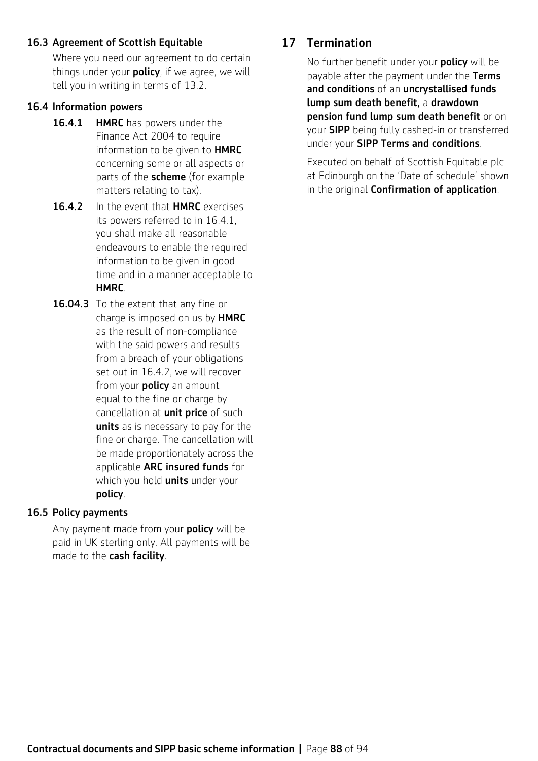### 16.3 Agreement of Scottish Equitable

Where you need our agreement to do certain things under your **policy**, if we agree, we will tell you in writing in terms of 13.2.

### 16.4 Information powers

**16.4.1** **HMRC** has powers under the Finance Act 2004 to require information to be given to **HMRC** concerning some or all aspects or parts of the **scheme** (for example matters relating to tax).

**16.4.2** In the event that **HMRC** exercises its powers referred to in 16.4.1, you shall make all reasonable endeavours to enable the required information to be given in good time and in a manner acceptable to **HMRC**.

**16.04.3** To the extent that any fine or charge is imposed on us by **HMRC** as the result of non-compliance with the said powers and results from a breach of your obligations set out in 16.4.2, we will recover from your **policy** an amount equal to the fine or charge by cancellation at **unit price** of such **units** as is necessary to pay for the fine or charge. The cancellation will be made proportionately across the applicable **ARC insured funds** for which you hold **units** under your **policy**.

### 16.5 Policy payments

Any payment made from your **policy** will be paid in UK sterling only. All payments will be made to the **cash facility**.

## 17 Termination

No further benefit under your **policy** will be payable after the payment under the **Terms and conditions** of an **uncrystallised funds lump sum death benefit,** a **drawdown pension fund lump sum death benefit** or on your **SIPP** being fully cashed-in or transferred under your **SIPP Terms and conditions**.

Executed on behalf of Scottish Equitable plc at Edinburgh on the 'Date of schedule' shown in the original **Confirmation of application**.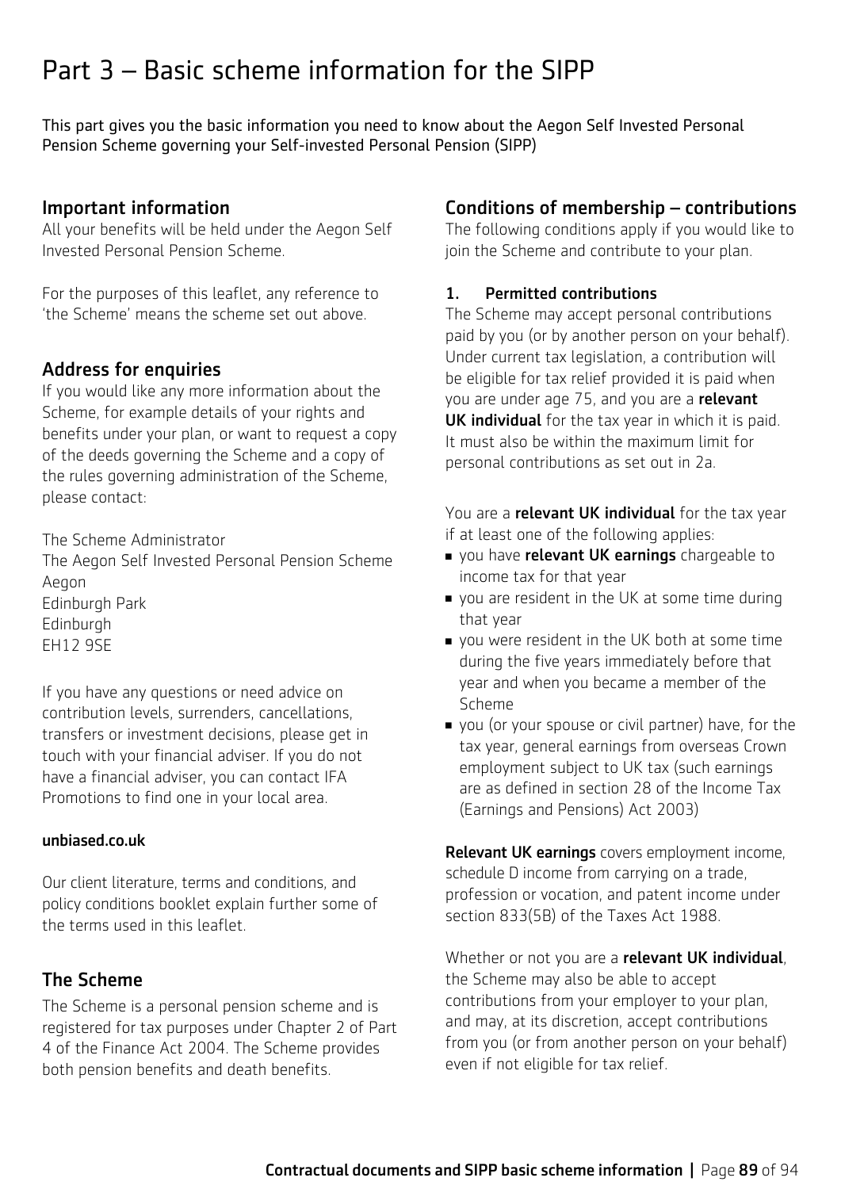# Part 3 – Basic scheme information for the SIPP

This part gives you the basic information you need to know about the Aegon Self Invested Personal Pension Scheme governing your Self-invested Personal Pension (SIPP)

## Important information

All your benefits will be held under the Aegon Self Invested Personal Pension Scheme.

For the purposes of this leaflet, any reference to 'the Scheme' means the scheme set out above.

## Address for enquiries

If you would like any more information about the Scheme, for example details of your rights and benefits under your plan, or want to request a copy of the deeds governing the Scheme and a copy of the rules governing administration of the Scheme, please contact:

The Scheme Administrator
The Aegon Self Invested Personal Pension Scheme
Aegon
Edinburgh Park
Edinburgh
EH12 9SE

If you have any questions or need advice on contribution levels, surrenders, cancellations, transfers or investment decisions, please get in touch with your financial adviser. If you do not have a financial adviser, you can contact IFA Promotions to find one in your local area.

**unbiased.co.uk**

Our client literature, terms and conditions, and policy conditions booklet explain further some of the terms used in this leaflet.

## The Scheme

The Scheme is a personal pension scheme and is registered for tax purposes under Chapter 2 of Part 4 of the Finance Act 2004. The Scheme provides both pension benefits and death benefits.

## Conditions of membership – contributions

The following conditions apply if you would like to join the Scheme and contribute to your plan.

### 1. Permitted contributions

The Scheme may accept personal contributions paid by you (or by another person on your behalf). Under current tax legislation, a contribution will be eligible for tax relief provided it is paid when you are under age 75, and you are a **relevant UK individual** for the tax year in which it is paid. It must also be within the maximum limit for personal contributions as set out in 2a.

You are a **relevant UK individual** for the tax year if at least one of the following applies:

- you have **relevant UK earnings** chargeable to income tax for that year
- you are resident in the UK at some time during that year
- you were resident in the UK both at some time during the five years immediately before that year and when you became a member of the Scheme
- you (or your spouse or civil partner) have, for the tax year, general earnings from overseas Crown employment subject to UK tax (such earnings are as defined in section 28 of the Income Tax (Earnings and Pensions) Act 2003)

**Relevant UK earnings** covers employment income, schedule D income from carrying on a trade, profession or vocation, and patent income under section 833(5B) of the Taxes Act 1988.

Whether or not you are a **relevant UK individual**, the Scheme may also be able to accept contributions from your employer to your plan, and may, at its discretion, accept contributions from you (or from another person on your behalf) even if not eligible for tax relief.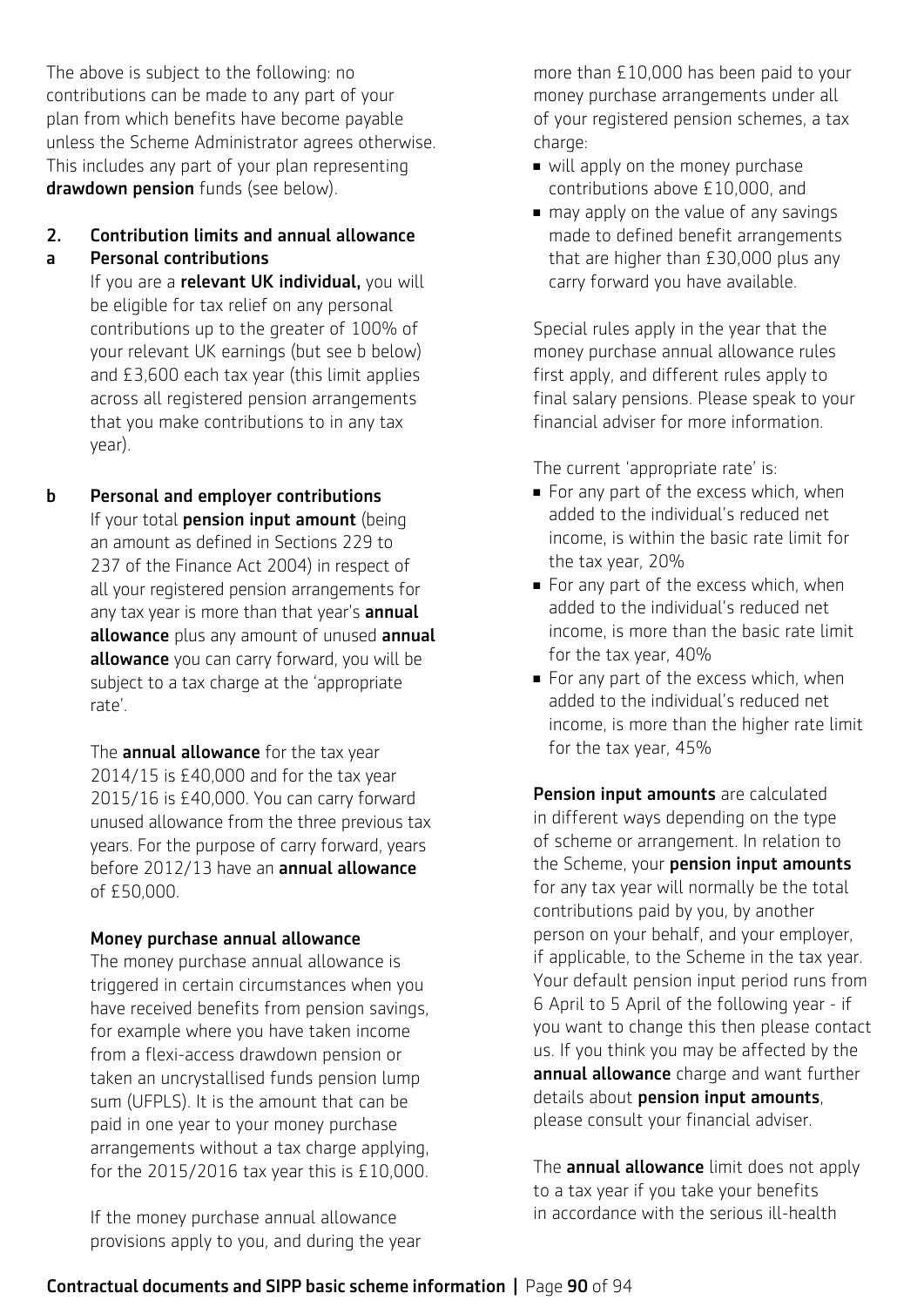The above is subject to the following: no contributions can be made to any part of your plan from which benefits have become payable unless the Scheme Administrator agrees otherwise. This includes any part of your plan representing **drawdown pension** funds (see below).

## 2. Contribution limits and annual allowance

### a Personal contributions

If you are a **relevant UK individual,** you will be eligible for tax relief on any personal contributions up to the greater of 100% of your relevant UK earnings (but see b below) and £3,600 each tax year (this limit applies across all registered pension arrangements that you make contributions to in any tax year).

### b Personal and employer contributions

If your total **pension input amount** (being an amount as defined in Sections 229 to 237 of the Finance Act 2004) in respect of all your registered pension arrangements for any tax year is more than that year's **annual allowance** plus any amount of unused **annual allowance** you can carry forward, you will be subject to a tax charge at the 'appropriate rate'.

The **annual allowance** for the tax year 2014/15 is £40,000 and for the tax year 2015/16 is £40,000. You can carry forward unused allowance from the three previous tax years. For the purpose of carry forward, years before 2012/13 have an **annual allowance** of £50,000.

#### Money purchase annual allowance

The money purchase annual allowance is triggered in certain circumstances when you have received benefits from pension savings, for example where you have taken income from a flexi-access drawdown pension or taken an uncrystallised funds pension lump sum (UFPLS). It is the amount that can be paid in one year to your money purchase arrangements without a tax charge applying, for the 2015/2016 tax year this is £10,000.

If the money purchase annual allowance provisions apply to you, and during the year more than £10,000 has been paid to your money purchase arrangements under all of your registered pension schemes, a tax charge:

- will apply on the money purchase contributions above £10,000, and
- may apply on the value of any savings made to defined benefit arrangements that are higher than £30,000 plus any carry forward you have available.

Special rules apply in the year that the money purchase annual allowance rules first apply, and different rules apply to final salary pensions. Please speak to your financial adviser for more information.

The current 'appropriate rate' is:

- For any part of the excess which, when added to the individual's reduced net income, is within the basic rate limit for the tax year, 20%
- For any part of the excess which, when added to the individual's reduced net income, is more than the basic rate limit for the tax year, 40%
- For any part of the excess which, when added to the individual's reduced net income, is more than the higher rate limit for the tax year, 45%

**Pension input amounts** are calculated in different ways depending on the type of scheme or arrangement. In relation to the Scheme, your **pension input amounts** for any tax year will normally be the total contributions paid by you, by another person on your behalf, and your employer, if applicable, to the Scheme in the tax year. Your default pension input period runs from 6 April to 5 April of the following year - if you want to change this then please contact us. If you think you may be affected by the **annual allowance** charge and want further details about **pension input amounts**, please consult your financial adviser.

The **annual allowance** limit does not apply to a tax year if you take your benefits in accordance with the serious ill-health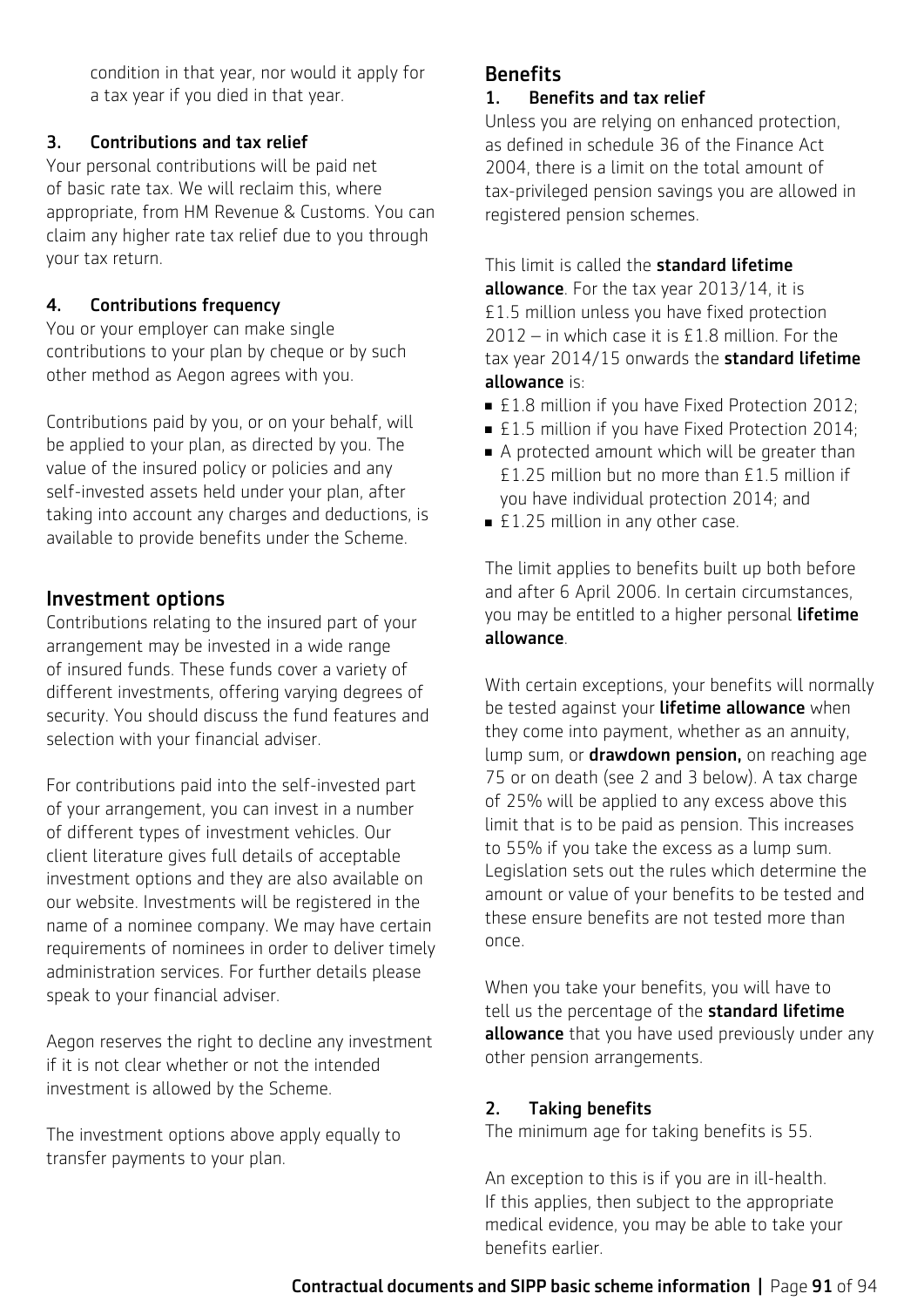condition in that year, nor would it apply for a tax year if you died in that year.

### 3. Contributions and tax relief

Your personal contributions will be paid net of basic rate tax. We will reclaim this, where appropriate, from HM Revenue & Customs. You can claim any higher rate tax relief due to you through your tax return.

### 4. Contributions frequency

You or your employer can make single contributions to your plan by cheque or by such other method as Aegon agrees with you.

Contributions paid by you, or on your behalf, will be applied to your plan, as directed by you. The value of the insured policy or policies and any self-invested assets held under your plan, after taking into account any charges and deductions, is available to provide benefits under the Scheme.

## Investment options

Contributions relating to the insured part of your arrangement may be invested in a wide range of insured funds. These funds cover a variety of different investments, offering varying degrees of security. You should discuss the fund features and selection with your financial adviser.

For contributions paid into the self-invested part of your arrangement, you can invest in a number of different types of investment vehicles. Our client literature gives full details of acceptable investment options and they are also available on our website. Investments will be registered in the name of a nominee company. We may have certain requirements of nominees in order to deliver timely administration services. For further details please speak to your financial adviser.

Aegon reserves the right to decline any investment if it is not clear whether or not the intended investment is allowed by the Scheme.

The investment options above apply equally to transfer payments to your plan.

## Benefits

### 1. Benefits and tax relief

Unless you are relying on enhanced protection, as defined in schedule 36 of the Finance Act 2004, there is a limit on the total amount of tax-privileged pension savings you are allowed in registered pension schemes.

This limit is called the **standard lifetime allowance**. For the tax year 2013/14, it is £1.5 million unless you have fixed protection 2012 – in which case it is £1.8 million. For the tax year 2014/15 onwards the **standard lifetime allowance** is:

- £1.8 million if you have Fixed Protection 2012;
- £1.5 million if you have Fixed Protection 2014;
- A protected amount which will be greater than £1.25 million but no more than £1.5 million if you have individual protection 2014; and
- £1.25 million in any other case.

The limit applies to benefits built up both before and after 6 April 2006. In certain circumstances, you may be entitled to a higher personal **lifetime allowance**.

With certain exceptions, your benefits will normally be tested against your **lifetime allowance** when they come into payment, whether as an annuity, lump sum, or **drawdown pension,** on reaching age 75 or on death (see 2 and 3 below). A tax charge of 25% will be applied to any excess above this limit that is to be paid as pension. This increases to 55% if you take the excess as a lump sum. Legislation sets out the rules which determine the amount or value of your benefits to be tested and these ensure benefits are not tested more than once.

When you take your benefits, you will have to tell us the percentage of the **standard lifetime allowance** that you have used previously under any other pension arrangements.

### 2. Taking benefits

The minimum age for taking benefits is 55.

An exception to this is if you are in ill-health. If this applies, then subject to the appropriate medical evidence, you may be able to take your benefits earlier.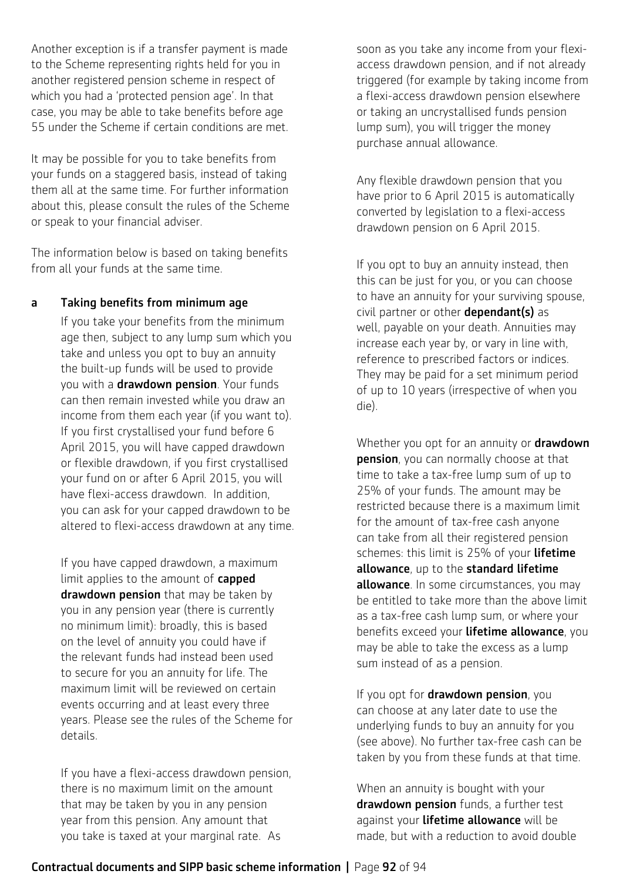Another exception is if a transfer payment is made to the Scheme representing rights held for you in another registered pension scheme in respect of which you had a 'protected pension age'. In that case, you may be able to take benefits before age 55 under the Scheme if certain conditions are met.

It may be possible for you to take benefits from your funds on a staggered basis, instead of taking them all at the same time. For further information about this, please consult the rules of the Scheme or speak to your financial adviser.

The information below is based on taking benefits from all your funds at the same time.

**a Taking benefits from minimum age**

If you take your benefits from the minimum age then, subject to any lump sum which you take and unless you opt to buy an annuity the built-up funds will be used to provide you with a **drawdown pension**. Your funds can then remain invested while you draw an income from them each year (if you want to). If you first crystallised your fund before 6 April 2015, you will have capped drawdown or flexible drawdown, if you first crystallised your fund on or after 6 April 2015, you will have flexi-access drawdown. In addition, you can ask for your capped drawdown to be altered to flexi-access drawdown at any time.

If you have capped drawdown, a maximum limit applies to the amount of **capped drawdown pension** that may be taken by you in any pension year (there is currently no minimum limit): broadly, this is based on the level of annuity you could have if the relevant funds had instead been used to secure for you an annuity for life. The maximum limit will be reviewed on certain events occurring and at least every three years. Please see the rules of the Scheme for details.

If you have a flexi-access drawdown pension, there is no maximum limit on the amount that may be taken by you in any pension year from this pension. Any amount that you take is taxed at your marginal rate. As soon as you take any income from your flexi-access drawdown pension, and if not already triggered (for example by taking income from a flexi-access drawdown pension elsewhere or taking an uncrystallised funds pension lump sum), you will trigger the money purchase annual allowance.

Any flexible drawdown pension that you have prior to 6 April 2015 is automatically converted by legislation to a flexi-access drawdown pension on 6 April 2015.

If you opt to buy an annuity instead, then this can be just for you, or you can choose to have an annuity for your surviving spouse, civil partner or other **dependant(s)** as well, payable on your death. Annuities may increase each year by, or vary in line with, reference to prescribed factors or indices. They may be paid for a set minimum period of up to 10 years (irrespective of when you die).

Whether you opt for an annuity or **drawdown pension**, you can normally choose at that time to take a tax-free lump sum of up to 25% of your funds. The amount may be restricted because there is a maximum limit for the amount of tax-free cash anyone can take from all their registered pension schemes: this limit is 25% of your **lifetime allowance**, up to the **standard lifetime allowance**. In some circumstances, you may be entitled to take more than the above limit as a tax-free cash lump sum, or where your benefits exceed your **lifetime allowance**, you may be able to take the excess as a lump sum instead of as a pension.

If you opt for **drawdown pension**, you can choose at any later date to use the underlying funds to buy an annuity for you (see above). No further tax-free cash can be taken by you from these funds at that time.

When an annuity is bought with your **drawdown pension** funds, a further test against your **lifetime allowance** will be made, but with a reduction to avoid double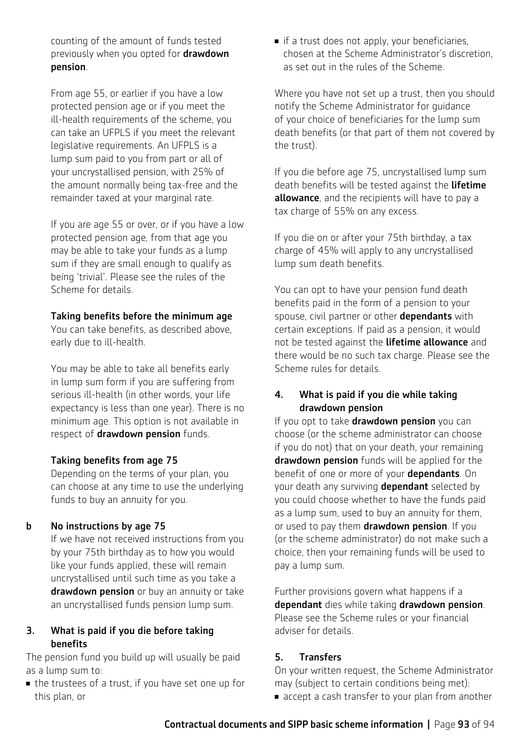counting of the amount of funds tested previously when you opted for **drawdown pension**.

From age 55, or earlier if you have a low protected pension age or if you meet the ill-health requirements of the scheme, you can take an UFPLS if you meet the relevant legislative requirements. An UFPLS is a lump sum paid to you from part or all of your uncrystallised pension, with 25% of the amount normally being tax-free and the remainder taxed at your marginal rate.

If you are age 55 or over, or if you have a low protected pension age, from that age you may be able to take your funds as a lump sum if they are small enough to qualify as being 'trivial'. Please see the rules of the Scheme for details.

**Taking benefits before the minimum age**
You can take benefits, as described above, early due to ill-health.

You may be able to take all benefits early in lump sum form if you are suffering from serious ill-health (in other words, your life expectancy is less than one year). There is no minimum age. This option is not available in respect of **drawdown pension** funds.

**Taking benefits from age 75**
Depending on the terms of your plan, you can choose at any time to use the underlying funds to buy an annuity for you.

**b No instructions by age 75**
If we have not received instructions from you by your 75th birthday as to how you would like your funds applied, these will remain uncrystallised until such time as you take a **drawdown pension** or buy an annuity or take an uncrystallised funds pension lump sum.

### 3. What is paid if you die before taking benefits

The pension fund you build up will usually be paid as a lump sum to:

- the trustees of a trust, if you have set one up for this plan, or
- if a trust does not apply, your beneficiaries, chosen at the Scheme Administrator's discretion, as set out in the rules of the Scheme.

Where you have not set up a trust, then you should notify the Scheme Administrator for guidance of your choice of beneficiaries for the lump sum death benefits (or that part of them not covered by the trust).

If you die before age 75, uncrystallised lump sum death benefits will be tested against the **lifetime allowance**, and the recipients will have to pay a tax charge of 55% on any excess.

If you die on or after your 75th birthday, a tax charge of 45% will apply to any uncrystallised lump sum death benefits.

You can opt to have your pension fund death benefits paid in the form of a pension to your spouse, civil partner or other **dependants** with certain exceptions. If paid as a pension, it would not be tested against the **lifetime allowance** and there would be no such tax charge. Please see the Scheme rules for details.

### 4. What is paid if you die while taking drawdown pension

If you opt to take **drawdown pension** you can choose (or the scheme administrator can choose if you do not) that on your death, your remaining **drawdown pension** funds will be applied for the benefit of one or more of your **dependants**. On your death any surviving **dependant** selected by you could choose whether to have the funds paid as a lump sum, used to buy an annuity for them, or used to pay them **drawdown pension**. If you (or the scheme administrator) do not make such a choice, then your remaining funds will be used to pay a lump sum.

Further provisions govern what happens if a **dependant** dies while taking **drawdown pension**. Please see the Scheme rules or your financial adviser for details.

### 5. Transfers

On your written request, the Scheme Administrator may (subject to certain conditions being met):

- accept a cash transfer to your plan from another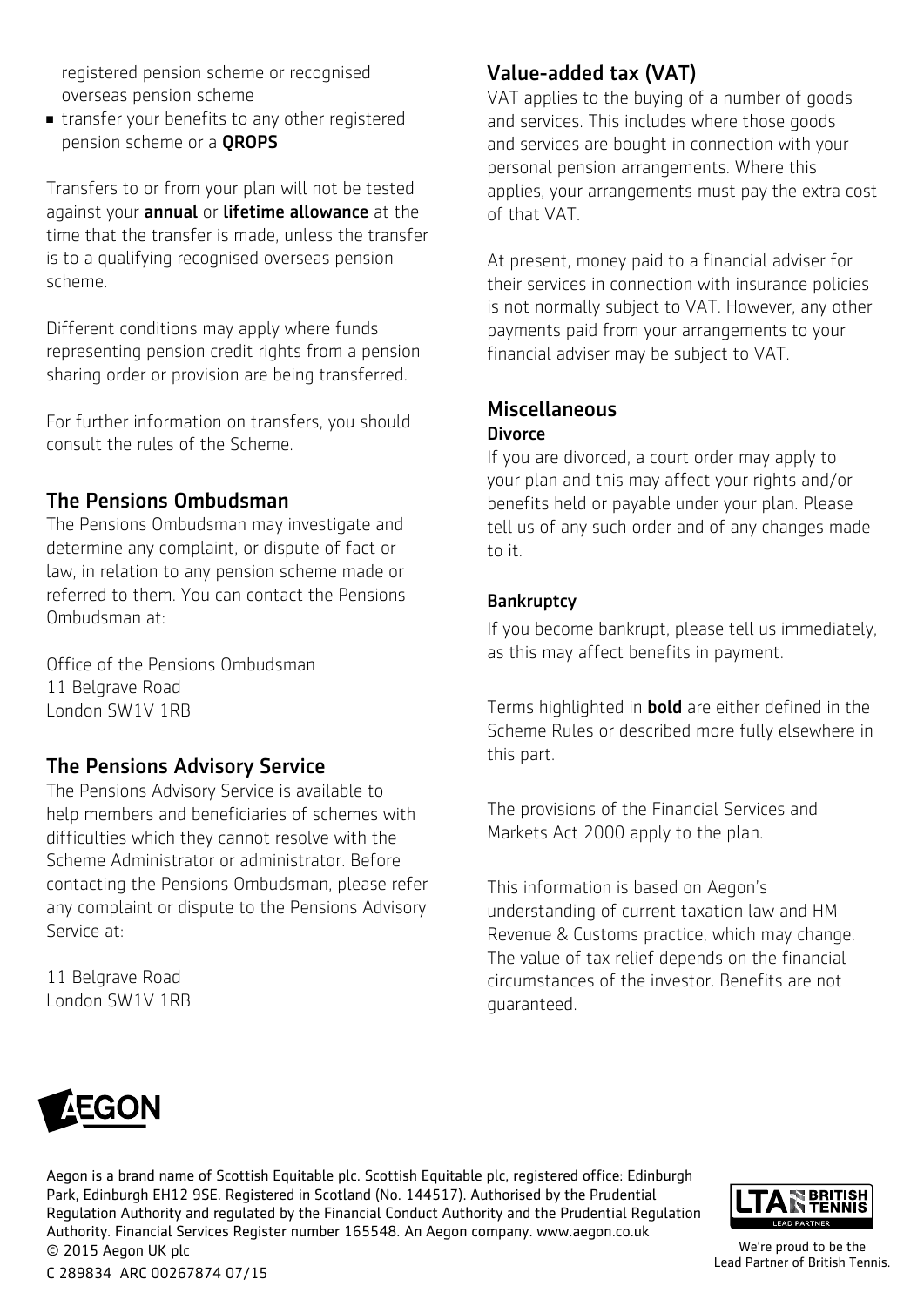registered pension scheme or recognised overseas pension scheme

- transfer your benefits to any other registered pension scheme or a **QROPS**

Transfers to or from your plan will not be tested against your **annual** or **lifetime allowance** at the time that the transfer is made, unless the transfer is to a qualifying recognised overseas pension scheme.

Different conditions may apply where funds representing pension credit rights from a pension sharing order or provision are being transferred.

For further information on transfers, you should consult the rules of the Scheme.

## The Pensions Ombudsman

The Pensions Ombudsman may investigate and determine any complaint, or dispute of fact or law, in relation to any pension scheme made or referred to them. You can contact the Pensions Ombudsman at:

Office of the Pensions Ombudsman
11 Belgrave Road
London SW1V 1RB

## The Pensions Advisory Service

The Pensions Advisory Service is available to help members and beneficiaries of schemes with difficulties which they cannot resolve with the Scheme Administrator or administrator. Before contacting the Pensions Ombudsman, please refer any complaint or dispute to the Pensions Advisory Service at:

11 Belgrave Road
London SW1V 1RB

## Value-added tax (VAT)

VAT applies to the buying of a number of goods and services. This includes where those goods and services are bought in connection with your personal pension arrangements. Where this applies, your arrangements must pay the extra cost of that VAT.

At present, money paid to a financial adviser for their services in connection with insurance policies is not normally subject to VAT. However, any other payments paid from your arrangements to your financial adviser may be subject to VAT.

## Miscellaneous

### Divorce

If you are divorced, a court order may apply to your plan and this may affect your rights and/or benefits held or payable under your plan. Please tell us of any such order and of any changes made to it.

### Bankruptcy

If you become bankrupt, please tell us immediately, as this may affect benefits in payment.

Terms highlighted in **bold** are either defined in the Scheme Rules or described more fully elsewhere in this part.

The provisions of the Financial Services and Markets Act 2000 apply to the plan.

This information is based on Aegon's understanding of current taxation law and HM Revenue & Customs practice, which may change. The value of tax relief depends on the financial circumstances of the investor. Benefits are not guaranteed.

AEGON

Aegon is a brand name of Scottish Equitable plc. Scottish Equitable plc, registered office: Edinburgh Park, Edinburgh EH12 9SE. Registered in Scotland (No. 144517). Authorised by the Prudential Regulation Authority and regulated by the Financial Conduct Authority and the Prudential Regulation Authority. Financial Services Register number 165548. An Aegon company. www.aegon.co.uk
© 2015 Aegon UK plc
C 289834 ARC 00267874 07/15

We're proud to be the Lead Partner of British Tennis.